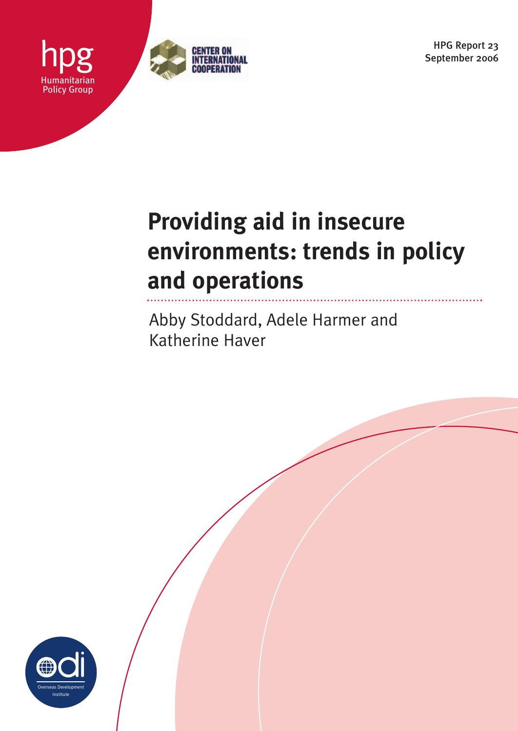hpg
Humanitarian Policy Group

CENTER ON INTERNATIONAL COOPERATION

HPG Report 23
September 2006

# Providing aid in insecure environments: trends in policy and operations

Abby Stoddard, Adele Harmer and Katherine Haver

odi
Overseas Development Institute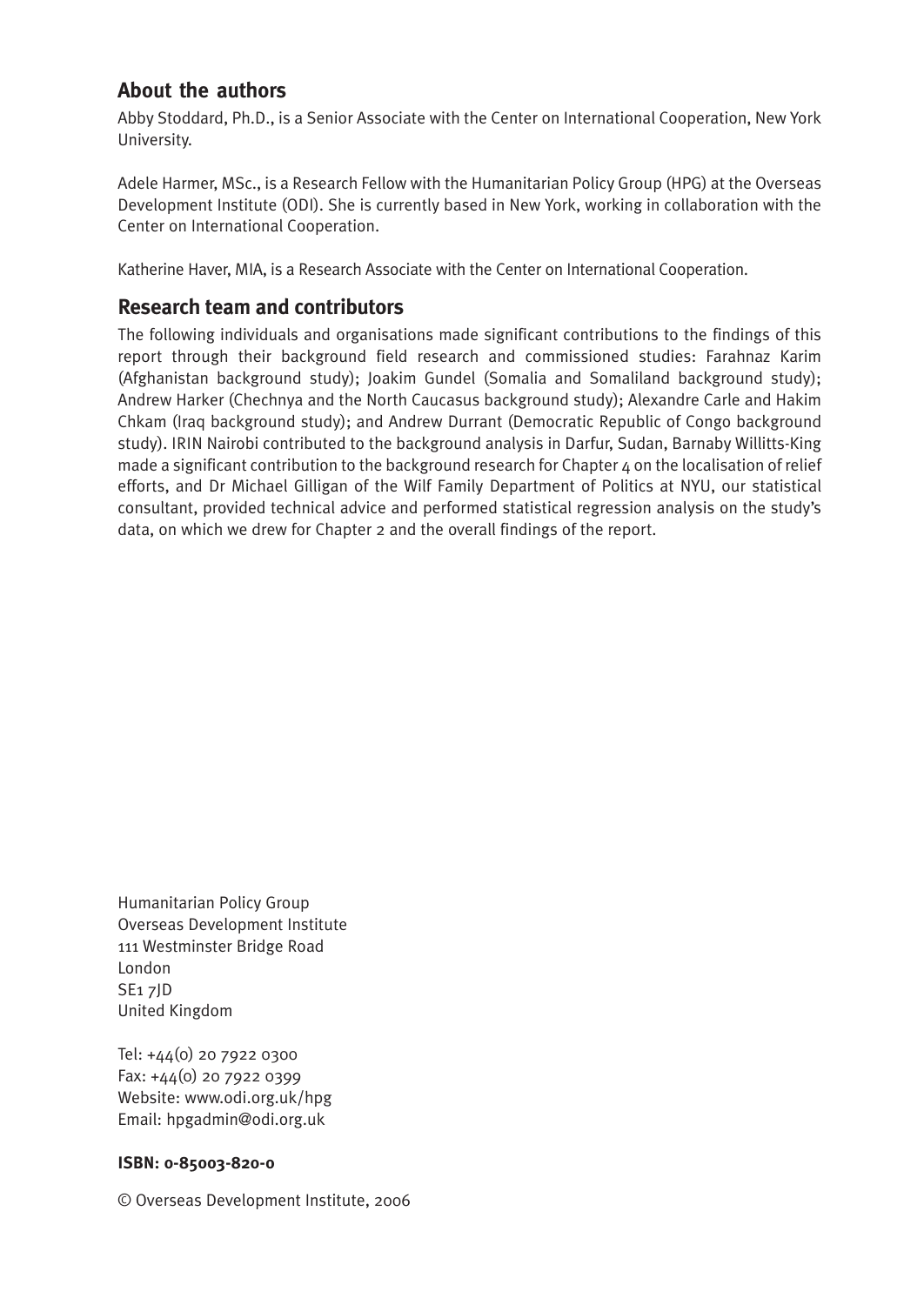## About the authors

Abby Stoddard, Ph.D., is a Senior Associate with the Center on International Cooperation, New York University.

Adele Harmer, MSc., is a Research Fellow with the Humanitarian Policy Group (HPG) at the Overseas Development Institute (ODI). She is currently based in New York, working in collaboration with the Center on International Cooperation.

Katherine Haver, MIA, is a Research Associate with the Center on International Cooperation.

## Research team and contributors

The following individuals and organisations made significant contributions to the findings of this report through their background field research and commissioned studies: Farahnaz Karim (Afghanistan background study); Joakim Gundel (Somalia and Somaliland background study); Andrew Harker (Chechnya and the North Caucasus background study); Alexandre Carle and Hakim Chkam (Iraq background study); and Andrew Durrant (Democratic Republic of Congo background study). IRIN Nairobi contributed to the background analysis in Darfur, Sudan, Barnaby Willitts-King made a significant contribution to the background research for Chapter 4 on the localisation of relief efforts, and Dr Michael Gilligan of the Wilf Family Department of Politics at NYU, our statistical consultant, provided technical advice and performed statistical regression analysis on the study's data, on which we drew for Chapter 2 and the overall findings of the report.

Humanitarian Policy Group
Overseas Development Institute
111 Westminster Bridge Road
London
SE1 7JD
United Kingdom

Tel: +44(0) 20 7922 0300
Fax: +44(0) 20 7922 0399
Website: www.odi.org.uk/hpg
Email: hpgadmin@odi.org.uk

**ISBN: 0-85003-820-0**

© Overseas Development Institute, 2006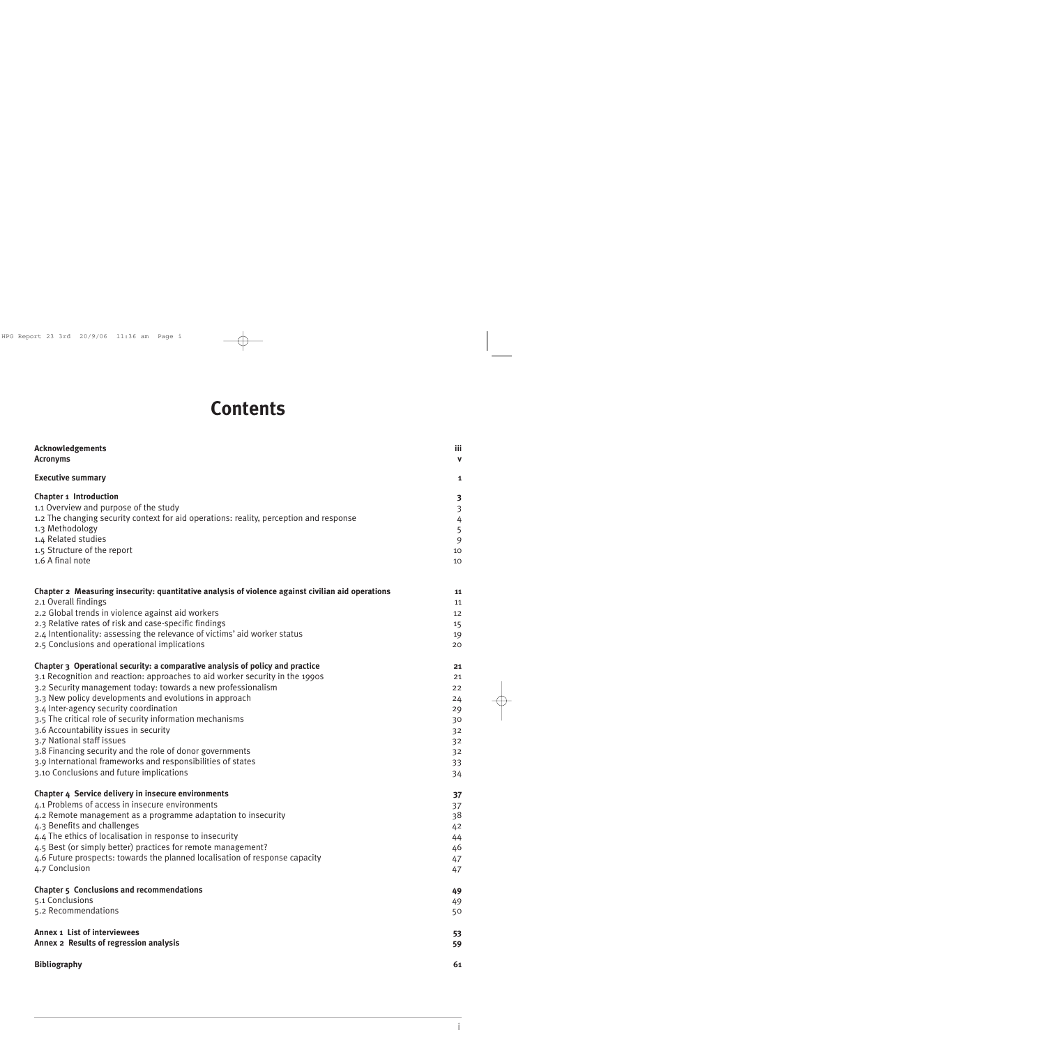# Contents

| | |
|---|---|
| **Acknowledgements** | **iii** |
| **Acronyms** | **v** |
| **Executive summary** | **1** |
| **Chapter 1 Introduction** | **3** |
| 1.1 Overview and purpose of the study | 3 |
| 1.2 The changing security context for aid operations: reality, perception and response | 4 |
| 1.3 Methodology | 5 |
| 1.4 Related studies | 9 |
| 1.5 Structure of the report | 10 |
| 1.6 A final note | 10 |
| **Chapter 2 Measuring insecurity: quantitative analysis of violence against civilian aid operations** | **11** |
| 2.1 Overall findings | 11 |
| 2.2 Global trends in violence against aid workers | 12 |
| 2.3 Relative rates of risk and case-specific findings | 15 |
| 2.4 Intentionality: assessing the relevance of victims' aid worker status | 19 |
| 2.5 Conclusions and operational implications | 20 |
| **Chapter 3 Operational security: a comparative analysis of policy and practice** | **21** |
| 3.1 Recognition and reaction: approaches to aid worker security in the 1990s | 21 |
| 3.2 Security management today: towards a new professionalism | 22 |
| 3.3 New policy developments and evolutions in approach | 24 |
| 3.4 Inter-agency security coordination | 29 |
| 3.5 The critical role of security information mechanisms | 30 |
| 3.6 Accountability issues in security | 32 |
| 3.7 National staff issues | 32 |
| 3.8 Financing security and the role of donor governments | 32 |
| 3.9 International frameworks and responsibilities of states | 33 |
| 3.10 Conclusions and future implications | 34 |
| **Chapter 4 Service delivery in insecure environments** | **37** |
| 4.1 Problems of access in insecure environments | 37 |
| 4.2 Remote management as a programme adaptation to insecurity | 38 |
| 4.3 Benefits and challenges | 42 |
| 4.4 The ethics of localisation in response to insecurity | 44 |
| 4.5 Best (or simply better) practices for remote management? | 46 |
| 4.6 Future prospects: towards the planned localisation of response capacity | 47 |
| 4.7 Conclusion | 47 |
| **Chapter 5 Conclusions and recommendations** | **49** |
| 5.1 Conclusions | 49 |
| 5.2 Recommendations | 50 |
| **Annex 1 List of interviewees** | **53** |
| **Annex 2 Results of regression analysis** | **59** |
| **Bibliography** | **61** |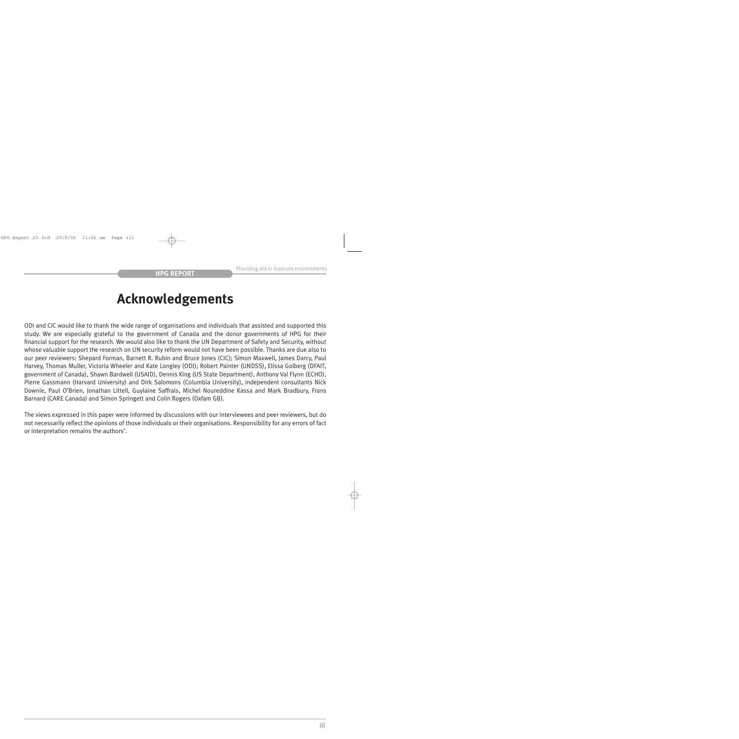# Acknowledgements

ODI and CIC would like to thank the wide range of organisations and individuals that assisted and supported this study. We are especially grateful to the government of Canada and the donor governments of HPG for their financial support for the research. We would also like to thank the UN Department of Safety and Security, without whose valuable support the research on UN security reform would not have been possible. Thanks are due also to our peer reviewers: Shepard Forman, Barnett R. Rubin and Bruce Jones (CIC); Simon Maxwell, James Darcy, Paul Harvey, Thomas Muller, Victoria Wheeler and Kate Longley (ODI); Robert Painter (UNDSS), Elissa Golberg (DFAIT, government of Canada), Shawn Bardwell (USAID), Dennis King (US State Department), Anthony Val Flynn (ECHO), Pierre Gassmann (Harvard University) and Dirk Salomons (Columbia University), independent consultants Nick Downie, Paul O'Brien, Jonathan Littell, Guylaine Saffrais, Michel Noureddine Kassa and Mark Bradbury, Frans Barnard (CARE Canada) and Simon Springett and Colin Rogers (Oxfam GB).

The views expressed in this paper were informed by discussions with our interviewees and peer reviewers, but do not necessarily reflect the opinions of those individuals or their organisations. Responsibility for any errors of fact or interpretation remains the authors'.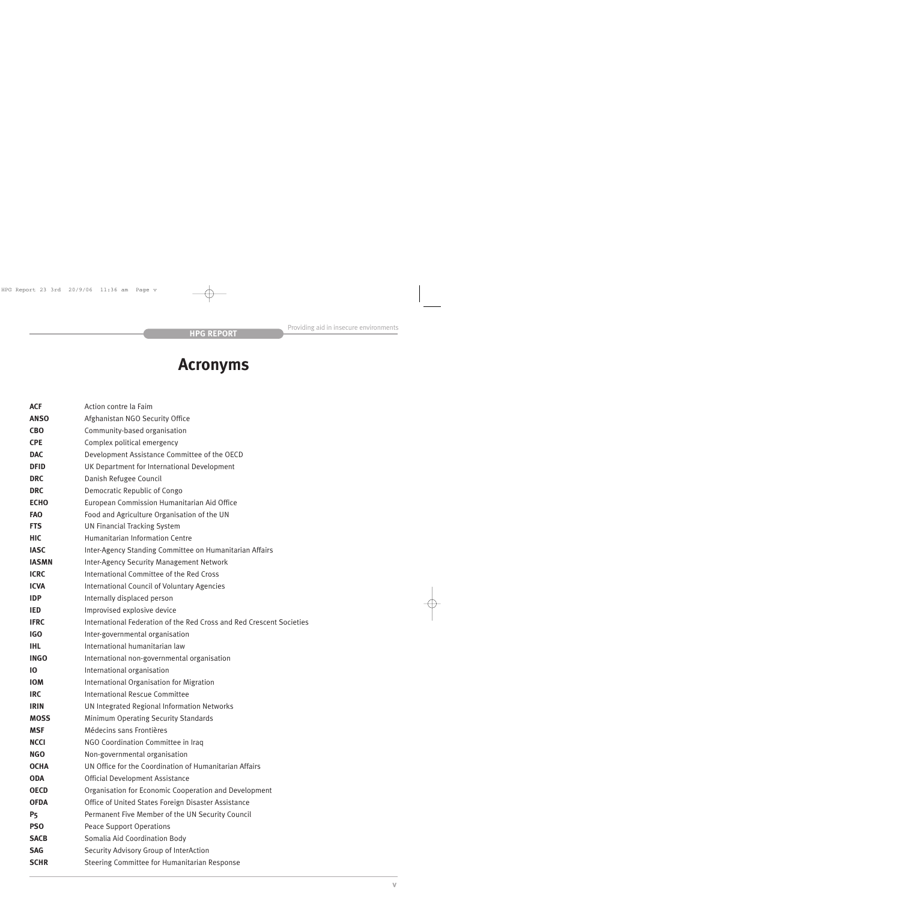# Acronyms

| | |
|---|---|
| **ACF** | Action contre la Faim |
| **ANSO** | Afghanistan NGO Security Office |
| **CBO** | Community-based organisation |
| **CPE** | Complex political emergency |
| **DAC** | Development Assistance Committee of the OECD |
| **DFID** | UK Department for International Development |
| **DRC** | Danish Refugee Council |
| **DRC** | Democratic Republic of Congo |
| **ECHO** | European Commission Humanitarian Aid Office |
| **FAO** | Food and Agriculture Organisation of the UN |
| **FTS** | UN Financial Tracking System |
| **HIC** | Humanitarian Information Centre |
| **IASC** | Inter-Agency Standing Committee on Humanitarian Affairs |
| **IASMN** | Inter-Agency Security Management Network |
| **ICRC** | International Committee of the Red Cross |
| **ICVA** | International Council of Voluntary Agencies |
| **IDP** | Internally displaced person |
| **IED** | Improvised explosive device |
| **IFRC** | International Federation of the Red Cross and Red Crescent Societies |
| **IGO** | Inter-governmental organisation |
| **IHL** | International humanitarian law |
| **INGO** | International non-governmental organisation |
| **IO** | International organisation |
| **IOM** | International Organisation for Migration |
| **IRC** | International Rescue Committee |
| **IRIN** | UN Integrated Regional Information Networks |
| **MOSS** | Minimum Operating Security Standards |
| **MSF** | Médecins sans Frontières |
| **NCCI** | NGO Coordination Committee in Iraq |
| **NGO** | Non-governmental organisation |
| **OCHA** | UN Office for the Coordination of Humanitarian Affairs |
| **ODA** | Official Development Assistance |
| **OECD** | Organisation for Economic Cooperation and Development |
| **OFDA** | Office of United States Foreign Disaster Assistance |
| **P5** | Permanent Five Member of the UN Security Council |
| **PSO** | Peace Support Operations |
| **SACB** | Somalia Aid Coordination Body |
| **SAG** | Security Advisory Group of InterAction |
| **SCHR** | Steering Committee for Humanitarian Response |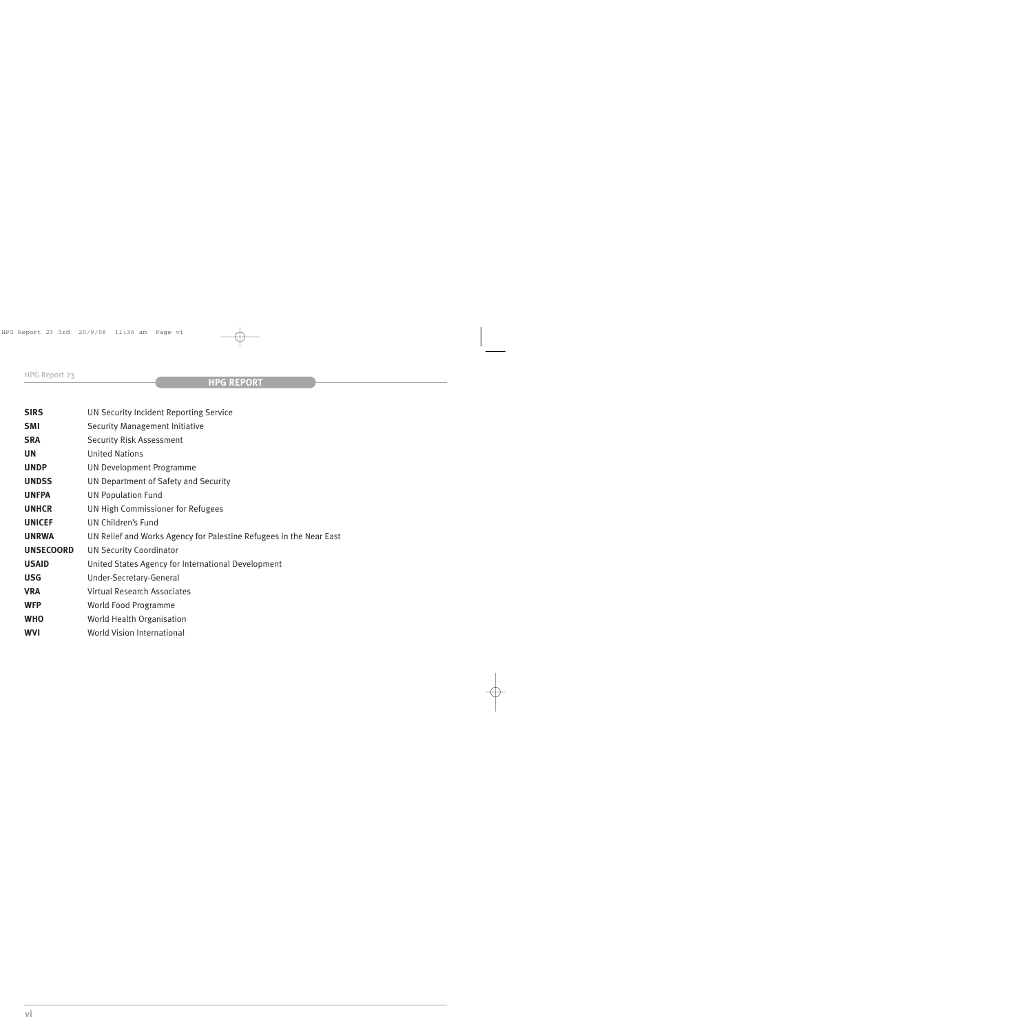| | |
|---|---|
| **SIRS** | UN Security Incident Reporting Service |
| **SMI** | Security Management Initiative |
| **SRA** | Security Risk Assessment |
| **UN** | United Nations |
| **UNDP** | UN Development Programme |
| **UNDSS** | UN Department of Safety and Security |
| **UNFPA** | UN Population Fund |
| **UNHCR** | UN High Commissioner for Refugees |
| **UNICEF** | UN Children's Fund |
| **UNRWA** | UN Relief and Works Agency for Palestine Refugees in the Near East |
| **UNSECOORD** | UN Security Coordinator |
| **USAID** | United States Agency for International Development |
| **USG** | Under-Secretary-General |
| **VRA** | Virtual Research Associates |
| **WFP** | World Food Programme |
| **WHO** | World Health Organisation |
| **WVI** | World Vision International |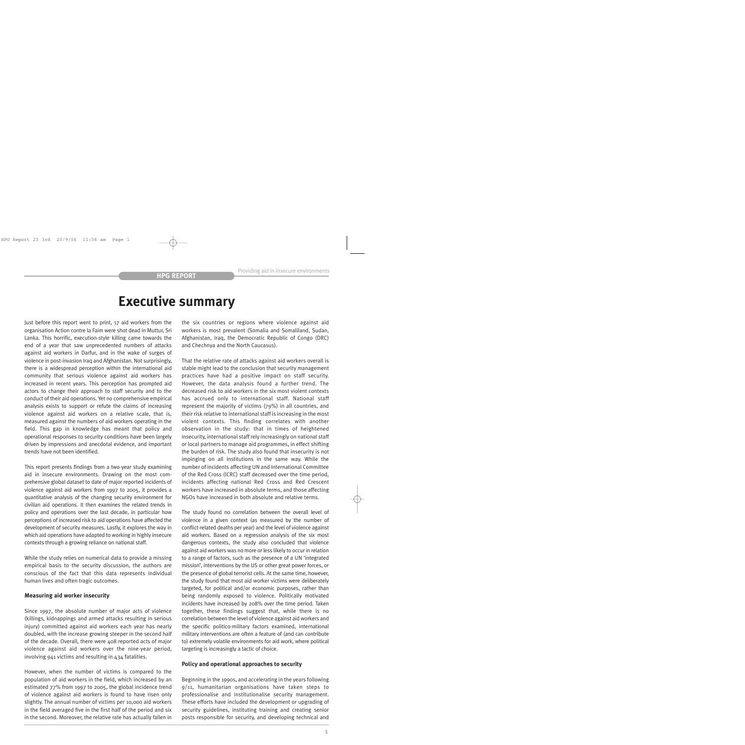# Executive summary

Just before this report went to print, 17 aid workers from the organisation Action contre la Faim were shot dead in Muttur, Sri Lanka. This horrific, execution-style killing came towards the end of a year that saw unprecedented numbers of attacks against aid workers in Darfur, and in the wake of surges of violence in post-invasion Iraq and Afghanistan. Not surprisingly, there is a widespread perception within the international aid community that serious violence against aid workers has increased in recent years. This perception has prompted aid actors to change their approach to staff security and to the conduct of their aid operations. Yet no comprehensive empirical analysis exists to support or refute the claims of increasing violence against aid workers on a relative scale, that is, measured against the numbers of aid workers operating in the field. This gap in knowledge has meant that policy and operational responses to security conditions have been largely driven by impressions and anecdotal evidence, and important trends have not been identified.

This report presents findings from a two-year study examining aid in insecure environments. Drawing on the most comprehensive global dataset to date of major reported incidents of violence against aid workers from 1997 to 2005, it provides a quantitative analysis of the changing security environment for civilian aid operations. It then examines the related trends in policy and operations over the last decade, in particular how perceptions of increased risk to aid operations have affected the development of security measures. Lastly, it explores the way in which aid operations have adapted to working in highly insecure contexts through a growing reliance on national staff.

While the study relies on numerical data to provide a missing empirical basis to the security discussion, the authors are conscious of the fact that this data represents individual human lives and often tragic outcomes.

**Measuring aid worker insecurity**

Since 1997, the absolute number of major acts of violence (killings, kidnappings and armed attacks resulting in serious injury) committed against aid workers each year has nearly doubled, with the increase growing steeper in the second half of the decade. Overall, there were 408 reported acts of major violence against aid workers over the nine-year period, involving 941 victims and resulting in 434 fatalities.

However, when the number of victims is compared to the population of aid workers in the field, which increased by an estimated 77% from 1997 to 2005, the global incidence trend of violence against aid workers is found to have risen only slightly. The annual number of victims per 10,000 aid workers in the field averaged five in the first half of the period and six in the second. Moreover, the relative rate has actually fallen in the six countries or regions where violence against aid workers is most prevalent (Somalia and Somaliland, Sudan, Afghanistan, Iraq, the Democratic Republic of Congo (DRC) and Chechnya and the North Caucasus).

That the relative rate of attacks against aid workers overall is stable might lead to the conclusion that security management practices have had a positive impact on staff security. However, the data analysis found a further trend. The decreased risk to aid workers in the six most violent contexts has accrued only to international staff. National staff represent the majority of victims (79%) in all countries, and their risk relative to international staff is increasing in the most violent contexts. This finding correlates with another observation in the study: that in times of heightened insecurity, international staff rely increasingly on national staff or local partners to manage aid programmes, in effect shifting the burden of risk. The study also found that insecurity is not impinging on all institutions in the same way. While the number of incidents affecting UN and International Committee of the Red Cross (ICRC) staff decreased over the time period, incidents affecting national Red Cross and Red Crescent workers have increased in absolute terms, and those affecting NGOs have increased in both absolute and relative terms.

The study found no correlation between the overall level of violence in a given context (as measured by the number of conflict-related deaths per year) and the level of violence against aid workers. Based on a regression analysis of the six most dangerous contexts, the study also concluded that violence against aid workers was no more or less likely to occur in relation to a range of factors, such as the presence of a UN 'integrated mission', interventions by the US or other great power forces, or the presence of global terrorist cells. At the same time, however, the study found that most aid worker victims were deliberately targeted, for political and/or economic purposes, rather than being randomly exposed to violence. Politically motivated incidents have increased by 208% over the time period. Taken together, these findings suggest that, while there is no correlation between the level of violence against aid workers and the specific politico-military factors examined, international military interventions are often a feature of (and can contribute to) extremely volatile environments for aid work, where political targeting is increasingly a tactic of choice.

**Policy and operational approaches to security**

Beginning in the 1990s, and accelerating in the years following 9/11, humanitarian organisations have taken steps to professionalise and institutionalise security management. These efforts have included the development or upgrading of security guidelines, instituting training and creating senior posts responsible for security, and developing technical and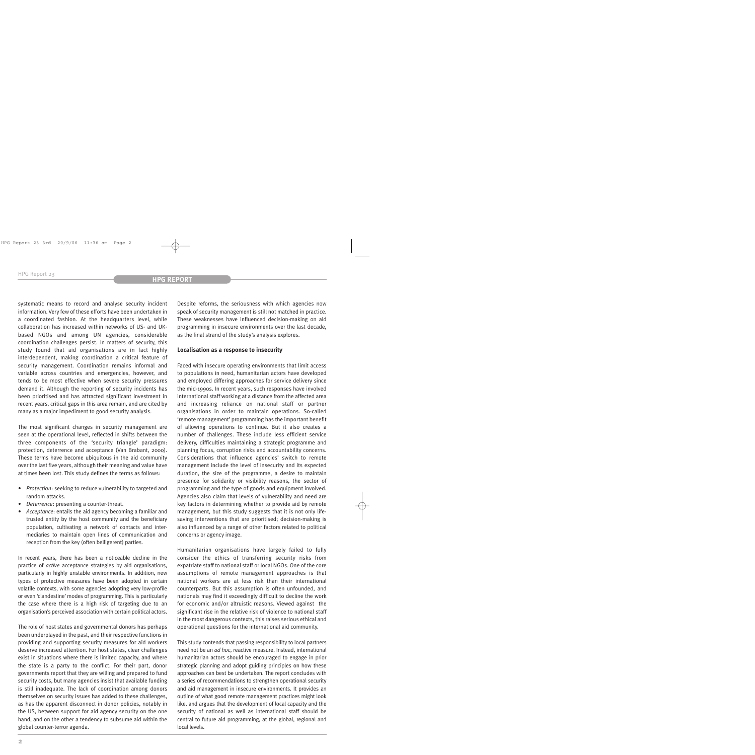systematic means to record and analyse security incident information. Very few of these efforts have been undertaken in a coordinated fashion. At the headquarters level, while collaboration has increased within networks of US- and UK-based NGOs and among UN agencies, considerable coordination challenges persist. In matters of security, this study found that aid organisations are in fact highly interdependent, making coordination a critical feature of security management. Coordination remains informal and variable across countries and emergencies, however, and tends to be most effective when severe security pressures demand it. Although the reporting of security incidents has been prioritised and has attracted significant investment in recent years, critical gaps in this area remain, and are cited by many as a major impediment to good security analysis.

The most significant changes in security management are seen at the operational level, reflected in shifts between the three components of the 'security triangle' paradigm: protection, deterrence and acceptance (Van Brabant, 2000). These terms have become ubiquitous in the aid community over the last five years, although their meaning and value have at times been lost. This study defines the terms as follows:

- *Protection*: seeking to reduce vulnerability to targeted and random attacks.
- *Deterrence*: presenting a counter-threat.
- *Acceptance*: entails the aid agency becoming a familiar and trusted entity by the host community and the beneficiary population, cultivating a network of contacts and intermediaries to maintain open lines of communication and reception from the key (often belligerent) parties.

In recent years, there has been a noticeable decline in the practice of *active* acceptance strategies by aid organisations, particularly in highly unstable environments. In addition, new types of protective measures have been adopted in certain volatile contexts, with some agencies adopting very low-profile or even 'clandestine' modes of programming. This is particularly the case where there is a high risk of targeting due to an organisation's perceived association with certain political actors.

The role of host states and governmental donors has perhaps been underplayed in the past, and their respective functions in providing and supporting security measures for aid workers deserve increased attention. For host states, clear challenges exist in situations where there is limited capacity, and where the state is a party to the conflict. For their part, donor governments report that they are willing and prepared to fund security costs, but many agencies insist that available funding is still inadequate. The lack of coordination among donors themselves on security issues has added to these challenges, as has the apparent disconnect in donor policies, notably in the US, between support for aid agency security on the one hand, and on the other a tendency to subsume aid within the global counter-terror agenda.

Despite reforms, the seriousness with which agencies now speak of security management is still not matched in practice. These weaknesses have influenced decision-making on aid programming in insecure environments over the last decade, as the final strand of the study's analysis explores.

**Localisation as a response to insecurity**

Faced with insecure operating environments that limit access to populations in need, humanitarian actors have developed and employed differing approaches for service delivery since the mid-1990s. In recent years, such responses have involved international staff working at a distance from the affected area and increasing reliance on national staff or partner organisations in order to maintain operations. So-called 'remote management' programming has the important benefit of allowing operations to continue. But it also creates a number of challenges. These include less efficient service delivery, difficulties maintaining a strategic programme and planning focus, corruption risks and accountability concerns. Considerations that influence agencies' switch to remote management include the level of insecurity and its expected duration, the size of the programme, a desire to maintain presence for solidarity or visibility reasons, the sector of programming and the type of goods and equipment involved. Agencies also claim that levels of vulnerability and need are key factors in determining whether to provide aid by remote management, but this study suggests that it is not only life-saving interventions that are prioritised; decision-making is also influenced by a range of other factors related to political concerns or agency image.

Humanitarian organisations have largely failed to fully consider the ethics of transferring security risks from expatriate staff to national staff or local NGOs. One of the core assumptions of remote management approaches is that national workers are at less risk than their international counterparts. But this assumption is often unfounded, and nationals may find it exceedingly difficult to decline the work for economic and/or altruistic reasons. Viewed against the significant rise in the relative risk of violence to national staff in the most dangerous contexts, this raises serious ethical and operational questions for the international aid community.

This study contends that passing responsibility to local partners need not be an *ad hoc*, reactive measure. Instead, international humanitarian actors should be encouraged to engage in prior strategic planning and adopt guiding principles on how these approaches can best be undertaken. The report concludes with a series of recommendations to strengthen operational security and aid management in insecure environments. It provides an outline of what good remote management practices might look like, and argues that the development of local capacity and the security of national as well as international staff should be central to future aid programming, at the global, regional and local levels.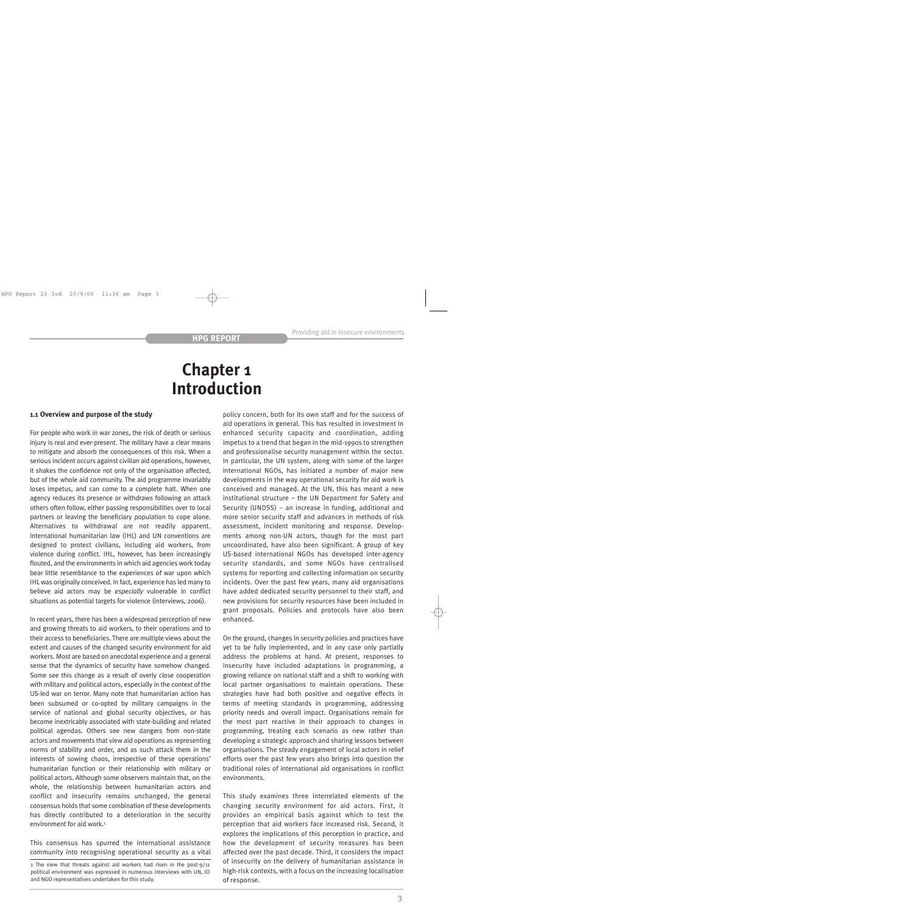# Chapter 1
# Introduction

### 1.1 Overview and purpose of the study

For people who work in war zones, the risk of death or serious injury is real and ever-present. The military have a clear means to mitigate and absorb the consequences of this risk. When a serious incident occurs against civilian aid operations, however, it shakes the confidence not only of the organisation affected, but of the whole aid community. The aid programme invariably loses impetus, and can come to a complete halt. When one agency reduces its presence or withdraws following an attack others often follow, either passing responsibilities over to local partners or leaving the beneficiary population to cope alone. Alternatives to withdrawal are not readily apparent. International humanitarian law (IHL) and UN conventions are designed to protect civilians, including aid workers, from violence during conflict. IHL, however, has been increasingly flouted, and the environments in which aid agencies work today bear little resemblance to the experiences of war upon which IHL was originally conceived. In fact, experience has led many to believe aid actors may be *especially* vulnerable in conflict situations as potential targets for violence (interviews, 2006).

In recent years, there has been a widespread perception of new and growing threats to aid workers, to their operations and to their access to beneficiaries. There are multiple views about the extent and causes of the changed security environment for aid workers. Most are based on anecdotal experience and a general sense that the dynamics of security have somehow changed. Some see this change as a result of overly close cooperation with military and political actors, especially in the context of the US-led war on terror. Many note that humanitarian action has been subsumed or co-opted by military campaigns in the service of national and global security objectives, or has become inextricably associated with state-building and related political agendas. Others see new dangers from non-state actors and movements that view aid operations as representing norms of stability and order, and as such attack them in the interests of sowing chaos, irrespective of these operations' humanitarian function or their relationship with military or political actors. Although some observers maintain that, on the whole, the relationship between humanitarian actors and conflict and insecurity remains unchanged, the general consensus holds that some combination of these developments has directly contributed to a deterioration in the security environment for aid work.[1]

This consensus has spurred the international assistance community into recognising operational security as a vital policy concern, both for its own staff and for the success of aid operations in general. This has resulted in investment in enhanced security capacity and coordination, adding impetus to a trend that began in the mid-1990s to strengthen and professionalise security management within the sector. In particular, the UN system, along with some of the larger international NGOs, has initiated a number of major new developments in the way operational security for aid work is conceived and managed. At the UN, this has meant a new institutional structure – the UN Department for Safety and Security (UNDSS) – an increase in funding, additional and more senior security staff and advances in methods of risk assessment, incident monitoring and response. Developments among non-UN actors, though for the most part uncoordinated, have also been significant. A group of key US-based international NGOs has developed inter-agency security standards, and some NGOs have centralised systems for reporting and collecting information on security incidents. Over the past few years, many aid organisations have added dedicated security personnel to their staff, and new provisions for security resources have been included in grant proposals. Policies and protocols have also been enhanced.

On the ground, changes in security policies and practices have yet to be fully implemented, and in any case only partially address the problems at hand. At present, responses to insecurity have included adaptations in programming, a growing reliance on national staff and a shift to working with local partner organisations to maintain operations. These strategies have had both positive and negative effects in terms of meeting standards in programming, addressing priority needs and overall impact. Organisations remain for the most part reactive in their approach to changes in programming, treating each scenario as new rather than developing a strategic approach and sharing lessons between organisations. The steady engagement of local actors in relief efforts over the past few years also brings into question the traditional roles of international aid organisations in conflict environments.

This study examines three interrelated elements of the changing security environment for aid actors. First, it provides an empirical basis against which to test the perception that aid workers face increased risk. Second, it explores the implications of this perception in practice, and how the development of security measures has been affected over the past decade. Third, it considers the impact of insecurity on the delivery of humanitarian assistance in high-risk contexts, with a focus on the increasing localisation of response.

[1] The view that threats against aid workers had risen in the post-9/11 political environment was expressed in numerous interviews with UN, IO and NGO representatives undertaken for this study.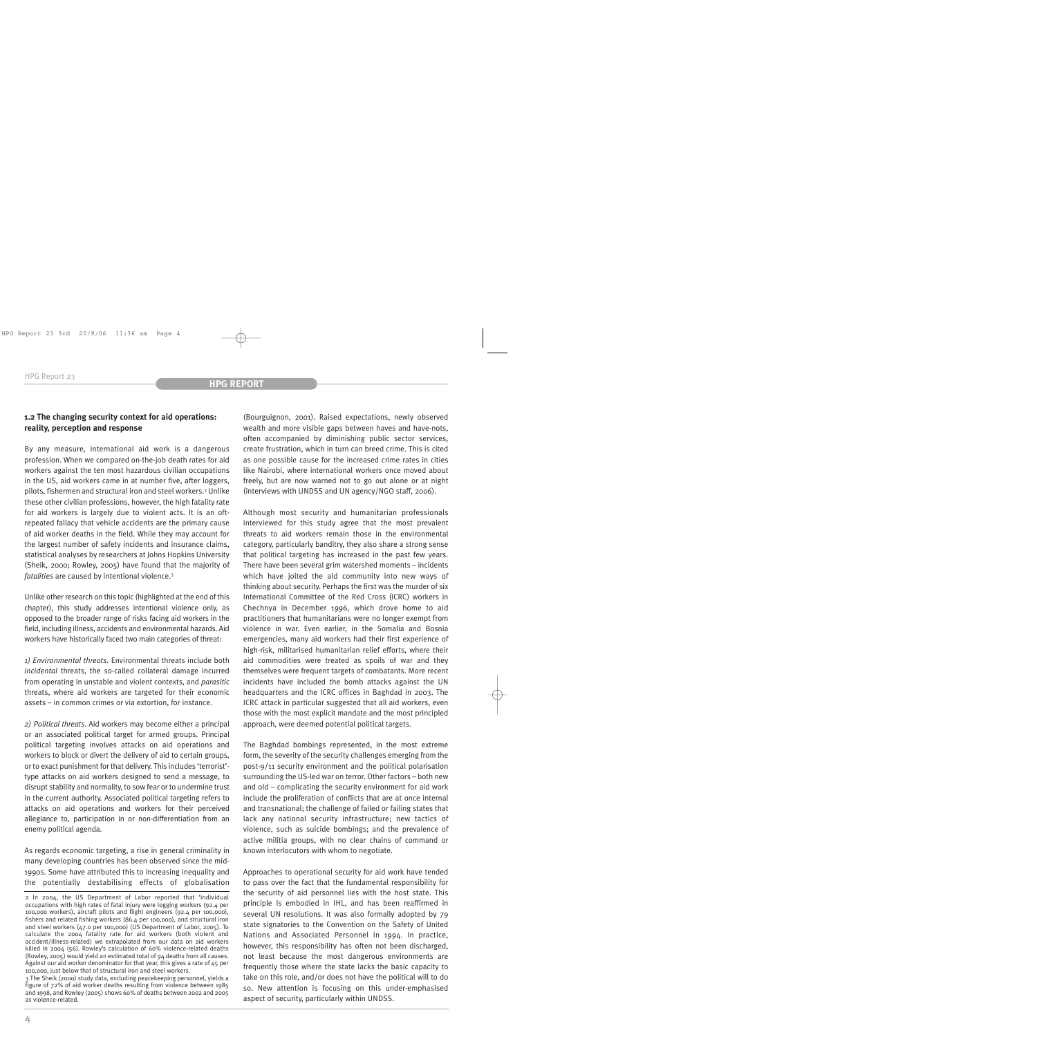### 1.2 The changing security context for aid operations: reality, perception and response

By any measure, international aid work is a dangerous profession. When we compared on-the-job death rates for aid workers against the ten most hazardous civilian occupations in the US, aid workers came in at number five, after loggers, pilots, fishermen and structural iron and steel workers.[2] Unlike these other civilian professions, however, the high fatality rate for aid workers is largely due to violent acts. It is an oft-repeated fallacy that vehicle accidents are the primary cause of aid worker deaths in the field. While they may account for the largest number of safety incidents and insurance claims, statistical analyses by researchers at Johns Hopkins University (Sheik, 2000; Rowley, 2005) have found that the majority of *fatalities* are caused by intentional violence.[3]

Unlike other research on this topic (highlighted at the end of this chapter), this study addresses intentional violence only, as opposed to the broader range of risks facing aid workers in the field, including illness, accidents and environmental hazards. Aid workers have historically faced two main categories of threat:

*1) Environmental threats*. Environmental threats include both *incidental* threats, the so-called collateral damage incurred from operating in unstable and violent contexts, and *parasitic* threats, where aid workers are targeted for their economic assets – in common crimes or via extortion, for instance.

*2) Political threats*. Aid workers may become either a principal or an associated political target for armed groups. Principal political targeting involves attacks on aid operations and workers to block or divert the delivery of aid to certain groups, or to exact punishment for that delivery. This includes 'terrorist'-type attacks on aid workers designed to send a message, to disrupt stability and normality, to sow fear or to undermine trust in the current authority. Associated political targeting refers to attacks on aid operations and workers for their perceived allegiance to, participation in or non-differentiation from an enemy political agenda.

As regards economic targeting, a rise in general criminality in many developing countries has been observed since the mid-1990s. Some have attributed this to increasing inequality and the potentially destabilising effects of globalisation (Bourguignon, 2001). Raised expectations, newly observed wealth and more visible gaps between haves and have-nots, often accompanied by diminishing public sector services, create frustration, which in turn can breed crime. This is cited as one possible cause for the increased crime rates in cities like Nairobi, where international workers once moved about freely, but are now warned not to go out alone or at night (interviews with UNDSS and UN agency/NGO staff, 2006).

Although most security and humanitarian professionals interviewed for this study agree that the most prevalent threats to aid workers remain those in the environmental category, particularly banditry, they also share a strong sense that political targeting has increased in the past few years. There have been several grim watershed moments – incidents which have jolted the aid community into new ways of thinking about security. Perhaps the first was the murder of six International Committee of the Red Cross (ICRC) workers in Chechnya in December 1996, which drove home to aid practitioners that humanitarians were no longer exempt from violence in war. Even earlier, in the Somalia and Bosnia emergencies, many aid workers had their first experience of high-risk, militarised humanitarian relief efforts, where their aid commodities were treated as spoils of war and they themselves were frequent targets of combatants. More recent incidents have included the bomb attacks against the UN headquarters and the ICRC offices in Baghdad in 2003. The ICRC attack in particular suggested that all aid workers, even those with the most explicit mandate and the most principled approach, were deemed potential political targets.

The Baghdad bombings represented, in the most extreme form, the severity of the security challenges emerging from the post-9/11 security environment and the political polarisation surrounding the US-led war on terror. Other factors – both new and old – complicating the security environment for aid work include the proliferation of conflicts that are at once internal and transnational; the challenge of failed or failing states that lack any national security infrastructure; new tactics of violence, such as suicide bombings; and the prevalence of active militia groups, with no clear chains of command or known interlocutors with whom to negotiate.

Approaches to operational security for aid work have tended to pass over the fact that the fundamental responsibility for the security of aid personnel lies with the host state. This principle is embodied in IHL, and has been reaffirmed in several UN resolutions. It was also formally adopted by 79 state signatories to the Convention on the Safety of United Nations and Associated Personnel in 1994. In practice, however, this responsibility has often not been discharged, not least because the most dangerous environments are frequently those where the state lacks the basic capacity to take on this role, and/or does not have the political will to do so. New attention is focusing on this under-emphasised aspect of security, particularly within UNDSS.

---

2 In 2004, the US Department of Labor reported that 'individual occupations with high rates of fatal injury were logging workers (92.4 per 100,000 workers), aircraft pilots and flight engineers (92.4 per 100,000), fishers and related fishing workers (86.4 per 100,000), and structural iron and steel workers (47.0 per 100,000) (US Department of Labor, 2005). To calculate the 2004 fatality rate for aid workers (both violent and accident/illness-related) we extrapolated from our data on aid workers killed in 2004 (56). Rowley's calculation of 60% violence-related deaths (Rowley, 2005) would yield an estimated total of 94 deaths from all causes. Against our aid worker denominator for that year, this gives a rate of 45 per 100,000, just below that of structural iron and steel workers.

3 The Sheik (2000) study data, excluding peacekeeping personnel, yields a figure of 72% of aid worker deaths resulting from violence between 1985 and 1998, and Rowley (2005) shows 60% of deaths between 2002 and 2005 as violence-related.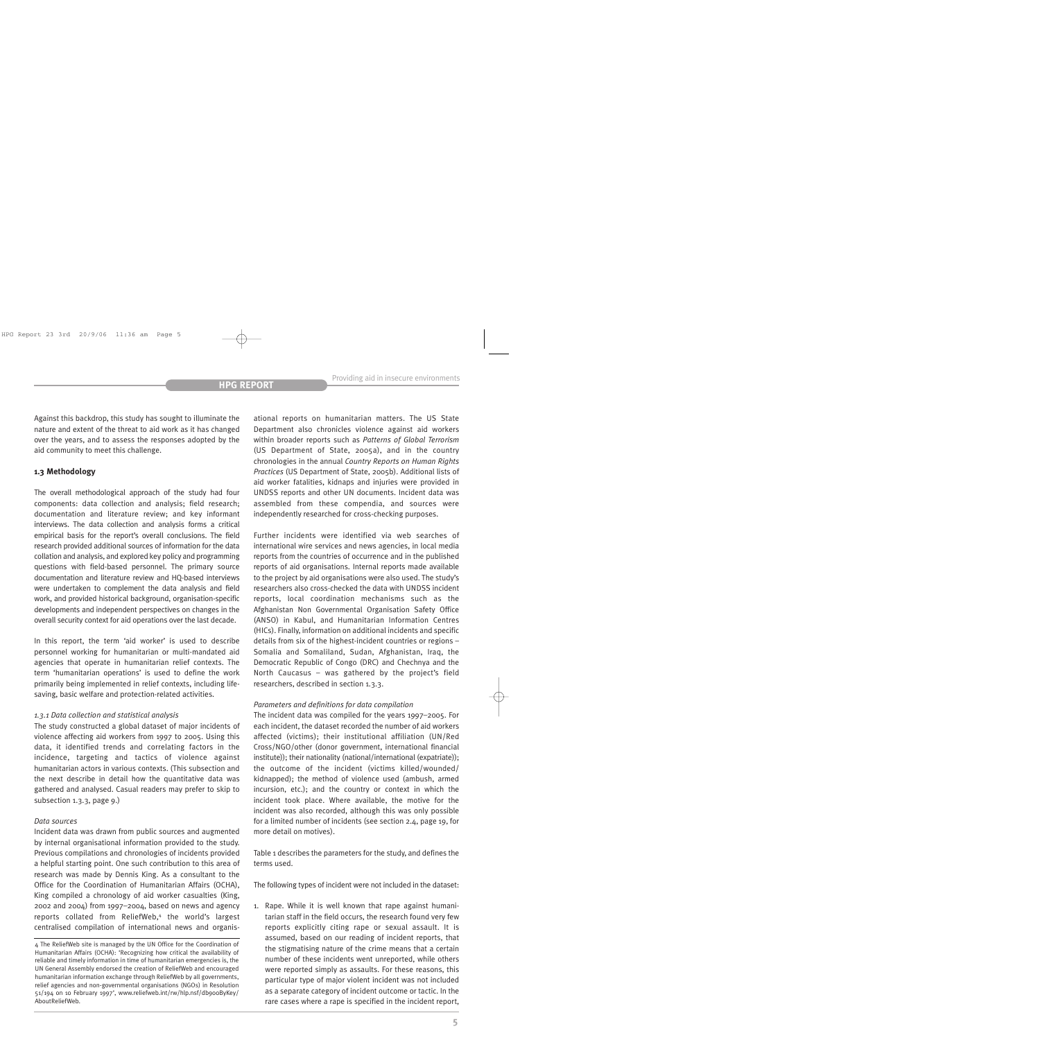Against this backdrop, this study has sought to illuminate the nature and extent of the threat to aid work as it has changed over the years, and to assess the responses adopted by the aid community to meet this challenge.

### 1.3 Methodology

The overall methodological approach of the study had four components: data collection and analysis; field research; documentation and literature review; and key informant interviews. The data collection and analysis forms a critical empirical basis for the report's overall conclusions. The field research provided additional sources of information for the data collation and analysis, and explored key policy and programming questions with field-based personnel. The primary source documentation and literature review and HQ-based interviews were undertaken to complement the data analysis and field work, and provided historical background, organisation-specific developments and independent perspectives on changes in the overall security context for aid operations over the last decade.

In this report, the term 'aid worker' is used to describe personnel working for humanitarian or multi-mandated aid agencies that operate in humanitarian relief contexts. The term 'humanitarian operations' is used to define the work primarily being implemented in relief contexts, including life-saving, basic welfare and protection-related activities.

#### *1.3.1 Data collection and statistical analysis*

The study constructed a global dataset of major incidents of violence affecting aid workers from 1997 to 2005. Using this data, it identified trends and correlating factors in the incidence, targeting and tactics of violence against humanitarian actors in various contexts. (This subsection and the next describe in detail how the quantitative data was gathered and analysed. Casual readers may prefer to skip to subsection 1.3.3, page 9.)

*Data sources*

Incident data was drawn from public sources and augmented by internal organisational information provided to the study. Previous compilations and chronologies of incidents provided a helpful starting point. One such contribution to this area of research was made by Dennis King. As a consultant to the Office for the Coordination of Humanitarian Affairs (OCHA), King compiled a chronology of aid worker casualties (King, 2002 and 2004) from 1997–2004, based on news and agency reports collated from ReliefWeb,[4] the world's largest centralised compilation of international news and organisational reports on humanitarian matters. The US State Department also chronicles violence against aid workers within broader reports such as *Patterns of Global Terrorism* (US Department of State, 2005a), and in the country chronologies in the annual *Country Reports on Human Rights Practices* (US Department of State, 2005b). Additional lists of aid worker fatalities, kidnaps and injuries were provided in UNDSS reports and other UN documents. Incident data was assembled from these compendia, and sources were independently researched for cross-checking purposes.

Further incidents were identified via web searches of international wire services and news agencies, in local media reports from the countries of occurrence and in the published reports of aid organisations. Internal reports made available to the project by aid organisations were also used. The study's researchers also cross-checked the data with UNDSS incident reports, local coordination mechanisms such as the Afghanistan Non Governmental Organisation Safety Office (ANSO) in Kabul, and Humanitarian Information Centres (HICs). Finally, information on additional incidents and specific details from six of the highest-incident countries or regions – Somalia and Somaliland, Sudan, Afghanistan, Iraq, the Democratic Republic of Congo (DRC) and Chechnya and the North Caucasus – was gathered by the project's field researchers, described in section 1.3.3.

*Parameters and definitions for data compilation*

The incident data was compiled for the years 1997–2005. For each incident, the dataset recorded the number of aid workers affected (victims); their institutional affiliation (UN/Red Cross/NGO/other (donor government, international financial institute)); their nationality (national/international (expatriate)); the outcome of the incident (victims killed/wounded/kidnapped); the method of violence used (ambush, armed incursion, etc.); and the country or context in which the incident took place. Where available, the motive for the incident was also recorded, although this was only possible for a limited number of incidents (see section 2.4, page 19, for more detail on motives).

Table 1 describes the parameters for the study, and defines the terms used.

The following types of incident were not included in the dataset:

1. Rape. While it is well known that rape against humanitarian staff in the field occurs, the research found very few reports explicitly citing rape or sexual assault. It is assumed, based on our reading of incident reports, that the stigmatising nature of the crime means that a certain number of these incidents went unreported, while others were reported simply as assaults. For these reasons, this particular type of major violent incident was not included as a separate category of incident outcome or tactic. In the rare cases where a rape is specified in the incident report,

---

4 The ReliefWeb site is managed by the UN Office for the Coordination of Humanitarian Affairs (OCHA): 'Recognizing how critical the availability of reliable and timely information in time of humanitarian emergencies is, the UN General Assembly endorsed the creation of ReliefWeb and encouraged humanitarian information exchange through ReliefWeb by all governments, relief agencies and non-governmental organisations (NGOs) in Resolution 51/194 on 10 February 1997', www.reliefweb.int/rw/hlp.nsf/db900ByKey/AboutReliefWeb.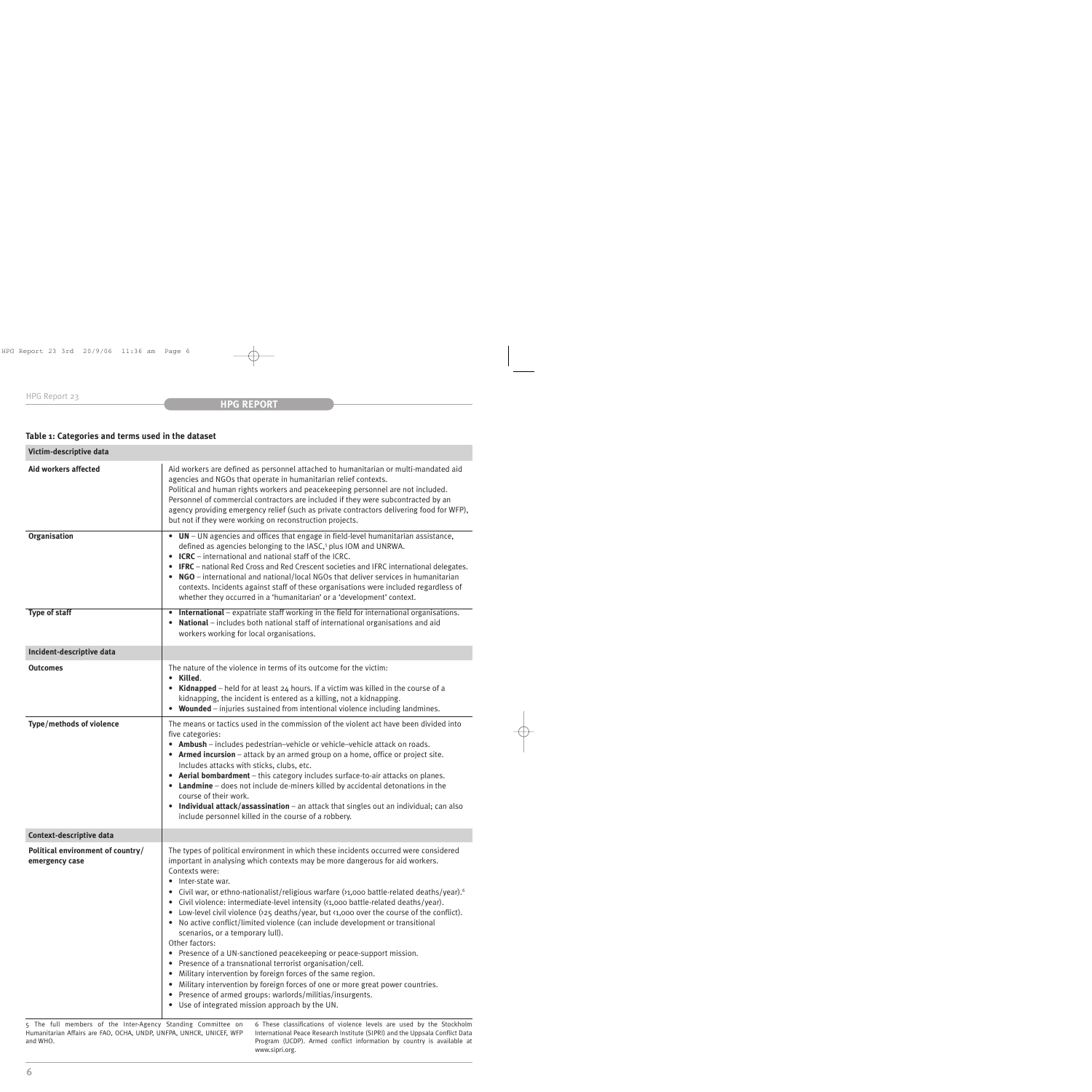**Table 1: Categories and terms used in the dataset**

| **Victim-descriptive data** | |
|---|---|
| **Aid workers affected** | Aid workers are defined as personnel attached to humanitarian or multi-mandated aid agencies and NGOs that operate in humanitarian relief contexts. Political and human rights workers and peacekeeping personnel are not included. Personnel of commercial contractors are included if they were subcontracted by an agency providing emergency relief (such as private contractors delivering food for WFP), but not if they were working on reconstruction projects. |
| **Organisation** | • **UN** – UN agencies and offices that engage in field-level humanitarian assistance, defined as agencies belonging to the IASC,[5] plus IOM and UNRWA. • **ICRC** – international and national staff of the ICRC. • **IFRC** – national Red Cross and Red Crescent societies and IFRC international delegates. • **NGO** – international and national/local NGOs that deliver services in humanitarian contexts. Incidents against staff of these organisations were included regardless of whether they occurred in a 'humanitarian' or a 'development' context. |
| **Type of staff** | • **International** – expatriate staff working in the field for international organisations. • **National** – includes both national staff of international organisations and aid workers working for local organisations. |
| **Incident-descriptive data** | |
| **Outcomes** | The nature of the violence in terms of its outcome for the victim: • **Killed**. • **Kidnapped** – held for at least 24 hours. If a victim was killed in the course of a kidnapping, the incident is entered as a killing, not a kidnapping. • **Wounded** – injuries sustained from intentional violence including landmines. |
| **Type/methods of violence** | The means or tactics used in the commission of the violent act have been divided into five categories: • **Ambush** – includes pedestrian–vehicle or vehicle–vehicle attack on roads. • **Armed incursion** – attack by an armed group on a home, office or project site. Includes attacks with sticks, clubs, etc. • **Aerial bombardment** – this category includes surface-to-air attacks on planes. • **Landmine** – does not include de-miners killed by accidental detonations in the course of their work. • **Individual attack/assassination** – an attack that singles out an individual; can also include personnel killed in the course of a robbery. |
| **Context-descriptive data** | |
| **Political environment of country/ emergency case** | The types of political environment in which these incidents occurred were considered important in analysing which contexts may be more dangerous for aid workers. Contexts were: • Inter-state war. • Civil war, or ethno-nationalist/religious warfare (>1,000 battle-related deaths/year).[6] • Civil violence: intermediate-level intensity (<1,000 battle-related deaths/year). • Low-level civil violence (>25 deaths/year, but <1,000 over the course of the conflict). • No active conflict/limited violence (can include development or transitional scenarios, or a temporary lull). Other factors: • Presence of a UN-sanctioned peacekeeping or peace-support mission. • Presence of a transnational terrorist organisation/cell. • Military intervention by foreign forces of the same region. • Military intervention by foreign forces of one or more great power countries. • Presence of armed groups: warlords/militias/insurgents. • Use of integrated mission approach by the UN. |

5 The full members of the Inter-Agency Standing Committee on Humanitarian Affairs are FAO, OCHA, UNDP, UNFPA, UNHCR, UNICEF, WFP and WHO.

6 These classifications of violence levels are used by the Stockholm International Peace Research Institute (SIPRI) and the Uppsala Conflict Data Program (UCDP). Armed conflict information by country is available at www.sipri.org.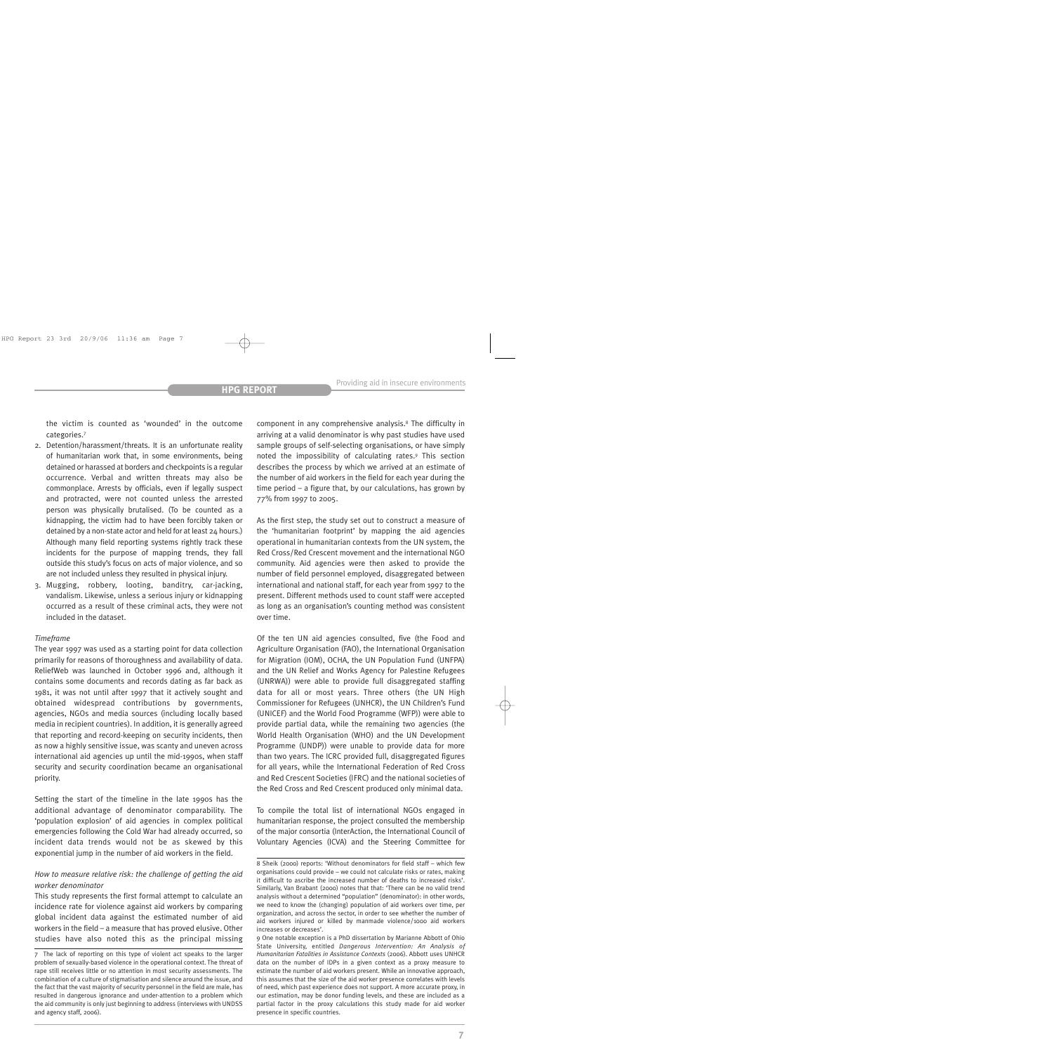the victim is counted as 'wounded' in the outcome categories.[7]

2. Detention/harassment/threats. It is an unfortunate reality of humanitarian work that, in some environments, being detained or harassed at borders and checkpoints is a regular occurrence. Verbal and written threats may also be commonplace. Arrests by officials, even if legally suspect and protracted, were not counted unless the arrested person was physically brutalised. (To be counted as a kidnapping, the victim had to have been forcibly taken or detained by a non-state actor and held for at least 24 hours.) Although many field reporting systems rightly track these incidents for the purpose of mapping trends, they fall outside this study's focus on acts of major violence, and so are not included unless they resulted in physical injury.
3. Mugging, robbery, looting, banditry, car-jacking, vandalism. Likewise, unless a serious injury or kidnapping occurred as a result of these criminal acts, they were not included in the dataset.

*Timeframe*

The year 1997 was used as a starting point for data collection primarily for reasons of thoroughness and availability of data. ReliefWeb was launched in October 1996 and, although it contains some documents and records dating as far back as 1981, it was not until after 1997 that it actively sought and obtained widespread contributions by governments, agencies, NGOs and media sources (including locally based media in recipient countries). In addition, it is generally agreed that reporting and record-keeping on security incidents, then as now a highly sensitive issue, was scanty and uneven across international aid agencies up until the mid-1990s, when staff security and security coordination became an organisational priority.

Setting the start of the timeline in the late 1990s has the additional advantage of denominator comparability. The 'population explosion' of aid agencies in complex political emergencies following the Cold War had already occurred, so incident data trends would not be as skewed by this exponential jump in the number of aid workers in the field.

*How to measure relative risk: the challenge of getting the aid worker denominator*

This study represents the first formal attempt to calculate an incidence rate for violence against aid workers by comparing global incident data against the estimated number of aid workers in the field – a measure that has proved elusive. Other studies have also noted this as the principal missing component in any comprehensive analysis.[8] The difficulty in arriving at a valid denominator is why past studies have used sample groups of self-selecting organisations, or have simply noted the impossibility of calculating rates.[9] This section describes the process by which we arrived at an estimate of the number of aid workers in the field for each year during the time period – a figure that, by our calculations, has grown by 77% from 1997 to 2005.

As the first step, the study set out to construct a measure of the 'humanitarian footprint' by mapping the aid agencies operational in humanitarian contexts from the UN system, the Red Cross/Red Crescent movement and the international NGO community. Aid agencies were then asked to provide the number of field personnel employed, disaggregated between international and national staff, for each year from 1997 to the present. Different methods used to count staff were accepted as long as an organisation's counting method was consistent over time.

Of the ten UN aid agencies consulted, five (the Food and Agriculture Organisation (FAO), the International Organisation for Migration (IOM), OCHA, the UN Population Fund (UNFPA) and the UN Relief and Works Agency for Palestine Refugees (UNRWA)) were able to provide full disaggregated staffing data for all or most years. Three others (the UN High Commissioner for Refugees (UNHCR), the UN Children's Fund (UNICEF) and the World Food Programme (WFP)) were able to provide partial data, while the remaining two agencies (the World Health Organisation (WHO) and the UN Development Programme (UNDP)) were unable to provide data for more than two years. The ICRC provided full, disaggregated figures for all years, while the International Federation of Red Cross and Red Crescent Societies (IFRC) and the national societies of the Red Cross and Red Crescent produced only minimal data.

To compile the total list of international NGOs engaged in humanitarian response, the project consulted the membership of the major consortia (InterAction, the International Council of Voluntary Agencies (ICVA) and the Steering Committee for

---

7 The lack of reporting on this type of violent act speaks to the larger problem of sexually-based violence in the operational context. The threat of rape still receives little or no attention in most security assessments. The combination of a culture of stigmatisation and silence around the issue, and the fact that the vast majority of security personnel in the field are male, has resulted in dangerous ignorance and under-attention to a problem which the aid community is only just beginning to address (interviews with UNDSS and agency staff, 2006).

8 Sheik (2000) reports: 'Without denominators for field staff – which few organisations could provide – we could not calculate risks or rates, making it difficult to ascribe the increased number of deaths to increased risks'. Similarly, Van Brabant (2000) notes that that: 'There can be no valid trend analysis without a determined "population" (denominator): in other words, we need to know the (changing) population of aid workers over time, per organization, and across the sector, in order to see whether the number of aid workers injured or killed by manmade violence/1000 aid workers increases or decreases'.

9 One notable exception is a PhD dissertation by Marianne Abbott of Ohio State University, entitled *Dangerous Intervention: An Analysis of Humanitarian Fatalities in Assistance Contexts* (2006). Abbott uses UNHCR data on the number of IDPs in a given context as a proxy measure to estimate the number of aid workers present. While an innovative approach, this assumes that the size of the aid worker presence correlates with levels of need, which past experience does not support. A more accurate proxy, in our estimation, may be donor funding levels, and these are included as a partial factor in the proxy calculations this study made for aid worker presence in specific countries.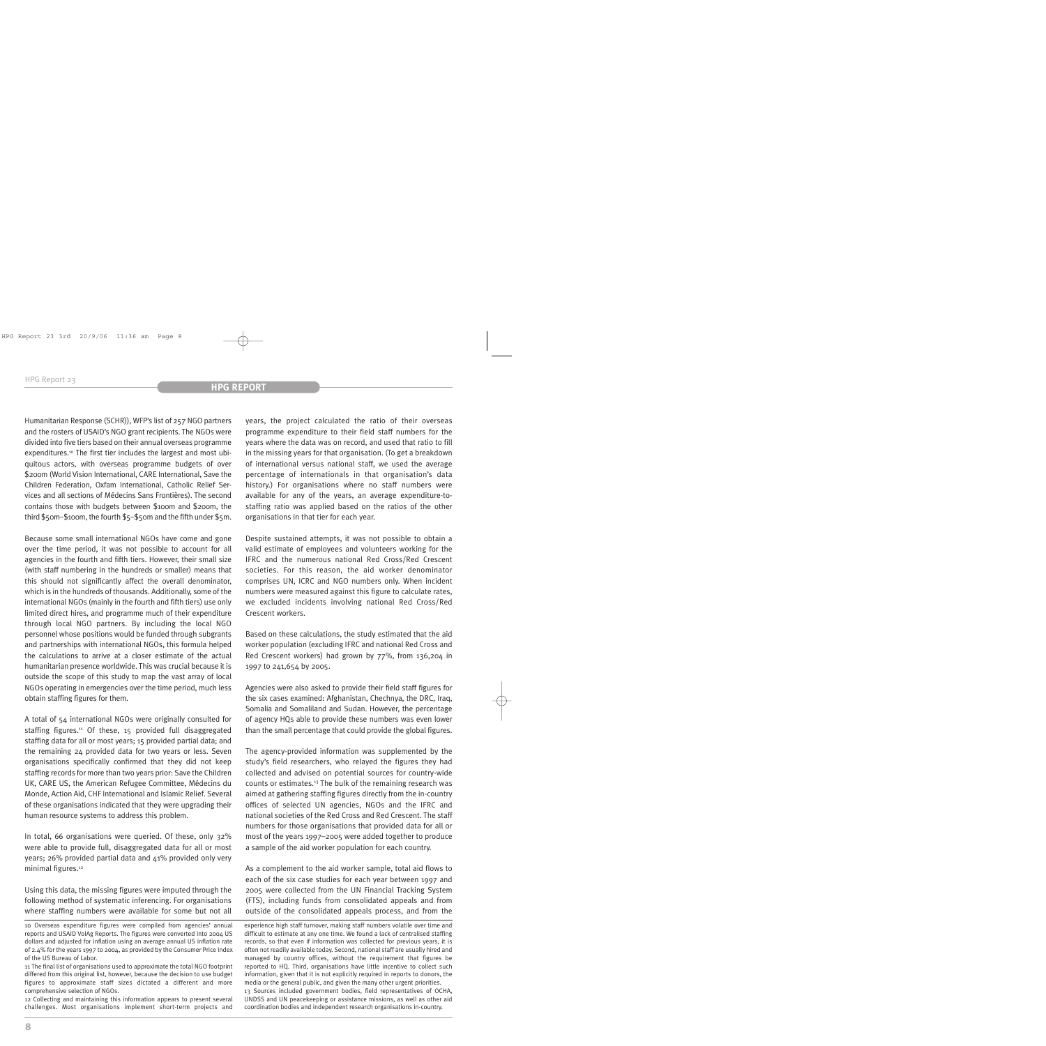Humanitarian Response (SCHR)), WFP's list of 257 NGO partners and the rosters of USAID's NGO grant recipients. The NGOs were divided into five tiers based on their annual overseas programme expenditures.[10] The first tier includes the largest and most ubiquitous actors, with overseas programme budgets of over \$200m (World Vision International, CARE International, Save the Children Federation, Oxfam International, Catholic Relief Services and all sections of Médecins Sans Frontières). The second contains those with budgets between \$100m and \$200m, the third \$50m–\$100m, the fourth \$5–\$50m and the fifth under \$5m.

Because some small international NGOs have come and gone over the time period, it was not possible to account for all agencies in the fourth and fifth tiers. However, their small size (with staff numbering in the hundreds or smaller) means that this should not significantly affect the overall denominator, which is in the hundreds of thousands. Additionally, some of the international NGOs (mainly in the fourth and fifth tiers) use only limited direct hires, and programme much of their expenditure through local NGO partners. By including the local NGO personnel whose positions would be funded through subgrants and partnerships with international NGOs, this formula helped the calculations to arrive at a closer estimate of the actual humanitarian presence worldwide. This was crucial because it is outside the scope of this study to map the vast array of local NGOs operating in emergencies over the time period, much less obtain staffing figures for them.

A total of 54 international NGOs were originally consulted for staffing figures.[11] Of these, 15 provided full disaggregated staffing data for all or most years; 15 provided partial data; and the remaining 24 provided data for two years or less. Seven organisations specifically confirmed that they did not keep staffing records for more than two years prior: Save the Children UK, CARE US, the American Refugee Committee, Médecins du Monde, Action Aid, CHF International and Islamic Relief. Several of these organisations indicated that they were upgrading their human resource systems to address this problem.

In total, 66 organisations were queried. Of these, only 32% were able to provide full, disaggregated data for all or most years; 26% provided partial data and 41% provided only very minimal figures.[12]

Using this data, the missing figures were imputed through the following method of systematic inferencing. For organisations where staffing numbers were available for some but not all years, the project calculated the ratio of their overseas programme expenditure to their field staff numbers for the years where the data was on record, and used that ratio to fill in the missing years for that organisation. (To get a breakdown of international versus national staff, we used the average percentage of internationals in that organisation's data history.) For organisations where no staff numbers were available for any of the years, an average expenditure-to-staffing ratio was applied based on the ratios of the other organisations in that tier for each year.

Despite sustained attempts, it was not possible to obtain a valid estimate of employees and volunteers working for the IFRC and the numerous national Red Cross/Red Crescent societies. For this reason, the aid worker denominator comprises UN, ICRC and NGO numbers only. When incident numbers were measured against this figure to calculate rates, we excluded incidents involving national Red Cross/Red Crescent workers.

Based on these calculations, the study estimated that the aid worker population (excluding IFRC and national Red Cross and Red Crescent workers) had grown by 77%, from 136,204 in 1997 to 241,654 by 2005.

Agencies were also asked to provide their field staff figures for the six cases examined: Afghanistan, Chechnya, the DRC, Iraq, Somalia and Somaliland and Sudan. However, the percentage of agency HQs able to provide these numbers was even lower than the small percentage that could provide the global figures.

The agency-provided information was supplemented by the study's field researchers, who relayed the figures they had collected and advised on potential sources for country-wide counts or estimates.[13] The bulk of the remaining research was aimed at gathering staffing figures directly from the in-country offices of selected UN agencies, NGOs and the IFRC and national societies of the Red Cross and Red Crescent. The staff numbers for those organisations that provided data for all or most of the years 1997–2005 were added together to produce a sample of the aid worker population for each country.

As a complement to the aid worker sample, total aid flows to each of the six case studies for each year between 1997 and 2005 were collected from the UN Financial Tracking System (FTS), including funds from consolidated appeals and from outside of the consolidated appeals process, and from the

---

10 Overseas expenditure figures were compiled from agencies' annual reports and USAID VolAg Reports. The figures were converted into 2004 US dollars and adjusted for inflation using an average annual US inflation rate of 2.4% for the years 1997 to 2004, as provided by the Consumer Price Index of the US Bureau of Labor.

11 The final list of organisations used to approximate the total NGO footprint differed from this original list, however, because the decision to use budget figures to approximate staff sizes dictated a different and more comprehensive selection of NGOs.

12 Collecting and maintaining this information appears to present several challenges. Most organisations implement short-term projects and experience high staff turnover, making staff numbers volatile over time and difficult to estimate at any one time. We found a lack of centralised staffing records, so that even if information was collected for previous years, it is often not readily available today. Second, national staff are usually hired and managed by country offices, without the requirement that figures be reported to HQ. Third, organisations have little incentive to collect such information, given that it is not explicitly required in reports to donors, the media or the general public, and given the many other urgent priorities.

13 Sources included government bodies, field representatives of OCHA, UNDSS and UN peacekeeping or assistance missions, as well as other aid coordination bodies and independent research organisations in-country.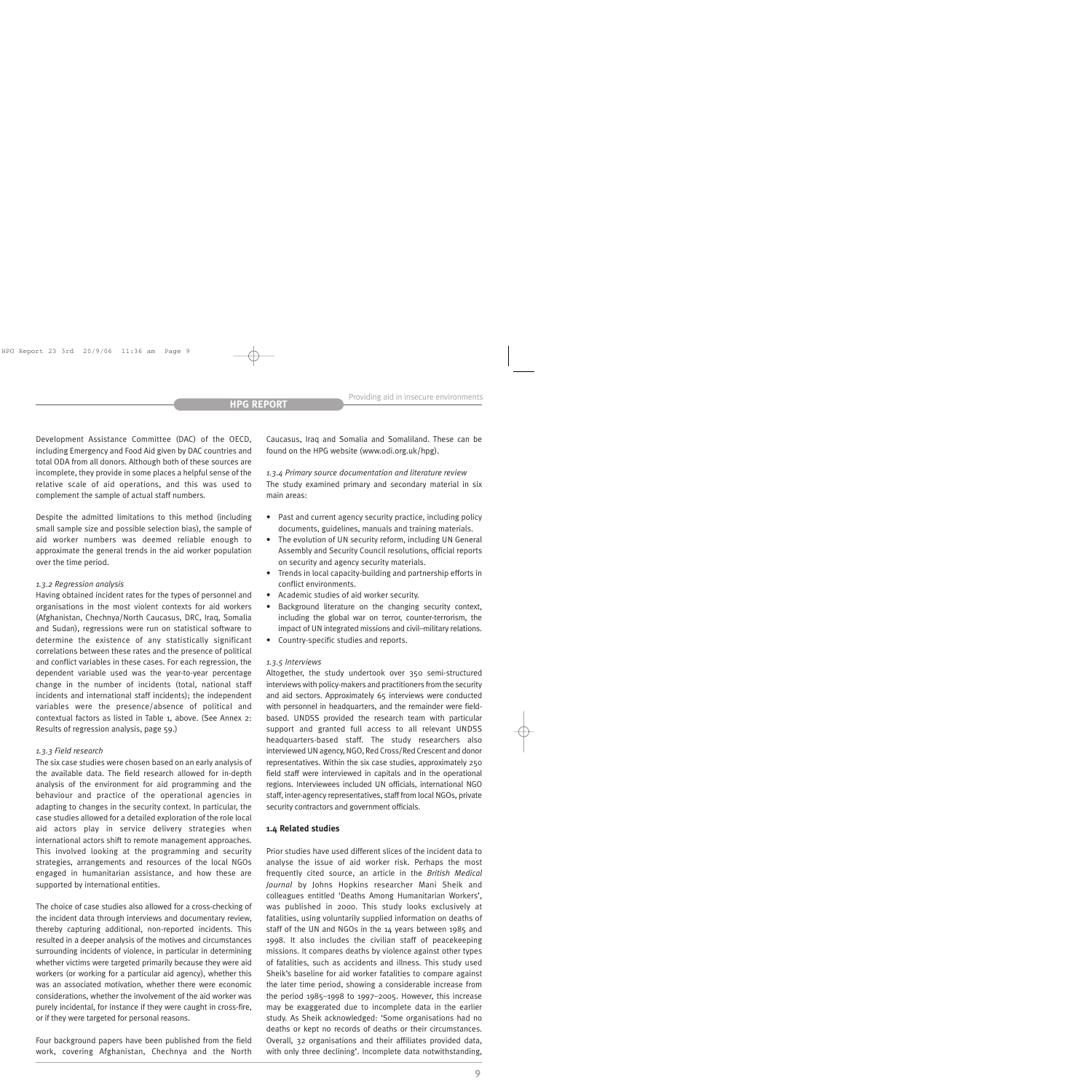Development Assistance Committee (DAC) of the OECD, including Emergency and Food Aid given by DAC countries and total ODA from all donors. Although both of these sources are incomplete, they provide in some places a helpful sense of the relative scale of aid operations, and this was used to complement the sample of actual staff numbers.

Despite the admitted limitations to this method (including small sample size and possible selection bias), the sample of aid worker numbers was deemed reliable enough to approximate the general trends in the aid worker population over the time period.

*1.3.2 Regression analysis*

Having obtained incident rates for the types of personnel and organisations in the most violent contexts for aid workers (Afghanistan, Chechnya/North Caucasus, DRC, Iraq, Somalia and Sudan), regressions were run on statistical software to determine the existence of any statistically significant correlations between these rates and the presence of political and conflict variables in these cases. For each regression, the dependent variable used was the year-to-year percentage change in the number of incidents (total, national staff incidents and international staff incidents); the independent variables were the presence/absence of political and contextual factors as listed in Table 1, above. (See Annex 2: Results of regression analysis, page 59.)

*1.3.3 Field research*

The six case studies were chosen based on an early analysis of the available data. The field research allowed for in-depth analysis of the environment for aid programming and the behaviour and practice of the operational agencies in adapting to changes in the security context. In particular, the case studies allowed for a detailed exploration of the role local aid actors play in service delivery strategies when international actors shift to remote management approaches. This involved looking at the programming and security strategies, arrangements and resources of the local NGOs engaged in humanitarian assistance, and how these are supported by international entities.

The choice of case studies also allowed for a cross-checking of the incident data through interviews and documentary review, thereby capturing additional, non-reported incidents. This resulted in a deeper analysis of the motives and circumstances surrounding incidents of violence, in particular in determining whether victims were targeted primarily because they were aid workers (or working for a particular aid agency), whether this was an associated motivation, whether there were economic considerations, whether the involvement of the aid worker was purely incidental, for instance if they were caught in cross-fire, or if they were targeted for personal reasons.

Four background papers have been published from the field work, covering Afghanistan, Chechnya and the North Caucasus, Iraq and Somalia and Somaliland. These can be found on the HPG website (www.odi.org.uk/hpg).

*1.3.4 Primary source documentation and literature review*

The study examined primary and secondary material in six main areas:

- Past and current agency security practice, including policy documents, guidelines, manuals and training materials.
- The evolution of UN security reform, including UN General Assembly and Security Council resolutions, official reports on security and agency security materials.
- Trends in local capacity-building and partnership efforts in conflict environments.
- Academic studies of aid worker security.
- Background literature on the changing security context, including the global war on terror, counter-terrorism, the impact of UN integrated missions and civil–military relations.
- Country-specific studies and reports.

*1.3.5 Interviews*

Altogether, the study undertook over 350 semi-structured interviews with policy-makers and practitioners from the security and aid sectors. Approximately 65 interviews were conducted with personnel in headquarters, and the remainder were field-based. UNDSS provided the research team with particular support and granted full access to all relevant UNDSS headquarters-based staff. The study researchers also interviewed UN agency, NGO, Red Cross/Red Crescent and donor representatives. Within the six case studies, approximately 250 field staff were interviewed in capitals and in the operational regions. Interviewees included UN officials, international NGO staff, inter-agency representatives, staff from local NGOs, private security contractors and government officials.

### 1.4 Related studies

Prior studies have used different slices of the incident data to analyse the issue of aid worker risk. Perhaps the most frequently cited source, an article in the *British Medical Journal* by Johns Hopkins researcher Mani Sheik and colleagues entitled 'Deaths Among Humanitarian Workers', was published in 2000. This study looks exclusively at fatalities, using voluntarily supplied information on deaths of staff of the UN and NGOs in the 14 years between 1985 and 1998. It also includes the civilian staff of peacekeeping missions. It compares deaths by violence against other types of fatalities, such as accidents and illness. This study used Sheik's baseline for aid worker fatalities to compare against the later time period, showing a considerable increase from the period 1985–1998 to 1997–2005. However, this increase may be exaggerated due to incomplete data in the earlier study. As Sheik acknowledged: 'Some organisations had no deaths or kept no records of deaths or their circumstances. Overall, 32 organisations and their affiliates provided data, with only three declining'. Incomplete data notwithstanding,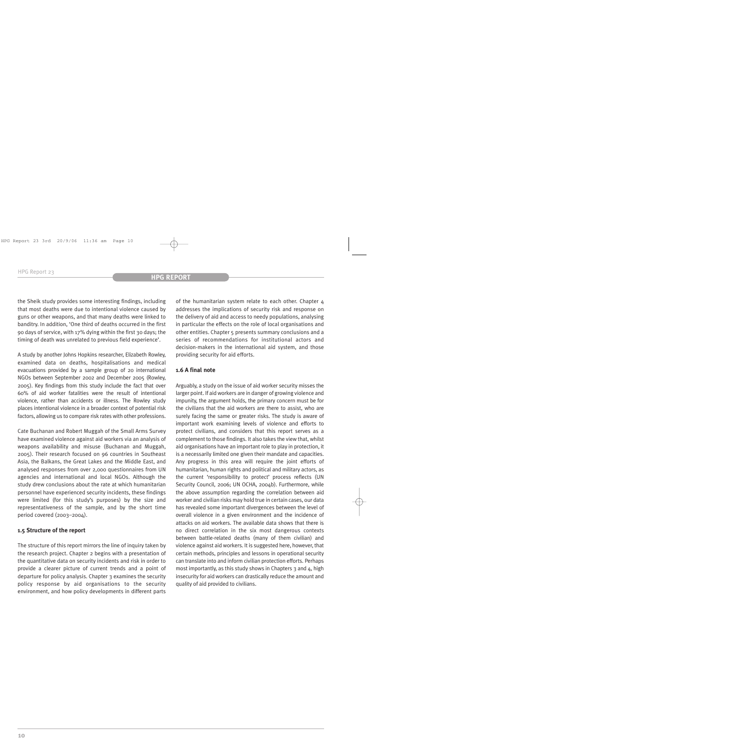the Sheik study provides some interesting findings, including that most deaths were due to intentional violence caused by guns or other weapons, and that many deaths were linked to banditry. In addition, 'One third of deaths occurred in the first 90 days of service, with 17% dying within the first 30 days; the timing of death was unrelated to previous field experience'.

A study by another Johns Hopkins researcher, Elizabeth Rowley, examined data on deaths, hospitalisations and medical evacuations provided by a sample group of 20 international NGOs between September 2002 and December 2005 (Rowley, 2005). Key findings from this study include the fact that over 60% of aid worker fatalities were the result of intentional violence, rather than accidents or illness. The Rowley study places intentional violence in a broader context of potential risk factors, allowing us to compare risk rates with other professions.

Cate Buchanan and Robert Muggah of the Small Arms Survey have examined violence against aid workers via an analysis of weapons availability and misuse (Buchanan and Muggah, 2005). Their research focused on 96 countries in Southeast Asia, the Balkans, the Great Lakes and the Middle East, and analysed responses from over 2,000 questionnaires from UN agencies and international and local NGOs. Although the study drew conclusions about the rate at which humanitarian personnel have experienced security incidents, these findings were limited (for this study's purposes) by the size and representativeness of the sample, and by the short time period covered (2003–2004).

### 1.5 Structure of the report

The structure of this report mirrors the line of inquiry taken by the research project. Chapter 2 begins with a presentation of the quantitative data on security incidents and risk in order to provide a clearer picture of current trends and a point of departure for policy analysis. Chapter 3 examines the security policy response by aid organisations to the security environment, and how policy developments in different parts of the humanitarian system relate to each other. Chapter 4 addresses the implications of security risk and response on the delivery of aid and access to needy populations, analysing in particular the effects on the role of local organisations and other entities. Chapter 5 presents summary conclusions and a series of recommendations for institutional actors and decision-makers in the international aid system, and those providing security for aid efforts.

### 1.6 A final note

Arguably, a study on the issue of aid worker security misses the larger point. If aid workers are in danger of growing violence and impunity, the argument holds, the primary concern must be for the civilians that the aid workers are there to assist, who are surely facing the same or greater risks. The study is aware of important work examining levels of violence and efforts to protect civilians, and considers that this report serves as a complement to those findings. It also takes the view that, whilst aid organisations have an important role to play in protection, it is a necessarily limited one given their mandate and capacities. Any progress in this area will require the joint efforts of humanitarian, human rights and political and military actors, as the current 'responsibility to protect' process reflects (UN Security Council, 2006; UN OCHA, 2004b). Furthermore, while the above assumption regarding the correlation between aid worker and civilian risks may hold true in certain cases, our data has revealed some important divergences between the level of overall violence in a given environment and the incidence of attacks on aid workers. The available data shows that there is no direct correlation in the six most dangerous contexts between battle-related deaths (many of them civilian) and violence against aid workers. It is suggested here, however, that certain methods, principles and lessons in operational security can translate into and inform civilian protection efforts. Perhaps most importantly, as this study shows in Chapters 3 and 4, high insecurity for aid workers can drastically reduce the amount and quality of aid provided to civilians.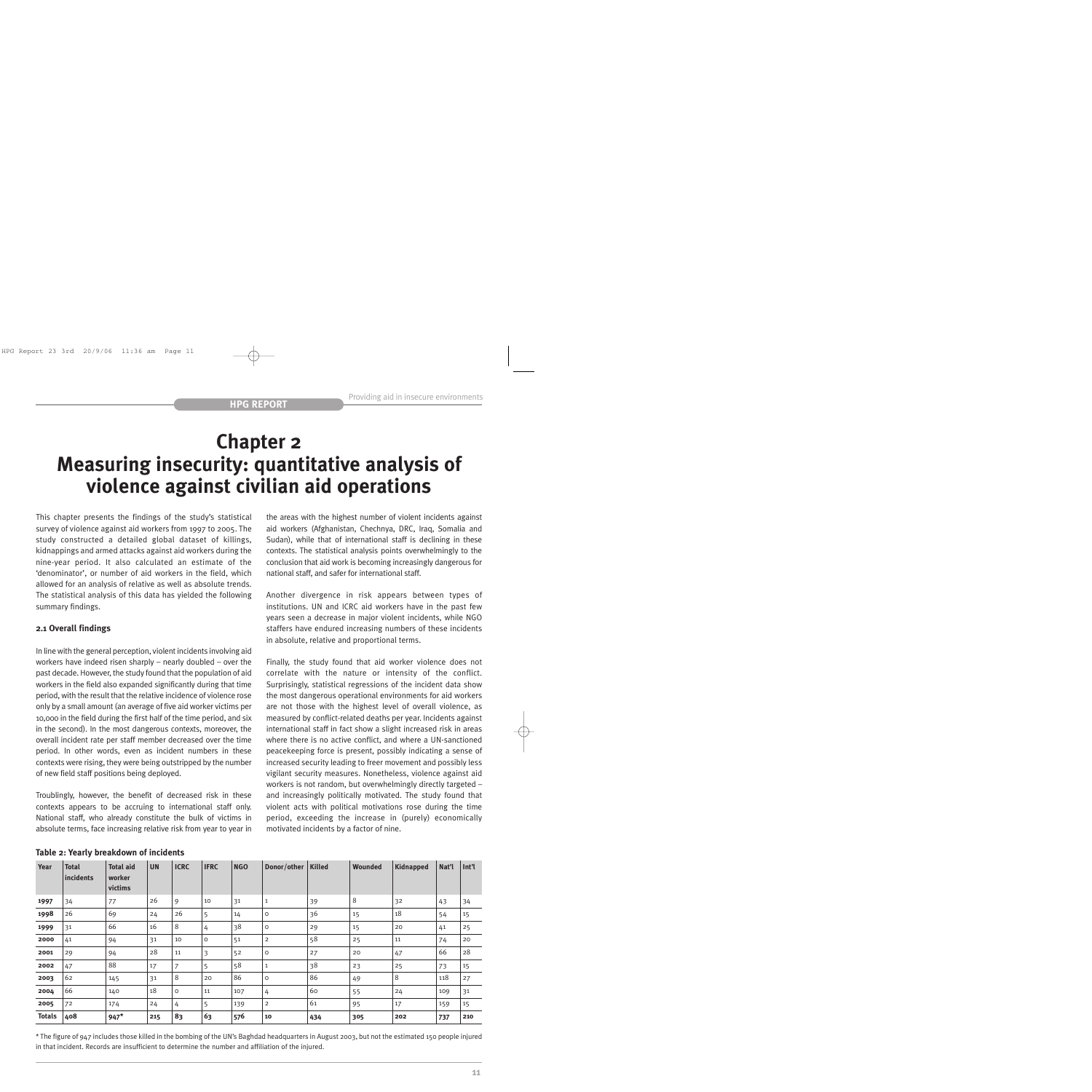# Chapter 2
# Measuring insecurity: quantitative analysis of violence against civilian aid operations

This chapter presents the findings of the study's statistical survey of violence against aid workers from 1997 to 2005. The study constructed a detailed global dataset of killings, kidnappings and armed attacks against aid workers during the nine-year period. It also calculated an estimate of the 'denominator', or number of aid workers in the field, which allowed for an analysis of relative as well as absolute trends. The statistical analysis of this data has yielded the following summary findings.

### 2.1 Overall findings

In line with the general perception, violent incidents involving aid workers have indeed risen sharply – nearly doubled – over the past decade. However, the study found that the population of aid workers in the field also expanded significantly during that time period, with the result that the relative incidence of violence rose only by a small amount (an average of five aid worker victims per 10,000 in the field during the first half of the time period, and six in the second). In the most dangerous contexts, moreover, the overall incident rate per staff member decreased over the time period. In other words, even as incident numbers in these contexts were rising, they were being outstripped by the number of new field staff positions being deployed.

Troublingly, however, the benefit of decreased risk in these contexts appears to be accruing to international staff only. National staff, who already constitute the bulk of victims in absolute terms, face increasing relative risk from year to year in the areas with the highest number of violent incidents against aid workers (Afghanistan, Chechnya, DRC, Iraq, Somalia and Sudan), while that of international staff is declining in these contexts. The statistical analysis points overwhelmingly to the conclusion that aid work is becoming increasingly dangerous for national staff, and safer for international staff.

Another divergence in risk appears between types of institutions. UN and ICRC aid workers have in the past few years seen a decrease in major violent incidents, while NGO staffers have endured increasing numbers of these incidents in absolute, relative and proportional terms.

Finally, the study found that aid worker violence does not correlate with the nature or intensity of the conflict. Surprisingly, statistical regressions of the incident data show the most dangerous operational environments for aid workers are not those with the highest level of overall violence, as measured by conflict-related deaths per year. Incidents against international staff in fact show a slight increased risk in areas where there is no active conflict, and where a UN-sanctioned peacekeeping force is present, possibly indicating a sense of increased security leading to freer movement and possibly less vigilant security measures. Nonetheless, violence against aid workers is not random, but overwhelmingly directly targeted – and increasingly politically motivated. The study found that violent acts with political motivations rose during the time period, exceeding the increase in (purely) economically motivated incidents by a factor of nine.

**Table 2: Yearly breakdown of incidents**

| Year | Total incidents | Total aid worker victims | UN | ICRC | IFRC | NGO | Donor/other | Killed | Wounded | Kidnapped | Nat'l | Int'l |
|---|---|---|---|---|---|---|---|---|---|---|---|---|
| **1997** | 34 | 77 | 26 | 9 | 10 | 31 | 1 | 39 | 8 | 32 | 43 | 34 |
| **1998** | 26 | 69 | 24 | 26 | 5 | 14 | 0 | 36 | 15 | 18 | 54 | 15 |
| **1999** | 31 | 66 | 16 | 8 | 4 | 38 | 0 | 29 | 15 | 20 | 41 | 25 |
| **2000** | 41 | 94 | 31 | 10 | 0 | 51 | 2 | 58 | 25 | 11 | 74 | 20 |
| **2001** | 29 | 94 | 28 | 11 | 3 | 52 | 0 | 27 | 20 | 47 | 66 | 28 |
| **2002** | 47 | 88 | 17 | 7 | 5 | 58 | 1 | 38 | 23 | 25 | 73 | 15 |
| **2003** | 62 | 145 | 31 | 8 | 20 | 86 | 0 | 86 | 49 | 8 | 118 | 27 |
| **2004** | 66 | 140 | 18 | 0 | 11 | 107 | 4 | 60 | 55 | 24 | 109 | 31 |
| **2005** | 72 | 174 | 24 | 4 | 5 | 139 | 2 | 61 | 95 | 17 | 159 | 15 |
| **Totals** | **408** | **947*** | **215** | **83** | **63** | **576** | **10** | **434** | **305** | **202** | **737** | **210** |

\* The figure of 947 includes those killed in the bombing of the UN's Baghdad headquarters in August 2003, but not the estimated 150 people injured in that incident. Records are insufficient to determine the number and affiliation of the injured.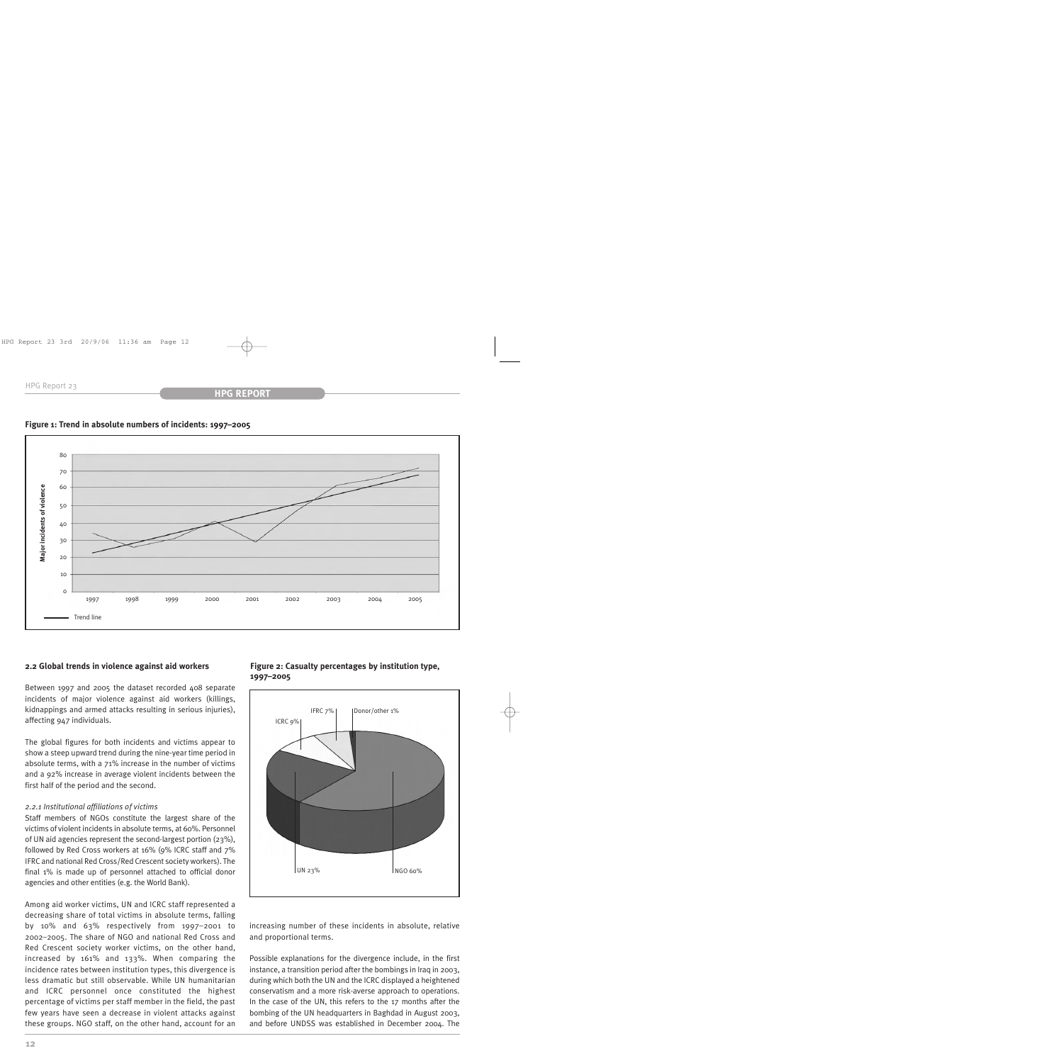**Figure 1: Trend in absolute numbers of incidents: 1997–2005**

**Figure 2: Casualty percentages by institution type, 1997–2005**

### 2.2 Global trends in violence against aid workers

Between 1997 and 2005 the dataset recorded 408 separate incidents of major violence against aid workers (killings, kidnappings and armed attacks resulting in serious injuries), affecting 947 individuals.

The global figures for both incidents and victims appear to show a steep upward trend during the nine-year time period in absolute terms, with a 71% increase in the number of victims and a 92% increase in average violent incidents between the first half of the period and the second.

*2.2.1 Institutional affiliations of victims*

Staff members of NGOs constitute the largest share of the victims of violent incidents in absolute terms, at 60%. Personnel of UN aid agencies represent the second-largest portion (23%), followed by Red Cross workers at 16% (9% ICRC staff and 7% IFRC and national Red Cross/Red Crescent society workers). The final 1% is made up of personnel attached to official donor agencies and other entities (e.g. the World Bank).

Among aid worker victims, UN and ICRC staff represented a decreasing share of total victims in absolute terms, falling by 10% and 63% respectively from 1997–2001 to 2002–2005. The share of NGO and national Red Cross and Red Crescent society worker victims, on the other hand, increased by 161% and 133%. When comparing the incidence rates between institution types, this divergence is less dramatic but still observable. While UN humanitarian and ICRC personnel once constituted the highest percentage of victims per staff member in the field, the past few years have seen a decrease in violent attacks against these groups. NGO staff, on the other hand, account for an increasing number of these incidents in absolute, relative and proportional terms.

Possible explanations for the divergence include, in the first instance, a transition period after the bombings in Iraq in 2003, during which both the UN and the ICRC displayed a heightened conservatism and a more risk-averse approach to operations. In the case of the UN, this refers to the 17 months after the bombing of the UN headquarters in Baghdad in August 2003, and before UNDSS was established in December 2004. The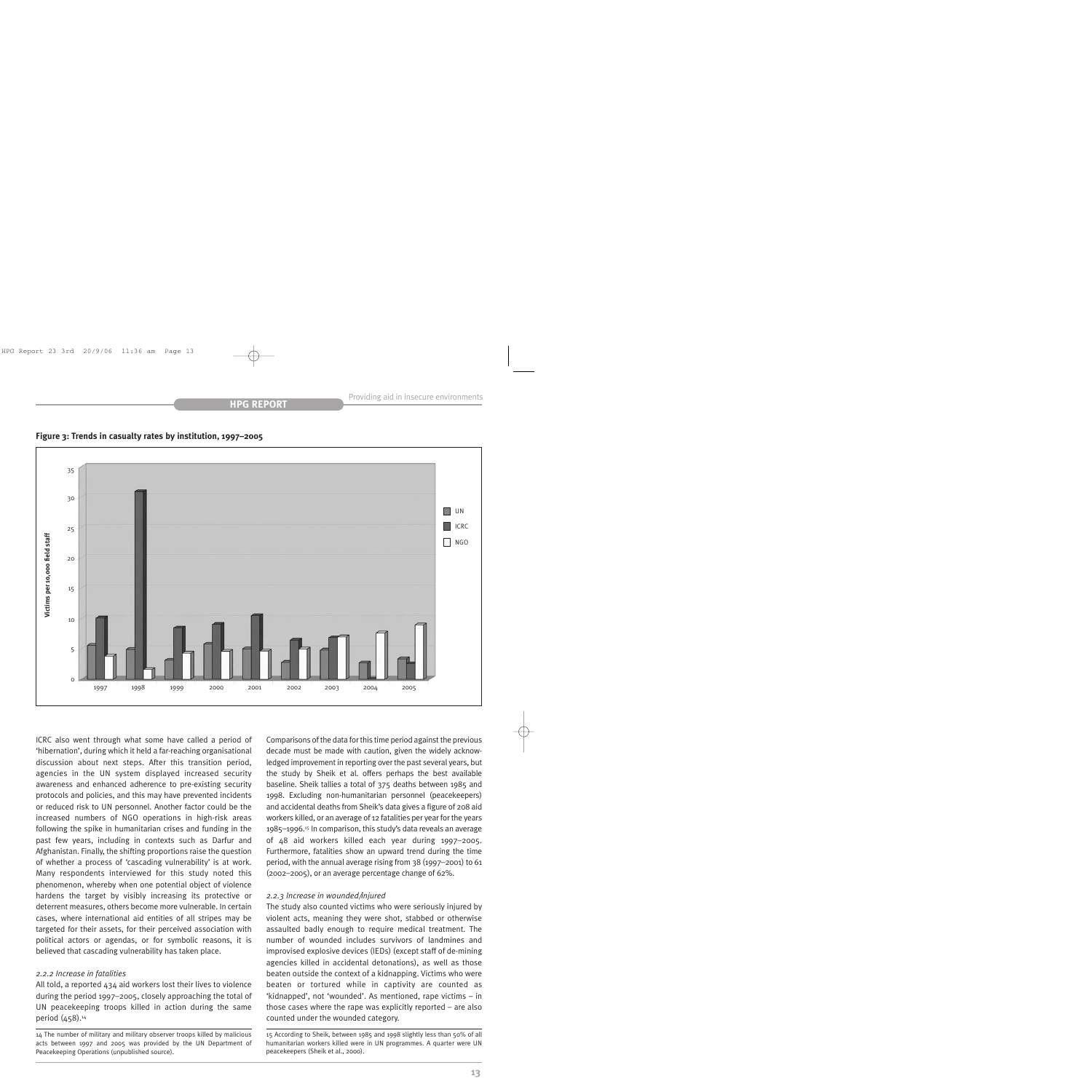**Figure 3: Trends in casualty rates by institution, 1997–2005**

ICRC also went through what some have called a period of 'hibernation', during which it held a far-reaching organisational discussion about next steps. After this transition period, agencies in the UN system displayed increased security awareness and enhanced adherence to pre-existing security protocols and policies, and this may have prevented incidents or reduced risk to UN personnel. Another factor could be the increased numbers of NGO operations in high-risk areas following the spike in humanitarian crises and funding in the past few years, including in contexts such as Darfur and Afghanistan. Finally, the shifting proportions raise the question of whether a process of 'cascading vulnerability' is at work. Many respondents interviewed for this study noted this phenomenon, whereby when one potential object of violence hardens the target by visibly increasing its protective or deterrent measures, others become more vulnerable. In certain cases, where international aid entities of all stripes may be targeted for their assets, for their perceived association with political actors or agendas, or for symbolic reasons, it is believed that cascading vulnerability has taken place.

### *2.2.2 Increase in fatalities*

All told, a reported 434 aid workers lost their lives to violence during the period 1997–2005, closely approaching the total of UN peacekeeping troops killed in action during the same period (458).[14]

Comparisons of the data for this time period against the previous decade must be made with caution, given the widely acknowledged improvement in reporting over the past several years, but the study by Sheik et al. offers perhaps the best available baseline. Sheik tallies a total of 375 deaths between 1985 and 1998. Excluding non-humanitarian personnel (peacekeepers) and accidental deaths from Sheik's data gives a figure of 208 aid workers killed, or an average of 12 fatalities per year for the years 1985–1996.[15] In comparison, this study's data reveals an average of 48 aid workers killed each year during 1997–2005. Furthermore, fatalities show an upward trend during the time period, with the annual average rising from 38 (1997–2001) to 61 (2002–2005), or an average percentage change of 62%.

### *2.2.3 Increase in wounded/injured*

The study also counted victims who were seriously injured by violent acts, meaning they were shot, stabbed or otherwise assaulted badly enough to require medical treatment. The number of wounded includes survivors of landmines and improvised explosive devices (IEDs) (except staff of de-mining agencies killed in accidental detonations), as well as those beaten outside the context of a kidnapping. Victims who were beaten or tortured while in captivity are counted as 'kidnapped', not 'wounded'. As mentioned, rape victims – in those cases where the rape was explicitly reported – are also counted under the wounded category.

14 The number of military and military observer troops killed by malicious acts between 1997 and 2005 was provided by the UN Department of Peacekeeping Operations (unpublished source).

15 According to Sheik, between 1985 and 1998 slightly less than 50% of all humanitarian workers killed were in UN programmes. A quarter were UN peacekeepers (Sheik et al., 2000).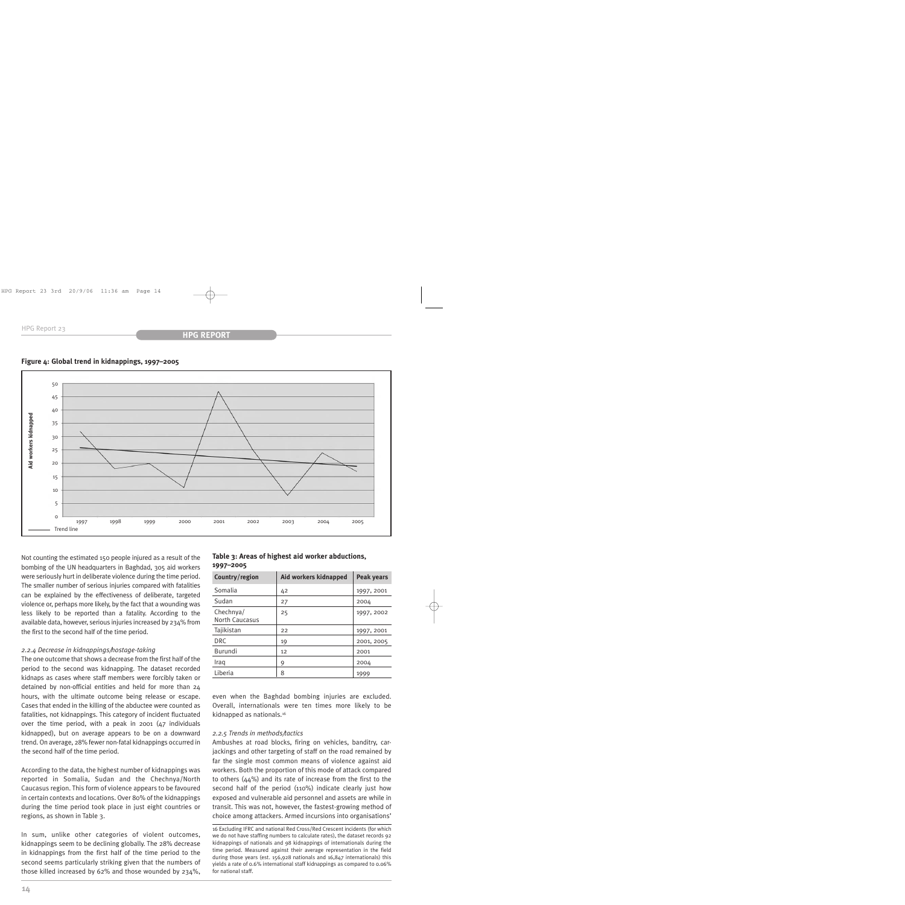**Figure 4: Global trend in kidnappings, 1997–2005**

Not counting the estimated 150 people injured as a result of the bombing of the UN headquarters in Baghdad, 305 aid workers were seriously hurt in deliberate violence during the time period. The smaller number of serious injuries compared with fatalities can be explained by the effectiveness of deliberate, targeted violence or, perhaps more likely, by the fact that a wounding was less likely to be reported than a fatality. According to the available data, however, serious injuries increased by 234% from the first to the second half of the time period.

*2.2.4 Decrease in kidnappings/hostage-taking*

The one outcome that shows a decrease from the first half of the period to the second was kidnapping. The dataset recorded kidnaps as cases where staff members were forcibly taken or detained by non-official entities and held for more than 24 hours, with the ultimate outcome being release or escape. Cases that ended in the killing of the abductee were counted as fatalities, not kidnappings. This category of incident fluctuated over the time period, with a peak in 2001 (47 individuals kidnapped), but on average appears to be on a downward trend. On average, 28% fewer non-fatal kidnappings occurred in the second half of the time period.

According to the data, the highest number of kidnappings was reported in Somalia, Sudan and the Chechnya/North Caucasus region. This form of violence appears to be favoured in certain contexts and locations. Over 80% of the kidnappings during the time period took place in just eight countries or regions, as shown in Table 3.

In sum, unlike other categories of violent outcomes, kidnappings seem to be declining globally. The 28% decrease in kidnappings from the first half of the time period to the second seems particularly striking given that the numbers of those killed increased by 62% and those wounded by 234%, even when the Baghdad bombing injuries are excluded. Overall, internationals were ten times more likely to be kidnapped as nationals.[16]

**Table 3: Areas of highest aid worker abductions, 1997–2005**

| Country/region | Aid workers kidnapped | Peak years |
|---|---|---|
| Somalia | 42 | 1997, 2001 |
| Sudan | 27 | 2004 |
| Chechnya/ North Caucasus | 25 | 1997, 2002 |
| Tajikistan | 22 | 1997, 2001 |
| DRC | 19 | 2001, 2005 |
| Burundi | 12 | 2001 |
| Iraq | 9 | 2004 |
| Liberia | 8 | 1999 |

*2.2.5 Trends in methods/tactics*

Ambushes at road blocks, firing on vehicles, banditry, carjackings and other targeting of staff on the road remained by far the single most common means of violence against aid workers. Both the proportion of this mode of attack compared to others (44%) and its rate of increase from the first to the second half of the period (110%) indicate clearly just how exposed and vulnerable aid personnel and assets are while in transit. This was not, however, the fastest-growing method of choice among attackers. Armed incursions into organisations'

16 Excluding IFRC and national Red Cross/Red Crescent incidents (for which we do not have staffing numbers to calculate rates), the dataset records 92 kidnappings of nationals and 98 kidnappings of internationals during the time period. Measured against their average representation in the field during those years (est. 156,928 nationals and 16,847 internationals) this yields a rate of 0.6% international staff kidnappings as compared to 0.06% for national staff.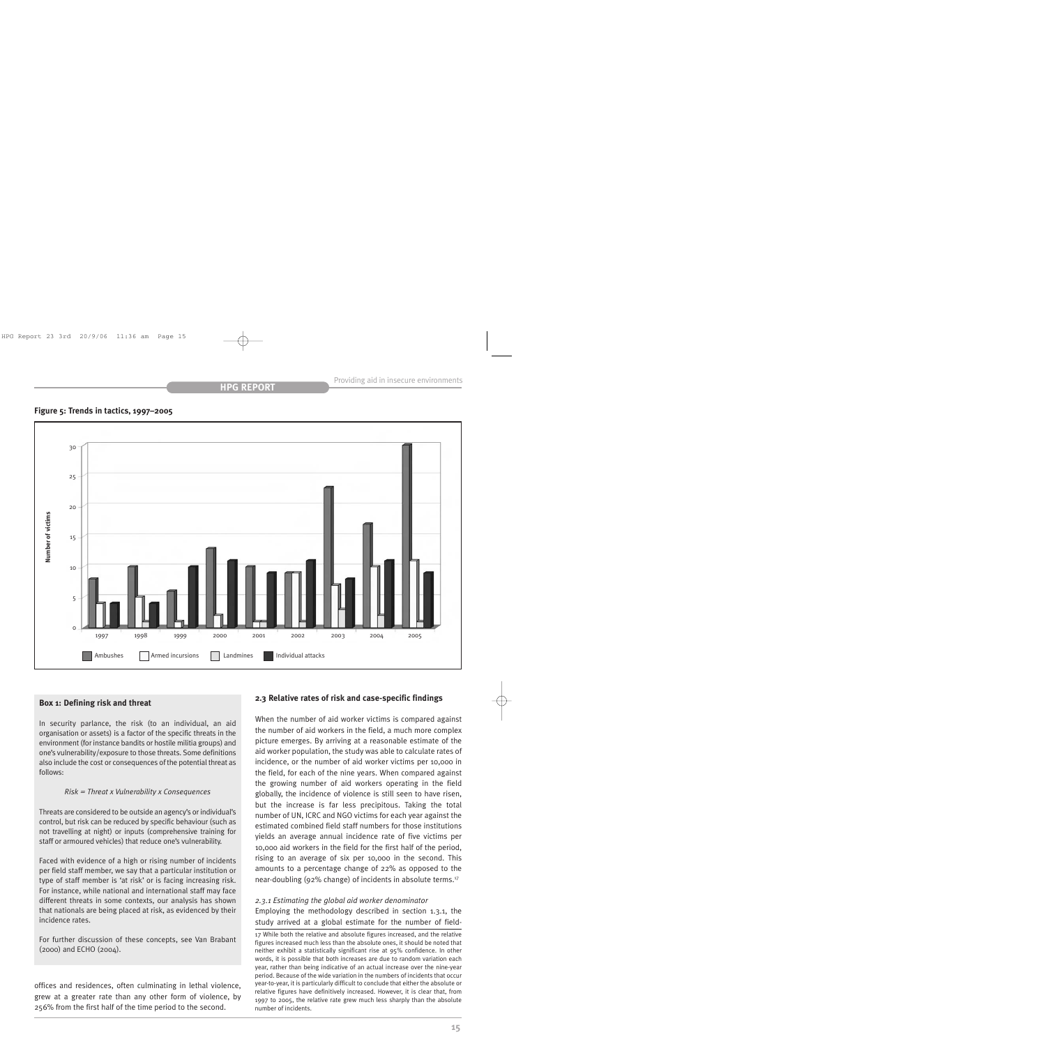**Figure 5: Trends in tactics, 1997–2005**

### Box 1: Defining risk and threat

In security parlance, the risk (to an individual, an aid organisation or assets) is a factor of the specific threats in the environment (for instance bandits or hostile militia groups) and one's vulnerability/exposure to those threats. Some definitions also include the cost or consequences of the potential threat as follows:

*Risk = Threat x Vulnerability x Consequences*

Threats are considered to be outside an agency's or individual's control, but risk can be reduced by specific behaviour (such as not travelling at night) or inputs (comprehensive training for staff or armoured vehicles) that reduce one's vulnerability.

Faced with evidence of a high or rising number of incidents per field staff member, we say that a particular institution or type of staff member is 'at risk' or is facing increasing risk. For instance, while national and international staff may face different threats in some contexts, our analysis has shown that nationals are being placed at risk, as evidenced by their incidence rates.

For further discussion of these concepts, see Van Brabant (2000) and ECHO (2004).

offices and residences, often culminating in lethal violence, grew at a greater rate than any other form of violence, by 256% from the first half of the time period to the second.

### 2.3 Relative rates of risk and case-specific findings

When the number of aid worker victims is compared against the number of aid workers in the field, a much more complex picture emerges. By arriving at a reasonable estimate of the aid worker population, the study was able to calculate rates of incidence, or the number of aid worker victims per 10,000 in the field, for each of the nine years. When compared against the growing number of aid workers operating in the field globally, the incidence of violence is still seen to have risen, but the increase is far less precipitous. Taking the total number of UN, ICRC and NGO victims for each year against the estimated combined field staff numbers for those institutions yields an average annual incidence rate of five victims per 10,000 aid workers in the field for the first half of the period, rising to an average of six per 10,000 in the second. This amounts to a percentage change of 22% as opposed to the near-doubling (92% change) of incidents in absolute terms.[17]

*2.3.1 Estimating the global aid worker denominator*

Employing the methodology described in section 1.3.1, the study arrived at a global estimate for the number of field-

17 While both the relative and absolute figures increased, and the relative figures increased much less than the absolute ones, it should be noted that neither exhibit a statistically significant rise at 95% confidence. In other words, it is possible that both increases are due to random variation each year, rather than being indicative of an actual increase over the nine-year period. Because of the wide variation in the numbers of incidents that occur year-to-year, it is particularly difficult to conclude that either the absolute or relative figures have definitively increased. However, it is clear that, from 1997 to 2005, the relative rate grew much less sharply than the absolute number of incidents.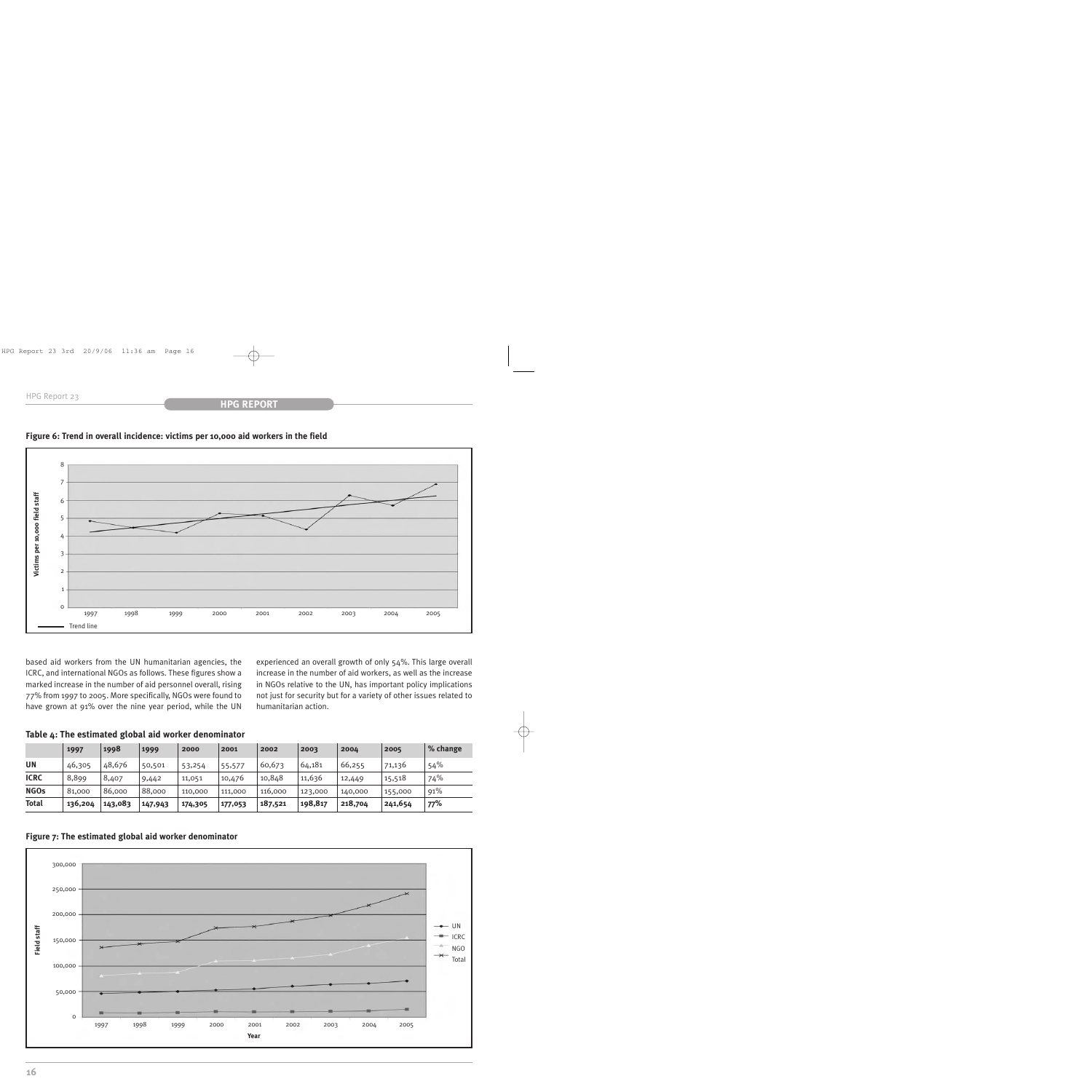**Figure 6: Trend in overall incidence: victims per 10,000 aid workers in the field**

based aid workers from the UN humanitarian agencies, the ICRC, and international NGOs as follows. These figures show a marked increase in the number of aid personnel overall, rising 77% from 1997 to 2005. More specifically, NGOs were found to have grown at 91% over the nine year period, while the UN experienced an overall growth of only 54%. This large overall increase in the number of aid workers, as well as the increase in NGOs relative to the UN, has important policy implications not just for security but for a variety of other issues related to humanitarian action.

**Table 4: The estimated global aid worker denominator**

| | 1997 | 1998 | 1999 | 2000 | 2001 | 2002 | 2003 | 2004 | 2005 | % change |
|---|---|---|---|---|---|---|---|---|---|---|
| **UN** | 46,305 | 48,676 | 50,501 | 53,254 | 55,577 | 60,673 | 64,181 | 66,255 | 71,136 | 54% |
| **ICRC** | 8,899 | 8,407 | 9,442 | 11,051 | 10,476 | 10,848 | 11,636 | 12,449 | 15,518 | 74% |
| **NGOs** | 81,000 | 86,000 | 88,000 | 110,000 | 111,000 | 116,000 | 123,000 | 140,000 | 155,000 | 91% |
| **Total** | **136,204** | **143,083** | **147,943** | **174,305** | **177,053** | **187,521** | **198,817** | **218,704** | **241,654** | **77%** |

**Figure 7: The estimated global aid worker denominator**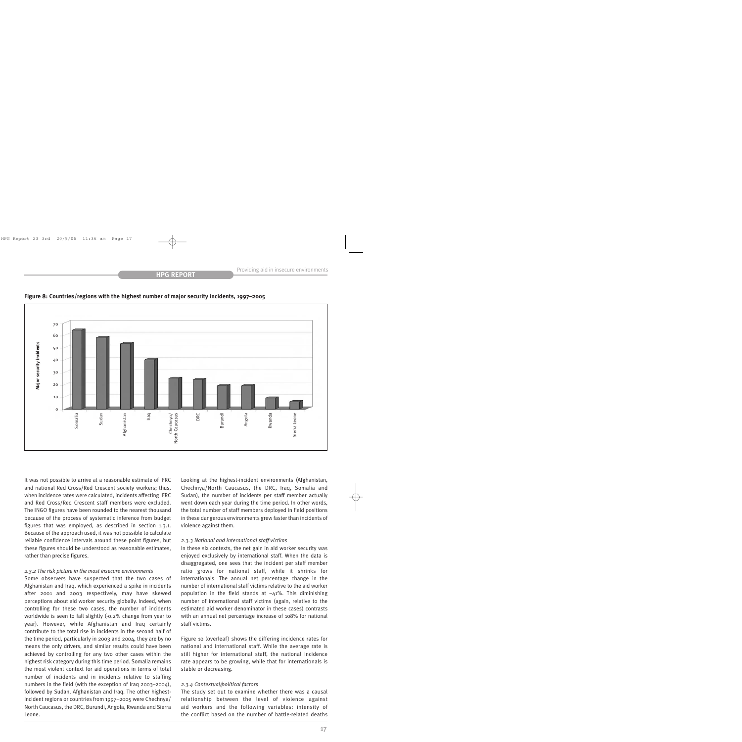**Figure 8: Countries/regions with the highest number of major security incidents, 1997–2005**

It was not possible to arrive at a reasonable estimate of IFRC and national Red Cross/Red Crescent society workers; thus, when incidence rates were calculated, incidents affecting IFRC and Red Cross/Red Crescent staff members were excluded. The INGO figures have been rounded to the nearest thousand because of the process of systematic inference from budget figures that was employed, as described in section 1.3.1. Because of the approach used, it was not possible to calculate reliable confidence intervals around these point figures, but these figures should be understood as reasonable estimates, rather than precise figures.

*2.3.2 The risk picture in the most insecure environments*

Some observers have suspected that the two cases of Afghanistan and Iraq, which experienced a spike in incidents after 2001 and 2003 respectively, may have skewed perceptions about aid worker security globally. Indeed, when controlling for these two cases, the number of incidents worldwide is seen to fall slightly (-0.2% change from year to year). However, while Afghanistan and Iraq certainly contribute to the total rise in incidents in the second half of the time period, particularly in 2003 and 2004, they are by no means the only drivers, and similar results could have been achieved by controlling for any two other cases within the highest risk category during this time period. Somalia remains the most violent context for aid operations in terms of total number of incidents and in incidents relative to staffing numbers in the field (with the exception of Iraq 2003–2004), followed by Sudan, Afghanistan and Iraq. The other highest-incident regions or countries from 1997–2005 were Chechnya/North Caucasus, the DRC, Burundi, Angola, Rwanda and Sierra Leone.

Looking at the highest-incident environments (Afghanistan, Chechnya/North Caucasus, the DRC, Iraq, Somalia and Sudan), the number of incidents per staff member actually went down each year during the time period. In other words, the total number of staff members deployed in field positions in these dangerous environments grew faster than incidents of violence against them.

*2.3.3 National and international staff victims*

In these six contexts, the net gain in aid worker security was enjoyed exclusively by international staff. When the data is disaggregated, one sees that the incident per staff member ratio grows for national staff, while it shrinks for internationals. The annual net percentage change in the number of international staff victims relative to the aid worker population in the field stands at –41%. This diminishing number of international staff victims (again, relative to the estimated aid worker denominator in these cases) contrasts with an annual net percentage increase of 108% for national staff victims.

Figure 10 (overleaf) shows the differing incidence rates for national and international staff. While the average rate is still higher for international staff, the national incidence rate appears to be growing, while that for internationals is stable or decreasing.

*2.3.4 Contextual/political factors*

The study set out to examine whether there was a causal relationship between the level of violence against aid workers and the following variables: intensity of the conflict based on the number of battle-related deaths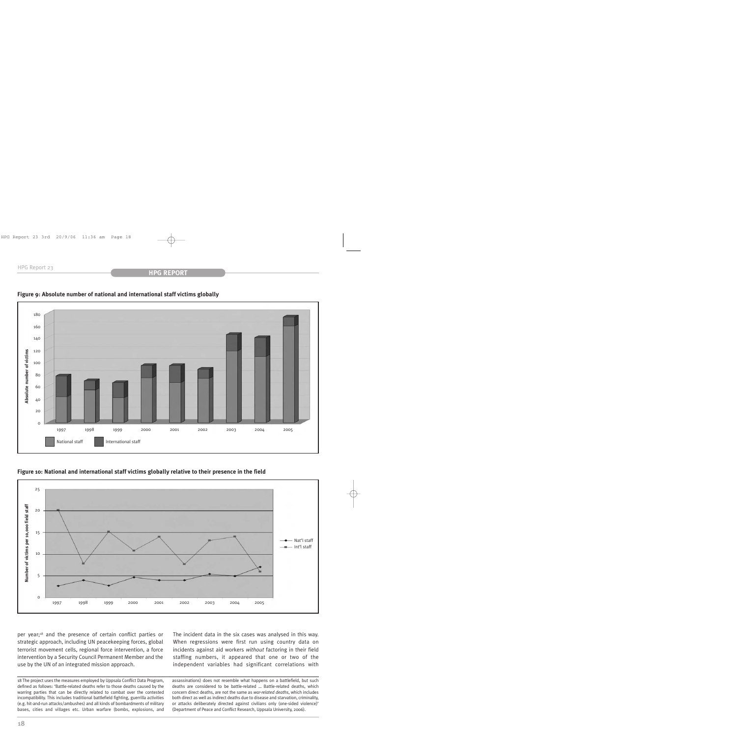**Figure 9: Absolute number of national and international staff victims globally**

**Figure 10: National and international staff victims globally relative to their presence in the field**

per year;[18] and the presence of certain conflict parties or strategic approach, including UN peacekeeping forces, global terrorist movement cells, regional force intervention, a force intervention by a Security Council Permanent Member and the use by the UN of an integrated mission approach.

The incident data in the six cases was analysed in this way. When regressions were first run using country data on incidents against aid workers *without* factoring in their field staffing numbers, it appeared that one or two of the independent variables had significant correlations with

18 The project uses the measures employed by Uppsala Conflict Data Program, defined as follows: 'Battle-related deaths refer to those deaths caused by the warring parties that can be directly related to combat over the contested incompatibility. This includes traditional battlefield fighting, guerrilla activities (e.g. hit-and-run attacks/ambushes) and all kinds of bombardments of military bases, cities and villages etc. Urban warfare (bombs, explosions, and assassinations) does not resemble what happens on a battlefield, but such deaths are considered to be battle-related … Battle-related deaths, which concern direct deaths, are not the same as *war-related deaths*, which includes both direct as well as indirect deaths due to disease and starvation, criminality, or attacks deliberately directed against civilians only (one-sided violence)' (Department of Peace and Conflict Research, Uppsala University, 2006).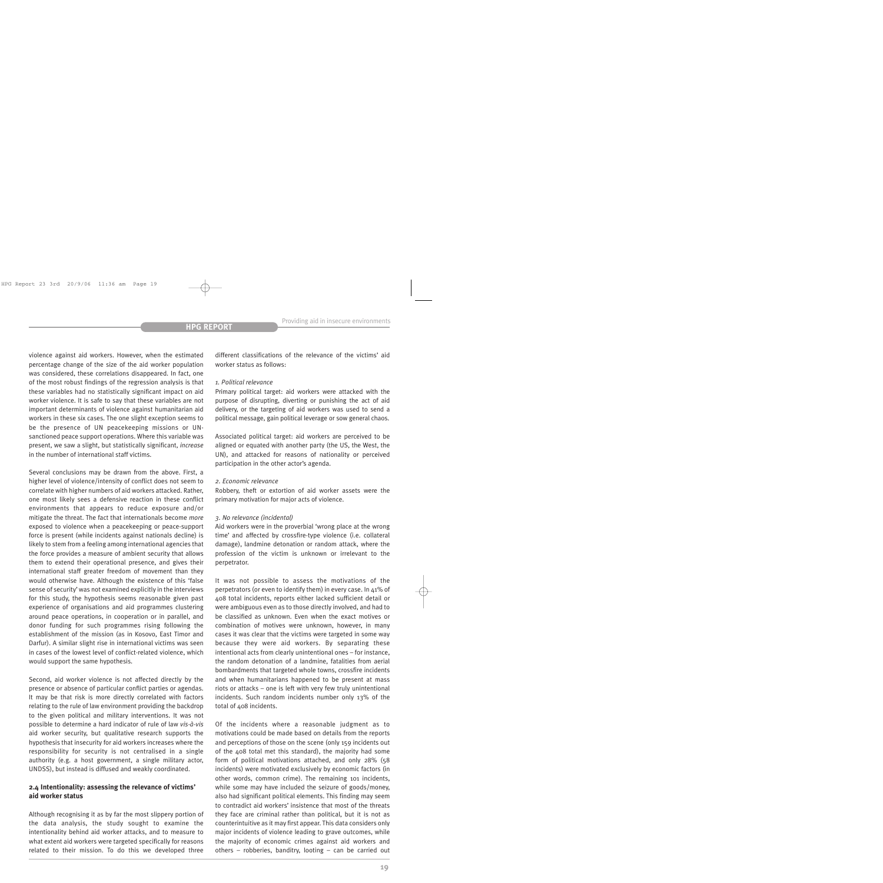violence against aid workers. However, when the estimated percentage change of the size of the aid worker population was considered, these correlations disappeared. In fact, one of the most robust findings of the regression analysis is that these variables had no statistically significant impact on aid worker violence. It is safe to say that these variables are not important determinants of violence against humanitarian aid workers in these six cases. The one slight exception seems to be the presence of UN peacekeeping missions or UN-sanctioned peace support operations. Where this variable was present, we saw a slight, but statistically significant, *increase* in the number of international staff victims.

Several conclusions may be drawn from the above. First, a higher level of violence/intensity of conflict does not seem to correlate with higher numbers of aid workers attacked. Rather, one most likely sees a defensive reaction in these conflict environments that appears to reduce exposure and/or mitigate the threat. The fact that internationals become *more* exposed to violence when a peacekeeping or peace-support force is present (while incidents against nationals decline) is likely to stem from a feeling among international agencies that the force provides a measure of ambient security that allows them to extend their operational presence, and gives their international staff greater freedom of movement than they would otherwise have. Although the existence of this 'false sense of security' was not examined explicitly in the interviews for this study, the hypothesis seems reasonable given past experience of organisations and aid programmes clustering around peace operations, in cooperation or in parallel, and donor funding for such programmes rising following the establishment of the mission (as in Kosovo, East Timor and Darfur). A similar slight rise in international victims was seen in cases of the lowest level of conflict-related violence, which would support the same hypothesis.

Second, aid worker violence is not affected directly by the presence or absence of particular conflict parties or agendas. It may be that risk is more directly correlated with factors relating to the rule of law environment providing the backdrop to the given political and military interventions. It was not possible to determine a hard indicator of rule of law *vis-à-vis* aid worker security, but qualitative research supports the hypothesis that insecurity for aid workers increases where the responsibility for security is not centralised in a single authority (e.g. a host government, a single military actor, UNDSS), but instead is diffused and weakly coordinated.

### 2.4 Intentionality: assessing the relevance of victims' aid worker status

Although recognising it as by far the most slippery portion of the data analysis, the study sought to examine the intentionality behind aid worker attacks, and to measure to what extent aid workers were targeted specifically for reasons related to their mission. To do this we developed three different classifications of the relevance of the victims' aid worker status as follows:

*1. Political relevance*

Primary political target: aid workers were attacked with the purpose of disrupting, diverting or punishing the act of aid delivery, or the targeting of aid workers was used to send a political message, gain political leverage or sow general chaos.

Associated political target: aid workers are perceived to be aligned or equated with another party (the US, the West, the UN), and attacked for reasons of nationality or perceived participation in the other actor's agenda.

*2. Economic relevance*

Robbery, theft or extortion of aid worker assets were the primary motivation for major acts of violence.

*3. No relevance (incidental)*

Aid workers were in the proverbial 'wrong place at the wrong time' and affected by crossfire-type violence (i.e. collateral damage), landmine detonation or random attack, where the profession of the victim is unknown or irrelevant to the perpetrator.

It was not possible to assess the motivations of the perpetrators (or even to identify them) in every case. In 41% of 408 total incidents, reports either lacked sufficient detail or were ambiguous even as to those directly involved, and had to be classified as unknown. Even when the exact motives or combination of motives were unknown, however, in many cases it was clear that the victims were targeted in some way because they were aid workers. By separating these intentional acts from clearly unintentional ones – for instance, the random detonation of a landmine, fatalities from aerial bombardments that targeted whole towns, crossfire incidents and when humanitarians happened to be present at mass riots or attacks – one is left with very few truly unintentional incidents. Such random incidents number only 13% of the total of 408 incidents.

Of the incidents where a reasonable judgment as to motivations could be made based on details from the reports and perceptions of those on the scene (only 159 incidents out of the 408 total met this standard), the majority had some form of political motivations attached, and only 28% (58 incidents) were motivated exclusively by economic factors (in other words, common crime). The remaining 101 incidents, while some may have included the seizure of goods/money, also had significant political elements. This finding may seem to contradict aid workers' insistence that most of the threats they face are criminal rather than political, but it is not as counterintuitive as it may first appear. This data considers only major incidents of violence leading to grave outcomes, while the majority of economic crimes against aid workers and others – robberies, banditry, looting – can be carried out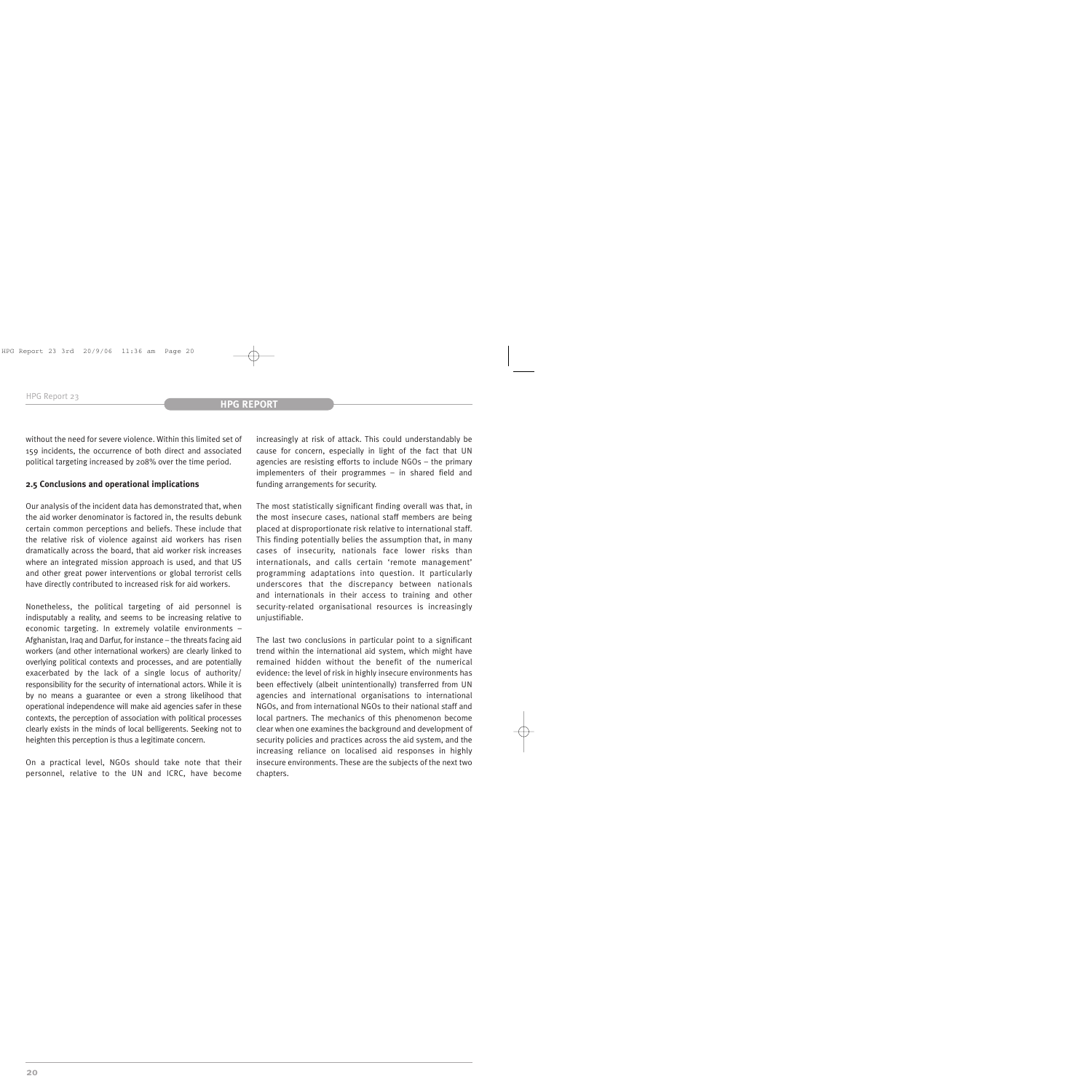without the need for severe violence. Within this limited set of 159 incidents, the occurrence of both direct and associated political targeting increased by 208% over the time period.

### 2.5 Conclusions and operational implications

Our analysis of the incident data has demonstrated that, when the aid worker denominator is factored in, the results debunk certain common perceptions and beliefs. These include that the relative risk of violence against aid workers has risen dramatically across the board, that aid worker risk increases where an integrated mission approach is used, and that US and other great power interventions or global terrorist cells have directly contributed to increased risk for aid workers.

Nonetheless, the political targeting of aid personnel is indisputably a reality, and seems to be increasing relative to economic targeting. In extremely volatile environments – Afghanistan, Iraq and Darfur, for instance – the threats facing aid workers (and other international workers) are clearly linked to overlying political contexts and processes, and are potentially exacerbated by the lack of a single locus of authority/responsibility for the security of international actors. While it is by no means a guarantee or even a strong likelihood that operational independence will make aid agencies safer in these contexts, the perception of association with political processes clearly exists in the minds of local belligerents. Seeking not to heighten this perception is thus a legitimate concern.

On a practical level, NGOs should take note that their personnel, relative to the UN and ICRC, have become increasingly at risk of attack. This could understandably be cause for concern, especially in light of the fact that UN agencies are resisting efforts to include NGOs – the primary implementers of their programmes – in shared field and funding arrangements for security.

The most statistically significant finding overall was that, in the most insecure cases, national staff members are being placed at disproportionate risk relative to international staff. This finding potentially belies the assumption that, in many cases of insecurity, nationals face lower risks than internationals, and calls certain 'remote management' programming adaptations into question. It particularly underscores that the discrepancy between nationals and internationals in their access to training and other security-related organisational resources is increasingly unjustifiable.

The last two conclusions in particular point to a significant trend within the international aid system, which might have remained hidden without the benefit of the numerical evidence: the level of risk in highly insecure environments has been effectively (albeit unintentionally) transferred from UN agencies and international organisations to international NGOs, and from international NGOs to their national staff and local partners. The mechanics of this phenomenon become clear when one examines the background and development of security policies and practices across the aid system, and the increasing reliance on localised aid responses in highly insecure environments. These are the subjects of the next two chapters.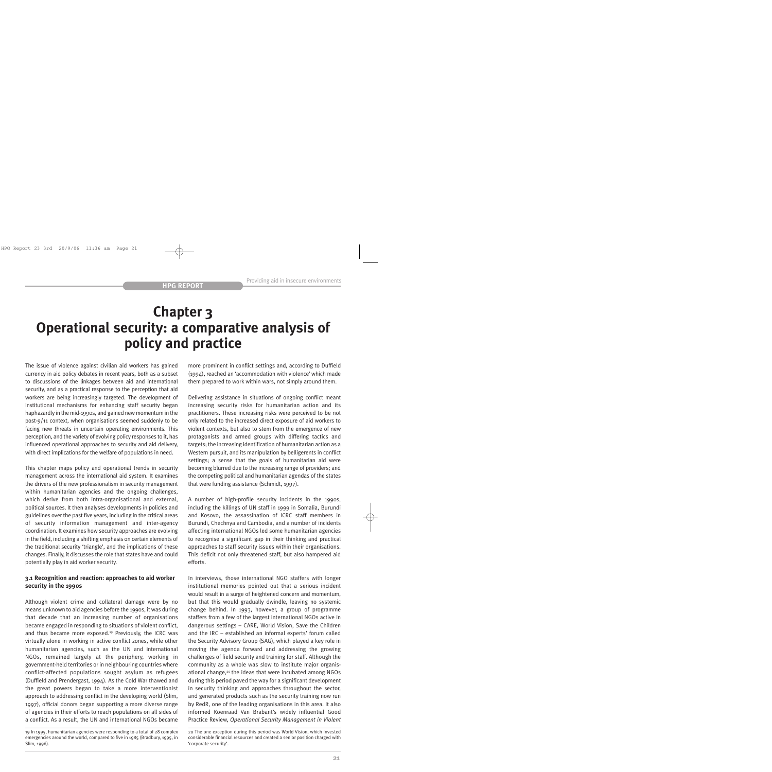# Chapter 3
# Operational security: a comparative analysis of policy and practice

The issue of violence against civilian aid workers has gained currency in aid policy debates in recent years, both as a subset to discussions of the linkages between aid and international security, and as a practical response to the perception that aid workers are being increasingly targeted. The development of institutional mechanisms for enhancing staff security began haphazardly in the mid-1990s, and gained new momentum in the post-9/11 context, when organisations seemed suddenly to be facing new threats in uncertain operating environments. This perception, and the variety of evolving policy responses to it, has influenced operational approaches to security and aid delivery, with direct implications for the welfare of populations in need.

This chapter maps policy and operational trends in security management across the international aid system. It examines the drivers of the new professionalism in security management within humanitarian agencies and the ongoing challenges, which derive from both intra-organisational and external, political sources. It then analyses developments in policies and guidelines over the past five years, including in the critical areas of security information management and inter-agency coordination. It examines how security approaches are evolving in the field, including a shifting emphasis on certain elements of the traditional security 'triangle', and the implications of these changes. Finally, it discusses the role that states have and could potentially play in aid worker security.

### 3.1 Recognition and reaction: approaches to aid worker security in the 1990s

Although violent crime and collateral damage were by no means unknown to aid agencies before the 1990s, it was during that decade that an increasing number of organisations became engaged in responding to situations of violent conflict, and thus became more exposed.[19] Previously, the ICRC was virtually alone in working in active conflict zones, while other humanitarian agencies, such as the UN and international NGOs, remained largely at the periphery, working in government-held territories or in neighbouring countries where conflict-affected populations sought asylum as refugees (Duffield and Prendergast, 1994). As the Cold War thawed and the great powers began to take a more interventionist approach to addressing conflict in the developing world (Slim, 1997), official donors began supporting a more diverse range of agencies in their efforts to reach populations on all sides of a conflict. As a result, the UN and international NGOs became more prominent in conflict settings and, according to Duffield (1994), reached an 'accommodation with violence' which made them prepared to work within wars, not simply around them.

Delivering assistance in situations of ongoing conflict meant increasing security risks for humanitarian action and its practitioners. These increasing risks were perceived to be not only related to the increased direct exposure of aid workers to violent contexts, but also to stem from the emergence of new protagonists and armed groups with differing tactics and targets; the increasing identification of humanitarian action as a Western pursuit, and its manipulation by belligerents in conflict settings; a sense that the goals of humanitarian aid were becoming blurred due to the increasing range of providers; and the competing political and humanitarian agendas of the states that were funding assistance (Schmidt, 1997).

A number of high-profile security incidents in the 1990s, including the killings of UN staff in 1999 in Somalia, Burundi and Kosovo, the assassination of ICRC staff members in Burundi, Chechnya and Cambodia, and a number of incidents affecting international NGOs led some humanitarian agencies to recognise a significant gap in their thinking and practical approaches to staff security issues within their organisations. This deficit not only threatened staff, but also hampered aid efforts.

In interviews, those international NGO staffers with longer institutional memories pointed out that a serious incident would result in a surge of heightened concern and momentum, but that this would gradually dwindle, leaving no systemic change behind. In 1993, however, a group of programme staffers from a few of the largest international NGOs active in dangerous settings – CARE, World Vision, Save the Children and the IRC – established an informal experts' forum called the Security Advisory Group (SAG), which played a key role in moving the agenda forward and addressing the growing challenges of field security and training for staff. Although the community as a whole was slow to institute major organisational change,[20] the ideas that were incubated among NGOs during this period paved the way for a significant development in security thinking and approaches throughout the sector, and generated products such as the security training now run by RedR, one of the leading organisations in this area. It also informed Koenraad Van Brabant's widely influential Good Practice Review, *Operational Security Management in Violent*

19 In 1995, humanitarian agencies were responding to a total of 28 complex emergencies around the world, compared to five in 1985 (Bradbury, 1995, in Slim, 1996).

20 The one exception during this period was World Vision, which invested considerable financial resources and created a senior position charged with 'corporate security'.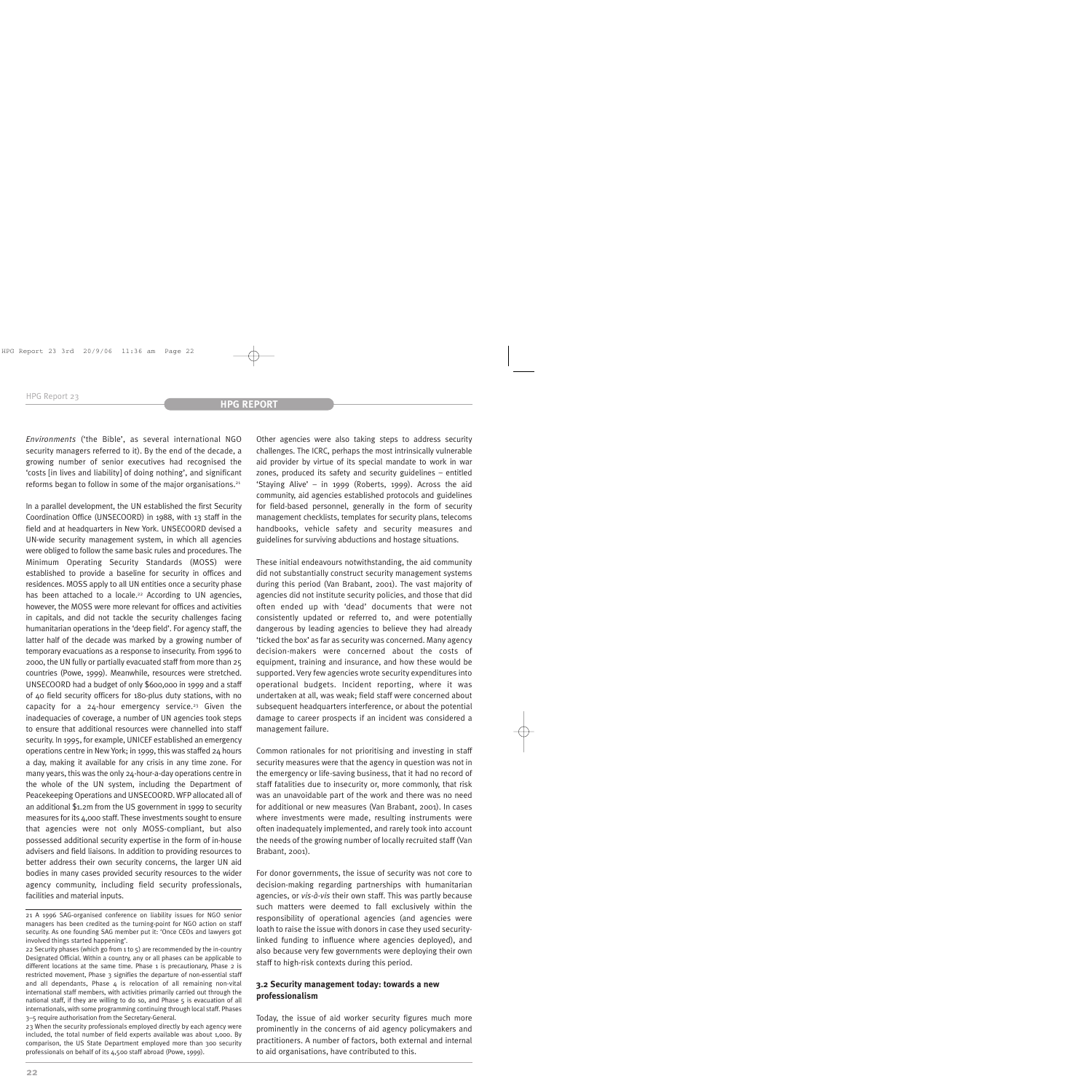*Environments* ('the Bible', as several international NGO security managers referred to it). By the end of the decade, a growing number of senior executives had recognised the 'costs [in lives and liability] of doing nothing', and significant reforms began to follow in some of the major organisations.[21]

In a parallel development, the UN established the first Security Coordination Office (UNSECOORD) in 1988, with 13 staff in the field and at headquarters in New York. UNSECOORD devised a UN-wide security management system, in which all agencies were obliged to follow the same basic rules and procedures. The Minimum Operating Security Standards (MOSS) were established to provide a baseline for security in offices and residences. MOSS apply to all UN entities once a security phase has been attached to a locale.[22] According to UN agencies, however, the MOSS were more relevant for offices and activities in capitals, and did not tackle the security challenges facing humanitarian operations in the 'deep field'. For agency staff, the latter half of the decade was marked by a growing number of temporary evacuations as a response to insecurity. From 1996 to 2000, the UN fully or partially evacuated staff from more than 25 countries (Powe, 1999). Meanwhile, resources were stretched. UNSECOORD had a budget of only $600,000 in 1999 and a staff of 40 field security officers for 180-plus duty stations, with no capacity for a 24-hour emergency service.[23] Given the inadequacies of coverage, a number of UN agencies took steps to ensure that additional resources were channelled into staff security. In 1995, for example, UNICEF established an emergency operations centre in New York; in 1999, this was staffed 24 hours a day, making it available for any crisis in any time zone. For many years, this was the only 24-hour-a-day operations centre in the whole of the UN system, including the Department of Peacekeeping Operations and UNSECOORD. WFP allocated all of an additional $1.2m from the US government in 1999 to security measures for its 4,000 staff. These investments sought to ensure that agencies were not only MOSS-compliant, but also possessed additional security expertise in the form of in-house advisers and field liaisons. In addition to providing resources to better address their own security concerns, the larger UN aid bodies in many cases provided security resources to the wider agency community, including field security professionals, facilities and material inputs.

Other agencies were also taking steps to address security challenges. The ICRC, perhaps the most intrinsically vulnerable aid provider by virtue of its special mandate to work in war zones, produced its safety and security guidelines – entitled 'Staying Alive' – in 1999 (Roberts, 1999). Across the aid community, aid agencies established protocols and guidelines for field-based personnel, generally in the form of security management checklists, templates for security plans, telecoms handbooks, vehicle safety and security measures and guidelines for surviving abductions and hostage situations.

These initial endeavours notwithstanding, the aid community did not substantially construct security management systems during this period (Van Brabant, 2001). The vast majority of agencies did not institute security policies, and those that did often ended up with 'dead' documents that were not consistently updated or referred to, and were potentially dangerous by leading agencies to believe they had already 'ticked the box' as far as security was concerned. Many agency decision-makers were concerned about the costs of equipment, training and insurance, and how these would be supported. Very few agencies wrote security expenditures into operational budgets. Incident reporting, where it was undertaken at all, was weak; field staff were concerned about subsequent headquarters interference, or about the potential damage to career prospects if an incident was considered a management failure.

Common rationales for not prioritising and investing in staff security measures were that the agency in question was not in the emergency or life-saving business, that it had no record of staff fatalities due to insecurity or, more commonly, that risk was an unavoidable part of the work and there was no need for additional or new measures (Van Brabant, 2001). In cases where investments were made, resulting instruments were often inadequately implemented, and rarely took into account the needs of the growing number of locally recruited staff (Van Brabant, 2001).

For donor governments, the issue of security was not core to decision-making regarding partnerships with humanitarian agencies, or *vis-à-vis* their own staff. This was partly because such matters were deemed to fall exclusively within the responsibility of operational agencies (and agencies were loath to raise the issue with donors in case they used security-linked funding to influence where agencies deployed), and also because very few governments were deploying their own staff to high-risk contexts during this period.

### 3.2 Security management today: towards a new professionalism

Today, the issue of aid worker security figures much more prominently in the concerns of aid agency policymakers and practitioners. A number of factors, both external and internal to aid organisations, have contributed to this.

---

21 A 1996 SAG-organised conference on liability issues for NGO senior managers has been credited as the turning-point for NGO action on staff security. As one founding SAG member put it: 'Once CEOs and lawyers got involved things started happening'.

22 Security phases (which go from 1 to 5) are recommended by the in-country Designated Official. Within a country, any or all phases can be applicable to different locations at the same time. Phase 1 is precautionary, Phase 2 is restricted movement, Phase 3 signifies the departure of non-essential staff and all dependants, Phase 4 is relocation of all remaining non-vital international staff members, with activities primarily carried out through the national staff, if they are willing to do so, and Phase 5 is evacuation of all internationals, with some programming continuing through local staff. Phases 3–5 require authorisation from the Secretary-General.

23 When the security professionals employed directly by each agency were included, the total number of field experts available was about 1,000. By comparison, the US State Department employed more than 300 security professionals on behalf of its 4,500 staff abroad (Powe, 1999).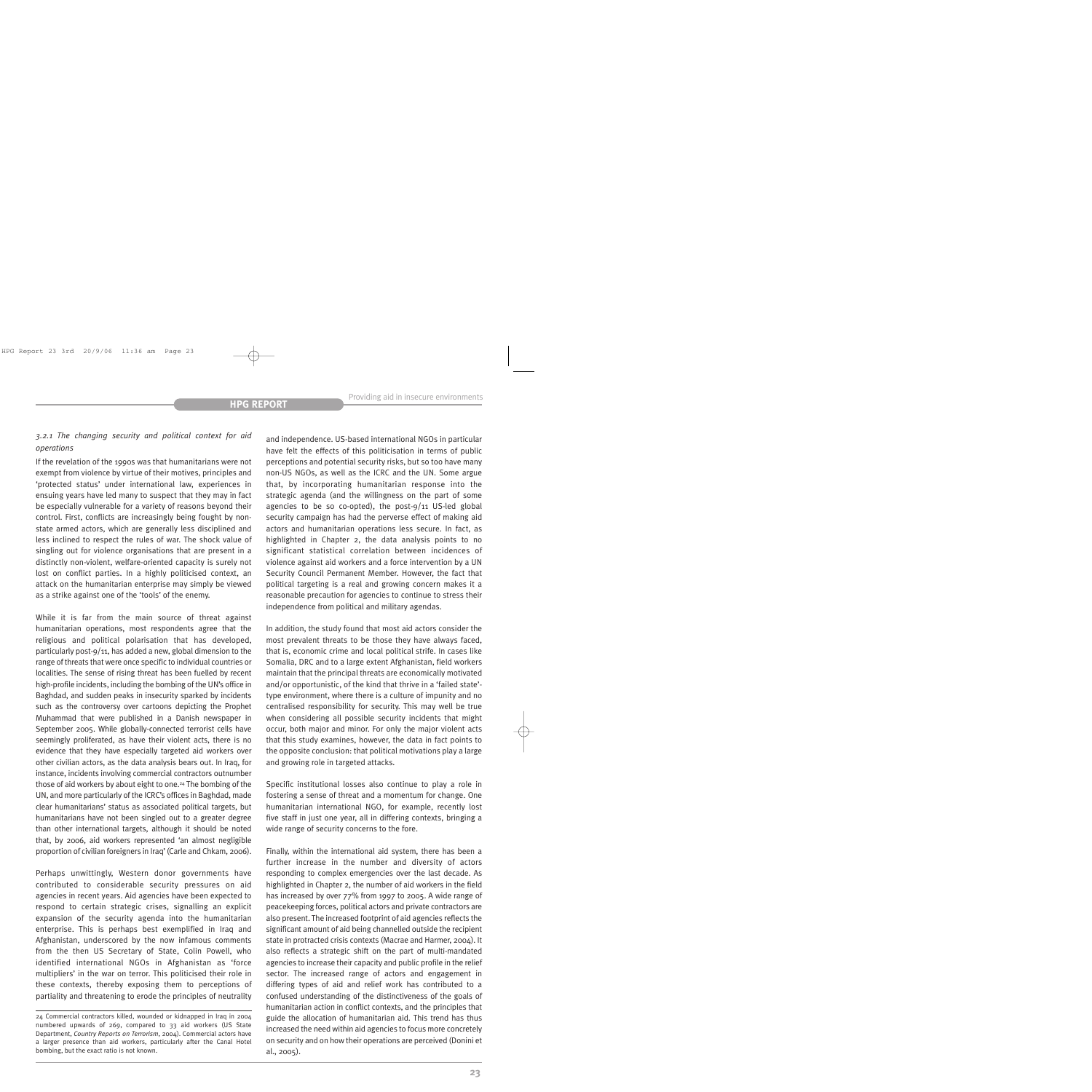### *3.2.1 The changing security and political context for aid operations*

If the revelation of the 1990s was that humanitarians were not exempt from violence by virtue of their motives, principles and 'protected status' under international law, experiences in ensuing years have led many to suspect that they may in fact be especially vulnerable for a variety of reasons beyond their control. First, conflicts are increasingly being fought by non-state armed actors, which are generally less disciplined and less inclined to respect the rules of war. The shock value of singling out for violence organisations that are present in a distinctly non-violent, welfare-oriented capacity is surely not lost on conflict parties. In a highly politicised context, an attack on the humanitarian enterprise may simply be viewed as a strike against one of the 'tools' of the enemy.

While it is far from the main source of threat against humanitarian operations, most respondents agree that the religious and political polarisation that has developed, particularly post-9/11, has added a new, global dimension to the range of threats that were once specific to individual countries or localities. The sense of rising threat has been fuelled by recent high-profile incidents, including the bombing of the UN's office in Baghdad, and sudden peaks in insecurity sparked by incidents such as the controversy over cartoons depicting the Prophet Muhammad that were published in a Danish newspaper in September 2005. While globally-connected terrorist cells have seemingly proliferated, as have their violent acts, there is no evidence that they have especially targeted aid workers over other civilian actors, as the data analysis bears out. In Iraq, for instance, incidents involving commercial contractors outnumber those of aid workers by about eight to one.[24] The bombing of the UN, and more particularly of the ICRC's offices in Baghdad, made clear humanitarians' status as associated political targets, but humanitarians have not been singled out to a greater degree than other international targets, although it should be noted that, by 2006, aid workers represented 'an almost negligible proportion of civilian foreigners in Iraq' (Carle and Chkam, 2006).

Perhaps unwittingly, Western donor governments have contributed to considerable security pressures on aid agencies in recent years. Aid agencies have been expected to respond to certain strategic crises, signalling an explicit expansion of the security agenda into the humanitarian enterprise. This is perhaps best exemplified in Iraq and Afghanistan, underscored by the now infamous comments from the then US Secretary of State, Colin Powell, who identified international NGOs in Afghanistan as 'force multipliers' in the war on terror. This politicised their role in these contexts, thereby exposing them to perceptions of partiality and threatening to erode the principles of neutrality and independence. US-based international NGOs in particular have felt the effects of this politicisation in terms of public perceptions and potential security risks, but so too have many non-US NGOs, as well as the ICRC and the UN. Some argue that, by incorporating humanitarian response into the strategic agenda (and the willingness on the part of some agencies to be so co-opted), the post-9/11 US-led global security campaign has had the perverse effect of making aid actors and humanitarian operations less secure. In fact, as highlighted in Chapter 2, the data analysis points to no significant statistical correlation between incidences of violence against aid workers and a force intervention by a UN Security Council Permanent Member. However, the fact that political targeting is a real and growing concern makes it a reasonable precaution for agencies to continue to stress their independence from political and military agendas.

In addition, the study found that most aid actors consider the most prevalent threats to be those they have always faced, that is, economic crime and local political strife. In cases like Somalia, DRC and to a large extent Afghanistan, field workers maintain that the principal threats are economically motivated and/or opportunistic, of the kind that thrive in a 'failed state'-type environment, where there is a culture of impunity and no centralised responsibility for security. This may well be true when considering all possible security incidents that might occur, both major and minor. For only the major violent acts that this study examines, however, the data in fact points to the opposite conclusion: that political motivations play a large and growing role in targeted attacks.

Specific institutional losses also continue to play a role in fostering a sense of threat and a momentum for change. One humanitarian international NGO, for example, recently lost five staff in just one year, all in differing contexts, bringing a wide range of security concerns to the fore.

Finally, within the international aid system, there has been a further increase in the number and diversity of actors responding to complex emergencies over the last decade. As highlighted in Chapter 2, the number of aid workers in the field has increased by over 77% from 1997 to 2005. A wide range of peacekeeping forces, political actors and private contractors are also present. The increased footprint of aid agencies reflects the significant amount of aid being channelled outside the recipient state in protracted crisis contexts (Macrae and Harmer, 2004). It also reflects a strategic shift on the part of multi-mandated agencies to increase their capacity and public profile in the relief sector. The increased range of actors and engagement in differing types of aid and relief work has contributed to a confused understanding of the distinctiveness of the goals of humanitarian action in conflict contexts, and the principles that guide the allocation of humanitarian aid. This trend has thus increased the need within aid agencies to focus more concretely on security and on how their operations are perceived (Donini et al., 2005).

---

24 Commercial contractors killed, wounded or kidnapped in Iraq in 2004 numbered upwards of 269, compared to 33 aid workers (US State Department, *Country Reports on Terrorism*, 2004). Commercial actors have a larger presence than aid workers, particularly after the Canal Hotel bombing, but the exact ratio is not known.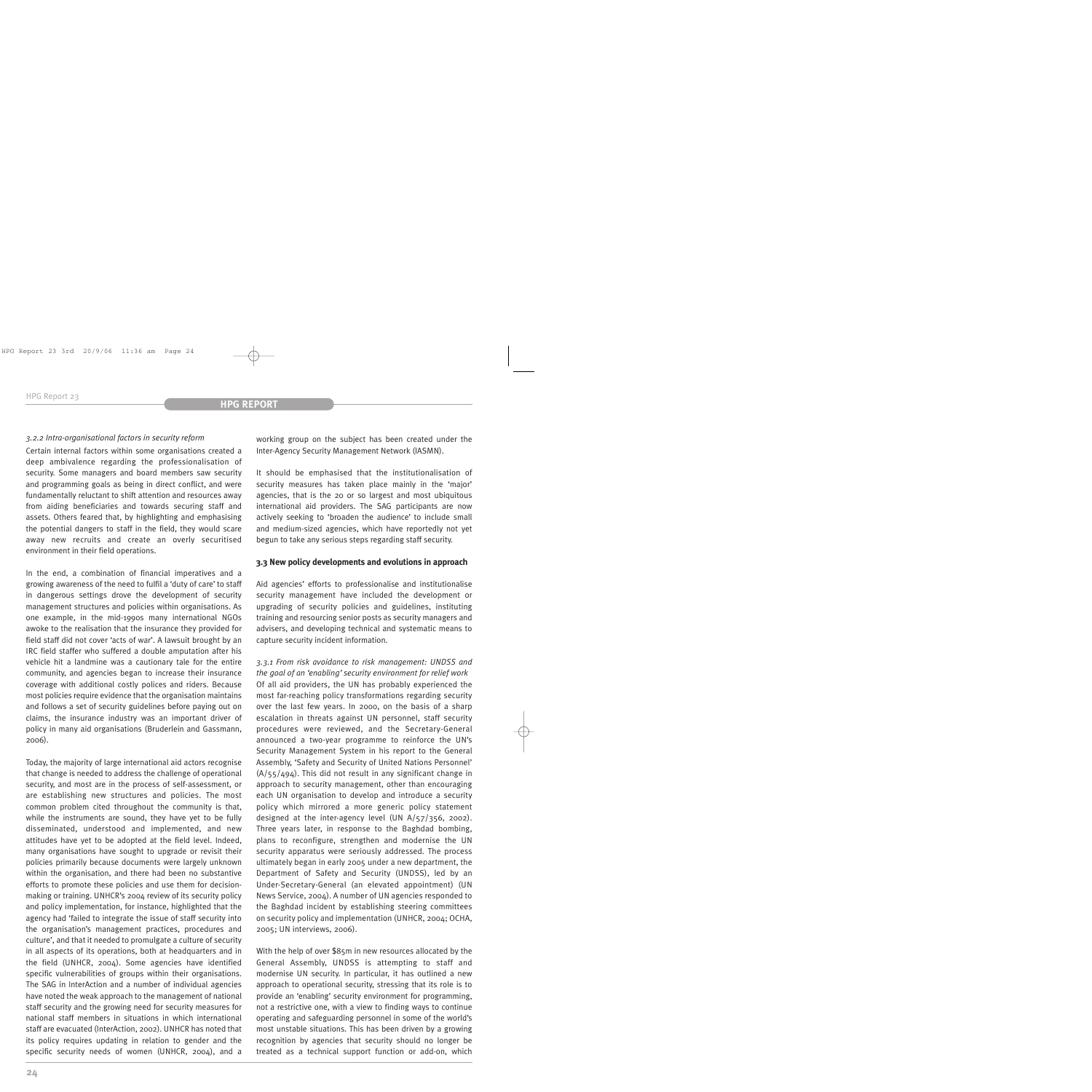*3.2.2 Intra-organisational factors in security reform*

Certain internal factors within some organisations created a deep ambivalence regarding the professionalisation of security. Some managers and board members saw security and programming goals as being in direct conflict, and were fundamentally reluctant to shift attention and resources away from aiding beneficiaries and towards securing staff and assets. Others feared that, by highlighting and emphasising the potential dangers to staff in the field, they would scare away new recruits and create an overly securitised environment in their field operations.

In the end, a combination of financial imperatives and a growing awareness of the need to fulfil a 'duty of care' to staff in dangerous settings drove the development of security management structures and policies within organisations. As one example, in the mid-1990s many international NGOs awoke to the realisation that the insurance they provided for field staff did not cover 'acts of war'. A lawsuit brought by an IRC field staffer who suffered a double amputation after his vehicle hit a landmine was a cautionary tale for the entire community, and agencies began to increase their insurance coverage with additional costly polices and riders. Because most policies require evidence that the organisation maintains and follows a set of security guidelines before paying out on claims, the insurance industry was an important driver of policy in many aid organisations (Bruderlein and Gassmann, 2006).

Today, the majority of large international aid actors recognise that change is needed to address the challenge of operational security, and most are in the process of self-assessment, or are establishing new structures and policies. The most common problem cited throughout the community is that, while the instruments are sound, they have yet to be fully disseminated, understood and implemented, and new attitudes have yet to be adopted at the field level. Indeed, many organisations have sought to upgrade or revisit their policies primarily because documents were largely unknown within the organisation, and there had been no substantive efforts to promote these policies and use them for decision-making or training. UNHCR's 2004 review of its security policy and policy implementation, for instance, highlighted that the agency had 'failed to integrate the issue of staff security into the organisation's management practices, procedures and culture', and that it needed to promulgate a culture of security in all aspects of its operations, both at headquarters and in the field (UNHCR, 2004). Some agencies have identified specific vulnerabilities of groups within their organisations. The SAG in InterAction and a number of individual agencies have noted the weak approach to the management of national staff security and the growing need for security measures for national staff members in situations in which international staff are evacuated (InterAction, 2002). UNHCR has noted that its policy requires updating in relation to gender and the specific security needs of women (UNHCR, 2004), and a working group on the subject has been created under the Inter-Agency Security Management Network (IASMN).

It should be emphasised that the institutionalisation of security measures has taken place mainly in the 'major' agencies, that is the 20 or so largest and most ubiquitous international aid providers. The SAG participants are now actively seeking to 'broaden the audience' to include small and medium-sized agencies, which have reportedly not yet begun to take any serious steps regarding staff security.

### 3.3 New policy developments and evolutions in approach

Aid agencies' efforts to professionalise and institutionalise security management have included the development or upgrading of security policies and guidelines, instituting training and resourcing senior posts as security managers and advisers, and developing technical and systematic means to capture security incident information.

*3.3.1 From risk avoidance to risk management: UNDSS and the goal of an 'enabling' security environment for relief work*

Of all aid providers, the UN has probably experienced the most far-reaching policy transformations regarding security over the last few years. In 2000, on the basis of a sharp escalation in threats against UN personnel, staff security procedures were reviewed, and the Secretary-General announced a two-year programme to reinforce the UN's Security Management System in his report to the General Assembly, 'Safety and Security of United Nations Personnel' (A/55/494). This did not result in any significant change in approach to security management, other than encouraging each UN organisation to develop and introduce a security policy which mirrored a more generic policy statement designed at the inter-agency level (UN A/57/356, 2002). Three years later, in response to the Baghdad bombing, plans to reconfigure, strengthen and modernise the UN security apparatus were seriously addressed. The process ultimately began in early 2005 under a new department, the Department of Safety and Security (UNDSS), led by an Under-Secretary-General (an elevated appointment) (UN News Service, 2004). A number of UN agencies responded to the Baghdad incident by establishing steering committees on security policy and implementation (UNHCR, 2004; OCHA, 2005; UN interviews, 2006).

With the help of over $85m in new resources allocated by the General Assembly, UNDSS is attempting to staff and modernise UN security. In particular, it has outlined a new approach to operational security, stressing that its role is to provide an 'enabling' security environment for programming, not a restrictive one, with a view to finding ways to continue operating and safeguarding personnel in some of the world's most unstable situations. This has been driven by a growing recognition by agencies that security should no longer be treated as a technical support function or add-on, which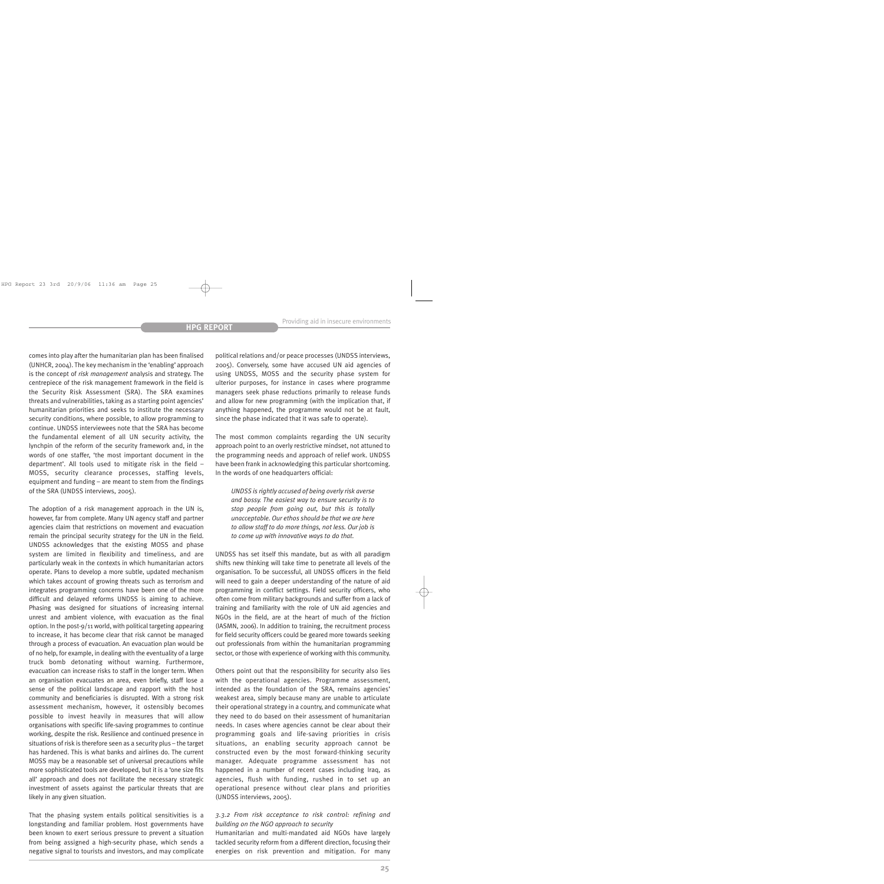comes into play after the humanitarian plan has been finalised (UNHCR, 2004). The key mechanism in the 'enabling' approach is the concept of *risk management* analysis and strategy. The centrepiece of the risk management framework in the field is the Security Risk Assessment (SRA). The SRA examines threats and vulnerabilities, taking as a starting point agencies' humanitarian priorities and seeks to institute the necessary security conditions, where possible, to allow programming to continue. UNDSS interviewees note that the SRA has become the fundamental element of all UN security activity, the lynchpin of the reform of the security framework and, in the words of one staffer, 'the most important document in the department'. All tools used to mitigate risk in the field – MOSS, security clearance processes, staffing levels, equipment and funding – are meant to stem from the findings of the SRA (UNDSS interviews, 2005).

The adoption of a risk management approach in the UN is, however, far from complete. Many UN agency staff and partner agencies claim that restrictions on movement and evacuation remain the principal security strategy for the UN in the field. UNDSS acknowledges that the existing MOSS and phase system are limited in flexibility and timeliness, and are particularly weak in the contexts in which humanitarian actors operate. Plans to develop a more subtle, updated mechanism which takes account of growing threats such as terrorism and integrates programming concerns have been one of the more difficult and delayed reforms UNDSS is aiming to achieve. Phasing was designed for situations of increasing internal unrest and ambient violence, with evacuation as the final option. In the post-9/11 world, with political targeting appearing to increase, it has become clear that risk cannot be managed through a process of evacuation. An evacuation plan would be of no help, for example, in dealing with the eventuality of a large truck bomb detonating without warning. Furthermore, evacuation can increase risks to staff in the longer term. When an organisation evacuates an area, even briefly, staff lose a sense of the political landscape and rapport with the host community and beneficiaries is disrupted. With a strong risk assessment mechanism, however, it ostensibly becomes possible to invest heavily in measures that will allow organisations with specific life-saving programmes to continue working, despite the risk. Resilience and continued presence in situations of risk is therefore seen as a security plus – the target has hardened. This is what banks and airlines do. The current MOSS may be a reasonable set of universal precautions while more sophisticated tools are developed, but it is a 'one size fits all' approach and does not facilitate the necessary strategic investment of assets against the particular threats that are likely in any given situation.

That the phasing system entails political sensitivities is a longstanding and familiar problem. Host governments have been known to exert serious pressure to prevent a situation from being assigned a high-security phase, which sends a negative signal to tourists and investors, and may complicate political relations and/or peace processes (UNDSS interviews, 2005). Conversely, some have accused UN aid agencies of using UNDSS, MOSS and the security phase system for ulterior purposes, for instance in cases where programme managers seek phase reductions primarily to release funds and allow for new programming (with the implication that, if anything happened, the programme would not be at fault, since the phase indicated that it was safe to operate).

The most common complaints regarding the UN security approach point to an overly restrictive mindset, not attuned to the programming needs and approach of relief work. UNDSS have been frank in acknowledging this particular shortcoming. In the words of one headquarters official:

> *UNDSS is rightly accused of being overly risk averse and bossy. The easiest way to ensure security is to stop people from going out, but this is totally unacceptable. Our ethos should be that we are here to allow staff to do more things, not less. Our job is to come up with innovative ways to do that.*

UNDSS has set itself this mandate, but as with all paradigm shifts new thinking will take time to penetrate all levels of the organisation. To be successful, all UNDSS officers in the field will need to gain a deeper understanding of the nature of aid programming in conflict settings. Field security officers, who often come from military backgrounds and suffer from a lack of training and familiarity with the role of UN aid agencies and NGOs in the field, are at the heart of much of the friction (IASMN, 2006). In addition to training, the recruitment process for field security officers could be geared more towards seeking out professionals from within the humanitarian programming sector, or those with experience of working with this community.

Others point out that the responsibility for security also lies with the operational agencies. Programme assessment, intended as the foundation of the SRA, remains agencies' weakest area, simply because many are unable to articulate their operational strategy in a country, and communicate what they need to do based on their assessment of humanitarian needs. In cases where agencies cannot be clear about their programming goals and life-saving priorities in crisis situations, an enabling security approach cannot be constructed even by the most forward-thinking security manager. Adequate programme assessment has not happened in a number of recent cases including Iraq, as agencies, flush with funding, rushed in to set up an operational presence without clear plans and priorities (UNDSS interviews, 2005).

#### *3.3.2 From risk acceptance to risk control: refining and building on the NGO approach to security*

Humanitarian and multi-mandated aid NGOs have largely tackled security reform from a different direction, focusing their energies on risk prevention and mitigation. For many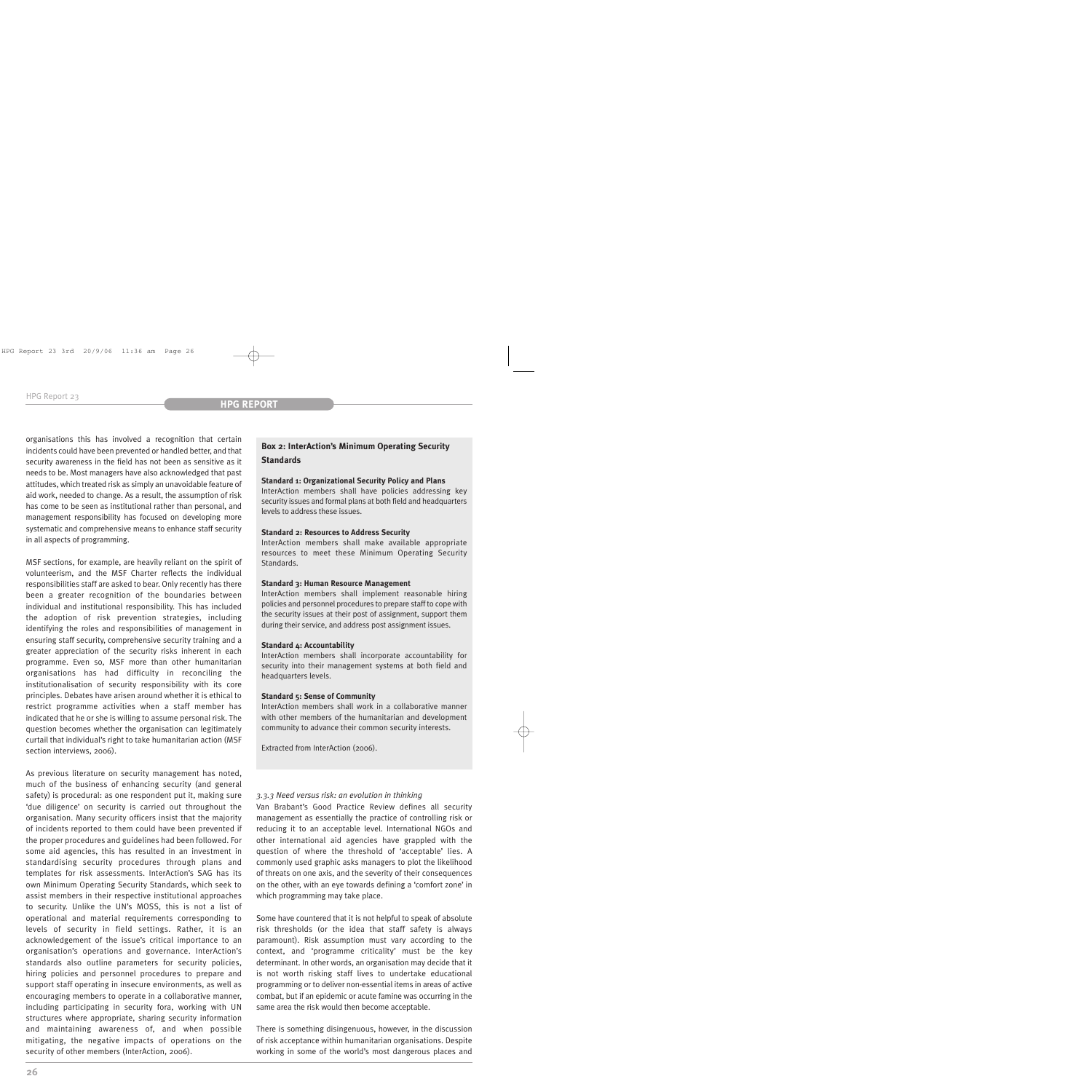organisations this has involved a recognition that certain incidents could have been prevented or handled better, and that security awareness in the field has not been as sensitive as it needs to be. Most managers have also acknowledged that past attitudes, which treated risk as simply an unavoidable feature of aid work, needed to change. As a result, the assumption of risk has come to be seen as institutional rather than personal, and management responsibility has focused on developing more systematic and comprehensive means to enhance staff security in all aspects of programming.

MSF sections, for example, are heavily reliant on the spirit of volunteerism, and the MSF Charter reflects the individual responsibilities staff are asked to bear. Only recently has there been a greater recognition of the boundaries between individual and institutional responsibility. This has included the adoption of risk prevention strategies, including identifying the roles and responsibilities of management in ensuring staff security, comprehensive security training and a greater appreciation of the security risks inherent in each programme. Even so, MSF more than other humanitarian organisations has had difficulty in reconciling the institutionalisation of security responsibility with its core principles. Debates have arisen around whether it is ethical to restrict programme activities when a staff member has indicated that he or she is willing to assume personal risk. The question becomes whether the organisation can legitimately curtail that individual's right to take humanitarian action (MSF section interviews, 2006).

As previous literature on security management has noted, much of the business of enhancing security (and general safety) is procedural: as one respondent put it, making sure 'due diligence' on security is carried out throughout the organisation. Many security officers insist that the majority of incidents reported to them could have been prevented if the proper procedures and guidelines had been followed. For some aid agencies, this has resulted in an investment in standardising security procedures through plans and templates for risk assessments. InterAction's SAG has its own Minimum Operating Security Standards, which seek to assist members in their respective institutional approaches to security. Unlike the UN's MOSS, this is not a list of operational and material requirements corresponding to levels of security in field settings. Rather, it is an acknowledgement of the issue's critical importance to an organisation's operations and governance. InterAction's standards also outline parameters for security policies, hiring policies and personnel procedures to prepare and support staff operating in insecure environments, as well as encouraging members to operate in a collaborative manner, including participating in security fora, working with UN structures where appropriate, sharing security information and maintaining awareness of, and when possible mitigating, the negative impacts of operations on the security of other members (InterAction, 2006).

> **Box 2: InterAction's Minimum Operating Security Standards**
>
> **Standard 1: Organizational Security Policy and Plans**
> InterAction members shall have policies addressing key security issues and formal plans at both field and headquarters levels to address these issues.
>
> **Standard 2: Resources to Address Security**
> InterAction members shall make available appropriate resources to meet these Minimum Operating Security Standards.
>
> **Standard 3: Human Resource Management**
> InterAction members shall implement reasonable hiring policies and personnel procedures to prepare staff to cope with the security issues at their post of assignment, support them during their service, and address post assignment issues.
>
> **Standard 4: Accountability**
> InterAction members shall incorporate accountability for security into their management systems at both field and headquarters levels.
>
> **Standard 5: Sense of Community**
> InterAction members shall work in a collaborative manner with other members of the humanitarian and development community to advance their common security interests.
>
> Extracted from InterAction (2006).

#### *3.3.3 Need versus risk: an evolution in thinking*

Van Brabant's Good Practice Review defines all security management as essentially the practice of controlling risk or reducing it to an acceptable level. International NGOs and other international aid agencies have grappled with the question of where the threshold of 'acceptable' lies. A commonly used graphic asks managers to plot the likelihood of threats on one axis, and the severity of their consequences on the other, with an eye towards defining a 'comfort zone' in which programming may take place.

Some have countered that it is not helpful to speak of absolute risk thresholds (or the idea that staff safety is always paramount). Risk assumption must vary according to the context, and 'programme criticality' must be the key determinant. In other words, an organisation may decide that it is not worth risking staff lives to undertake educational programming or to deliver non-essential items in areas of active combat, but if an epidemic or acute famine was occurring in the same area the risk would then become acceptable.

There is something disingenuous, however, in the discussion of risk acceptance within humanitarian organisations. Despite working in some of the world's most dangerous places and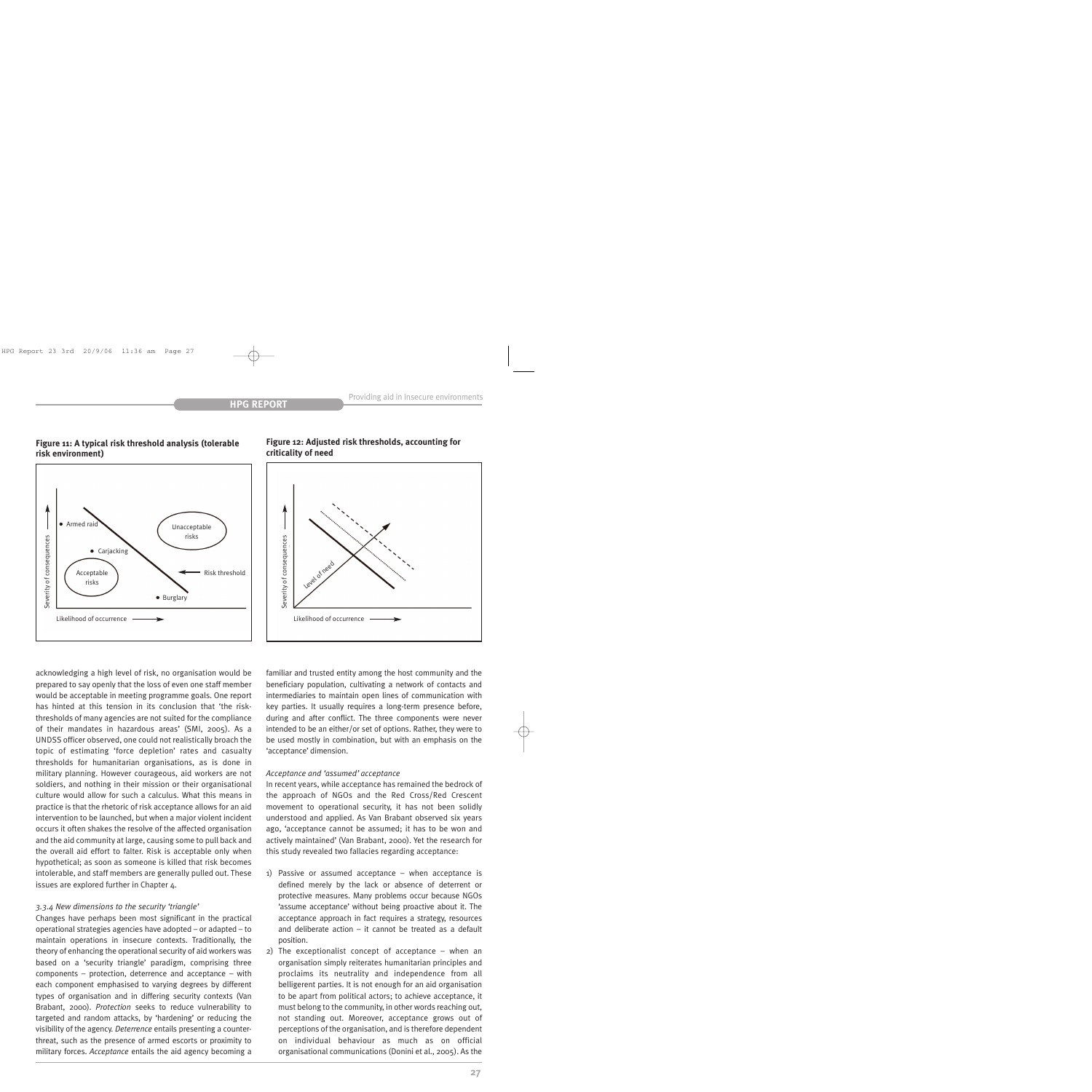**Figure 11: A typical risk threshold analysis (tolerable risk environment)**

**Figure 12: Adjusted risk thresholds, accounting for criticality of need**

acknowledging a high level of risk, no organisation would be prepared to say openly that the loss of even one staff member would be acceptable in meeting programme goals. One report has hinted at this tension in its conclusion that 'the risk-thresholds of many agencies are not suited for the compliance of their mandates in hazardous areas' (SMI, 2005). As a UNDSS officer observed, one could not realistically broach the topic of estimating 'force depletion' rates and casualty thresholds for humanitarian organisations, as is done in military planning. However courageous, aid workers are not soldiers, and nothing in their mission or their organisational culture would allow for such a calculus. What this means in practice is that the rhetoric of risk acceptance allows for an aid intervention to be launched, but when a major violent incident occurs it often shakes the resolve of the affected organisation and the aid community at large, causing some to pull back and the overall aid effort to falter. Risk is acceptable only when hypothetical; as soon as someone is killed that risk becomes intolerable, and staff members are generally pulled out. These issues are explored further in Chapter 4.

### *3.3.4 New dimensions to the security 'triangle'*

Changes have perhaps been most significant in the practical operational strategies agencies have adopted – or adapted – to maintain operations in insecure contexts. Traditionally, the theory of enhancing the operational security of aid workers was based on a 'security triangle' paradigm, comprising three components – protection, deterrence and acceptance – with each component emphasised to varying degrees by different types of organisation and in differing security contexts (Van Brabant, 2000). *Protection* seeks to reduce vulnerability to targeted and random attacks, by 'hardening' or reducing the visibility of the agency. *Deterrence* entails presenting a counter-threat, such as the presence of armed escorts or proximity to military forces. *Acceptance* entails the aid agency becoming a familiar and trusted entity among the host community and the beneficiary population, cultivating a network of contacts and intermediaries to maintain open lines of communication with key parties. It usually requires a long-term presence before, during and after conflict. The three components were never intended to be an either/or set of options. Rather, they were to be used mostly in combination, but with an emphasis on the 'acceptance' dimension.

*Acceptance and 'assumed' acceptance*

In recent years, while acceptance has remained the bedrock of the approach of NGOs and the Red Cross/Red Crescent movement to operational security, it has not been solidly understood and applied. As Van Brabant observed six years ago, 'acceptance cannot be assumed; it has to be won and actively maintained' (Van Brabant, 2000). Yet the research for this study revealed two fallacies regarding acceptance:

1) Passive or assumed acceptance – when acceptance is defined merely by the lack or absence of deterrent or protective measures. Many problems occur because NGOs 'assume acceptance' without being proactive about it. The acceptance approach in fact requires a strategy, resources and deliberate action – it cannot be treated as a default position.
2) The exceptionalist concept of acceptance – when an organisation simply reiterates humanitarian principles and proclaims its neutrality and independence from all belligerent parties. It is not enough for an aid organisation to be apart from political actors; to achieve acceptance, it must belong to the community, in other words reaching out, not standing out. Moreover, acceptance grows out of perceptions of the organisation, and is therefore dependent on individual behaviour as much as on official organisational communications (Donini et al., 2005). As the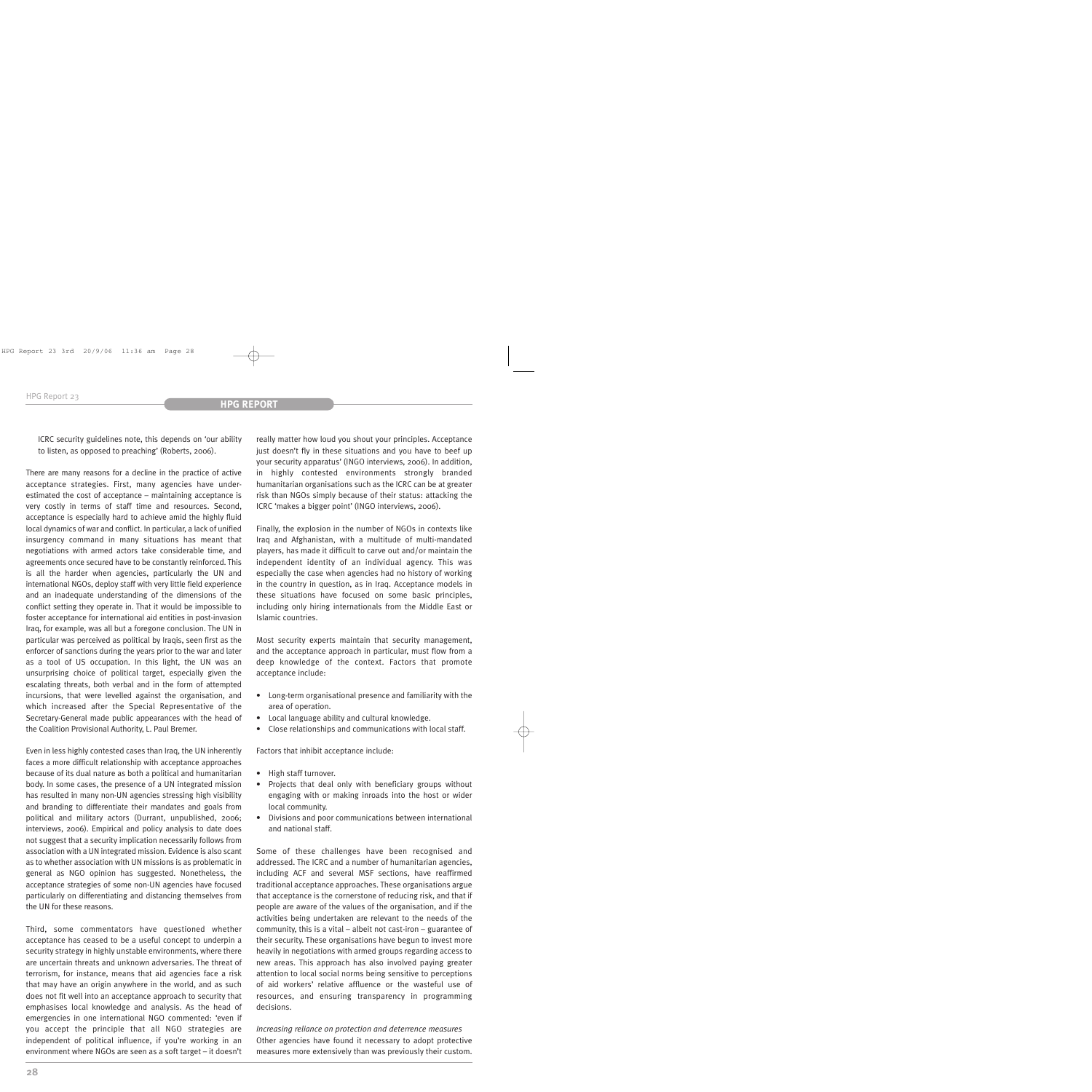ICRC security guidelines note, this depends on 'our ability to listen, as opposed to preaching' (Roberts, 2006).

There are many reasons for a decline in the practice of active acceptance strategies. First, many agencies have underestimated the cost of acceptance – maintaining acceptance is very costly in terms of staff time and resources. Second, acceptance is especially hard to achieve amid the highly fluid local dynamics of war and conflict. In particular, a lack of unified insurgency command in many situations has meant that negotiations with armed actors take considerable time, and agreements once secured have to be constantly reinforced. This is all the harder when agencies, particularly the UN and international NGOs, deploy staff with very little field experience and an inadequate understanding of the dimensions of the conflict setting they operate in. That it would be impossible to foster acceptance for international aid entities in post-invasion Iraq, for example, was all but a foregone conclusion. The UN in particular was perceived as political by Iraqis, seen first as the enforcer of sanctions during the years prior to the war and later as a tool of US occupation. In this light, the UN was an unsurprising choice of political target, especially given the escalating threats, both verbal and in the form of attempted incursions, that were levelled against the organisation, and which increased after the Special Representative of the Secretary-General made public appearances with the head of the Coalition Provisional Authority, L. Paul Bremer.

Even in less highly contested cases than Iraq, the UN inherently faces a more difficult relationship with acceptance approaches because of its dual nature as both a political and humanitarian body. In some cases, the presence of a UN integrated mission has resulted in many non-UN agencies stressing high visibility and branding to differentiate their mandates and goals from political and military actors (Durrant, unpublished, 2006; interviews, 2006). Empirical and policy analysis to date does not suggest that a security implication necessarily follows from association with a UN integrated mission. Evidence is also scant as to whether association with UN missions is as problematic in general as NGO opinion has suggested. Nonetheless, the acceptance strategies of some non-UN agencies have focused particularly on differentiating and distancing themselves from the UN for these reasons.

Third, some commentators have questioned whether acceptance has ceased to be a useful concept to underpin a security strategy in highly unstable environments, where there are uncertain threats and unknown adversaries. The threat of terrorism, for instance, means that aid agencies face a risk that may have an origin anywhere in the world, and as such does not fit well into an acceptance approach to security that emphasises local knowledge and analysis. As the head of emergencies in one international NGO commented: 'even if you accept the principle that all NGO strategies are independent of political influence, if you're working in an environment where NGOs are seen as a soft target – it doesn't really matter how loud you shout your principles. Acceptance just doesn't fly in these situations and you have to beef up your security apparatus' (INGO interviews, 2006). In addition, in highly contested environments strongly branded humanitarian organisations such as the ICRC can be at greater risk than NGOs simply because of their status: attacking the ICRC 'makes a bigger point' (INGO interviews, 2006).

Finally, the explosion in the number of NGOs in contexts like Iraq and Afghanistan, with a multitude of multi-mandated players, has made it difficult to carve out and/or maintain the independent identity of an individual agency. This was especially the case when agencies had no history of working in the country in question, as in Iraq. Acceptance models in these situations have focused on some basic principles, including only hiring internationals from the Middle East or Islamic countries.

Most security experts maintain that security management, and the acceptance approach in particular, must flow from a deep knowledge of the context. Factors that promote acceptance include:

- Long-term organisational presence and familiarity with the area of operation.
- Local language ability and cultural knowledge.
- Close relationships and communications with local staff.

Factors that inhibit acceptance include:

- High staff turnover.
- Projects that deal only with beneficiary groups without engaging with or making inroads into the host or wider local community.
- Divisions and poor communications between international and national staff.

Some of these challenges have been recognised and addressed. The ICRC and a number of humanitarian agencies, including ACF and several MSF sections, have reaffirmed traditional acceptance approaches. These organisations argue that acceptance is the cornerstone of reducing risk, and that if people are aware of the values of the organisation, and if the activities being undertaken are relevant to the needs of the community, this is a vital – albeit not cast-iron – guarantee of their security. These organisations have begun to invest more heavily in negotiations with armed groups regarding access to new areas. This approach has also involved paying greater attention to local social norms being sensitive to perceptions of aid workers' relative affluence or the wasteful use of resources, and ensuring transparency in programming decisions.

*Increasing reliance on protection and deterrence measures*

Other agencies have found it necessary to adopt protective measures more extensively than was previously their custom.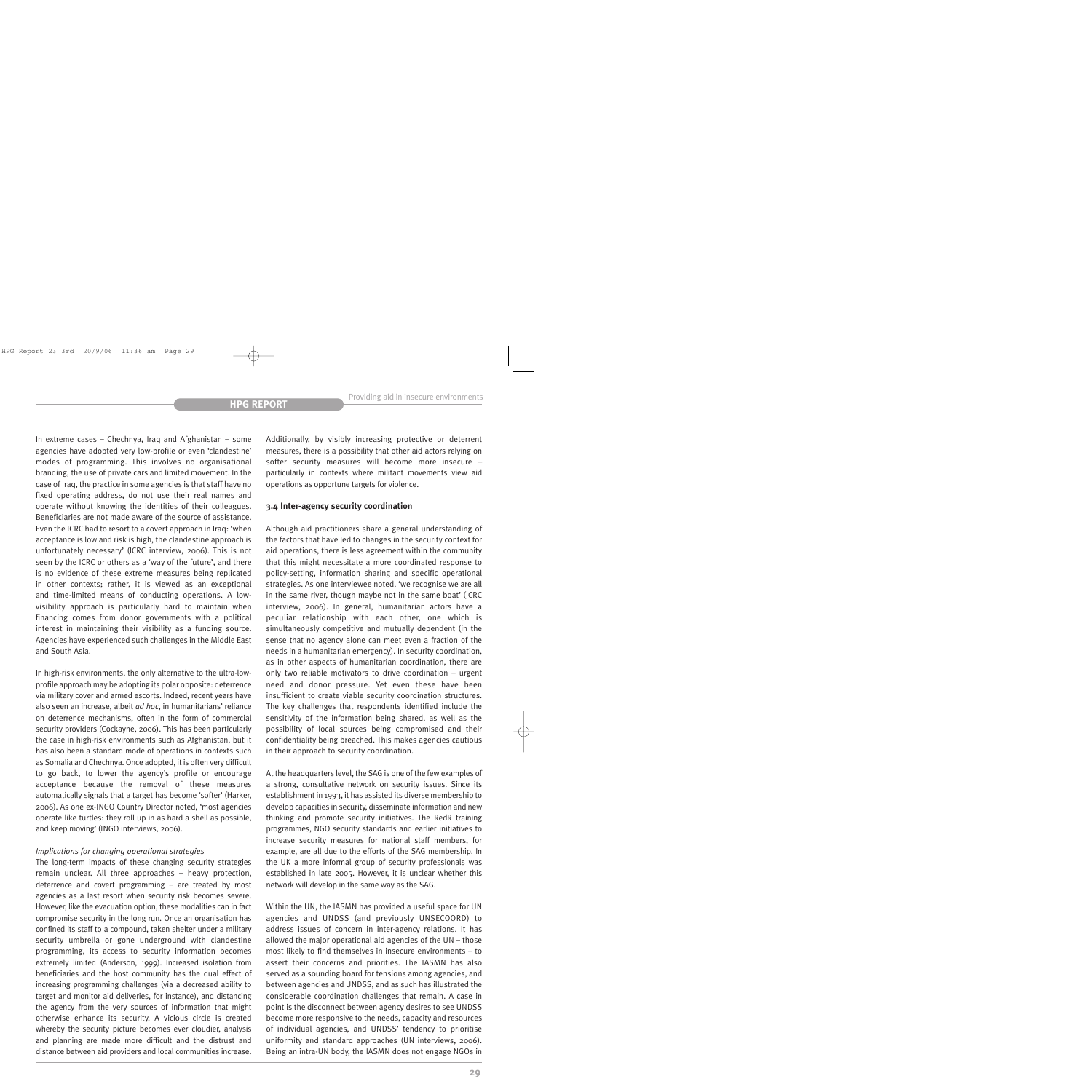In extreme cases – Chechnya, Iraq and Afghanistan – some agencies have adopted very low-profile or even 'clandestine' modes of programming. This involves no organisational branding, the use of private cars and limited movement. In the case of Iraq, the practice in some agencies is that staff have no fixed operating address, do not use their real names and operate without knowing the identities of their colleagues. Beneficiaries are not made aware of the source of assistance. Even the ICRC had to resort to a covert approach in Iraq: 'when acceptance is low and risk is high, the clandestine approach is unfortunately necessary' (ICRC interview, 2006). This is not seen by the ICRC or others as a 'way of the future', and there is no evidence of these extreme measures being replicated in other contexts; rather, it is viewed as an exceptional and time-limited means of conducting operations. A low-visibility approach is particularly hard to maintain when financing comes from donor governments with a political interest in maintaining their visibility as a funding source. Agencies have experienced such challenges in the Middle East and South Asia.

In high-risk environments, the only alternative to the ultra-low-profile approach may be adopting its polar opposite: deterrence via military cover and armed escorts. Indeed, recent years have also seen an increase, albeit *ad hoc*, in humanitarians' reliance on deterrence mechanisms, often in the form of commercial security providers (Cockayne, 2006). This has been particularly the case in high-risk environments such as Afghanistan, but it has also been a standard mode of operations in contexts such as Somalia and Chechnya. Once adopted, it is often very difficult to go back, to lower the agency's profile or encourage acceptance because the removal of these measures automatically signals that a target has become 'softer' (Harker, 2006). As one ex-INGO Country Director noted, 'most agencies operate like turtles: they roll up in as hard a shell as possible, and keep moving' (INGO interviews, 2006).

*Implications for changing operational strategies*

The long-term impacts of these changing security strategies remain unclear. All three approaches – heavy protection, deterrence and covert programming – are treated by most agencies as a last resort when security risk becomes severe. However, like the evacuation option, these modalities can in fact compromise security in the long run. Once an organisation has confined its staff to a compound, taken shelter under a military security umbrella or gone underground with clandestine programming, its access to security information becomes extremely limited (Anderson, 1999). Increased isolation from beneficiaries and the host community has the dual effect of increasing programming challenges (via a decreased ability to target and monitor aid deliveries, for instance), and distancing the agency from the very sources of information that might otherwise enhance its security. A vicious circle is created whereby the security picture becomes ever cloudier, analysis and planning are made more difficult and the distrust and distance between aid providers and local communities increase.

Additionally, by visibly increasing protective or deterrent measures, there is a possibility that other aid actors relying on softer security measures will become more insecure – particularly in contexts where militant movements view aid operations as opportune targets for violence.

### 3.4 Inter-agency security coordination

Although aid practitioners share a general understanding of the factors that have led to changes in the security context for aid operations, there is less agreement within the community that this might necessitate a more coordinated response to policy-setting, information sharing and specific operational strategies. As one interviewee noted, 'we recognise we are all in the same river, though maybe not in the same boat' (ICRC interview, 2006). In general, humanitarian actors have a peculiar relationship with each other, one which is simultaneously competitive and mutually dependent (in the sense that no agency alone can meet even a fraction of the needs in a humanitarian emergency). In security coordination, as in other aspects of humanitarian coordination, there are only two reliable motivators to drive coordination – urgent need and donor pressure. Yet even these have been insufficient to create viable security coordination structures. The key challenges that respondents identified include the sensitivity of the information being shared, as well as the possibility of local sources being compromised and their confidentiality being breached. This makes agencies cautious in their approach to security coordination.

At the headquarters level, the SAG is one of the few examples of a strong, consultative network on security issues. Since its establishment in 1993, it has assisted its diverse membership to develop capacities in security, disseminate information and new thinking and promote security initiatives. The RedR training programmes, NGO security standards and earlier initiatives to increase security measures for national staff members, for example, are all due to the efforts of the SAG membership. In the UK a more informal group of security professionals was established in late 2005. However, it is unclear whether this network will develop in the same way as the SAG.

Within the UN, the IASMN has provided a useful space for UN agencies and UNDSS (and previously UNSECOORD) to address issues of concern in inter-agency relations. It has allowed the major operational aid agencies of the UN – those most likely to find themselves in insecure environments – to assert their concerns and priorities. The IASMN has also served as a sounding board for tensions among agencies, and between agencies and UNDSS, and as such has illustrated the considerable coordination challenges that remain. A case in point is the disconnect between agency desires to see UNDSS become more responsive to the needs, capacity and resources of individual agencies, and UNDSS' tendency to prioritise uniformity and standard approaches (UN interviews, 2006). Being an intra-UN body, the IASMN does not engage NGOs in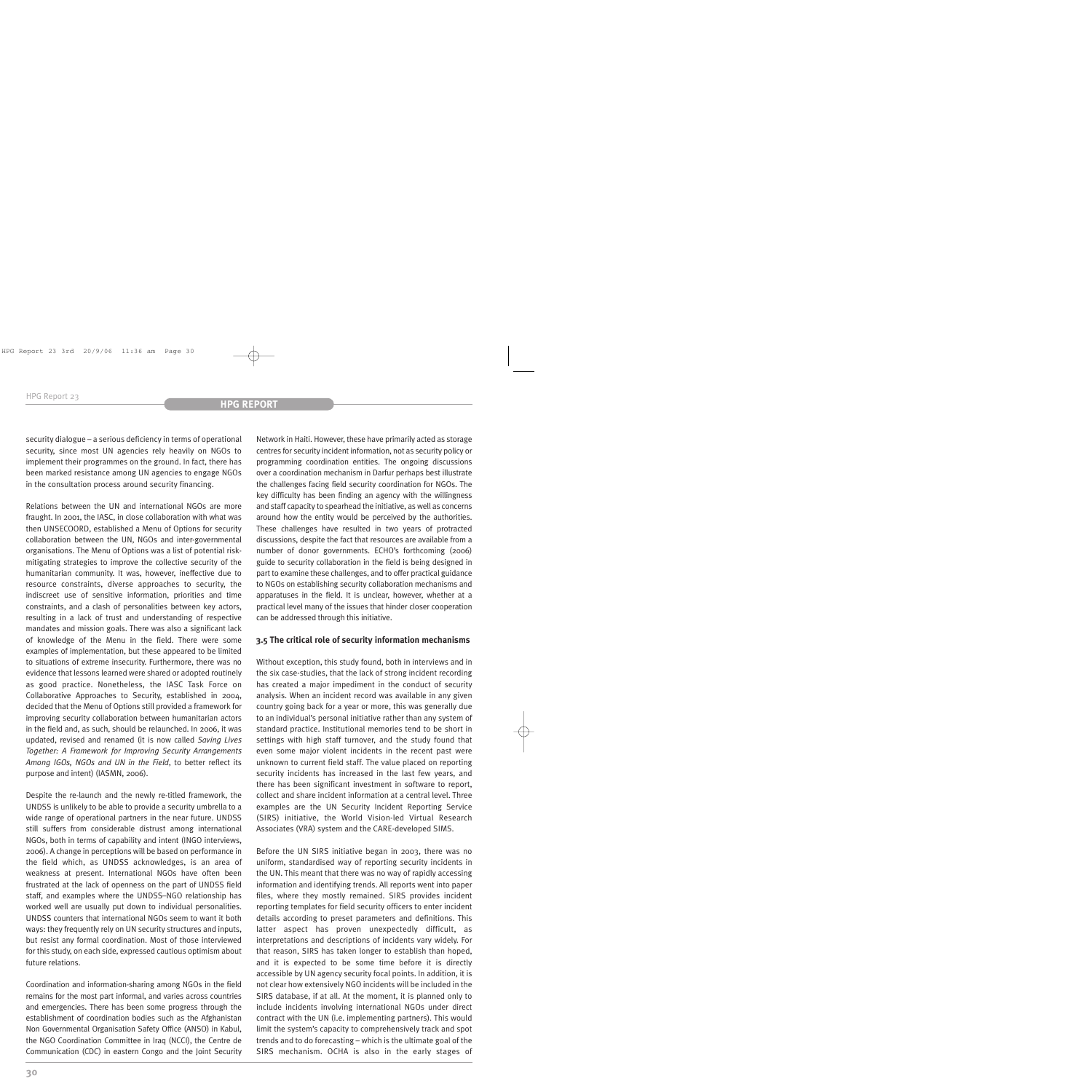security dialogue – a serious deficiency in terms of operational security, since most UN agencies rely heavily on NGOs to implement their programmes on the ground. In fact, there has been marked resistance among UN agencies to engage NGOs in the consultation process around security financing.

Relations between the UN and international NGOs are more fraught. In 2001, the IASC, in close collaboration with what was then UNSECOORD, established a Menu of Options for security collaboration between the UN, NGOs and inter-governmental organisations. The Menu of Options was a list of potential risk-mitigating strategies to improve the collective security of the humanitarian community. It was, however, ineffective due to resource constraints, diverse approaches to security, the indiscreet use of sensitive information, priorities and time constraints, and a clash of personalities between key actors, resulting in a lack of trust and understanding of respective mandates and mission goals. There was also a significant lack of knowledge of the Menu in the field. There were some examples of implementation, but these appeared to be limited to situations of extreme insecurity. Furthermore, there was no evidence that lessons learned were shared or adopted routinely as good practice. Nonetheless, the IASC Task Force on Collaborative Approaches to Security, established in 2004, decided that the Menu of Options still provided a framework for improving security collaboration between humanitarian actors in the field and, as such, should be relaunched. In 2006, it was updated, revised and renamed (it is now called *Saving Lives Together: A Framework for Improving Security Arrangements Among IGOs, NGOs and UN in the Field*, to better reflect its purpose and intent) (IASMN, 2006).

Despite the re-launch and the newly re-titled framework, the UNDSS is unlikely to be able to provide a security umbrella to a wide range of operational partners in the near future. UNDSS still suffers from considerable distrust among international NGOs, both in terms of capability and intent (INGO interviews, 2006). A change in perceptions will be based on performance in the field which, as UNDSS acknowledges, is an area of weakness at present. International NGOs have often been frustrated at the lack of openness on the part of UNDSS field staff, and examples where the UNDSS–NGO relationship has worked well are usually put down to individual personalities. UNDSS counters that international NGOs seem to want it both ways: they frequently rely on UN security structures and inputs, but resist any formal coordination. Most of those interviewed for this study, on each side, expressed cautious optimism about future relations.

Coordination and information-sharing among NGOs in the field remains for the most part informal, and varies across countries and emergencies. There has been some progress through the establishment of coordination bodies such as the Afghanistan Non Governmental Organisation Safety Office (ANSO) in Kabul, the NGO Coordination Committee in Iraq (NCCI), the Centre de Communication (CDC) in eastern Congo and the Joint Security Network in Haiti. However, these have primarily acted as storage centres for security incident information, not as security policy or programming coordination entities. The ongoing discussions over a coordination mechanism in Darfur perhaps best illustrate the challenges facing field security coordination for NGOs. The key difficulty has been finding an agency with the willingness and staff capacity to spearhead the initiative, as well as concerns around how the entity would be perceived by the authorities. These challenges have resulted in two years of protracted discussions, despite the fact that resources are available from a number of donor governments. ECHO's forthcoming (2006) guide to security collaboration in the field is being designed in part to examine these challenges, and to offer practical guidance to NGOs on establishing security collaboration mechanisms and apparatuses in the field. It is unclear, however, whether at a practical level many of the issues that hinder closer cooperation can be addressed through this initiative.

### 3.5 The critical role of security information mechanisms

Without exception, this study found, both in interviews and in the six case-studies, that the lack of strong incident recording has created a major impediment in the conduct of security analysis. When an incident record was available in any given country going back for a year or more, this was generally due to an individual's personal initiative rather than any system of standard practice. Institutional memories tend to be short in settings with high staff turnover, and the study found that even some major violent incidents in the recent past were unknown to current field staff. The value placed on reporting security incidents has increased in the last few years, and there has been significant investment in software to report, collect and share incident information at a central level. Three examples are the UN Security Incident Reporting Service (SIRS) initiative, the World Vision-led Virtual Research Associates (VRA) system and the CARE-developed SIMS.

Before the UN SIRS initiative began in 2003, there was no uniform, standardised way of reporting security incidents in the UN. This meant that there was no way of rapidly accessing information and identifying trends. All reports went into paper files, where they mostly remained. SIRS provides incident reporting templates for field security officers to enter incident details according to preset parameters and definitions. This latter aspect has proven unexpectedly difficult, as interpretations and descriptions of incidents vary widely. For that reason, SIRS has taken longer to establish than hoped, and it is expected to be some time before it is directly accessible by UN agency security focal points. In addition, it is not clear how extensively NGO incidents will be included in the SIRS database, if at all. At the moment, it is planned only to include incidents involving international NGOs under direct contract with the UN (i.e. implementing partners). This would limit the system's capacity to comprehensively track and spot trends and to do forecasting – which is the ultimate goal of the SIRS mechanism. OCHA is also in the early stages of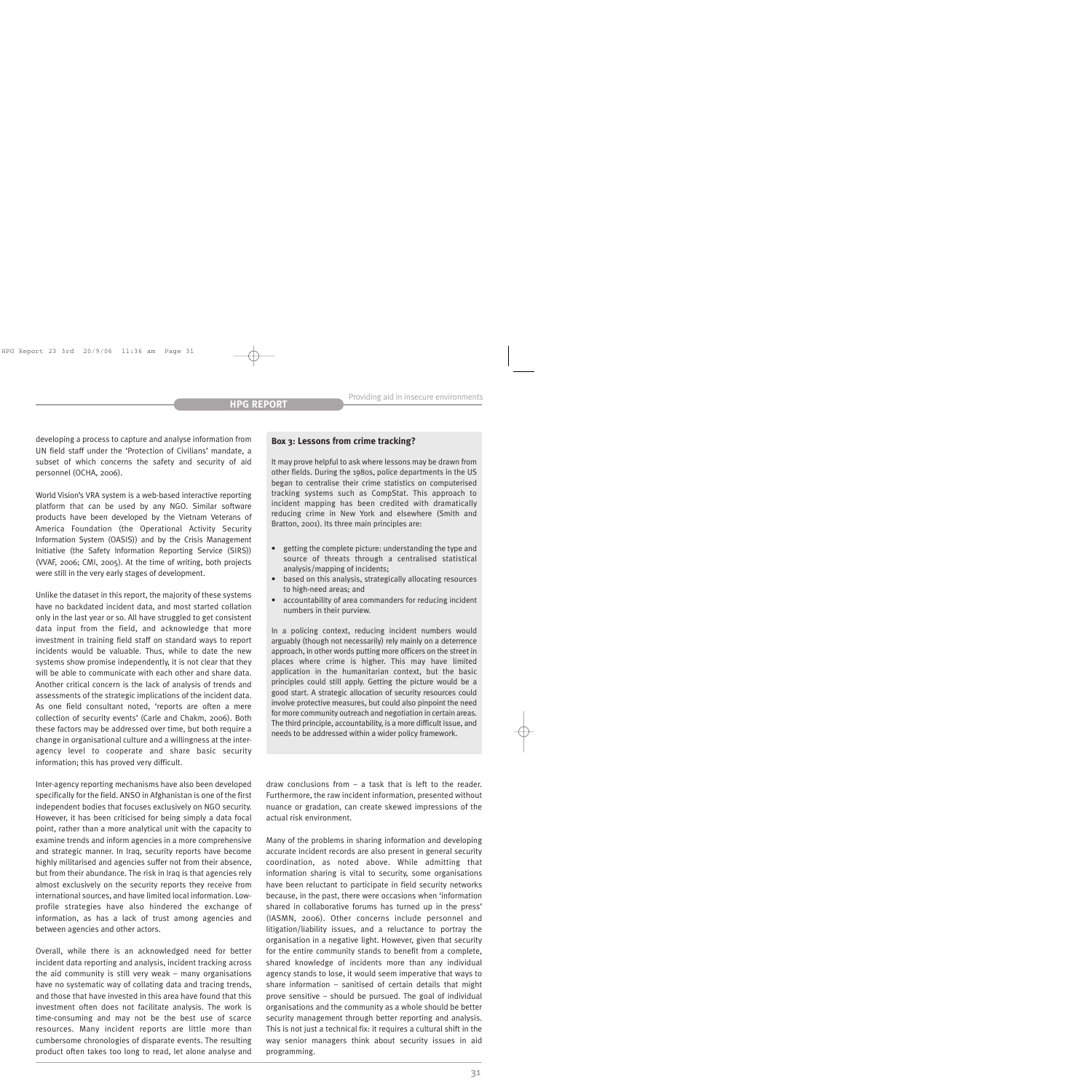developing a process to capture and analyse information from UN field staff under the 'Protection of Civilians' mandate, a subset of which concerns the safety and security of aid personnel (OCHA, 2006).

World Vision's VRA system is a web-based interactive reporting platform that can be used by any NGO. Similar software products have been developed by the Vietnam Veterans of America Foundation (the Operational Activity Security Information System (OASIS)) and by the Crisis Management Initiative (the Safety Information Reporting Service (SIRS)) (VVAF, 2006; CMI, 2005). At the time of writing, both projects were still in the very early stages of development.

Unlike the dataset in this report, the majority of these systems have no backdated incident data, and most started collation only in the last year or so. All have struggled to get consistent data input from the field, and acknowledge that more investment in training field staff on standard ways to report incidents would be valuable. Thus, while to date the new systems show promise independently, it is not clear that they will be able to communicate with each other and share data. Another critical concern is the lack of analysis of trends and assessments of the strategic implications of the incident data. As one field consultant noted, 'reports are often a mere collection of security events' (Carle and Chakm, 2006). Both these factors may be addressed over time, but both require a change in organisational culture and a willingness at the inter-agency level to cooperate and share basic security information; this has proved very difficult.

Inter-agency reporting mechanisms have also been developed specifically for the field. ANSO in Afghanistan is one of the first independent bodies that focuses exclusively on NGO security. However, it has been criticised for being simply a data focal point, rather than a more analytical unit with the capacity to examine trends and inform agencies in a more comprehensive and strategic manner. In Iraq, security reports have become highly militarised and agencies suffer not from their absence, but from their abundance. The risk in Iraq is that agencies rely almost exclusively on the security reports they receive from international sources, and have limited local information. Low-profile strategies have also hindered the exchange of information, as has a lack of trust among agencies and between agencies and other actors.

Overall, while there is an acknowledged need for better incident data reporting and analysis, incident tracking across the aid community is still very weak – many organisations have no systematic way of collating data and tracing trends, and those that have invested in this area have found that this investment often does not facilitate analysis. The work is time-consuming and may not be the best use of scarce resources. Many incident reports are little more than cumbersome chronologies of disparate events. The resulting product often takes too long to read, let alone analyse and draw conclusions from – a task that is left to the reader. Furthermore, the raw incident information, presented without nuance or gradation, can create skewed impressions of the actual risk environment.

Many of the problems in sharing information and developing accurate incident records are also present in general security coordination, as noted above. While admitting that information sharing is vital to security, some organisations have been reluctant to participate in field security networks because, in the past, there were occasions when 'information shared in collaborative forums has turned up in the press' (IASMN, 2006). Other concerns include personnel and litigation/liability issues, and a reluctance to portray the organisation in a negative light. However, given that security for the entire community stands to benefit from a complete, shared knowledge of incidents more than any individual agency stands to lose, it would seem imperative that ways to share information – sanitised of certain details that might prove sensitive – should be pursued. The goal of individual organisations and the community as a whole should be better security management through better reporting and analysis. This is not just a technical fix: it requires a cultural shift in the way senior managers think about security issues in aid programming.

**Box 3: Lessons from crime tracking?**

It may prove helpful to ask where lessons may be drawn from other fields. During the 1980s, police departments in the US began to centralise their crime statistics on computerised tracking systems such as CompStat. This approach to incident mapping has been credited with dramatically reducing crime in New York and elsewhere (Smith and Bratton, 2001). Its three main principles are:

- getting the complete picture: understanding the type and source of threats through a centralised statistical analysis/mapping of incidents;
- based on this analysis, strategically allocating resources to high-need areas; and
- accountability of area commanders for reducing incident numbers in their purview.

In a policing context, reducing incident numbers would arguably (though not necessarily) rely mainly on a deterrence approach, in other words putting more officers on the street in places where crime is higher. This may have limited application in the humanitarian context, but the basic principles could still apply. Getting the picture would be a good start. A strategic allocation of security resources could involve protective measures, but could also pinpoint the need for more community outreach and negotiation in certain areas. The third principle, accountability, is a more difficult issue, and needs to be addressed within a wider policy framework.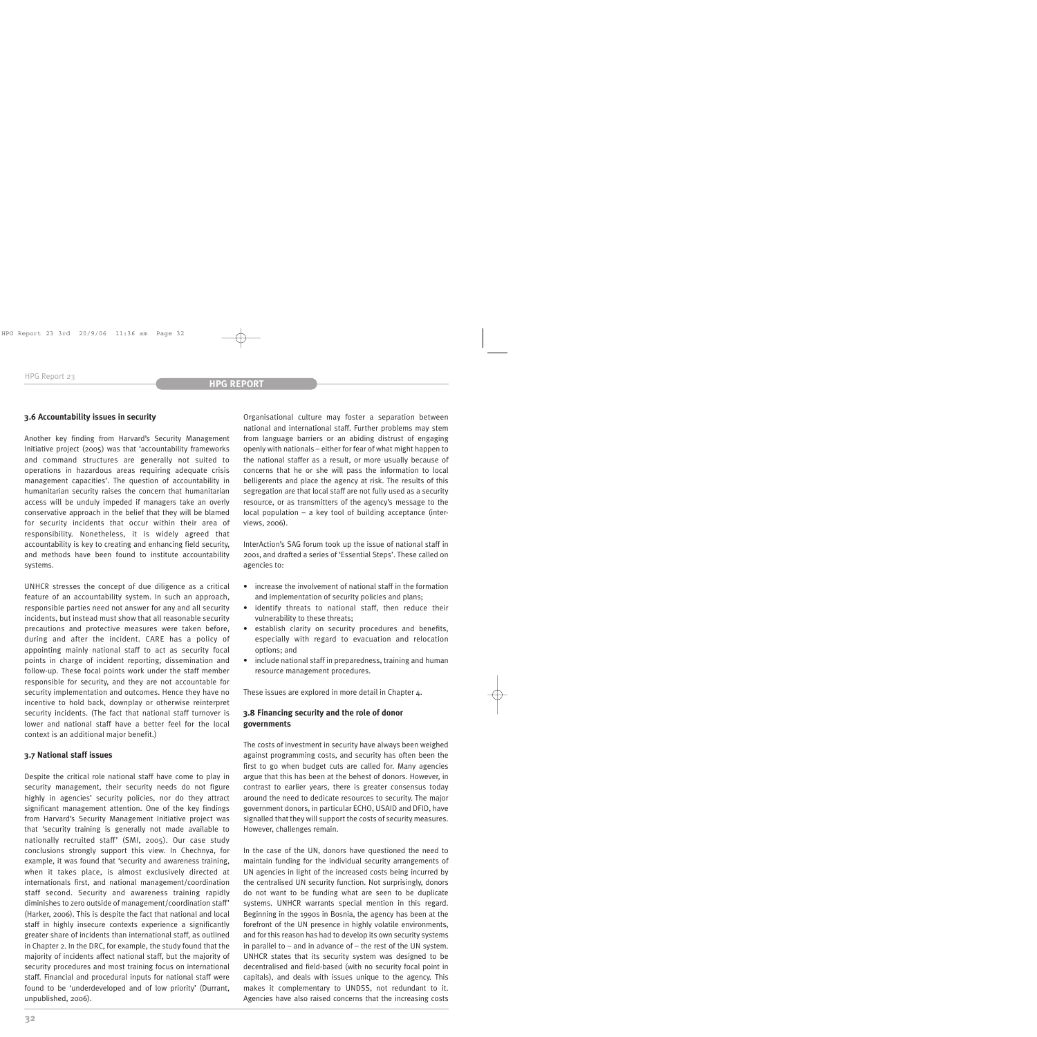### 3.6 Accountability issues in security

Another key finding from Harvard's Security Management Initiative project (2005) was that 'accountability frameworks and command structures are generally not suited to operations in hazardous areas requiring adequate crisis management capacities'. The question of accountability in humanitarian security raises the concern that humanitarian access will be unduly impeded if managers take an overly conservative approach in the belief that they will be blamed for security incidents that occur within their area of responsibility. Nonetheless, it is widely agreed that accountability is key to creating and enhancing field security, and methods have been found to institute accountability systems.

UNHCR stresses the concept of due diligence as a critical feature of an accountability system. In such an approach, responsible parties need not answer for any and all security incidents, but instead must show that all reasonable security precautions and protective measures were taken before, during and after the incident. CARE has a policy of appointing mainly national staff to act as security focal points in charge of incident reporting, dissemination and follow-up. These focal points work under the staff member responsible for security, and they are not accountable for security implementation and outcomes. Hence they have no incentive to hold back, downplay or otherwise reinterpret security incidents. (The fact that national staff turnover is lower and national staff have a better feel for the local context is an additional major benefit.)

### 3.7 National staff issues

Despite the critical role national staff have come to play in security management, their security needs do not figure highly in agencies' security policies, nor do they attract significant management attention. One of the key findings from Harvard's Security Management Initiative project was that 'security training is generally not made available to nationally recruited staff' (SMI, 2005). Our case study conclusions strongly support this view. In Chechnya, for example, it was found that 'security and awareness training, when it takes place, is almost exclusively directed at internationals first, and national management/coordination staff second. Security and awareness training rapidly diminishes to zero outside of management/coordination staff' (Harker, 2006). This is despite the fact that national and local staff in highly insecure contexts experience a significantly greater share of incidents than international staff, as outlined in Chapter 2. In the DRC, for example, the study found that the majority of incidents affect national staff, but the majority of security procedures and most training focus on international staff. Financial and procedural inputs for national staff were found to be 'underdeveloped and of low priority' (Durrant, unpublished, 2006).

Organisational culture may foster a separation between national and international staff. Further problems may stem from language barriers or an abiding distrust of engaging openly with nationals – either for fear of what might happen to the national staffer as a result, or more usually because of concerns that he or she will pass the information to local belligerents and place the agency at risk. The results of this segregation are that local staff are not fully used as a security resource, or as transmitters of the agency's message to the local population – a key tool of building acceptance (interviews, 2006).

InterAction's SAG forum took up the issue of national staff in 2001, and drafted a series of 'Essential Steps'. These called on agencies to:

- increase the involvement of national staff in the formation and implementation of security policies and plans;
- identify threats to national staff, then reduce their vulnerability to these threats;
- establish clarity on security procedures and benefits, especially with regard to evacuation and relocation options; and
- include national staff in preparedness, training and human resource management procedures.

These issues are explored in more detail in Chapter 4.

### 3.8 Financing security and the role of donor governments

The costs of investment in security have always been weighed against programming costs, and security has often been the first to go when budget cuts are called for. Many agencies argue that this has been at the behest of donors. However, in contrast to earlier years, there is greater consensus today around the need to dedicate resources to security. The major government donors, in particular ECHO, USAID and DFID, have signalled that they will support the costs of security measures. However, challenges remain.

In the case of the UN, donors have questioned the need to maintain funding for the individual security arrangements of UN agencies in light of the increased costs being incurred by the centralised UN security function. Not surprisingly, donors do not want to be funding what are seen to be duplicate systems. UNHCR warrants special mention in this regard. Beginning in the 1990s in Bosnia, the agency has been at the forefront of the UN presence in highly volatile environments, and for this reason has had to develop its own security systems in parallel to – and in advance of – the rest of the UN system. UNHCR states that its security system was designed to be decentralised and field-based (with no security focal point in capitals), and deals with issues unique to the agency. This makes it complementary to UNDSS, not redundant to it. Agencies have also raised concerns that the increasing costs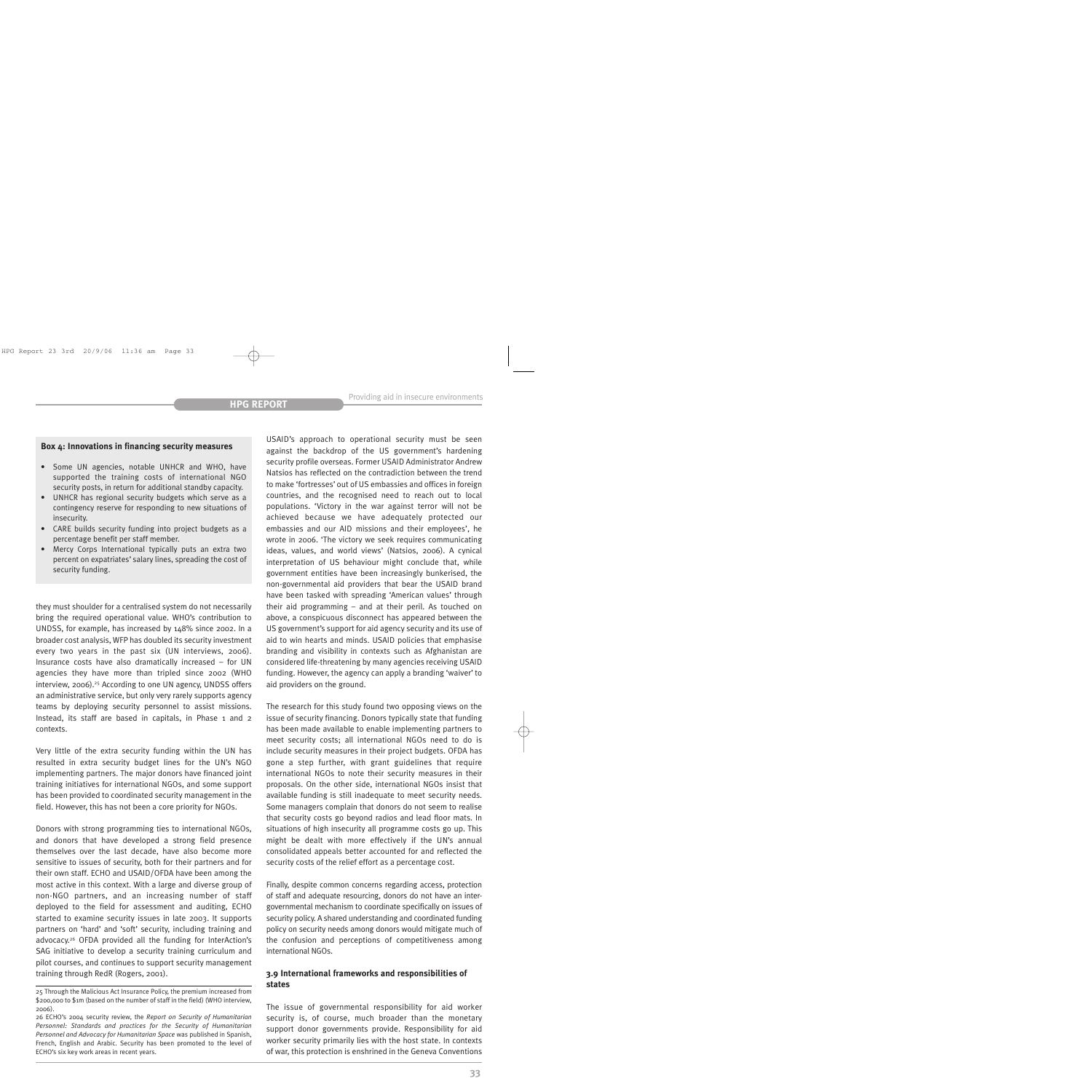**Box 4: Innovations in financing security measures**

- Some UN agencies, notable UNHCR and WHO, have supported the training costs of international NGO security posts, in return for additional standby capacity.
- UNHCR has regional security budgets which serve as a contingency reserve for responding to new situations of insecurity.
- CARE builds security funding into project budgets as a percentage benefit per staff member.
- Mercy Corps International typically puts an extra two percent on expatriates' salary lines, spreading the cost of security funding.

they must shoulder for a centralised system do not necessarily bring the required operational value. WHO's contribution to UNDSS, for example, has increased by 148% since 2002. In a broader cost analysis, WFP has doubled its security investment every two years in the past six (UN interviews, 2006). Insurance costs have also dramatically increased – for UN agencies they have more than tripled since 2002 (WHO interview, 2006).[25] According to one UN agency, UNDSS offers an administrative service, but only very rarely supports agency teams by deploying security personnel to assist missions. Instead, its staff are based in capitals, in Phase 1 and 2 contexts.

Very little of the extra security funding within the UN has resulted in extra security budget lines for the UN's NGO implementing partners. The major donors have financed joint training initiatives for international NGOs, and some support has been provided to coordinated security management in the field. However, this has not been a core priority for NGOs.

Donors with strong programming ties to international NGOs, and donors that have developed a strong field presence themselves over the last decade, have also become more sensitive to issues of security, both for their partners and for their own staff. ECHO and USAID/OFDA have been among the most active in this context. With a large and diverse group of non-NGO partners, and an increasing number of staff deployed to the field for assessment and auditing, ECHO started to examine security issues in late 2003. It supports partners on 'hard' and 'soft' security, including training and advocacy.[26] OFDA provided all the funding for InterAction's SAG initiative to develop a security training curriculum and pilot courses, and continues to support security management training through RedR (Rogers, 2001).

USAID's approach to operational security must be seen against the backdrop of the US government's hardening security profile overseas. Former USAID Administrator Andrew Natsios has reflected on the contradiction between the trend to make 'fortresses' out of US embassies and offices in foreign countries, and the recognised need to reach out to local populations. 'Victory in the war against terror will not be achieved because we have adequately protected our embassies and our AID missions and their employees', he wrote in 2006. 'The victory we seek requires communicating ideas, values, and world views' (Natsios, 2006). A cynical interpretation of US behaviour might conclude that, while government entities have been increasingly bunkerised, the non-governmental aid providers that bear the USAID brand have been tasked with spreading 'American values' through their aid programming – and at their peril. As touched on above, a conspicuous disconnect has appeared between the US government's support for aid agency security and its use of aid to win hearts and minds. USAID policies that emphasise branding and visibility in contexts such as Afghanistan are considered life-threatening by many agencies receiving USAID funding. However, the agency can apply a branding 'waiver' to aid providers on the ground.

The research for this study found two opposing views on the issue of security financing. Donors typically state that funding has been made available to enable implementing partners to meet security costs; all international NGOs need to do is include security measures in their project budgets. OFDA has gone a step further, with grant guidelines that require international NGOs to note their security measures in their proposals. On the other side, international NGOs insist that available funding is still inadequate to meet security needs. Some managers complain that donors do not seem to realise that security costs go beyond radios and lead floor mats. In situations of high insecurity all programme costs go up. This might be dealt with more effectively if the UN's annual consolidated appeals better accounted for and reflected the security costs of the relief effort as a percentage cost.

Finally, despite common concerns regarding access, protection of staff and adequate resourcing, donors do not have an inter-governmental mechanism to coordinate specifically on issues of security policy. A shared understanding and coordinated funding policy on security needs among donors would mitigate much of the confusion and perceptions of competitiveness among international NGOs.

### 3.9 International frameworks and responsibilities of states

The issue of governmental responsibility for aid worker security is, of course, much broader than the monetary support donor governments provide. Responsibility for aid worker security primarily lies with the host state. In contexts of war, this protection is enshrined in the Geneva Conventions

---

25 Through the Malicious Act Insurance Policy, the premium increased from $200,000 to $1m (based on the number of staff in the field) (WHO interview, 2006).

26 ECHO's 2004 security review, the *Report on Security of Humanitarian Personnel: Standards and practices for the Security of Humanitarian Personnel and Advocacy for Humanitarian Space* was published in Spanish, French, English and Arabic. Security has been promoted to the level of ECHO's six key work areas in recent years.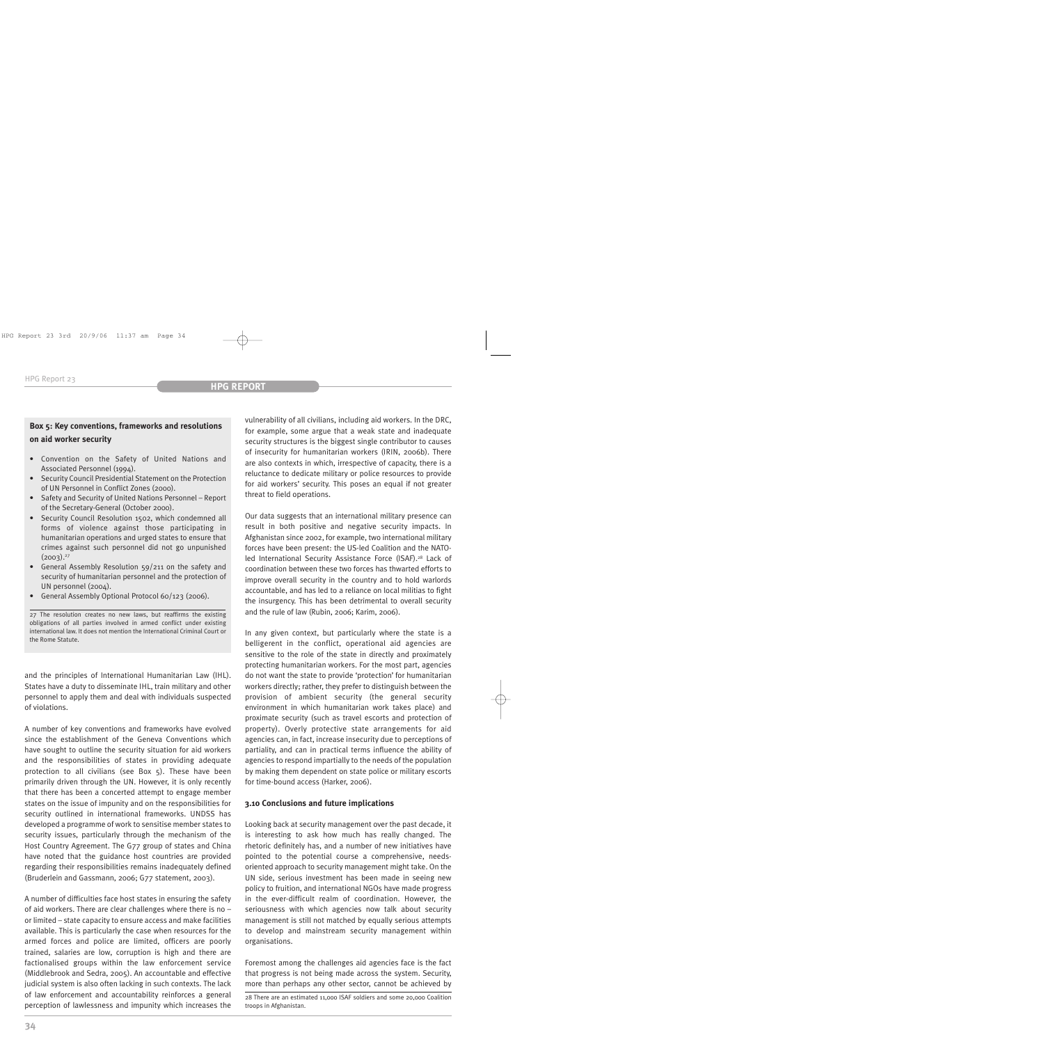**Box 5: Key conventions, frameworks and resolutions on aid worker security**

- Convention on the Safety of United Nations and Associated Personnel (1994).
- Security Council Presidential Statement on the Protection of UN Personnel in Conflict Zones (2000).
- Safety and Security of United Nations Personnel – Report of the Secretary-General (October 2000).
- Security Council Resolution 1502, which condemned all forms of violence against those participating in humanitarian operations and urged states to ensure that crimes against such personnel did not go unpunished (2003).[27]
- General Assembly Resolution 59/211 on the safety and security of humanitarian personnel and the protection of UN personnel (2004).
- General Assembly Optional Protocol 60/123 (2006).

27 The resolution creates no new laws, but reaffirms the existing obligations of all parties involved in armed conflict under existing international law. It does not mention the International Criminal Court or the Rome Statute.

and the principles of International Humanitarian Law (IHL). States have a duty to disseminate IHL, train military and other personnel to apply them and deal with individuals suspected of violations.

A number of key conventions and frameworks have evolved since the establishment of the Geneva Conventions which have sought to outline the security situation for aid workers and the responsibilities of states in providing adequate protection to all civilians (see Box 5). These have been primarily driven through the UN. However, it is only recently that there has been a concerted attempt to engage member states on the issue of impunity and on the responsibilities for security outlined in international frameworks. UNDSS has developed a programme of work to sensitise member states to security issues, particularly through the mechanism of the Host Country Agreement. The G77 group of states and China have noted that the guidance host countries are provided regarding their responsibilities remains inadequately defined (Bruderlein and Gassmann, 2006; G77 statement, 2003).

A number of difficulties face host states in ensuring the safety of aid workers. There are clear challenges where there is no – or limited – state capacity to ensure access and make facilities available. This is particularly the case when resources for the armed forces and police are limited, officers are poorly trained, salaries are low, corruption is high and there are factionalised groups within the law enforcement service (Middlebrook and Sedra, 2005). An accountable and effective judicial system is also often lacking in such contexts. The lack of law enforcement and accountability reinforces a general perception of lawlessness and impunity which increases the vulnerability of all civilians, including aid workers. In the DRC, for example, some argue that a weak state and inadequate security structures is the biggest single contributor to causes of insecurity for humanitarian workers (IRIN, 2006b). There are also contexts in which, irrespective of capacity, there is a reluctance to dedicate military or police resources to provide for aid workers' security. This poses an equal if not greater threat to field operations.

Our data suggests that an international military presence can result in both positive and negative security impacts. In Afghanistan since 2002, for example, two international military forces have been present: the US-led Coalition and the NATO-led International Security Assistance Force (ISAF).[28] Lack of coordination between these two forces has thwarted efforts to improve overall security in the country and to hold warlords accountable, and has led to a reliance on local militias to fight the insurgency. This has been detrimental to overall security and the rule of law (Rubin, 2006; Karim, 2006).

In any given context, but particularly where the state is a belligerent in the conflict, operational aid agencies are sensitive to the role of the state in directly and proximately protecting humanitarian workers. For the most part, agencies do not want the state to provide 'protection' for humanitarian workers directly; rather, they prefer to distinguish between the provision of ambient security (the general security environment in which humanitarian work takes place) and proximate security (such as travel escorts and protection of property). Overly protective state arrangements for aid agencies can, in fact, increase insecurity due to perceptions of partiality, and can in practical terms influence the ability of agencies to respond impartially to the needs of the population by making them dependent on state police or military escorts for time-bound access (Harker, 2006).

### 3.10 Conclusions and future implications

Looking back at security management over the past decade, it is interesting to ask how much has really changed. The rhetoric definitely has, and a number of new initiatives have pointed to the potential course a comprehensive, needs-oriented approach to security management might take. On the UN side, serious investment has been made in seeing new policy to fruition, and international NGOs have made progress in the ever-difficult realm of coordination. However, the seriousness with which agencies now talk about security management is still not matched by equally serious attempts to develop and mainstream security management within organisations.

Foremost among the challenges aid agencies face is the fact that progress is not being made across the system. Security, more than perhaps any other sector, cannot be achieved by

28 There are an estimated 11,000 ISAF soldiers and some 20,000 Coalition troops in Afghanistan.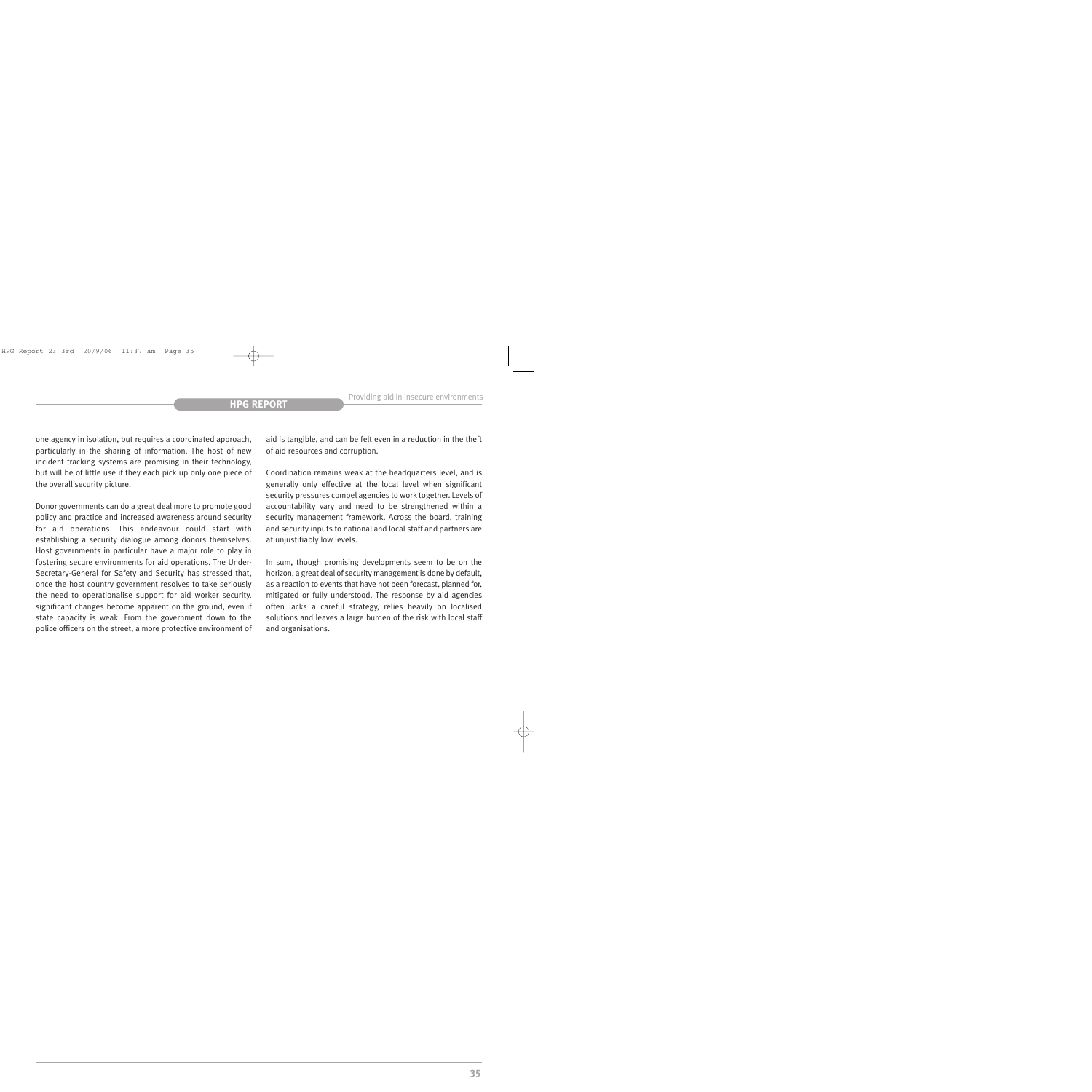one agency in isolation, but requires a coordinated approach, particularly in the sharing of information. The host of new incident tracking systems are promising in their technology, but will be of little use if they each pick up only one piece of the overall security picture.

Donor governments can do a great deal more to promote good policy and practice and increased awareness around security for aid operations. This endeavour could start with establishing a security dialogue among donors themselves. Host governments in particular have a major role to play in fostering secure environments for aid operations. The Under-Secretary-General for Safety and Security has stressed that, once the host country government resolves to take seriously the need to operationalise support for aid worker security, significant changes become apparent on the ground, even if state capacity is weak. From the government down to the police officers on the street, a more protective environment of aid is tangible, and can be felt even in a reduction in the theft of aid resources and corruption.

Coordination remains weak at the headquarters level, and is generally only effective at the local level when significant security pressures compel agencies to work together. Levels of accountability vary and need to be strengthened within a security management framework. Across the board, training and security inputs to national and local staff and partners are at unjustifiably low levels.

In sum, though promising developments seem to be on the horizon, a great deal of security management is done by default, as a reaction to events that have not been forecast, planned for, mitigated or fully understood. The response by aid agencies often lacks a careful strategy, relies heavily on localised solutions and leaves a large burden of the risk with local staff and organisations.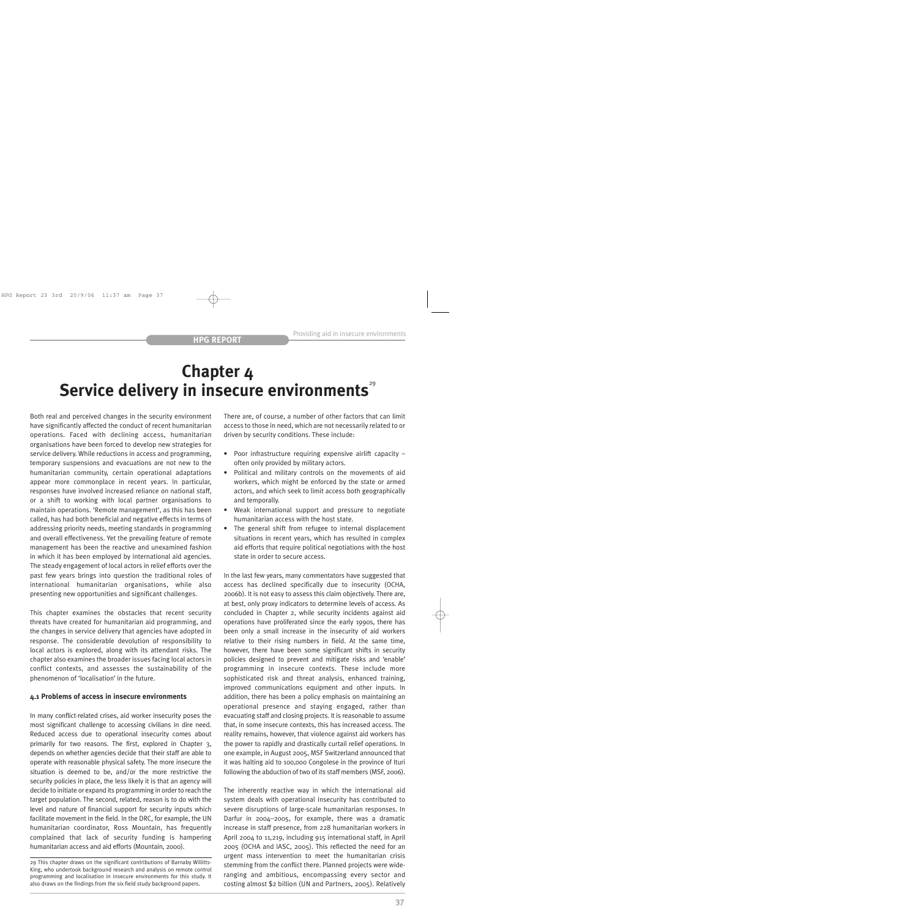# Chapter 4
# Service delivery in insecure environments[29]

Both real and perceived changes in the security environment have significantly affected the conduct of recent humanitarian operations. Faced with declining access, humanitarian organisations have been forced to develop new strategies for service delivery. While reductions in access and programming, temporary suspensions and evacuations are not new to the humanitarian community, certain operational adaptations appear more commonplace in recent years. In particular, responses have involved increased reliance on national staff, or a shift to working with local partner organisations to maintain operations. 'Remote management', as this has been called, has had both beneficial and negative effects in terms of addressing priority needs, meeting standards in programming and overall effectiveness. Yet the prevailing feature of remote management has been the reactive and unexamined fashion in which it has been employed by international aid agencies. The steady engagement of local actors in relief efforts over the past few years brings into question the traditional roles of international humanitarian organisations, while also presenting new opportunities and significant challenges.

This chapter examines the obstacles that recent security threats have created for humanitarian aid programming, and the changes in service delivery that agencies have adopted in response. The considerable devolution of responsibility to local actors is explored, along with its attendant risks. The chapter also examines the broader issues facing local actors in conflict contexts, and assesses the sustainability of the phenomenon of 'localisation' in the future.

### 4.1 Problems of access in insecure environments

In many conflict-related crises, aid worker insecurity poses the most significant challenge to accessing civilians in dire need. Reduced access due to operational insecurity comes about primarily for two reasons. The first, explored in Chapter 3, depends on whether agencies decide that their staff are able to operate with reasonable physical safety. The more insecure the situation is deemed to be, and/or the more restrictive the security policies in place, the less likely it is that an agency will decide to initiate or expand its programming in order to reach the target population. The second, related, reason is to do with the level and nature of financial support for security inputs which facilitate movement in the field. In the DRC, for example, the UN humanitarian coordinator, Ross Mountain, has frequently complained that lack of security funding is hampering humanitarian access and aid efforts (Mountain, 2000).

There are, of course, a number of other factors that can limit access to those in need, which are not necessarily related to or driven by security conditions. These include:

- Poor infrastructure requiring expensive airlift capacity – often only provided by military actors.
- Political and military controls on the movements of aid workers, which might be enforced by the state or armed actors, and which seek to limit access both geographically and temporally.
- Weak international support and pressure to negotiate humanitarian access with the host state.
- The general shift from refugee to internal displacement situations in recent years, which has resulted in complex aid efforts that require political negotiations with the host state in order to secure access.

In the last few years, many commentators have suggested that access has declined specifically due to insecurity (OCHA, 2006b). It is not easy to assess this claim objectively. There are, at best, only proxy indicators to determine levels of access. As concluded in Chapter 2, while security incidents against aid operations have proliferated since the early 1990s, there has been only a small increase in the insecurity of aid workers relative to their rising numbers in field. At the same time, however, there have been some significant shifts in security policies designed to prevent and mitigate risks and 'enable' programming in insecure contexts. These include more sophisticated risk and threat analysis, enhanced training, improved communications equipment and other inputs. In addition, there has been a policy emphasis on maintaining an operational presence and staying engaged, rather than evacuating staff and closing projects. It is reasonable to assume that, in some insecure contexts, this has increased access. The reality remains, however, that violence against aid workers has the power to rapidly and drastically curtail relief operations. In one example, in August 2005, MSF Switzerland announced that it was halting aid to 100,000 Congolese in the province of Ituri following the abduction of two of its staff members (MSF, 2006).

The inherently reactive way in which the international aid system deals with operational insecurity has contributed to severe disruptions of large-scale humanitarian responses. In Darfur in 2004–2005, for example, there was a dramatic increase in staff presence, from 228 humanitarian workers in April 2004 to 11,219, including 915 international staff, in April 2005 (OCHA and IASC, 2005). This reflected the need for an urgent mass intervention to meet the humanitarian crisis stemming from the conflict there. Planned projects were wide-ranging and ambitious, encompassing every sector and costing almost $2 billion (UN and Partners, 2005). Relatively

29 This chapter draws on the significant contributions of Barnaby Willitts-King, who undertook background research and analysis on remote control programming and localisation in insecure environments for this study. It also draws on the findings from the six field study background papers.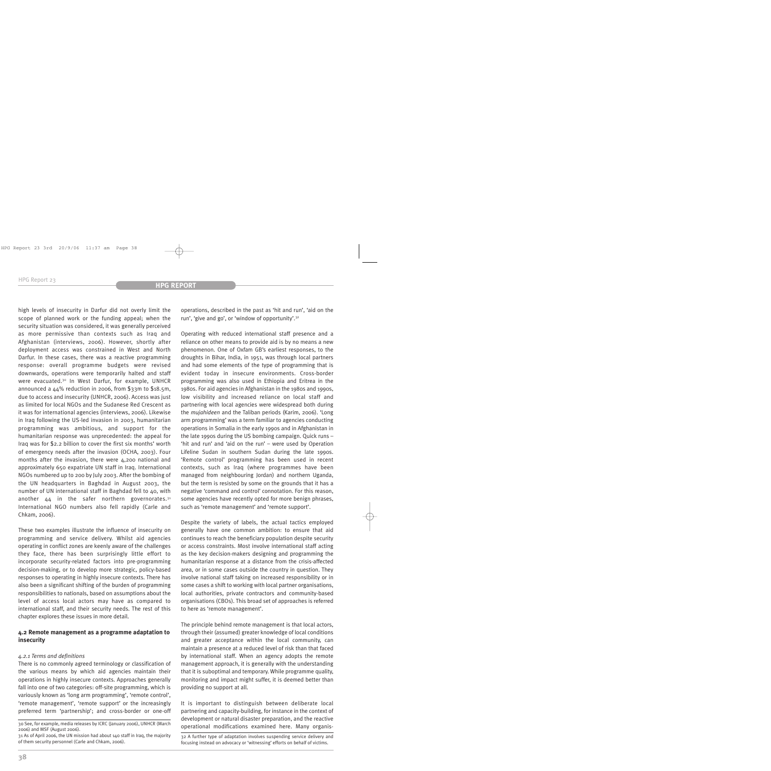high levels of insecurity in Darfur did not overly limit the scope of planned work or the funding appeal; when the security situation was considered, it was generally perceived as more permissive than contexts such as Iraq and Afghanistan (interviews, 2006). However, shortly after deployment access was constrained in West and North Darfur. In these cases, there was a reactive programming response: overall programme budgets were revised downwards, operations were temporarily halted and staff were evacuated.[30] In West Darfur, for example, UNHCR announced a 44% reduction in 2006, from $33m to $18.5m, due to access and insecurity (UNHCR, 2006). Access was just as limited for local NGOs and the Sudanese Red Crescent as it was for international agencies (interviews, 2006). Likewise in Iraq following the US-led invasion in 2003, humanitarian programming was ambitious, and support for the humanitarian response was unprecedented: the appeal for Iraq was for $2.2 billion to cover the first six months' worth of emergency needs after the invasion (OCHA, 2003). Four months after the invasion, there were 4,200 national and approximately 650 expatriate UN staff in Iraq. International NGOs numbered up to 200 by July 2003. After the bombing of the UN headquarters in Baghdad in August 2003, the number of UN international staff in Baghdad fell to 40, with another 44 in the safer northern governorates.[31] International NGO numbers also fell rapidly (Carle and Chkam, 2006).

These two examples illustrate the influence of insecurity on programming and service delivery. Whilst aid agencies operating in conflict zones are keenly aware of the challenges they face, there has been surprisingly little effort to incorporate security-related factors into pre-programming decision-making, or to develop more strategic, policy-based responses to operating in highly insecure contexts. There has also been a significant shifting of the burden of programming responsibilities to nationals, based on assumptions about the level of access local actors may have as compared to international staff, and their security needs. The rest of this chapter explores these issues in more detail.

### 4.2 Remote management as a programme adaptation to insecurity

#### *4.2.1 Terms and definitions*

There is no commonly agreed terminology or classification of the various means by which aid agencies maintain their operations in highly insecure contexts. Approaches generally fall into one of two categories: off-site programming, which is variously known as 'long arm programming', 'remote control', 'remote management', 'remote support' or the increasingly preferred term 'partnership'; and cross-border or one-off operations, described in the past as 'hit and run', 'aid on the run', 'give and go', or 'window of opportunity'.[32]

Operating with reduced international staff presence and a reliance on other means to provide aid is by no means a new phenomenon. One of Oxfam GB's earliest responses, to the droughts in Bihar, India, in 1951, was through local partners and had some elements of the type of programming that is evident today in insecure environments. Cross-border programming was also used in Ethiopia and Eritrea in the 1980s. For aid agencies in Afghanistan in the 1980s and 1990s, low visibility and increased reliance on local staff and partnering with local agencies were widespread both during the *mujahideen* and the Taliban periods (Karim, 2006). 'Long arm programming' was a term familiar to agencies conducting operations in Somalia in the early 1990s and in Afghanistan in the late 1990s during the US bombing campaign. Quick runs – 'hit and run' and 'aid on the run' – were used by Operation Lifeline Sudan in southern Sudan during the late 1990s. 'Remote control' programming has been used in recent contexts, such as Iraq (where programmes have been managed from neighbouring Jordan) and northern Uganda, but the term is resisted by some on the grounds that it has a negative 'command and control' connotation. For this reason, some agencies have recently opted for more benign phrases, such as 'remote management' and 'remote support'.

Despite the variety of labels, the actual tactics employed generally have one common ambition: to ensure that aid continues to reach the beneficiary population despite security or access constraints. Most involve international staff acting as the key decision-makers designing and programming the humanitarian response at a distance from the crisis-affected area, or in some cases outside the country in question. They involve national staff taking on increased responsibility or in some cases a shift to working with local partner organisations, local authorities, private contractors and community-based organisations (CBOs). This broad set of approaches is referred to here as 'remote management'.

The principle behind remote management is that local actors, through their (assumed) greater knowledge of local conditions and greater acceptance within the local community, can maintain a presence at a reduced level of risk than that faced by international staff. When an agency adopts the remote management approach, it is generally with the understanding that it is suboptimal and temporary. While programme quality, monitoring and impact might suffer, it is deemed better than providing no support at all.

It is important to distinguish between deliberate local partnering and capacity-building, for instance in the context of development or natural disaster preparation, and the reactive operational modifications examined here. Many organis-

---

30 See, for example, media releases by ICRC (January 2006), UNHCR (March 2006) and MSF (August 2006).

31 As of April 2006, the UN mission had about 140 staff in Iraq, the majority of them security personnel (Carle and Chkam, 2006).

32 A further type of adaptation involves suspending service delivery and focusing instead on advocacy or 'witnessing' efforts on behalf of victims.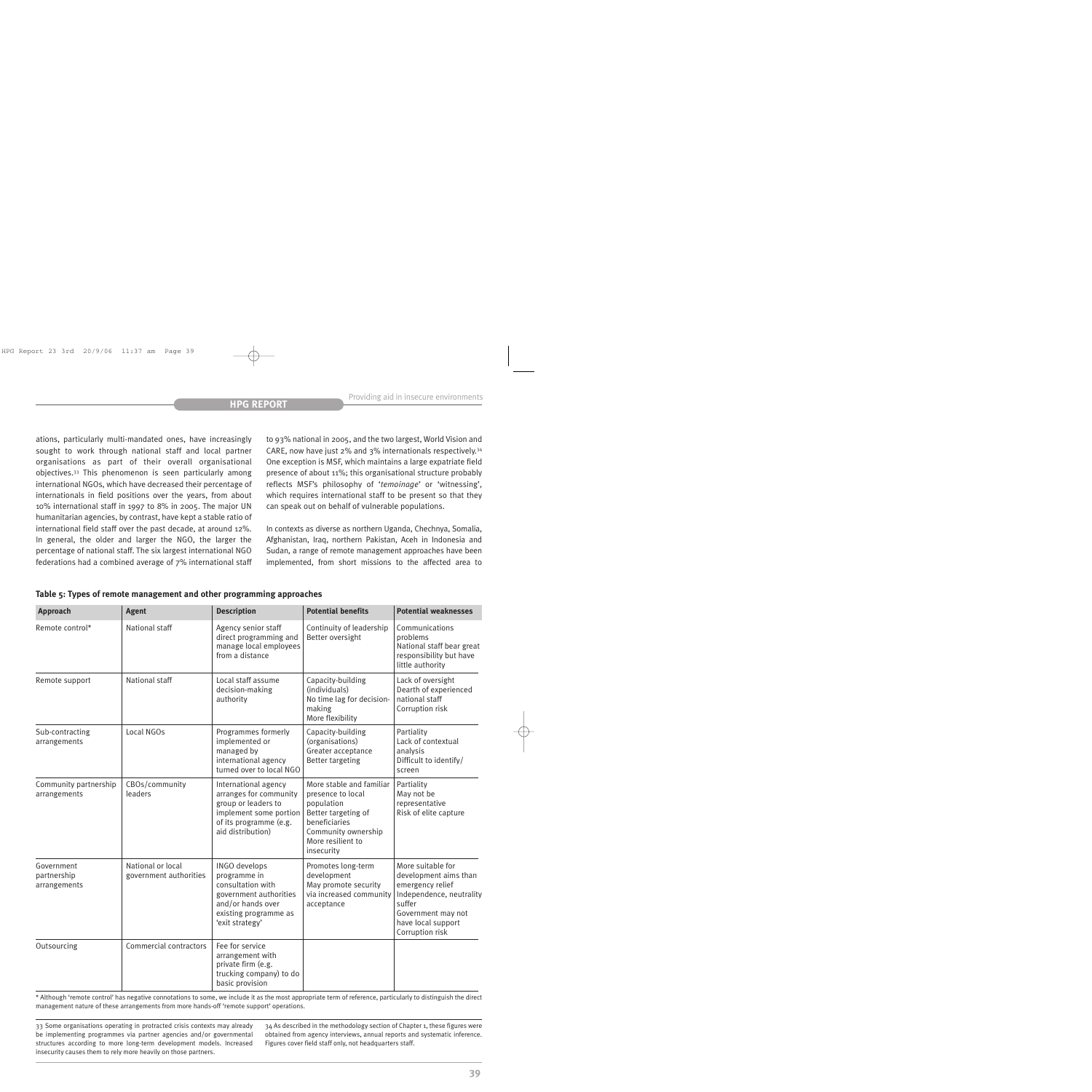ations, particularly multi-mandated ones, have increasingly sought to work through national staff and local partner organisations as part of their overall organisational objectives.[33] This phenomenon is seen particularly among international NGOs, which have decreased their percentage of internationals in field positions over the years, from about 10% international staff in 1997 to 8% in 2005. The major UN humanitarian agencies, by contrast, have kept a stable ratio of international field staff over the past decade, at around 12%. In general, the older and larger the NGO, the larger the percentage of national staff. The six largest international NGO federations had a combined average of 7% international staff to 93% national in 2005, and the two largest, World Vision and CARE, now have just 2% and 3% internationals respectively.[34] One exception is MSF, which maintains a large expatriate field presence of about 11%; this organisational structure probably reflects MSF's philosophy of '*temoinage*' or 'witnessing', which requires international staff to be present so that they can speak out on behalf of vulnerable populations.

In contexts as diverse as northern Uganda, Chechnya, Somalia, Afghanistan, Iraq, northern Pakistan, Aceh in Indonesia and Sudan, a range of remote management approaches have been implemented, from short missions to the affected area to

**Table 5: Types of remote management and other programming approaches**

| Approach | Agent | Description | Potential benefits | Potential weaknesses |
|---|---|---|---|---|
| Remote control* | National staff | Agency senior staff direct programming and manage local employees from a distance | Continuity of leadership<br>Better oversight | Communications problems<br>National staff bear great responsibility but have little authority |
| Remote support | National staff | Local staff assume decision-making authority | Capacity-building (individuals)<br>No time lag for decision-making<br>More flexibility | Lack of oversight<br>Dearth of experienced national staff<br>Corruption risk |
| Sub-contracting arrangements | Local NGOs | Programmes formerly implemented or managed by international agency turned over to local NGO | Capacity-building (organisations)<br>Greater acceptance<br>Better targeting | Partiality<br>Lack of contextual analysis<br>Difficult to identify/screen |
| Community partnership arrangements | CBOs/community leaders | International agency arranges for community group or leaders to implement some portion of its programme (e.g. aid distribution) | More stable and familiar presence to local population<br>Better targeting of beneficiaries<br>Community ownership<br>More resilient to insecurity | Partiality<br>May not be representative<br>Risk of elite capture |
| Government partnership arrangements | National or local government authorities | INGO develops programme in consultation with government authorities and/or hands over existing programme as 'exit strategy' | Promotes long-term development<br>May promote security via increased community acceptance | More suitable for development aims than emergency relief<br>Independence, neutrality suffer<br>Government may not have local support<br>Corruption risk |
| Outsourcing | Commercial contractors | Fee for service arrangement with private firm (e.g. trucking company) to do basic provision | | |

\* Although 'remote control' has negative connotations to some, we include it as the most appropriate term of reference, particularly to distinguish the direct management nature of these arrangements from more hands-off 'remote support' operations.

33 Some organisations operating in protracted crisis contexts may already be implementing programmes via partner agencies and/or governmental structures according to more long-term development models. Increased insecurity causes them to rely more heavily on those partners.

34 As described in the methodology section of Chapter 1, these figures were obtained from agency interviews, annual reports and systematic inference. Figures cover field staff only, not headquarters staff.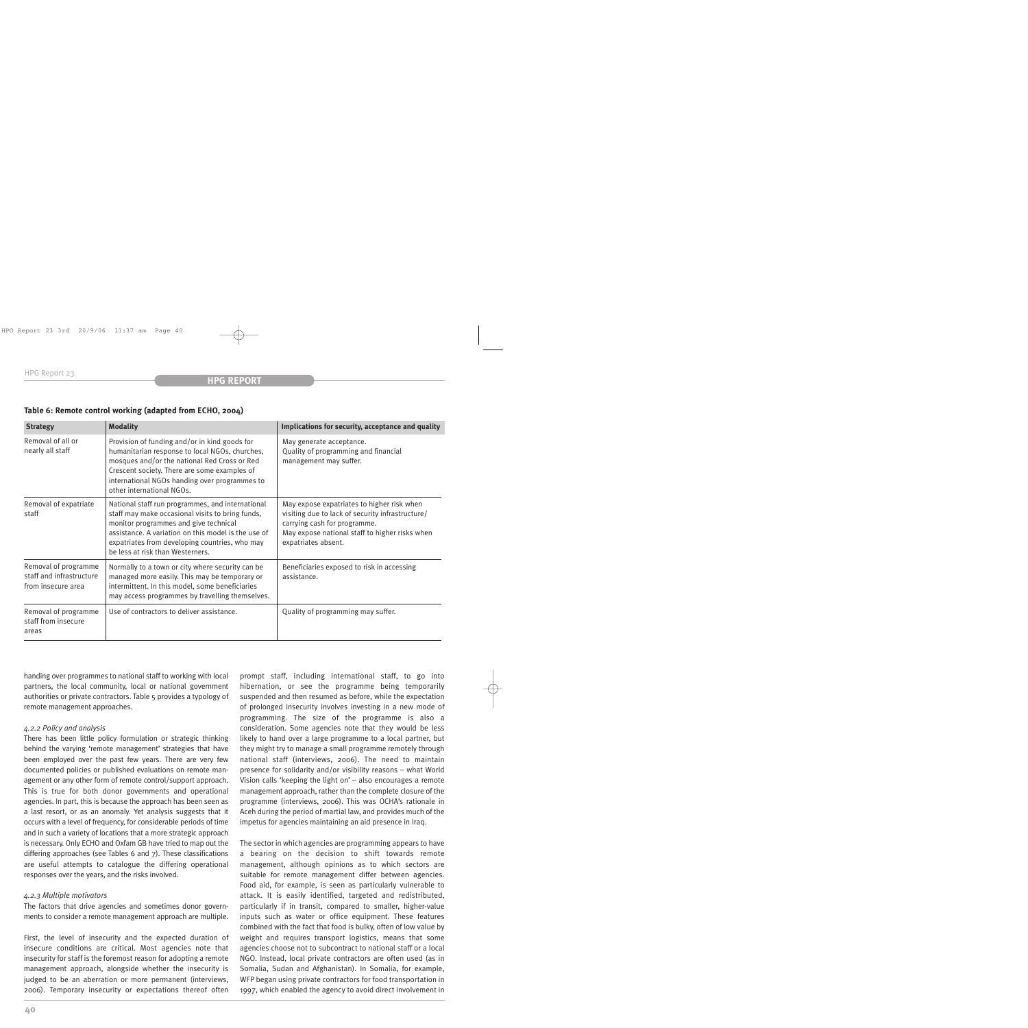**Table 6: Remote control working (adapted from ECHO, 2004)**

| Strategy | Modality | Implications for security, acceptance and quality |
|---|---|---|
| Removal of all or nearly all staff | Provision of funding and/or in kind goods for humanitarian response to local NGOs, churches, mosques and/or the national Red Cross or Red Crescent society. There are some examples of international NGOs handing over programmes to other international NGOs. | May generate acceptance. Quality of programming and financial management may suffer. |
| Removal of expatriate staff | National staff run programmes, and international staff may make occasional visits to bring funds, monitor programmes and give technical assistance. A variation on this model is the use of expatriates from developing countries, who may be less at risk than Westerners. | May expose expatriates to higher risk when visiting due to lack of security infrastructure/ carrying cash for programme. May expose national staff to higher risks when expatriates absent. |
| Removal of programme staff and infrastructure from insecure area | Normally to a town or city where security can be managed more easily. This may be temporary or intermittent. In this model, some beneficiaries may access programmes by travelling themselves. | Beneficiaries exposed to risk in accessing assistance. |
| Removal of programme staff from insecure areas | Use of contractors to deliver assistance. | Quality of programming may suffer. |

handing over programmes to national staff to working with local partners, the local community, local or national government authorities or private contractors. Table 5 provides a typology of remote management approaches.

*4.2.2 Policy and analysis*

There has been little policy formulation or strategic thinking behind the varying 'remote management' strategies that have been employed over the past few years. There are very few documented policies or published evaluations on remote management or any other form of remote control/support approach. This is true for both donor governments and operational agencies. In part, this is because the approach has been seen as a last resort, or as an anomaly. Yet analysis suggests that it occurs with a level of frequency, for considerable periods of time and in such a variety of locations that a more strategic approach is necessary. Only ECHO and Oxfam GB have tried to map out the differing approaches (see Tables 6 and 7). These classifications are useful attempts to catalogue the differing operational responses over the years, and the risks involved.

*4.2.3 Multiple motivators*

The factors that drive agencies and sometimes donor governments to consider a remote management approach are multiple.

First, the level of insecurity and the expected duration of insecure conditions are critical. Most agencies note that insecurity for staff is the foremost reason for adopting a remote management approach, alongside whether the insecurity is judged to be an aberration or more permanent (interviews, 2006). Temporary insecurity or expectations thereof often prompt staff, including international staff, to go into hibernation, or see the programme being temporarily suspended and then resumed as before, while the expectation of prolonged insecurity involves investing in a new mode of programming. The size of the programme is also a consideration. Some agencies note that they would be less likely to hand over a large programme to a local partner, but they might try to manage a small programme remotely through national staff (interviews, 2006). The need to maintain presence for solidarity and/or visibility reasons – what World Vision calls 'keeping the light on' – also encourages a remote management approach, rather than the complete closure of the programme (interviews, 2006). This was OCHA's rationale in Aceh during the period of martial law, and provides much of the impetus for agencies maintaining an aid presence in Iraq.

The sector in which agencies are programming appears to have a bearing on the decision to shift towards remote management, although opinions as to which sectors are suitable for remote management differ between agencies. Food aid, for example, is seen as particularly vulnerable to attack. It is easily identified, targeted and redistributed, particularly if in transit, compared to smaller, higher-value inputs such as water or office equipment. These features combined with the fact that food is bulky, often of low value by weight and requires transport logistics, means that some agencies choose not to subcontract to national staff or a local NGO. Instead, local private contractors are often used (as in Somalia, Sudan and Afghanistan). In Somalia, for example, WFP began using private contractors for food transportation in 1997, which enabled the agency to avoid direct involvement in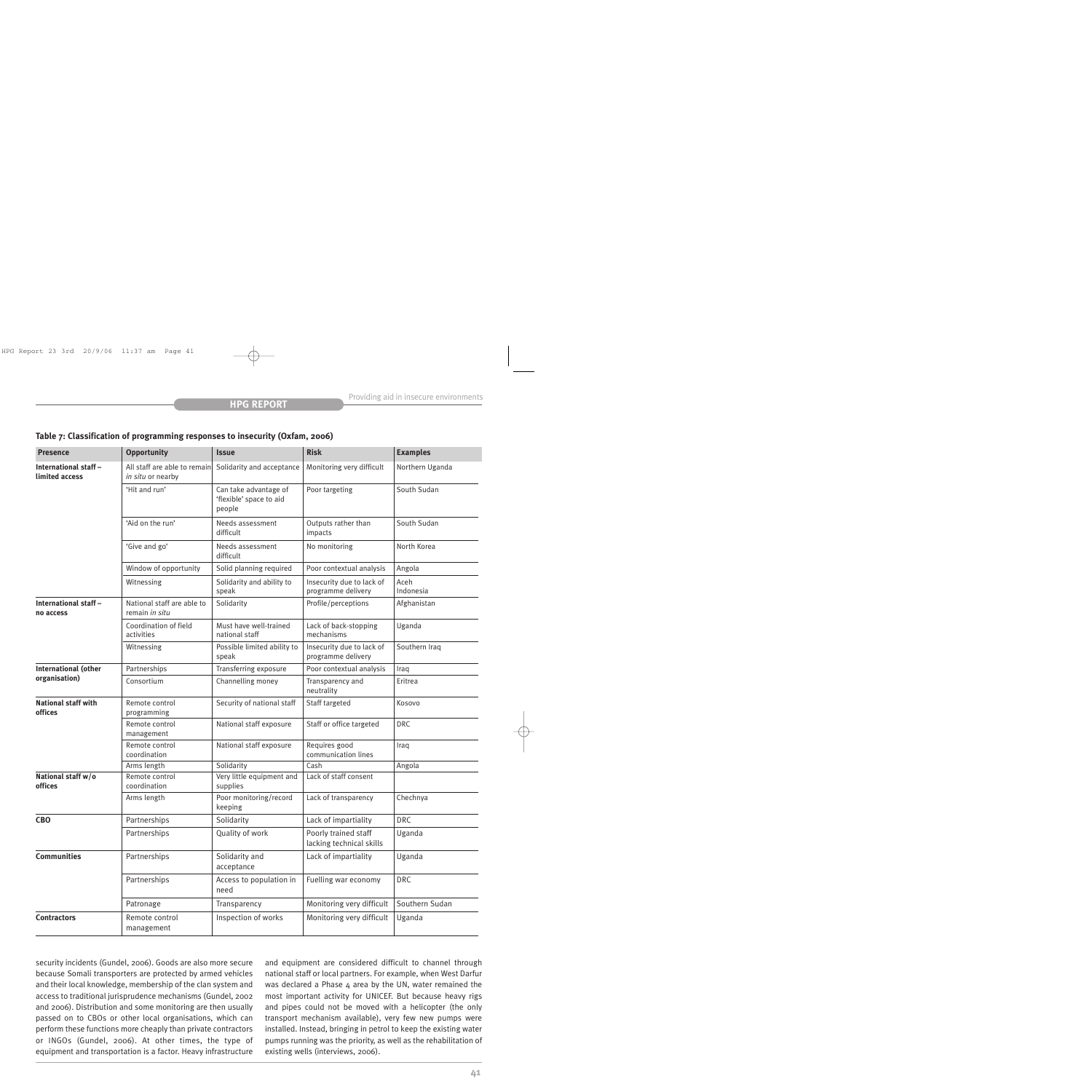**Table 7: Classification of programming responses to insecurity (Oxfam, 2006)**

| Presence | Opportunity | Issue | Risk | Examples |
|---|---|---|---|---|
| **International staff – limited access** | All staff are able to remain *in situ* or nearby | Solidarity and acceptance | Monitoring very difficult | Northern Uganda |
| | 'Hit and run' | Can take advantage of 'flexible' space to aid people | Poor targeting | South Sudan |
| | 'Aid on the run' | Needs assessment difficult | Outputs rather than impacts | South Sudan |
| | 'Give and go' | Needs assessment difficult | No monitoring | North Korea |
| | Window of opportunity | Solid planning required | Poor contextual analysis | Angola |
| | Witnessing | Solidarity and ability to speak | Insecurity due to lack of programme delivery | Aceh Indonesia |
| **International staff – no access** | National staff are able to remain *in situ* | Solidarity | Profile/perceptions | Afghanistan |
| | Coordination of field activities | Must have well-trained national staff | Lack of back-stopping mechanisms | Uganda |
| | Witnessing | Possible limited ability to speak | Insecurity due to lack of programme delivery | Southern Iraq |
| **International (other organisation)** | Partnerships | Transferring exposure | Poor contextual analysis | Iraq |
| | Consortium | Channelling money | Transparency and neutrality | Eritrea |
| **National staff with offices** | Remote control programming | Security of national staff | Staff targeted | Kosovo |
| | Remote control management | National staff exposure | Staff or office targeted | DRC |
| | Remote control coordination | National staff exposure | Requires good communication lines | Iraq |
| | Arms length | Solidarity | Cash | Angola |
| **National staff w/o offices** | Remote control coordination | Very little equipment and supplies | Lack of staff consent | |
| | Arms length | Poor monitoring/record keeping | Lack of transparency | Chechnya |
| **CBO** | Partnerships | Solidarity | Lack of impartiality | DRC |
| | Partnerships | Quality of work | Poorly trained staff lacking technical skills | Uganda |
| **Communities** | Partnerships | Solidarity and acceptance | Lack of impartiality | Uganda |
| | Partnerships | Access to population in need | Fuelling war economy | DRC |
| | Patronage | Transparency | Monitoring very difficult | Southern Sudan |
| **Contractors** | Remote control management | Inspection of works | Monitoring very difficult | Uganda |

security incidents (Gundel, 2006). Goods are also more secure because Somali transporters are protected by armed vehicles and their local knowledge, membership of the clan system and access to traditional jurisprudence mechanisms (Gundel, 2002 and 2006). Distribution and some monitoring are then usually passed on to CBOs or other local organisations, which can perform these functions more cheaply than private contractors or INGOs (Gundel, 2006). At other times, the type of equipment and transportation is a factor. Heavy infrastructure and equipment are considered difficult to channel through national staff or local partners. For example, when West Darfur was declared a Phase 4 area by the UN, water remained the most important activity for UNICEF. But because heavy rigs and pipes could not be moved with a helicopter (the only transport mechanism available), very few new pumps were installed. Instead, bringing in petrol to keep the existing water pumps running was the priority, as well as the rehabilitation of existing wells (interviews, 2006).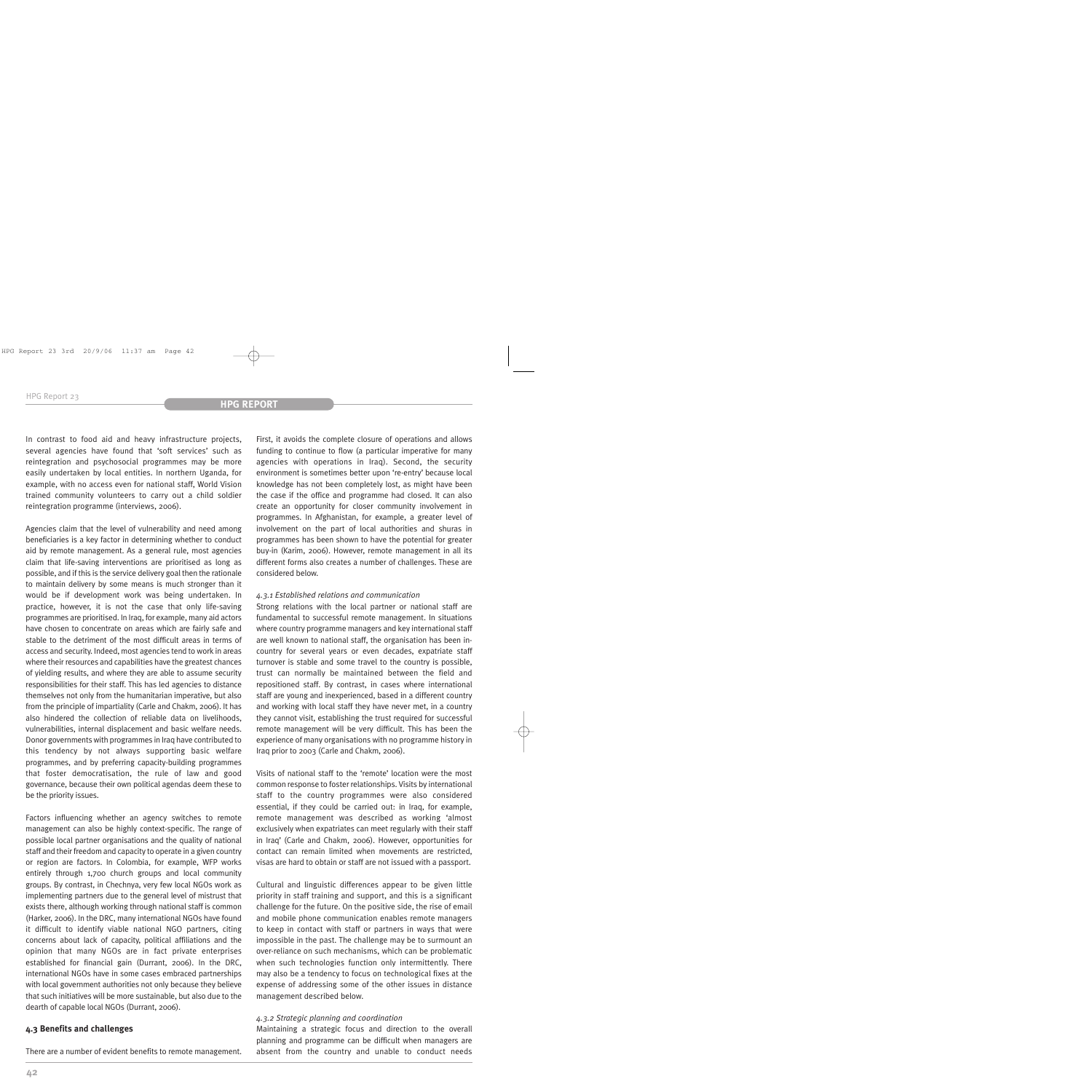In contrast to food aid and heavy infrastructure projects, several agencies have found that 'soft services' such as reintegration and psychosocial programmes may be more easily undertaken by local entities. In northern Uganda, for example, with no access even for national staff, World Vision trained community volunteers to carry out a child soldier reintegration programme (interviews, 2006).

Agencies claim that the level of vulnerability and need among beneficiaries is a key factor in determining whether to conduct aid by remote management. As a general rule, most agencies claim that life-saving interventions are prioritised as long as possible, and if this is the service delivery goal then the rationale to maintain delivery by some means is much stronger than it would be if development work was being undertaken. In practice, however, it is not the case that only life-saving programmes are prioritised. In Iraq, for example, many aid actors have chosen to concentrate on areas which are fairly safe and stable to the detriment of the most difficult areas in terms of access and security. Indeed, most agencies tend to work in areas where their resources and capabilities have the greatest chances of yielding results, and where they are able to assume security responsibilities for their staff. This has led agencies to distance themselves not only from the humanitarian imperative, but also from the principle of impartiality (Carle and Chakm, 2006). It has also hindered the collection of reliable data on livelihoods, vulnerabilities, internal displacement and basic welfare needs. Donor governments with programmes in Iraq have contributed to this tendency by not always supporting basic welfare programmes, and by preferring capacity-building programmes that foster democratisation, the rule of law and good governance, because their own political agendas deem these to be the priority issues.

Factors influencing whether an agency switches to remote management can also be highly context-specific. The range of possible local partner organisations and the quality of national staff and their freedom and capacity to operate in a given country or region are factors. In Colombia, for example, WFP works entirely through 1,700 church groups and local community groups. By contrast, in Chechnya, very few local NGOs work as implementing partners due to the general level of mistrust that exists there, although working through national staff is common (Harker, 2006). In the DRC, many international NGOs have found it difficult to identify viable national NGO partners, citing concerns about lack of capacity, political affiliations and the opinion that many NGOs are in fact private enterprises established for financial gain (Durrant, 2006). In the DRC, international NGOs have in some cases embraced partnerships with local government authorities not only because they believe that such initiatives will be more sustainable, but also due to the dearth of capable local NGOs (Durrant, 2006).

### 4.3 Benefits and challenges

There are a number of evident benefits to remote management. First, it avoids the complete closure of operations and allows funding to continue to flow (a particular imperative for many agencies with operations in Iraq). Second, the security environment is sometimes better upon 're-entry' because local knowledge has not been completely lost, as might have been the case if the office and programme had closed. It can also create an opportunity for closer community involvement in programmes. In Afghanistan, for example, a greater level of involvement on the part of local authorities and shuras in programmes has been shown to have the potential for greater buy-in (Karim, 2006). However, remote management in all its different forms also creates a number of challenges. These are considered below.

#### *4.3.1 Established relations and communication*

Strong relations with the local partner or national staff are fundamental to successful remote management. In situations where country programme managers and key international staff are well known to national staff, the organisation has been in-country for several years or even decades, expatriate staff turnover is stable and some travel to the country is possible, trust can normally be maintained between the field and repositioned staff. By contrast, in cases where international staff are young and inexperienced, based in a different country and working with local staff they have never met, in a country they cannot visit, establishing the trust required for successful remote management will be very difficult. This has been the experience of many organisations with no programme history in Iraq prior to 2003 (Carle and Chakm, 2006).

Visits of national staff to the 'remote' location were the most common response to foster relationships. Visits by international staff to the country programmes were also considered essential, if they could be carried out: in Iraq, for example, remote management was described as working 'almost exclusively when expatriates can meet regularly with their staff in Iraq' (Carle and Chakm, 2006). However, opportunities for contact can remain limited when movements are restricted, visas are hard to obtain or staff are not issued with a passport.

Cultural and linguistic differences appear to be given little priority in staff training and support, and this is a significant challenge for the future. On the positive side, the rise of email and mobile phone communication enables remote managers to keep in contact with staff or partners in ways that were impossible in the past. The challenge may be to surmount an over-reliance on such mechanisms, which can be problematic when such technologies function only intermittently. There may also be a tendency to focus on technological fixes at the expense of addressing some of the other issues in distance management described below.

#### *4.3.2 Strategic planning and coordination*

Maintaining a strategic focus and direction to the overall planning and programme can be difficult when managers are absent from the country and unable to conduct needs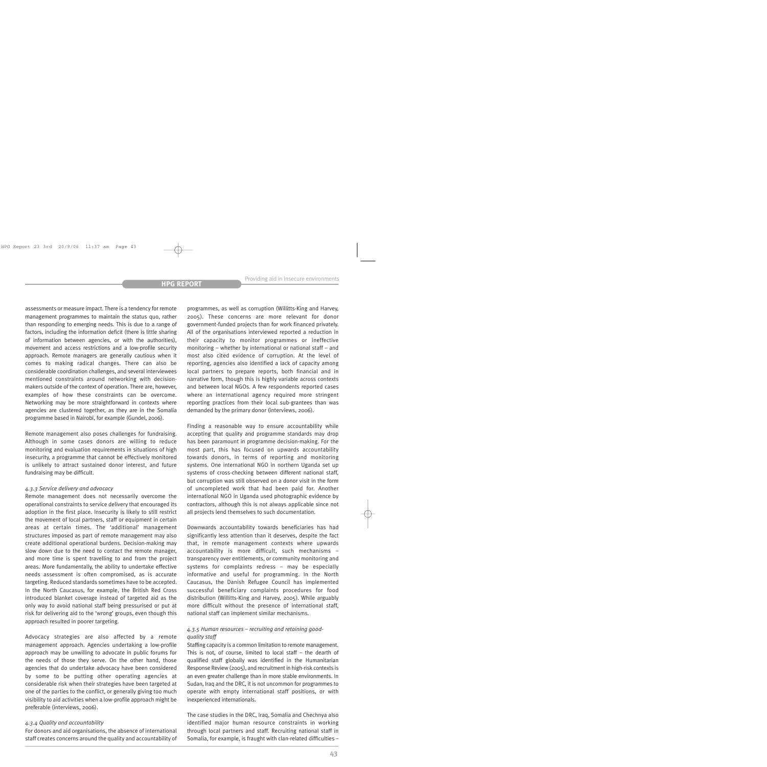assessments or measure impact. There is a tendency for remote management programmes to maintain the status quo, rather than responding to emerging needs. This is due to a range of factors, including the information deficit (there is little sharing of information between agencies, or with the authorities), movement and access restrictions and a low-profile security approach. Remote managers are generally cautious when it comes to making radical changes. There can also be considerable coordination challenges, and several interviewees mentioned constraints around networking with decision-makers outside of the context of operation. There are, however, examples of how these constraints can be overcome. Networking may be more straightforward in contexts where agencies are clustered together, as they are in the Somalia programme based in Nairobi, for example (Gundel, 2006).

Remote management also poses challenges for fundraising. Although in some cases donors are willing to reduce monitoring and evaluation requirements in situations of high insecurity, a programme that cannot be effectively monitored is unlikely to attract sustained donor interest, and future fundraising may be difficult.

#### *4.3.3 Service delivery and advocacy*

Remote management does not necessarily overcome the operational constraints to service delivery that encouraged its adoption in the first place. Insecurity is likely to still restrict the movement of local partners, staff or equipment in certain areas at certain times. The 'additional' management structures imposed as part of remote management may also create additional operational burdens. Decision-making may slow down due to the need to contact the remote manager, and more time is spent travelling to and from the project areas. More fundamentally, the ability to undertake effective needs assessment is often compromised, as is accurate targeting. Reduced standards sometimes have to be accepted. In the North Caucasus, for example, the British Red Cross introduced blanket coverage instead of targeted aid as the only way to avoid national staff being pressurised or put at risk for delivering aid to the 'wrong' groups, even though this approach resulted in poorer targeting.

Advocacy strategies are also affected by a remote management approach. Agencies undertaking a low-profile approach may be unwilling to advocate in public forums for the needs of those they serve. On the other hand, those agencies that do undertake advocacy have been considered by some to be putting other operating agencies at considerable risk when their strategies have been targeted at one of the parties to the conflict, or generally giving too much visibility to aid activities when a low-profile approach might be preferable (interviews, 2006).

#### *4.3.4 Quality and accountability*

For donors and aid organisations, the absence of international staff creates concerns around the quality and accountability of programmes, as well as corruption (Willitts-King and Harvey, 2005). These concerns are more relevant for donor government-funded projects than for work financed privately. All of the organisations interviewed reported a reduction in their capacity to monitor programmes or ineffective monitoring – whether by international or national staff – and most also cited evidence of corruption. At the level of reporting, agencies also identified a lack of capacity among local partners to prepare reports, both financial and in narrative form, though this is highly variable across contexts and between local NGOs. A few respondents reported cases where an international agency required more stringent reporting practices from their local sub-grantees than was demanded by the primary donor (interviews, 2006).

Finding a reasonable way to ensure accountability while accepting that quality and programme standards may drop has been paramount in programme decision-making. For the most part, this has focused on upwards accountability towards donors, in terms of reporting and monitoring systems. One international NGO in northern Uganda set up systems of cross-checking between different national staff, but corruption was still observed on a donor visit in the form of uncompleted work that had been paid for. Another international NGO in Uganda used photographic evidence by contractors, although this is not always applicable since not all projects lend themselves to such documentation.

Downwards accountability towards beneficiaries has had significantly less attention than it deserves, despite the fact that, in remote management contexts where upwards accountability is more difficult, such mechanisms – transparency over entitlements, or community monitoring and systems for complaints redress – may be especially informative and useful for programming. In the North Caucasus, the Danish Refugee Council has implemented successful beneficiary complaints procedures for food distribution (Willitts-King and Harvey, 2005). While arguably more difficult without the presence of international staff, national staff can implement similar mechanisms.

#### *4.3.5 Human resources – recruiting and retaining good-quality staff*

Staffing capacity is a common limitation to remote management. This is not, of course, limited to local staff – the dearth of qualified staff globally was identified in the Humanitarian Response Review (2005), and recruitment in high-risk contexts is an even greater challenge than in more stable environments. In Sudan, Iraq and the DRC, it is not uncommon for programmes to operate with empty international staff positions, or with inexperienced internationals.

The case studies in the DRC, Iraq, Somalia and Chechnya also identified major human resource constraints in working through local partners and staff. Recruiting national staff in Somalia, for example, is fraught with clan-related difficulties –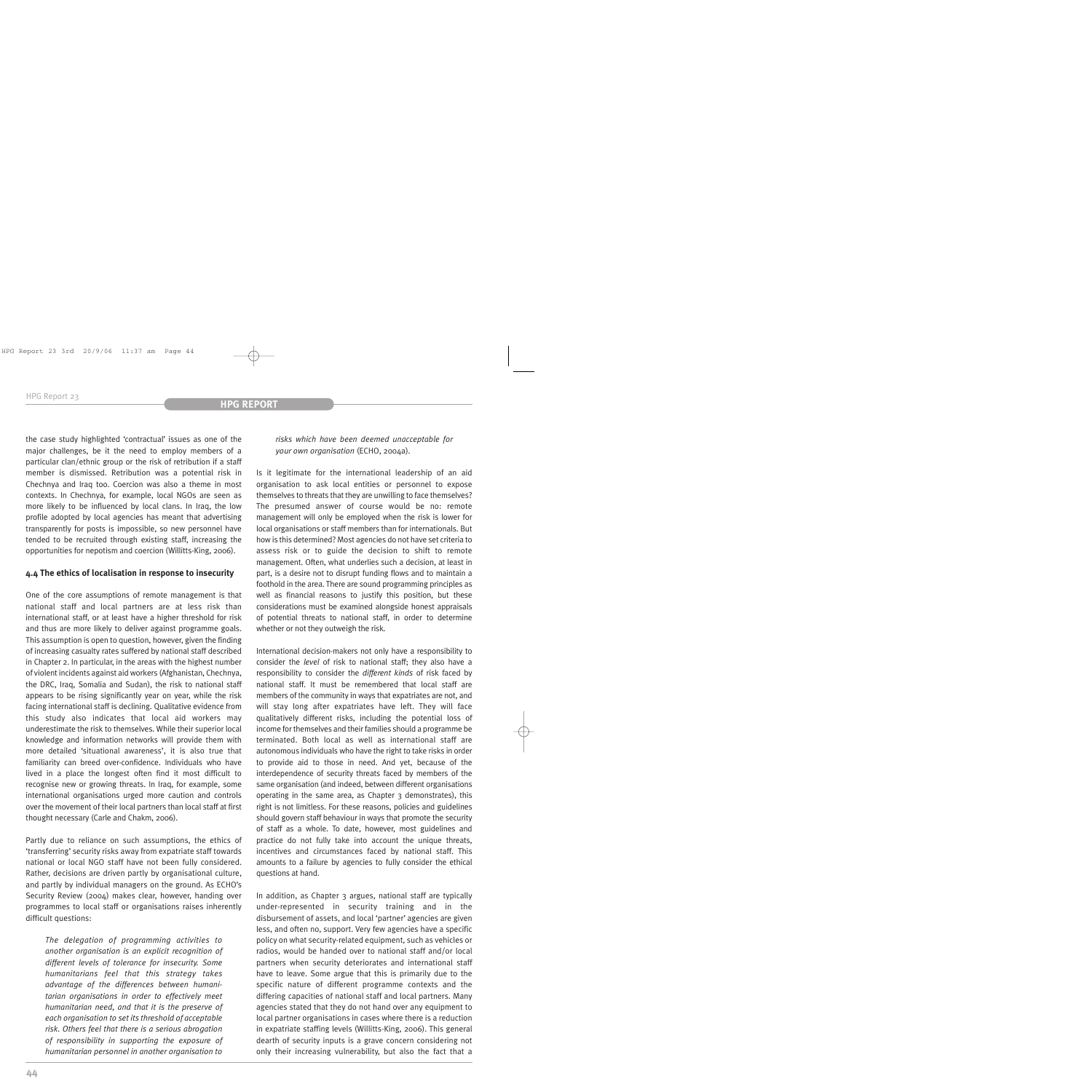the case study highlighted 'contractual' issues as one of the major challenges, be it the need to employ members of a particular clan/ethnic group or the risk of retribution if a staff member is dismissed. Retribution was a potential risk in Chechnya and Iraq too. Coercion was also a theme in most contexts. In Chechnya, for example, local NGOs are seen as more likely to be influenced by local clans. In Iraq, the low profile adopted by local agencies has meant that advertising transparently for posts is impossible, so new personnel have tended to be recruited through existing staff, increasing the opportunities for nepotism and coercion (Willitts-King, 2006).

### 4.4 The ethics of localisation in response to insecurity

One of the core assumptions of remote management is that national staff and local partners are at less risk than international staff, or at least have a higher threshold for risk and thus are more likely to deliver against programme goals. This assumption is open to question, however, given the finding of increasing casualty rates suffered by national staff described in Chapter 2. In particular, in the areas with the highest number of violent incidents against aid workers (Afghanistan, Chechnya, the DRC, Iraq, Somalia and Sudan), the risk to national staff appears to be rising significantly year on year, while the risk facing international staff is declining. Qualitative evidence from this study also indicates that local aid workers may underestimate the risk to themselves. While their superior local knowledge and information networks will provide them with more detailed 'situational awareness', it is also true that familiarity can breed over-confidence. Individuals who have lived in a place the longest often find it most difficult to recognise new or growing threats. In Iraq, for example, some international organisations urged more caution and controls over the movement of their local partners than local staff at first thought necessary (Carle and Chakm, 2006).

Partly due to reliance on such assumptions, the ethics of 'transferring' security risks away from expatriate staff towards national or local NGO staff have not been fully considered. Rather, decisions are driven partly by organisational culture, and partly by individual managers on the ground. As ECHO's Security Review (2004) makes clear, however, handing over programmes to local staff or organisations raises inherently difficult questions:

> *The delegation of programming activities to another organisation is an explicit recognition of different levels of tolerance for insecurity. Some humanitarians feel that this strategy takes advantage of the differences between humanitarian organisations in order to effectively meet humanitarian need, and that it is the preserve of each organisation to set its threshold of acceptable risk. Others feel that there is a serious abrogation of responsibility in supporting the exposure of humanitarian personnel in another organisation to risks which have been deemed unacceptable for your own organisation* (ECHO, 2004a).

Is it legitimate for the international leadership of an aid organisation to ask local entities or personnel to expose themselves to threats that they are unwilling to face themselves? The presumed answer of course would be no: remote management will only be employed when the risk is lower for local organisations or staff members than for internationals. But how is this determined? Most agencies do not have set criteria to assess risk or to guide the decision to shift to remote management. Often, what underlies such a decision, at least in part, is a desire not to disrupt funding flows and to maintain a foothold in the area. There are sound programming principles as well as financial reasons to justify this position, but these considerations must be examined alongside honest appraisals of potential threats to national staff, in order to determine whether or not they outweigh the risk.

International decision-makers not only have a responsibility to consider the *level* of risk to national staff; they also have a responsibility to consider the *different kinds* of risk faced by national staff. It must be remembered that local staff are members of the community in ways that expatriates are not, and will stay long after expatriates have left. They will face qualitatively different risks, including the potential loss of income for themselves and their families should a programme be terminated. Both local as well as international staff are autonomous individuals who have the right to take risks in order to provide aid to those in need. And yet, because of the interdependence of security threats faced by members of the same organisation (and indeed, between different organisations operating in the same area, as Chapter 3 demonstrates), this right is not limitless. For these reasons, policies and guidelines should govern staff behaviour in ways that promote the security of staff as a whole. To date, however, most guidelines and practice do not fully take into account the unique threats, incentives and circumstances faced by national staff. This amounts to a failure by agencies to fully consider the ethical questions at hand.

In addition, as Chapter 3 argues, national staff are typically under-represented in security training and in the disbursement of assets, and local 'partner' agencies are given less, and often no, support. Very few agencies have a specific policy on what security-related equipment, such as vehicles or radios, would be handed over to national staff and/or local partners when security deteriorates and international staff have to leave. Some argue that this is primarily due to the specific nature of different programme contexts and the differing capacities of national staff and local partners. Many agencies stated that they do not hand over any equipment to local partner organisations in cases where there is a reduction in expatriate staffing levels (Willitts-King, 2006). This general dearth of security inputs is a grave concern considering not only their increasing vulnerability, but also the fact that a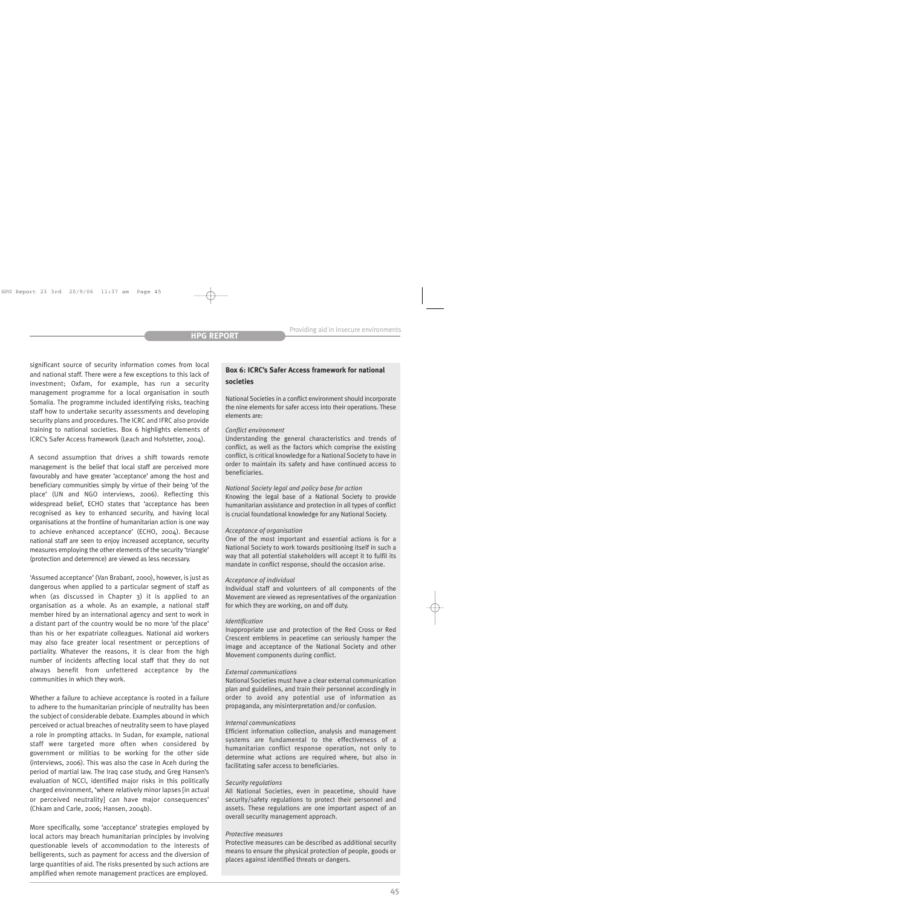significant source of security information comes from local and national staff. There were a few exceptions to this lack of investment; Oxfam, for example, has run a security management programme for a local organisation in south Somalia. The programme included identifying risks, teaching staff how to undertake security assessments and developing security plans and procedures. The ICRC and IFRC also provide training to national societies. Box 6 highlights elements of ICRC's Safer Access framework (Leach and Hofstetter, 2004).

A second assumption that drives a shift towards remote management is the belief that local staff are perceived more favourably and have greater 'acceptance' among the host and beneficiary communities simply by virtue of their being 'of the place' (UN and NGO interviews, 2006). Reflecting this widespread belief, ECHO states that 'acceptance has been recognised as key to enhanced security, and having local organisations at the frontline of humanitarian action is one way to achieve enhanced acceptance' (ECHO, 2004). Because national staff are seen to enjoy increased acceptance, security measures employing the other elements of the security 'triangle' (protection and deterrence) are viewed as less necessary.

'Assumed acceptance' (Van Brabant, 2000), however, is just as dangerous when applied to a particular segment of staff as when (as discussed in Chapter 3) it is applied to an organisation as a whole. As an example, a national staff member hired by an international agency and sent to work in a distant part of the country would be no more 'of the place' than his or her expatriate colleagues. National aid workers may also face greater local resentment or perceptions of partiality. Whatever the reasons, it is clear from the high number of incidents affecting local staff that they do not always benefit from unfettered acceptance by the communities in which they work.

Whether a failure to achieve acceptance is rooted in a failure to adhere to the humanitarian principle of neutrality has been the subject of considerable debate. Examples abound in which perceived or actual breaches of neutrality seem to have played a role in prompting attacks. In Sudan, for example, national staff were targeted more often when considered by government or militias to be working for the other side (interviews, 2006). This was also the case in Aceh during the period of martial law. The Iraq case study, and Greg Hansen's evaluation of NCCI, identified major risks in this politically charged environment, 'where relatively minor lapses [in actual or perceived neutrality] can have major consequences' (Chkam and Carle, 2006; Hansen, 2004b).

More specifically, some 'acceptance' strategies employed by local actors may breach humanitarian principles by involving questionable levels of accommodation to the interests of belligerents, such as payment for access and the diversion of large quantities of aid. The risks presented by such actions are amplified when remote management practices are employed.

**Box 6: ICRC's Safer Access framework for national societies**

National Societies in a conflict environment should incorporate the nine elements for safer access into their operations. These elements are:

*Conflict environment*
Understanding the general characteristics and trends of conflict, as well as the factors which comprise the existing conflict, is critical knowledge for a National Society to have in order to maintain its safety and have continued access to beneficiaries.

*National Society legal and policy base for action*
Knowing the legal base of a National Society to provide humanitarian assistance and protection in all types of conflict is crucial foundational knowledge for any National Society.

*Acceptance of organisation*
One of the most important and essential actions is for a National Society to work towards positioning itself in such a way that all potential stakeholders will accept it to fulfil its mandate in conflict response, should the occasion arise.

*Acceptance of individual*
Individual staff and volunteers of all components of the Movement are viewed as representatives of the organization for which they are working, on and off duty.

*Identification*
Inappropriate use and protection of the Red Cross or Red Crescent emblems in peacetime can seriously hamper the image and acceptance of the National Society and other Movement components during conflict.

*External communications*
National Societies must have a clear external communication plan and guidelines, and train their personnel accordingly in order to avoid any potential use of information as propaganda, any misinterpretation and/or confusion.

*Internal communications*
Efficient information collection, analysis and management systems are fundamental to the effectiveness of a humanitarian conflict response operation, not only to determine what actions are required where, but also in facilitating safer access to beneficiaries.

*Security regulations*
All National Societies, even in peacetime, should have security/safety regulations to protect their personnel and assets. These regulations are one important aspect of an overall security management approach.

*Protective measures*
Protective measures can be described as additional security means to ensure the physical protection of people, goods or places against identified threats or dangers.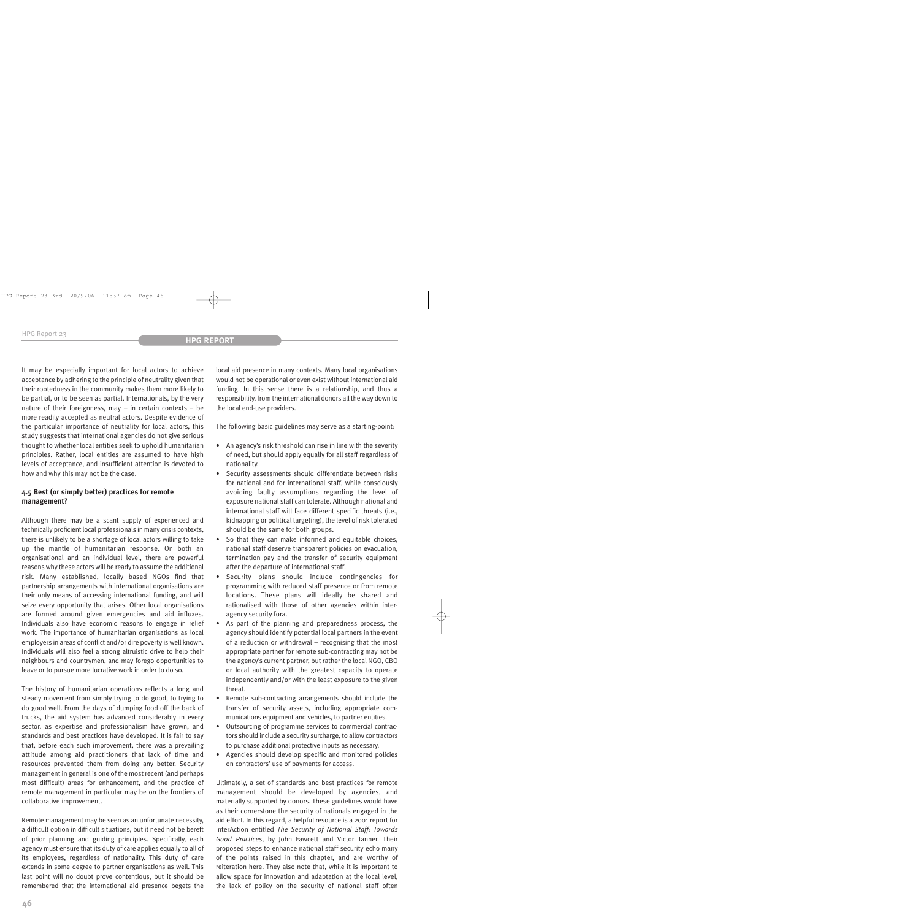It may be especially important for local actors to achieve acceptance by adhering to the principle of neutrality given that their rootedness in the community makes them more likely to be partial, or to be seen as partial. Internationals, by the very nature of their foreignness, may – in certain contexts – be more readily accepted as neutral actors. Despite evidence of the particular importance of neutrality for local actors, this study suggests that international agencies do not give serious thought to whether local entities seek to uphold humanitarian principles. Rather, local entities are assumed to have high levels of acceptance, and insufficient attention is devoted to how and why this may not be the case.

### 4.5 Best (or simply better) practices for remote management?

Although there may be a scant supply of experienced and technically proficient local professionals in many crisis contexts, there is unlikely to be a shortage of local actors willing to take up the mantle of humanitarian response. On both an organisational and an individual level, there are powerful reasons why these actors will be ready to assume the additional risk. Many established, locally based NGOs find that partnership arrangements with international organisations are their only means of accessing international funding, and will seize every opportunity that arises. Other local organisations are formed around given emergencies and aid influxes. Individuals also have economic reasons to engage in relief work. The importance of humanitarian organisations as local employers in areas of conflict and/or dire poverty is well known. Individuals will also feel a strong altruistic drive to help their neighbours and countrymen, and may forego opportunities to leave or to pursue more lucrative work in order to do so.

The history of humanitarian operations reflects a long and steady movement from simply trying to do good, to trying to do good well. From the days of dumping food off the back of trucks, the aid system has advanced considerably in every sector, as expertise and professionalism have grown, and standards and best practices have developed. It is fair to say that, before each such improvement, there was a prevailing attitude among aid practitioners that lack of time and resources prevented them from doing any better. Security management in general is one of the most recent (and perhaps most difficult) areas for enhancement, and the practice of remote management in particular may be on the frontiers of collaborative improvement.

Remote management may be seen as an unfortunate necessity, a difficult option in difficult situations, but it need not be bereft of prior planning and guiding principles. Specifically, each agency must ensure that its duty of care applies equally to all of its employees, regardless of nationality. This duty of care extends in some degree to partner organisations as well. This last point will no doubt prove contentious, but it should be remembered that the international aid presence begets the local aid presence in many contexts. Many local organisations would not be operational or even exist without international aid funding. In this sense there is a relationship, and thus a responsibility, from the international donors all the way down to the local end-use providers.

The following basic guidelines may serve as a starting-point:

- An agency's risk threshold can rise in line with the severity of need, but should apply equally for all staff regardless of nationality.
- Security assessments should differentiate between risks for national and for international staff, while consciously avoiding faulty assumptions regarding the level of exposure national staff can tolerate. Although national and international staff will face different specific threats (i.e., kidnapping or political targeting), the level of risk tolerated should be the same for both groups.
- So that they can make informed and equitable choices, national staff deserve transparent policies on evacuation, termination pay and the transfer of security equipment after the departure of international staff.
- Security plans should include contingencies for programming with reduced staff presence or from remote locations. These plans will ideally be shared and rationalised with those of other agencies within inter-agency security fora.
- As part of the planning and preparedness process, the agency should identify potential local partners in the event of a reduction or withdrawal – recognising that the most appropriate partner for remote sub-contracting may not be the agency's current partner, but rather the local NGO, CBO or local authority with the greatest capacity to operate independently and/or with the least exposure to the given threat.
- Remote sub-contracting arrangements should include the transfer of security assets, including appropriate communications equipment and vehicles, to partner entities.
- Outsourcing of programme services to commercial contractors should include a security surcharge, to allow contractors to purchase additional protective inputs as necessary.
- Agencies should develop specific and monitored policies on contractors' use of payments for access.

Ultimately, a set of standards and best practices for remote management should be developed by agencies, and materially supported by donors. These guidelines would have as their cornerstone the security of nationals engaged in the aid effort. In this regard, a helpful resource is a 2001 report for InterAction entitled *The Security of National Staff: Towards Good Practices*, by John Fawcett and Victor Tanner. Their proposed steps to enhance national staff security echo many of the points raised in this chapter, and are worthy of reiteration here. They also note that, while it is important to allow space for innovation and adaptation at the local level, the lack of policy on the security of national staff often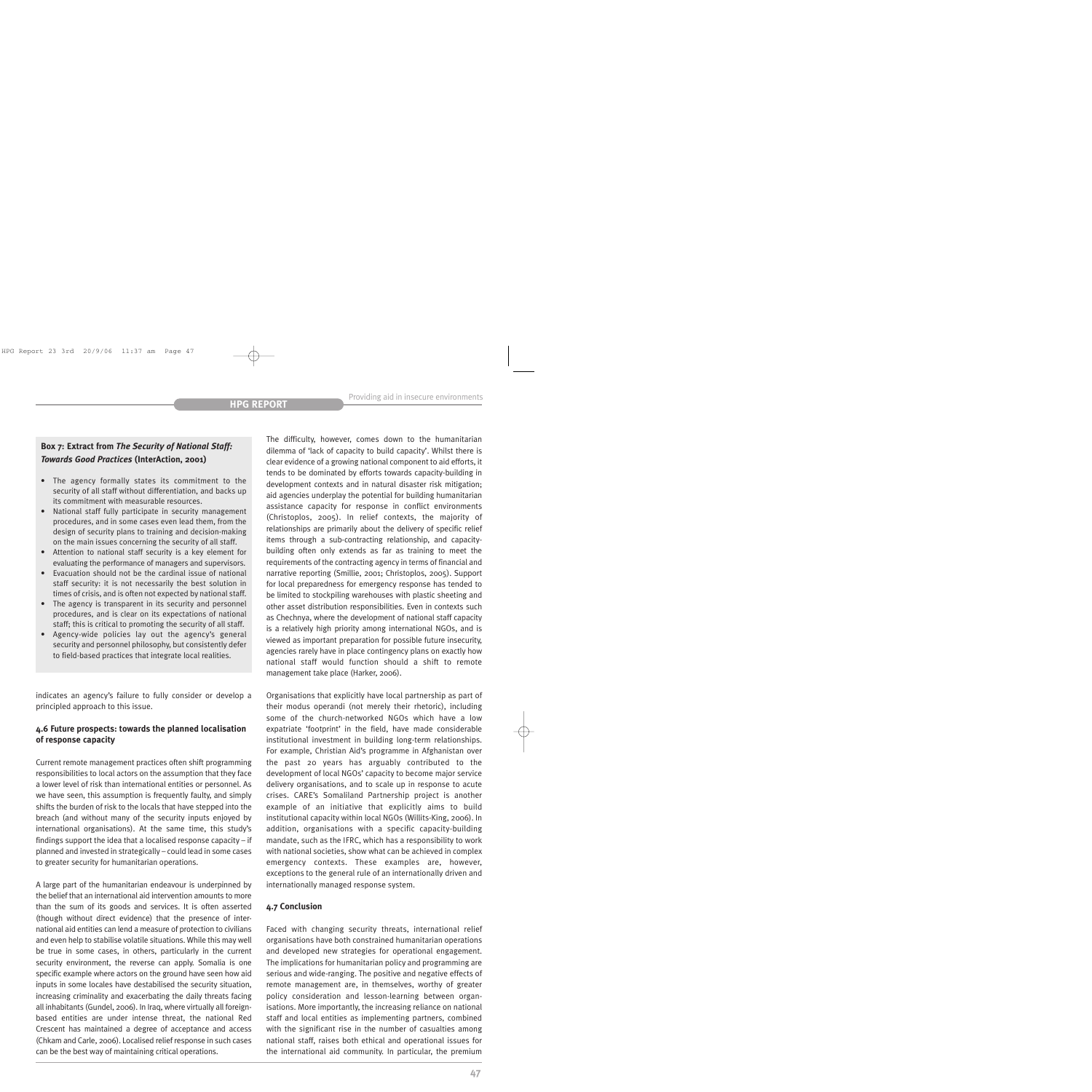**Box 7: Extract from *The Security of National Staff: Towards Good Practices* (InterAction, 2001)**

- The agency formally states its commitment to the security of all staff without differentiation, and backs up its commitment with measurable resources.
- National staff fully participate in security management procedures, and in some cases even lead them, from the design of security plans to training and decision-making on the main issues concerning the security of all staff.
- Attention to national staff security is a key element for evaluating the performance of managers and supervisors.
- Evacuation should not be the cardinal issue of national staff security: it is not necessarily the best solution in times of crisis, and is often not expected by national staff.
- The agency is transparent in its security and personnel procedures, and is clear on its expectations of national staff; this is critical to promoting the security of all staff.
- Agency-wide policies lay out the agency's general security and personnel philosophy, but consistently defer to field-based practices that integrate local realities.

indicates an agency's failure to fully consider or develop a principled approach to this issue.

### 4.6 Future prospects: towards the planned localisation of response capacity

Current remote management practices often shift programming responsibilities to local actors on the assumption that they face a lower level of risk than international entities or personnel. As we have seen, this assumption is frequently faulty, and simply shifts the burden of risk to the locals that have stepped into the breach (and without many of the security inputs enjoyed by international organisations). At the same time, this study's findings support the idea that a localised response capacity – if planned and invested in strategically – could lead in some cases to greater security for humanitarian operations.

A large part of the humanitarian endeavour is underpinned by the belief that an international aid intervention amounts to more than the sum of its goods and services. It is often asserted (though without direct evidence) that the presence of international aid entities can lend a measure of protection to civilians and even help to stabilise volatile situations. While this may well be true in some cases, in others, particularly in the current security environment, the reverse can apply. Somalia is one specific example where actors on the ground have seen how aid inputs in some locales have destabilised the security situation, increasing criminality and exacerbating the daily threats facing all inhabitants (Gundel, 2006). In Iraq, where virtually all foreign-based entities are under intense threat, the national Red Crescent has maintained a degree of acceptance and access (Chkam and Carle, 2006). Localised relief response in such cases can be the best way of maintaining critical operations.

The difficulty, however, comes down to the humanitarian dilemma of 'lack of capacity to build capacity'. Whilst there is clear evidence of a growing national component to aid efforts, it tends to be dominated by efforts towards capacity-building in development contexts and in natural disaster risk mitigation; aid agencies underplay the potential for building humanitarian assistance capacity for response in conflict environments (Christoplos, 2005). In relief contexts, the majority of relationships are primarily about the delivery of specific relief items through a sub-contracting relationship, and capacity-building often only extends as far as training to meet the requirements of the contracting agency in terms of financial and narrative reporting (Smillie, 2001; Christoplos, 2005). Support for local preparedness for emergency response has tended to be limited to stockpiling warehouses with plastic sheeting and other asset distribution responsibilities. Even in contexts such as Chechnya, where the development of national staff capacity is a relatively high priority among international NGOs, and is viewed as important preparation for possible future insecurity, agencies rarely have in place contingency plans on exactly how national staff would function should a shift to remote management take place (Harker, 2006).

Organisations that explicitly have local partnership as part of their modus operandi (not merely their rhetoric), including some of the church-networked NGOs which have a low expatriate 'footprint' in the field, have made considerable institutional investment in building long-term relationships. For example, Christian Aid's programme in Afghanistan over the past 20 years has arguably contributed to the development of local NGOs' capacity to become major service delivery organisations, and to scale up in response to acute crises. CARE's Somaliland Partnership project is another example of an initiative that explicitly aims to build institutional capacity within local NGOs (Willits-King, 2006). In addition, organisations with a specific capacity-building mandate, such as the IFRC, which has a responsibility to work with national societies, show what can be achieved in complex emergency contexts. These examples are, however, exceptions to the general rule of an internationally driven and internationally managed response system.

### 4.7 Conclusion

Faced with changing security threats, international relief organisations have both constrained humanitarian operations and developed new strategies for operational engagement. The implications for humanitarian policy and programming are serious and wide-ranging. The positive and negative effects of remote management are, in themselves, worthy of greater policy consideration and lesson-learning between organisations. More importantly, the increasing reliance on national staff and local entities as implementing partners, combined with the significant rise in the number of casualties among national staff, raises both ethical and operational issues for the international aid community. In particular, the premium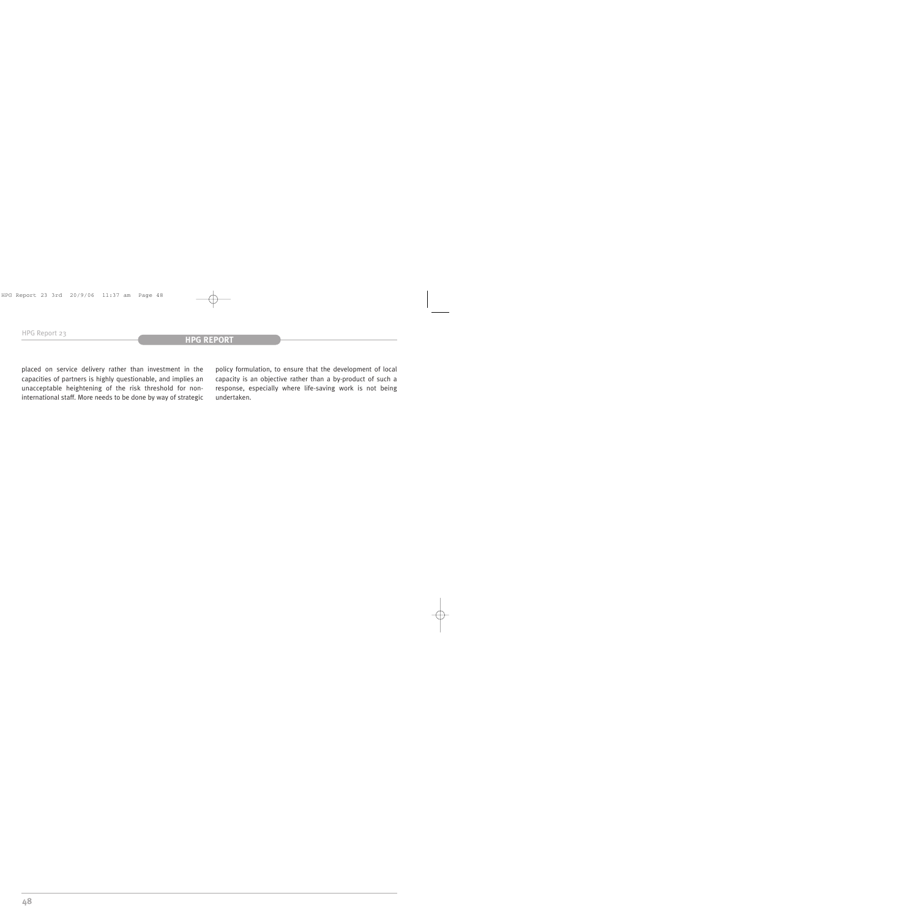placed on service delivery rather than investment in the capacities of partners is highly questionable, and implies an unacceptable heightening of the risk threshold for non-international staff. More needs to be done by way of strategic policy formulation, to ensure that the development of local capacity is an objective rather than a by-product of such a response, especially where life-saving work is not being undertaken.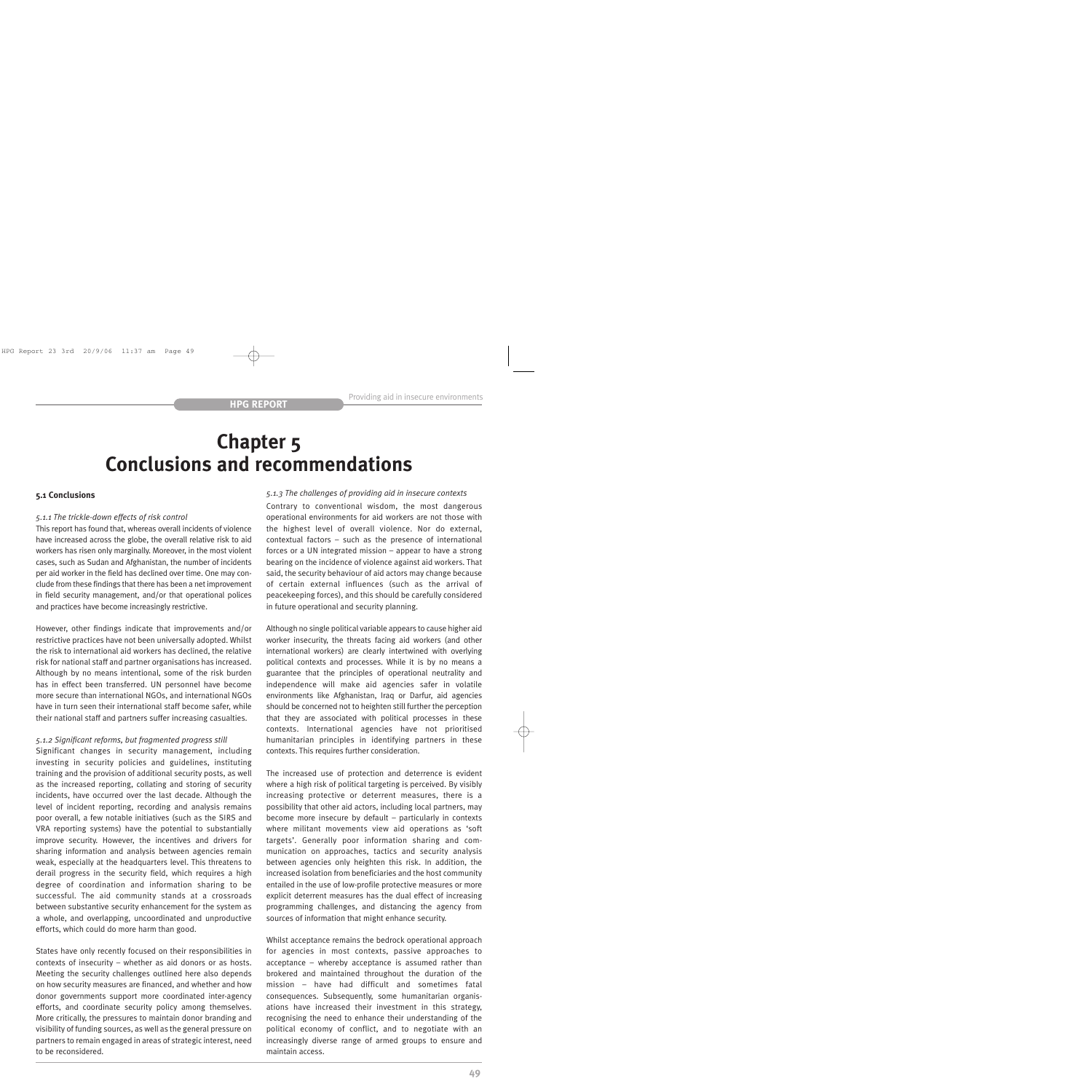# Chapter 5
# Conclusions and recommendations

## 5.1 Conclusions

### *5.1.1 The trickle-down effects of risk control*

This report has found that, whereas overall incidents of violence have increased across the globe, the overall relative risk to aid workers has risen only marginally. Moreover, in the most violent cases, such as Sudan and Afghanistan, the number of incidents per aid worker in the field has declined over time. One may conclude from these findings that there has been a net improvement in field security management, and/or that operational polices and practices have become increasingly restrictive.

However, other findings indicate that improvements and/or restrictive practices have not been universally adopted. Whilst the risk to international aid workers has declined, the relative risk for national staff and partner organisations has increased. Although by no means intentional, some of the risk burden has in effect been transferred. UN personnel have become more secure than international NGOs, and international NGOs have in turn seen their international staff become safer, while their national staff and partners suffer increasing casualties.

### *5.1.2 Significant reforms, but fragmented progress still*

Significant changes in security management, including investing in security policies and guidelines, instituting training and the provision of additional security posts, as well as the increased reporting, collating and storing of security incidents, have occurred over the last decade. Although the level of incident reporting, recording and analysis remains poor overall, a few notable initiatives (such as the SIRS and VRA reporting systems) have the potential to substantially improve security. However, the incentives and drivers for sharing information and analysis between agencies remain weak, especially at the headquarters level. This threatens to derail progress in the security field, which requires a high degree of coordination and information sharing to be successful. The aid community stands at a crossroads between substantive security enhancement for the system as a whole, and overlapping, uncoordinated and unproductive efforts, which could do more harm than good.

States have only recently focused on their responsibilities in contexts of insecurity – whether as aid donors or as hosts. Meeting the security challenges outlined here also depends on how security measures are financed, and whether and how donor governments support more coordinated inter-agency efforts, and coordinate security policy among themselves. More critically, the pressures to maintain donor branding and visibility of funding sources, as well as the general pressure on partners to remain engaged in areas of strategic interest, need to be reconsidered.

### *5.1.3 The challenges of providing aid in insecure contexts*

Contrary to conventional wisdom, the most dangerous operational environments for aid workers are not those with the highest level of overall violence. Nor do external, contextual factors – such as the presence of international forces or a UN integrated mission – appear to have a strong bearing on the incidence of violence against aid workers. That said, the security behaviour of aid actors may change because of certain external influences (such as the arrival of peacekeeping forces), and this should be carefully considered in future operational and security planning.

Although no single political variable appears to cause higher aid worker insecurity, the threats facing aid workers (and other international workers) are clearly intertwined with overlying political contexts and processes. While it is by no means a guarantee that the principles of operational neutrality and independence will make aid agencies safer in volatile environments like Afghanistan, Iraq or Darfur, aid agencies should be concerned not to heighten still further the perception that they are associated with political processes in these contexts. International agencies have not prioritised humanitarian principles in identifying partners in these contexts. This requires further consideration.

The increased use of protection and deterrence is evident where a high risk of political targeting is perceived. By visibly increasing protective or deterrent measures, there is a possibility that other aid actors, including local partners, may become more insecure by default – particularly in contexts where militant movements view aid operations as 'soft targets'. Generally poor information sharing and communication on approaches, tactics and security analysis between agencies only heighten this risk. In addition, the increased isolation from beneficiaries and the host community entailed in the use of low-profile protective measures or more explicit deterrent measures has the dual effect of increasing programming challenges, and distancing the agency from sources of information that might enhance security.

Whilst acceptance remains the bedrock operational approach for agencies in most contexts, passive approaches to acceptance – whereby acceptance is assumed rather than brokered and maintained throughout the duration of the mission – have had difficult and sometimes fatal consequences. Subsequently, some humanitarian organisations have increased their investment in this strategy, recognising the need to enhance their understanding of the political economy of conflict, and to negotiate with an increasingly diverse range of armed groups to ensure and maintain access.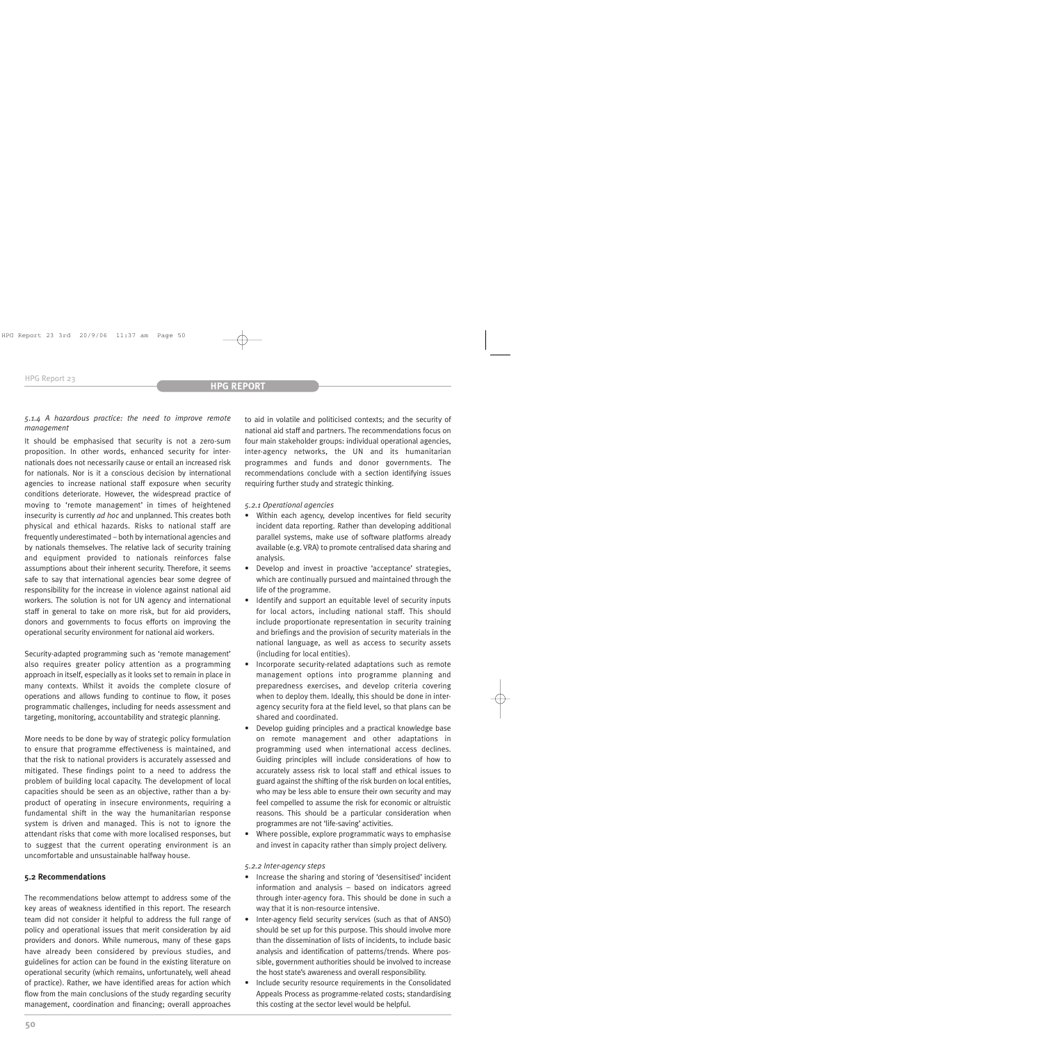### *5.1.4 A hazardous practice: the need to improve remote management*

It should be emphasised that security is not a zero-sum proposition. In other words, enhanced security for internationals does not necessarily cause or entail an increased risk for nationals. Nor is it a conscious decision by international agencies to increase national staff exposure when security conditions deteriorate. However, the widespread practice of moving to 'remote management' in times of heightened insecurity is currently *ad hoc* and unplanned. This creates both physical and ethical hazards. Risks to national staff are frequently underestimated – both by international agencies and by nationals themselves. The relative lack of security training and equipment provided to nationals reinforces false assumptions about their inherent security. Therefore, it seems safe to say that international agencies bear some degree of responsibility for the increase in violence against national aid workers. The solution is not for UN agency and international staff in general to take on more risk, but for aid providers, donors and governments to focus efforts on improving the operational security environment for national aid workers.

Security-adapted programming such as 'remote management' also requires greater policy attention as a programming approach in itself, especially as it looks set to remain in place in many contexts. Whilst it avoids the complete closure of operations and allows funding to continue to flow, it poses programmatic challenges, including for needs assessment and targeting, monitoring, accountability and strategic planning.

More needs to be done by way of strategic policy formulation to ensure that programme effectiveness is maintained, and that the risk to national providers is accurately assessed and mitigated. These findings point to a need to address the problem of building local capacity. The development of local capacities should be seen as an objective, rather than a by-product of operating in insecure environments, requiring a fundamental shift in the way the humanitarian response system is driven and managed. This is not to ignore the attendant risks that come with more localised responses, but to suggest that the current operating environment is an uncomfortable and unsustainable halfway house.

## 5.2 Recommendations

The recommendations below attempt to address some of the key areas of weakness identified in this report. The research team did not consider it helpful to address the full range of policy and operational issues that merit consideration by aid providers and donors. While numerous, many of these gaps have already been considered by previous studies, and guidelines for action can be found in the existing literature on operational security (which remains, unfortunately, well ahead of practice). Rather, we have identified areas for action which flow from the main conclusions of the study regarding security management, coordination and financing; overall approaches to aid in volatile and politicised contexts; and the security of national aid staff and partners. The recommendations focus on four main stakeholder groups: individual operational agencies, inter-agency networks, the UN and its humanitarian programmes and funds and donor governments. The recommendations conclude with a section identifying issues requiring further study and strategic thinking.

### *5.2.1 Operational agencies*

- Within each agency, develop incentives for field security incident data reporting. Rather than developing additional parallel systems, make use of software platforms already available (e.g. VRA) to promote centralised data sharing and analysis.
- Develop and invest in proactive 'acceptance' strategies, which are continually pursued and maintained through the life of the programme.
- Identify and support an equitable level of security inputs for local actors, including national staff. This should include proportionate representation in security training and briefings and the provision of security materials in the national language, as well as access to security assets (including for local entities).
- Incorporate security-related adaptations such as remote management options into programme planning and preparedness exercises, and develop criteria covering when to deploy them. Ideally, this should be done in inter-agency security fora at the field level, so that plans can be shared and coordinated.
- Develop guiding principles and a practical knowledge base on remote management and other adaptations in programming used when international access declines. Guiding principles will include considerations of how to accurately assess risk to local staff and ethical issues to guard against the shifting of the risk burden on local entities, who may be less able to ensure their own security and may feel compelled to assume the risk for economic or altruistic reasons. This should be a particular consideration when programmes are not 'life-saving' activities.
- Where possible, explore programmatic ways to emphasise and invest in capacity rather than simply project delivery.

### *5.2.2 Inter-agency steps*

- Increase the sharing and storing of 'desensitised' incident information and analysis – based on indicators agreed through inter-agency fora. This should be done in such a way that it is non-resource intensive.
- Inter-agency field security services (such as that of ANSO) should be set up for this purpose. This should involve more than the dissemination of lists of incidents, to include basic analysis and identification of patterns/trends. Where possible, government authorities should be involved to increase the host state's awareness and overall responsibility.
- Include security resource requirements in the Consolidated Appeals Process as programme-related costs; standardising this costing at the sector level would be helpful.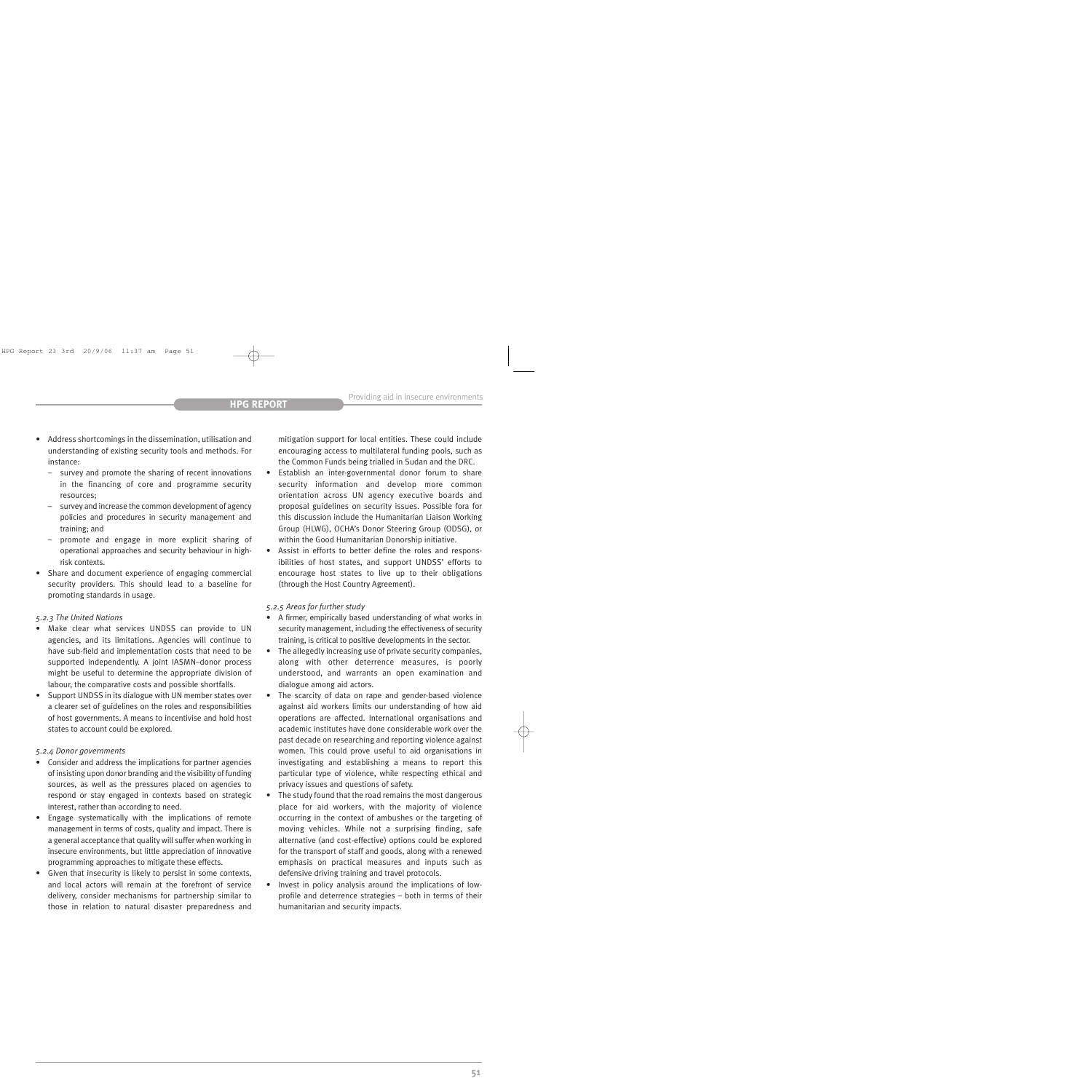- Address shortcomings in the dissemination, utilisation and understanding of existing security tools and methods. For instance:
  - survey and promote the sharing of recent innovations in the financing of core and programme security resources;
  - survey and increase the common development of agency policies and procedures in security management and training; and
  - promote and engage in more explicit sharing of operational approaches and security behaviour in high-risk contexts.
- Share and document experience of engaging commercial security providers. This should lead to a baseline for promoting standards in usage.

*5.2.3 The United Nations*

- Make clear what services UNDSS can provide to UN agencies, and its limitations. Agencies will continue to have sub-field and implementation costs that need to be supported independently. A joint IASMN–donor process might be useful to determine the appropriate division of labour, the comparative costs and possible shortfalls.
- Support UNDSS in its dialogue with UN member states over a clearer set of guidelines on the roles and responsibilities of host governments. A means to incentivise and hold host states to account could be explored.

*5.2.4 Donor governments*

- Consider and address the implications for partner agencies of insisting upon donor branding and the visibility of funding sources, as well as the pressures placed on agencies to respond or stay engaged in contexts based on strategic interest, rather than according to need.
- Engage systematically with the implications of remote management in terms of costs, quality and impact. There is a general acceptance that quality will suffer when working in insecure environments, but little appreciation of innovative programming approaches to mitigate these effects.
- Given that insecurity is likely to persist in some contexts, and local actors will remain at the forefront of service delivery, consider mechanisms for partnership similar to those in relation to natural disaster preparedness and mitigation support for local entities. These could include encouraging access to multilateral funding pools, such as the Common Funds being trialled in Sudan and the DRC.
- Establish an inter-governmental donor forum to share security information and develop more common orientation across UN agency executive boards and proposal guidelines on security issues. Possible fora for this discussion include the Humanitarian Liaison Working Group (HLWG), OCHA's Donor Steering Group (ODSG), or within the Good Humanitarian Donorship initiative.
- Assist in efforts to better define the roles and responsibilities of host states, and support UNDSS' efforts to encourage host states to live up to their obligations (through the Host Country Agreement).

*5.2.5 Areas for further study*

- A firmer, empirically based understanding of what works in security management, including the effectiveness of security training, is critical to positive developments in the sector.
- The allegedly increasing use of private security companies, along with other deterrence measures, is poorly understood, and warrants an open examination and dialogue among aid actors.
- The scarcity of data on rape and gender-based violence against aid workers limits our understanding of how aid operations are affected. International organisations and academic institutes have done considerable work over the past decade on researching and reporting violence against women. This could prove useful to aid organisations in investigating and establishing a means to report this particular type of violence, while respecting ethical and privacy issues and questions of safety.
- The study found that the road remains the most dangerous place for aid workers, with the majority of violence occurring in the context of ambushes or the targeting of moving vehicles. While not a surprising finding, safe alternative (and cost-effective) options could be explored for the transport of staff and goods, along with a renewed emphasis on practical measures and inputs such as defensive driving training and travel protocols.
- Invest in policy analysis around the implications of low-profile and deterrence strategies – both in terms of their humanitarian and security impacts.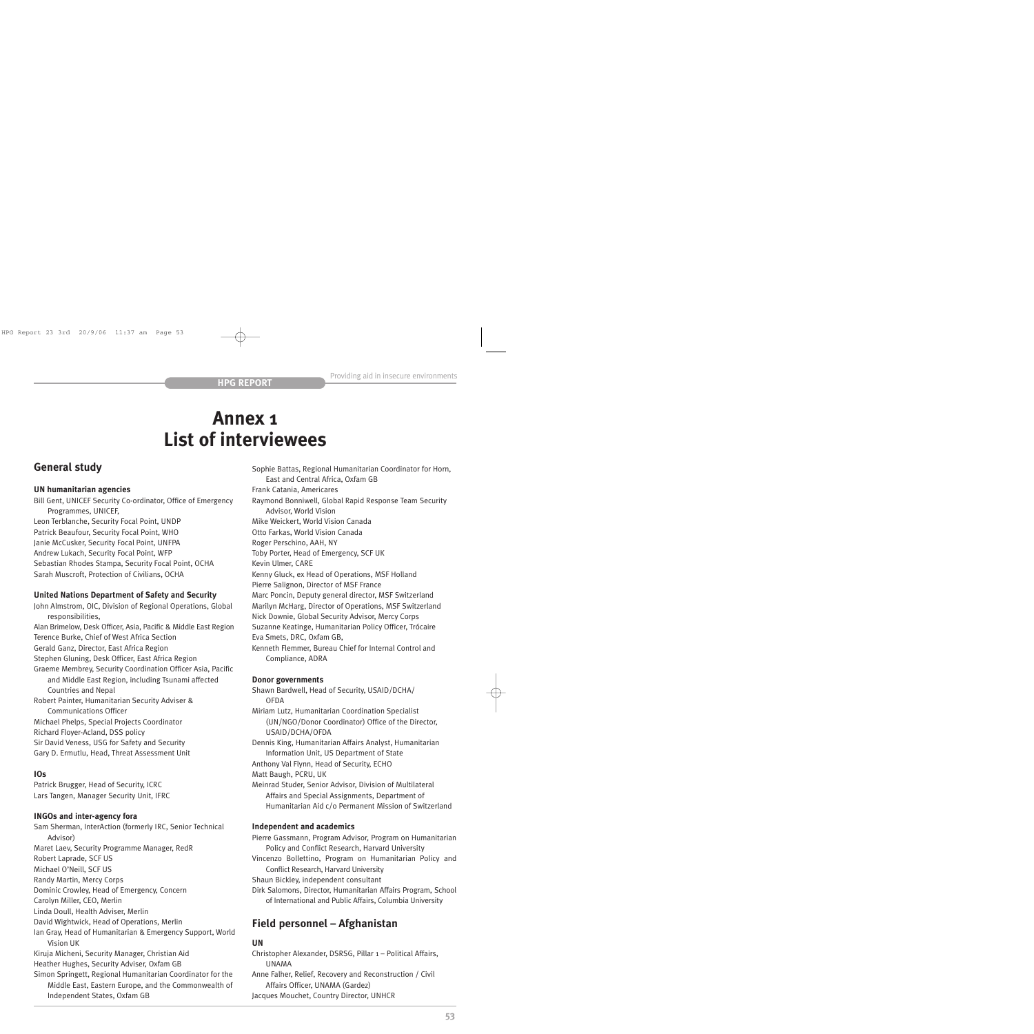# Annex 1
# List of interviewees

## General study

### UN humanitarian agencies

Bill Gent, UNICEF Security Co-ordinator, Office of Emergency Programmes, UNICEF,
Leon Terblanche, Security Focal Point, UNDP
Patrick Beaufour, Security Focal Point, WHO
Janie McCusker, Security Focal Point, UNFPA
Andrew Lukach, Security Focal Point, WFP
Sebastian Rhodes Stampa, Security Focal Point, OCHA
Sarah Muscroft, Protection of Civilians, OCHA

### United Nations Department of Safety and Security

John Almstrom, OIC, Division of Regional Operations, Global responsibilities,
Alan Brimelow, Desk Officer, Asia, Pacific & Middle East Region
Terence Burke, Chief of West Africa Section
Gerald Ganz, Director, East Africa Region
Stephen Gluning, Desk Officer, East Africa Region
Graeme Membrey, Security Coordination Officer Asia, Pacific and Middle East Region, including Tsunami affected Countries and Nepal
Robert Painter, Humanitarian Security Adviser & Communications Officer
Michael Phelps, Special Projects Coordinator
Richard Floyer-Acland, DSS policy
Sir David Veness, USG for Safety and Security
Gary D. Ermutlu, Head, Threat Assessment Unit

### IOs

Patrick Brugger, Head of Security, ICRC
Lars Tangen, Manager Security Unit, IFRC

### INGOs and inter-agency fora

Sam Sherman, InterAction (formerly IRC, Senior Technical Advisor)
Maret Laev, Security Programme Manager, RedR
Robert Laprade, SCF US
Michael O'Neill, SCF US
Randy Martin, Mercy Corps
Dominic Crowley, Head of Emergency, Concern
Carolyn Miller, CEO, Merlin
Linda Doull, Health Adviser, Merlin
David Wightwick, Head of Operations, Merlin
Ian Gray, Head of Humanitarian & Emergency Support, World Vision UK
Kiruja Micheni, Security Manager, Christian Aid
Heather Hughes, Security Adviser, Oxfam GB
Simon Springett, Regional Humanitarian Coordinator for the Middle East, Eastern Europe, and the Commonwealth of Independent States, Oxfam GB
Sophie Battas, Regional Humanitarian Coordinator for Horn, East and Central Africa, Oxfam GB
Frank Catania, Americares
Raymond Bonniwell, Global Rapid Response Team Security Advisor, World Vision
Mike Weickert, World Vision Canada
Otto Farkas, World Vision Canada
Roger Perschino, AAH, NY
Toby Porter, Head of Emergency, SCF UK
Kevin Ulmer, CARE
Kenny Gluck, ex Head of Operations, MSF Holland
Pierre Salignon, Director of MSF France
Marc Poncin, Deputy general director, MSF Switzerland
Marilyn McHarg, Director of Operations, MSF Switzerland
Nick Downie, Global Security Advisor, Mercy Corps
Suzanne Keatinge, Humanitarian Policy Officer, Trócaire
Eva Smets, DRC, Oxfam GB,
Kenneth Flemmer, Bureau Chief for Internal Control and Compliance, ADRA

### Donor governments

Shawn Bardwell, Head of Security, USAID/DCHA/OFDA
Miriam Lutz, Humanitarian Coordination Specialist (UN/NGO/Donor Coordinator) Office of the Director, USAID/DCHA/OFDA
Dennis King, Humanitarian Affairs Analyst, Humanitarian Information Unit, US Department of State
Anthony Val Flynn, Head of Security, ECHO
Matt Baugh, PCRU, UK
Meinrad Studer, Senior Advisor, Division of Multilateral Affairs and Special Assignments, Department of Humanitarian Aid c/o Permanent Mission of Switzerland

### Independent and academics

Pierre Gassmann, Program Advisor, Program on Humanitarian Policy and Conflict Research, Harvard University
Vincenzo Bollettino, Program on Humanitarian Policy and Conflict Research, Harvard University
Shaun Bickley, independent consultant
Dirk Salomons, Director, Humanitarian Affairs Program, School of International and Public Affairs, Columbia University

## Field personnel – Afghanistan

### UN

Christopher Alexander, DSRSG, Pillar 1 – Political Affairs, UNAMA
Anne Falher, Relief, Recovery and Reconstruction / Civil Affairs Officer, UNAMA (Gardez)
Jacques Mouchet, Country Director, UNHCR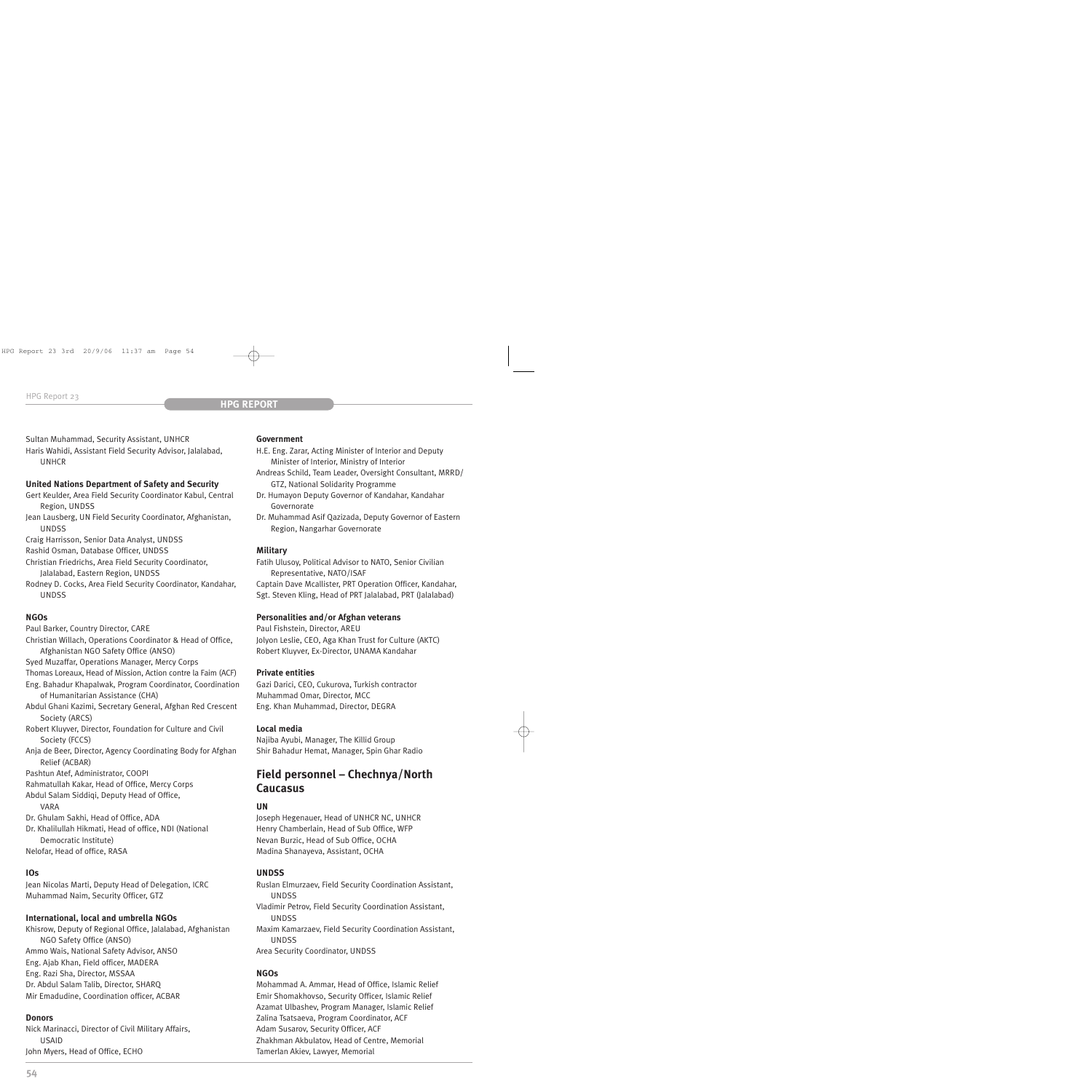Sultan Muhammad, Security Assistant, UNHCR
Haris Wahidi, Assistant Field Security Advisor, Jalalabad, UNHCR

**United Nations Department of Safety and Security**

Gert Keulder, Area Field Security Coordinator Kabul, Central Region, UNDSS
Jean Lausberg, UN Field Security Coordinator, Afghanistan, UNDSS
Craig Harrisson, Senior Data Analyst, UNDSS
Rashid Osman, Database Officer, UNDSS
Christian Friedrichs, Area Field Security Coordinator, Jalalabad, Eastern Region, UNDSS
Rodney D. Cocks, Area Field Security Coordinator, Kandahar, UNDSS

**NGOs**

Paul Barker, Country Director, CARE
Christian Willach, Operations Coordinator & Head of Office, Afghanistan NGO Safety Office (ANSO)
Syed Muzaffar, Operations Manager, Mercy Corps
Thomas Loreaux, Head of Mission, Action contre la Faim (ACF)
Eng. Bahadur Khapalwak, Program Coordinator, Coordination of Humanitarian Assistance (CHA)
Abdul Ghani Kazimi, Secretary General, Afghan Red Crescent Society (ARCS)
Robert Kluyver, Director, Foundation for Culture and Civil Society (FCCS)
Anja de Beer, Director, Agency Coordinating Body for Afghan Relief (ACBAR)
Pashtun Atef, Administrator, COOPI
Rahmatullah Kakar, Head of Office, Mercy Corps
Abdul Salam Siddiqi, Deputy Head of Office, VARA
Dr. Ghulam Sakhi, Head of Office, ADA
Dr. Khalilullah Hikmati, Head of office, NDI (National Democratic Institute)
Nelofar, Head of office, RASA

**IOs**

Jean Nicolas Marti, Deputy Head of Delegation, ICRC
Muhammad Naim, Security Officer, GTZ

**International, local and umbrella NGOs**

Khisrow, Deputy of Regional Office, Jalalabad, Afghanistan NGO Safety Office (ANSO)
Ammo Wais, National Safety Advisor, ANSO
Eng. Ajab Khan, Field officer, MADERA
Eng. Razi Sha, Director, MSSAA
Dr. Abdul Salam Talib, Director, SHARQ
Mir Emadudine, Coordination officer, ACBAR

**Donors**

Nick Marinacci, Director of Civil Military Affairs, USAID
John Myers, Head of Office, ECHO

**Government**

H.E. Eng. Zarar, Acting Minister of Interior and Deputy Minister of Interior, Ministry of Interior
Andreas Schild, Team Leader, Oversight Consultant, MRRD/ GTZ, National Solidarity Programme
Dr. Humayon Deputy Governor of Kandahar, Kandahar Governorate
Dr. Muhammad Asif Qazizada, Deputy Governor of Eastern Region, Nangarhar Governorate

**Military**

Fatih Ulusoy, Political Advisor to NATO, Senior Civilian Representative, NATO/ISAF
Captain Dave Mcallister, PRT Operation Officer, Kandahar,
Sgt. Steven Kling, Head of PRT Jalalabad, PRT (Jalalabad)

**Personalities and/or Afghan veterans**

Paul Fishstein, Director, AREU
Jolyon Leslie, CEO, Aga Khan Trust for Culture (AKTC)
Robert Kluyver, Ex-Director, UNAMA Kandahar

**Private entities**

Gazi Darici, CEO, Cukurova, Turkish contractor
Muhammad Omar, Director, MCC
Eng. Khan Muhammad, Director, DEGRA

**Local media**

Najiba Ayubi, Manager, The Killid Group
Shir Bahadur Hemat, Manager, Spin Ghar Radio

## Field personnel – Chechnya/North Caucasus

**UN**

Joseph Hegenauer, Head of UNHCR NC, UNHCR
Henry Chamberlain, Head of Sub Office, WFP
Nevan Burzic, Head of Sub Office, OCHA
Madina Shanayeva, Assistant, OCHA

**UNDSS**

Ruslan Elmurzaev, Field Security Coordination Assistant, UNDSS
Vladimir Petrov, Field Security Coordination Assistant, UNDSS
Maxim Kamarzaev, Field Security Coordination Assistant, UNDSS
Area Security Coordinator, UNDSS

**NGOs**

Mohammad A. Ammar, Head of Office, Islamic Relief
Emir Shomakhovso, Security Officer, Islamic Relief
Azamat Ulbashev, Program Manager, Islamic Relief
Zalina Tsatsaeva, Program Coordinator, ACF
Adam Susarov, Security Officer, ACF
Zhakhman Akbulatov, Head of Centre, Memorial
Tamerlan Akiev, Lawyer, Memorial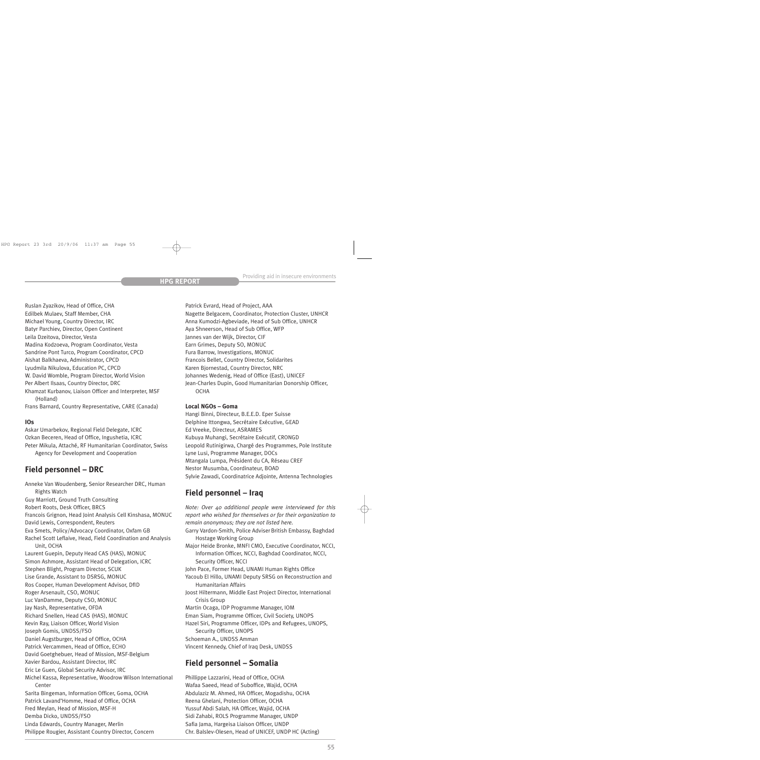Ruslan Zyazikov, Head of Office, CHA
Edilbek Mulaev, Staff Member, CHA
Michael Young, Country Director, IRC
Batyr Parchiev, Director, Open Continent
Leila Dzeitova, Director, Vesta
Madina Kodzoeva, Program Coordinator, Vesta
Sandrine Pont Turco, Program Coordinator, CPCD
Aishat Balkhaeva, Administrator, CPCD
Lyudmila Nikulova, Education PC, CPCD
W. David Womble, Program Director, World Vision
Per Albert Ilsaas, Country Director, DRC
Khamzat Kurbanov, Liaison Officer and Interpreter, MSF (Holland)
Frans Barnard, Country Representative, CARE (Canada)

**IOs**

Askar Umarbekov, Regional Field Delegate, ICRC
Ozkan Beceren, Head of Office, Ingushetia, ICRC
Peter Mikula, Attaché, RF Humanitarian Coordinator, Swiss Agency for Development and Cooperation

## Field personnel – DRC

Anneke Van Woudenberg, Senior Researcher DRC, Human Rights Watch
Guy Marriott, Ground Truth Consulting
Robert Roots, Desk Officer, BRCS
Francois Grignon, Head Joint Analysis Cell Kinshasa, MONUC
David Lewis, Correspondent, Reuters
Eva Smets, Policy/Advocacy Coordinator, Oxfam GB
Rachel Scott Leflaive, Head, Field Coordination and Analysis Unit, OCHA
Laurent Guepin, Deputy Head CAS (HAS), MONUC
Simon Ashmore, Assistant Head of Delegation, ICRC
Stephen Blight, Program Director, SCUK
Lise Grande, Assistant to DSRSG, MONUC
Ros Cooper, Human Development Advisor, DfID
Roger Arsenault, CSO, MONUC
Luc VanDamme, Deputy CSO, MONUC
Jay Nash, Representative, OFDA
Richard Snellen, Head CAS (HAS), MONUC
Kevin Ray, Liaison Officer, World Vision
Joseph Gomis, UNDSS/FSO
Daniel Augstburger, Head of Office, OCHA
Patrick Vercammen, Head of Office, ECHO
David Goetghebuer, Head of Mission, MSF-Belgium
Xavier Bardou, Assistant Director, IRC
Eric Le Guen, Global Security Advisor, IRC
Michel Kassa, Representative, Woodrow Wilson International Center
Sarita Bingeman, Information Officer, Goma, OCHA
Patrick Lavand'Homme, Head of Office, OCHA
Fred Meylan, Head of Mission, MSF-H
Demba Dicko, UNDSS/FSO
Linda Edwards, Country Manager, Merlin
Philippe Rougier, Assistant Country Director, Concern
Patrick Evrard, Head of Project, AAA
Nagette Belgacem, Coordinator, Protection Cluster, UNHCR
Anna Kumodzi-Agbeviade, Head of Sub Office, UNHCR
Aya Shneerson, Head of Sub Office, WFP
Jannes van der Wijk, Director, CIF
Earn Grimes, Deputy SO, MONUC
Fura Barrow, Investigations, MONUC
Francois Bellet, Country Director, Solidarites
Karen Bjornestad, Country Director, NRC
Johannes Wedenig, Head of Office (East), UNICEF
Jean-Charles Dupin, Good Humanitarian Donorship Officer, OCHA

**Local NGOs – Goma**

Hangi Binni, Directeur, B.E.E.D. Eper Suisse
Delphine Ittongwa, Secrétaire Exécutive, GEAD
Ed Vreeke, Directeur, ASRAMES
Kubuya Muhangi, Secrétaire Exécutif, CRONGD
Leopold Rutinigirwa, Chargé des Programmes, Pole Institute
Lyne Lusi, Programme Manager, DOCs
Mtangala Lumpa, Président du CA, Réseau CREF
Nestor Musumba, Coordinateur, BOAD
Sylvie Zawadi, Coordinatrice Adjointe, Antenna Technologies

## Field personnel – Iraq

*Note: Over 40 additional people were interviewed for this report who wished for themselves or for their organization to remain anonymous; they are not listed here.*

Garry Vardon-Smith, Police Adviser British Embassy, Baghdad Hostage Working Group
Major Heide Bronke, MNFI CMO, Executive Coordinator, NCCI, Information Officer, NCCI, Baghdad Coordinator, NCCI, Security Officer, NCCI
John Pace, Former Head, UNAMI Human Rights Office
Yacoub El Hillo, UNAMI Deputy SRSG on Reconstruction and Humanitarian Affairs
Joost Hiltermann, Middle East Project Director, International Crisis Group
Martin Ocaga, IDP Programme Manager, IOM
Eman Siam, Programme Officer, Civil Society, UNOPS
Hazel Siri, Programme Officer, IDPs and Refugees, UNOPS, Security Officer, UNOPS
Schoeman A., UNDSS Amman
Vincent Kennedy, Chief of Iraq Desk, UNDSS

## Field personnel – Somalia

Phillippe Lazzarini, Head of Office, OCHA
Wafaa Saeed, Head of Suboffice, Wajid, OCHA
Abdulaziz M. Ahmed, HA Officer, Mogadishu, OCHA
Reena Ghelani, Protection Officer, OCHA
Yussuf Abdi Salah, HA Officer, Wajid, OCHA
Sidi Zahabi, ROLS Programme Manager, UNDP
Safia Jama, Hargeisa Liaison Officer, UNDP
Chr. Balslev-Olesen, Head of UNICEF, UNDP HC (Acting)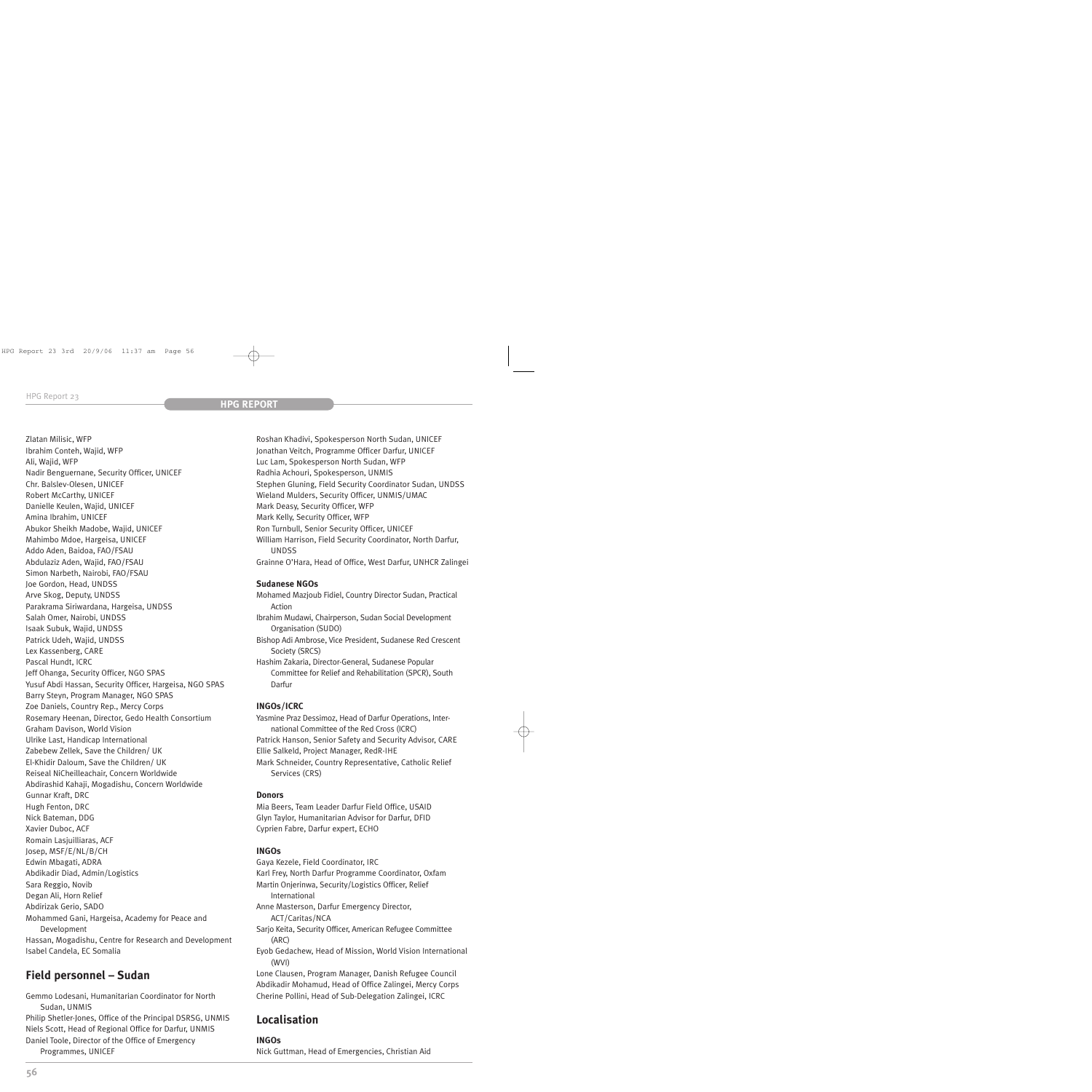Zlatan Milisic, WFP
Ibrahim Conteh, Wajid, WFP
Ali, Wajid, WFP
Nadir Benguernane, Security Officer, UNICEF
Chr. Balslev-Olesen, UNICEF
Robert McCarthy, UNICEF
Danielle Keulen, Wajid, UNICEF
Amina Ibrahim, UNICEF
Abukor Sheikh Madobe, Wajid, UNICEF
Mahimbo Mdoe, Hargeisa, UNICEF
Addo Aden, Baidoa, FAO/FSAU
Abdulaziz Aden, Wajid, FAO/FSAU
Simon Narbeth, Nairobi, FAO/FSAU
Joe Gordon, Head, UNDSS
Arve Skog, Deputy, UNDSS
Parakrama Siriwardana, Hargeisa, UNDSS
Salah Omer, Nairobi, UNDSS
Isaak Subuk, Wajid, UNDSS
Patrick Udeh, Wajid, UNDSS
Lex Kassenberg, CARE
Pascal Hundt, ICRC
Jeff Ohanga, Security Officer, NGO SPAS
Yusuf Abdi Hassan, Security Officer, Hargeisa, NGO SPAS
Barry Steyn, Program Manager, NGO SPAS
Zoe Daniels, Country Rep., Mercy Corps
Rosemary Heenan, Director, Gedo Health Consortium
Graham Davison, World Vision
Ulrike Last, Handicap International
Zabebew Zellek, Save the Children/ UK
El-Khidir Daloum, Save the Children/ UK
Reiseal NiCheilleachair, Concern Worldwide
Abdirashid Kahaji, Mogadishu, Concern Worldwide
Gunnar Kraft, DRC
Hugh Fenton, DRC
Nick Bateman, DDG
Xavier Duboc, ACF
Romain Lasjuilliaras, ACF
Josep, MSF/E/NL/B/CH
Edwin Mbagati, ADRA
Abdikadir Diad, Admin/Logistics
Sara Reggio, Novib
Degan Ali, Horn Relief
Abdirizak Gerio, SADO
Mohammed Gani, Hargeisa, Academy for Peace and Development
Hassan, Mogadishu, Centre for Research and Development
Isabel Candela, EC Somalia

## Field personnel – Sudan

Gemmo Lodesani, Humanitarian Coordinator for North Sudan, UNMIS
Philip Shetler-Jones, Office of the Principal DSRSG, UNMIS
Niels Scott, Head of Regional Office for Darfur, UNMIS
Daniel Toole, Director of the Office of Emergency Programmes, UNICEF
Roshan Khadivi, Spokesperson North Sudan, UNICEF
Jonathan Veitch, Programme Officer Darfur, UNICEF
Luc Lam, Spokesperson North Sudan, WFP
Radhia Achouri, Spokesperson, UNMIS
Stephen Gluning, Field Security Coordinator Sudan, UNDSS
Wieland Mulders, Security Officer, UNMIS/UMAC
Mark Deasy, Security Officer, WFP
Mark Kelly, Security Officer, WFP
Ron Turnbull, Senior Security Officer, UNICEF
William Harrison, Field Security Coordinator, North Darfur, UNDSS
Grainne O'Hara, Head of Office, West Darfur, UNHCR Zalingei

**Sudanese NGOs**

Mohamed Mazjoub Fidiel, Country Director Sudan, Practical Action
Ibrahim Mudawi, Chairperson, Sudan Social Development Organisation (SUDO)
Bishop Adi Ambrose, Vice President, Sudanese Red Crescent Society (SRCS)
Hashim Zakaria, Director-General, Sudanese Popular Committee for Relief and Rehabilitation (SPCR), South Darfur

**INGOs/ICRC**

Yasmine Praz Dessimoz, Head of Darfur Operations, International Committee of the Red Cross (ICRC)
Patrick Hanson, Senior Safety and Security Advisor, CARE
Ellie Salkeld, Project Manager, RedR-IHE
Mark Schneider, Country Representative, Catholic Relief Services (CRS)

**Donors**

Mia Beers, Team Leader Darfur Field Office, USAID
Glyn Taylor, Humanitarian Advisor for Darfur, DFID
Cyprien Fabre, Darfur expert, ECHO

**INGOs**

Gaya Kezele, Field Coordinator, IRC
Karl Frey, North Darfur Programme Coordinator, Oxfam
Martin Onjerinwa, Security/Logistics Officer, Relief International
Anne Masterson, Darfur Emergency Director, ACT/Caritas/NCA
Sarjo Keita, Security Officer, American Refugee Committee (ARC)
Eyob Gedachew, Head of Mission, World Vision International (WVI)
Lone Clausen, Program Manager, Danish Refugee Council
Abdikadir Mohamud, Head of Office Zalingei, Mercy Corps
Cherine Pollini, Head of Sub-Delegation Zalingei, ICRC

## Localisation

**INGOs**

Nick Guttman, Head of Emergencies, Christian Aid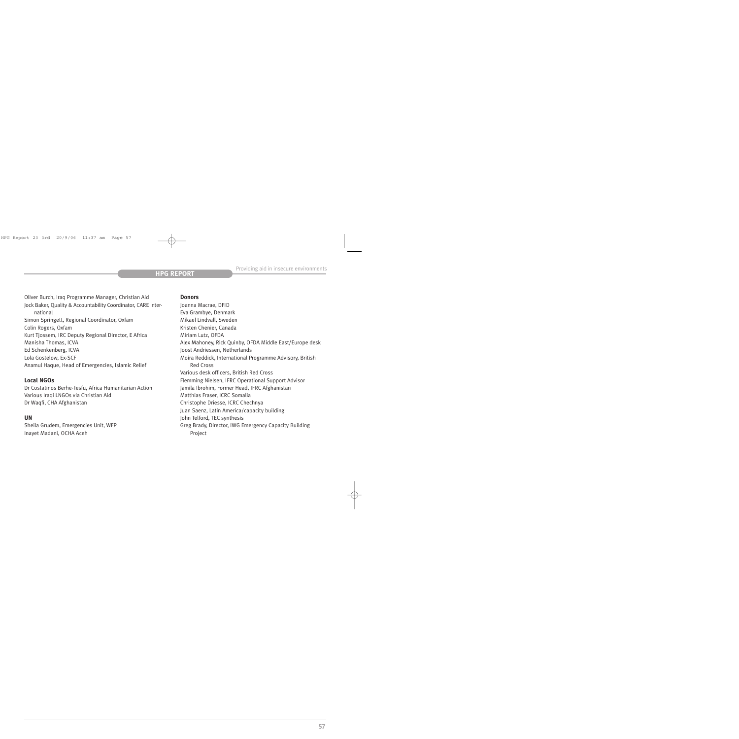Oliver Burch, Iraq Programme Manager, Christian Aid
Jock Baker, Quality & Accountability Coordinator, CARE International
Simon Springett, Regional Coordinator, Oxfam
Colin Rogers, Oxfam
Kurt Tjossem, IRC Deputy Regional Director, E Africa
Manisha Thomas, ICVA
Ed Schenkenberg, ICVA
Lola Gostelow, Ex-SCF
Anamul Haque, Head of Emergencies, Islamic Relief

**Local NGOs**

Dr Costatinos Berhe-Tesfu, Africa Humanitarian Action
Various Iraqi LNGOs via Christian Aid
Dr Waqfi, CHA Afghanistan

**UN**

Sheila Grudem, Emergencies Unit, WFP
Inayet Madani, OCHA Aceh

**Donors**

Joanna Macrae, DFID
Eva Grambye, Denmark
Mikael Lindvall, Sweden
Kristen Chenier, Canada
Miriam Lutz, OFDA
Alex Mahoney, Rick Quinby, OFDA Middle East/Europe desk
Joost Andriessen, Netherlands
Moira Reddick, International Programme Advisory, British Red Cross
Various desk officers, British Red Cross
Flemming Nielsen, IFRC Operational Support Advisor
Jamila Ibrohim, Former Head, IFRC Afghanistan
Matthias Fraser, ICRC Somalia
Christophe Driesse, ICRC Chechnya
Juan Saenz, Latin America/capacity building
John Telford, TEC synthesis
Greg Brady, Director, IWG Emergency Capacity Building Project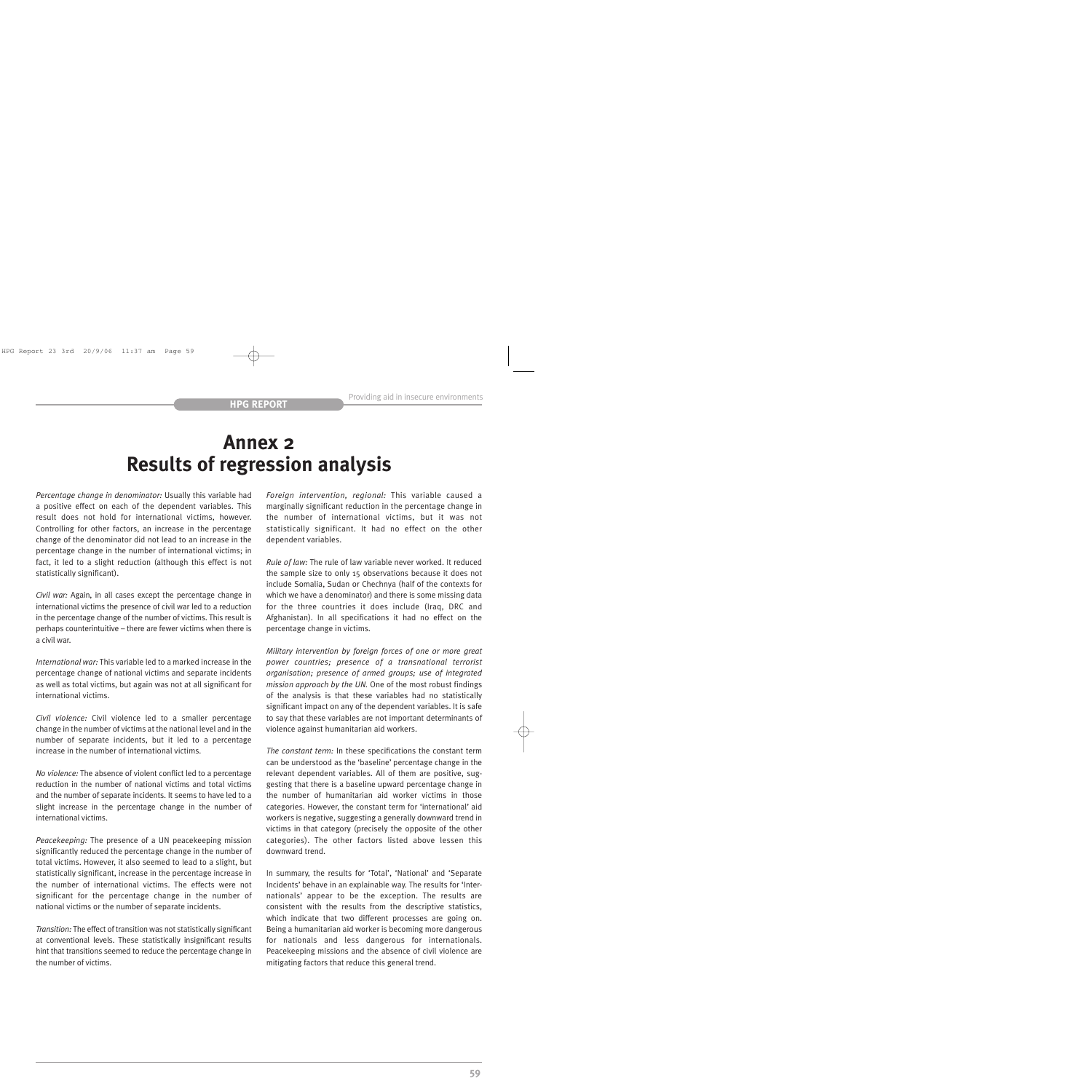# Annex 2
# Results of regression analysis

*Percentage change in denominator:* Usually this variable had a positive effect on each of the dependent variables. This result does not hold for international victims, however. Controlling for other factors, an increase in the percentage change of the denominator did not lead to an increase in the percentage change in the number of international victims; in fact, it led to a slight reduction (although this effect is not statistically significant).

*Civil war:* Again, in all cases except the percentage change in international victims the presence of civil war led to a reduction in the percentage change of the number of victims. This result is perhaps counterintuitive – there are fewer victims when there is a civil war.

*International war:* This variable led to a marked increase in the percentage change of national victims and separate incidents as well as total victims, but again was not at all significant for international victims.

*Civil violence:* Civil violence led to a smaller percentage change in the number of victims at the national level and in the number of separate incidents, but it led to a percentage increase in the number of international victims.

*No violence:* The absence of violent conflict led to a percentage reduction in the number of national victims and total victims and the number of separate incidents. It seems to have led to a slight increase in the percentage change in the number of international victims.

*Peacekeeping:* The presence of a UN peacekeeping mission significantly reduced the percentage change in the number of total victims. However, it also seemed to lead to a slight, but statistically significant, increase in the percentage increase in the number of international victims. The effects were not significant for the percentage change in the number of national victims or the number of separate incidents.

*Transition:* The effect of transition was not statistically significant at conventional levels. These statistically insignificant results hint that transitions seemed to reduce the percentage change in the number of victims.

*Foreign intervention, regional:* This variable caused a marginally significant reduction in the percentage change in the number of international victims, but it was not statistically significant. It had no effect on the other dependent variables.

*Rule of law:* The rule of law variable never worked. It reduced the sample size to only 15 observations because it does not include Somalia, Sudan or Chechnya (half of the contexts for which we have a denominator) and there is some missing data for the three countries it does include (Iraq, DRC and Afghanistan). In all specifications it had no effect on the percentage change in victims.

*Military intervention by foreign forces of one or more great power countries; presence of a transnational terrorist organisation; presence of armed groups; use of integrated mission approach by the UN.* One of the most robust findings of the analysis is that these variables had no statistically significant impact on any of the dependent variables. It is safe to say that these variables are not important determinants of violence against humanitarian aid workers.

*The constant term:* In these specifications the constant term can be understood as the 'baseline' percentage change in the relevant dependent variables. All of them are positive, suggesting that there is a baseline upward percentage change in the number of humanitarian aid worker victims in those categories. However, the constant term for 'international' aid workers is negative, suggesting a generally downward trend in victims in that category (precisely the opposite of the other categories). The other factors listed above lessen this downward trend.

In summary, the results for 'Total', 'National' and 'Separate Incidents' behave in an explainable way. The results for 'Internationals' appear to be the exception. The results are consistent with the results from the descriptive statistics, which indicate that two different processes are going on. Being a humanitarian aid worker is becoming more dangerous for nationals and less dangerous for internationals. Peacekeeping missions and the absence of civil violence are mitigating factors that reduce this general trend.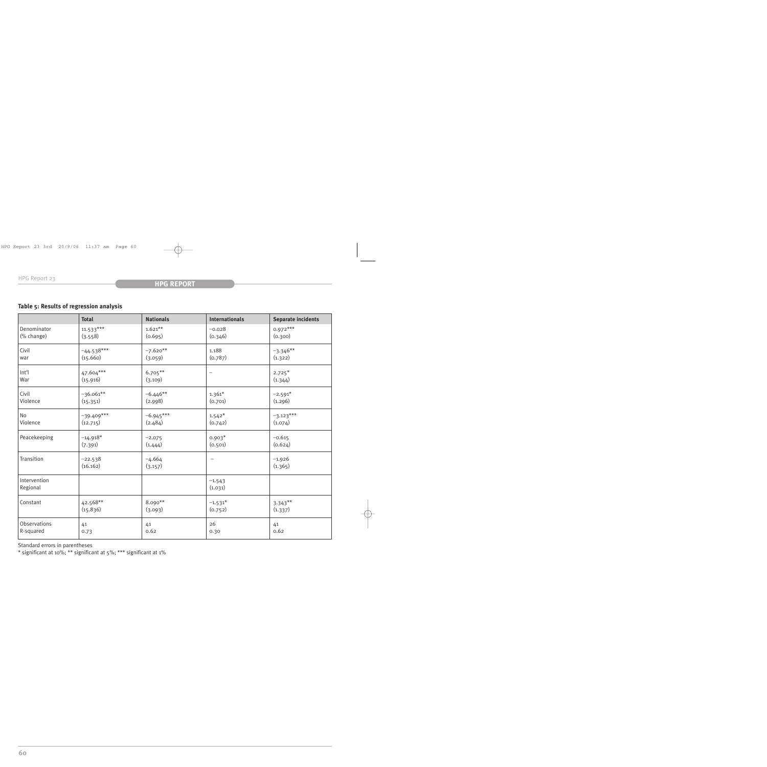**Table 5: Results of regression analysis**

| | Total | Nationals | Internationals | Separate incidents |
|---|---|---|---|---|
| Denominator (% change) | 11.533*** (3.558) | 1.621** (0.695) | −0.028 (0.346) | 0.972*** (0.300) |
| Civil war | −44.538*** (15.660) | −7.620** (3.059) | 1.188 (0.787) | −3.346** (1.322) |
| Int'l War | 47.604*** (15.916) | 6.705** (3.109) | – | 2.725* (1.344) |
| Civil Violence | −36.061** (15.351) | −6.446** (2.998) | 1.361* (0.701) | −2.591* (1.296) |
| No Violence | −39.409*** (12.715) | −6.945*** (2.484) | 1.542* (0.742) | −3.123*** (1.074) |
| Peacekeeping | −14.918* (7.391) | −2.075 (1.444) | 0.903* (0.501) | −0.615 (0.624) |
| Transition | −22.538 (16.162) | −4.664 (3.157) | – | −1.926 (1.365) |
| Intervention Regional | | | −1.543 (1.031) | |
| Constant | 42.568** (15.836) | 8.090** (3.093) | −1.531* (0.752) | 3.343** (1.337) |
| Observations | 41 | 41 | 26 | 41 |
| R-squared | 0.73 | 0.62 | 0.30 | 0.62 |

Standard errors in parentheses

* significant at 10%; ** significant at 5%; *** significant at 1%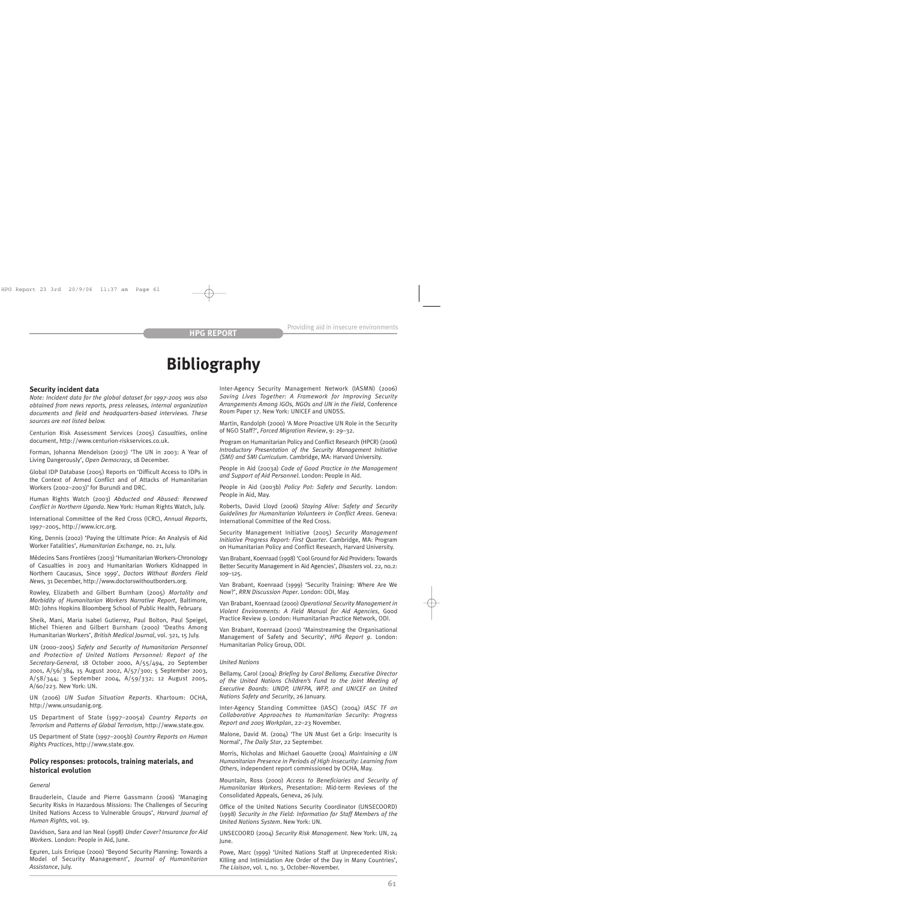# Bibliography

### Security incident data

*Note: Incident data for the global dataset for 1997-2005 was also obtained from news reports, press releases, internal organization documents and field and headquarters-based interviews. These sources are not listed below.*

Centurion Risk Assessment Services (2005) *Casualties*, online document, http://www.centurion-riskservices.co.uk.

Forman, Johanna Mendelson (2003) 'The UN in 2003: A Year of Living Dangerously', *Open Democracy*, 18 December.

Global IDP Database (2005) Reports on 'Difficult Access to IDPs in the Context of Armed Conflict and of Attacks of Humanitarian Workers (2002–2003)' for Burundi and DRC.

Human Rights Watch (2003) *Abducted and Abused: Renewed Conflict in Northern Uganda*. New York: Human Rights Watch, July.

International Committee of the Red Cross (ICRC), *Annual Reports*, 1997–2005, http://www.icrc.org.

King, Dennis (2002) 'Paying the Ultimate Price: An Analysis of Aid Worker Fatalities', *Humanitarian Exchange*, no. 21, July.

Médecins Sans Frontières (2003) 'Humanitarian Workers-Chronology of Casualties in 2003 and Humanitarian Workers Kidnapped in Northern Caucasus, Since 1999', *Doctors Without Borders Field News*, 31 December, http://www.doctorswithoutborders.org.

Rowley, Elizabeth and Gilbert Burnham (2005) *Mortality and Morbidity of Humanitarian Workers Narrative Report*, Baltimore, MD: Johns Hopkins Bloomberg School of Public Health, February.

Sheik, Mani, Maria Isabel Gutierrez, Paul Bolton, Paul Speigel, Michel Thieren and Gilbert Burnham (2000) 'Deaths Among Humanitarian Workers', *British Medical Journal*, vol. 321, 15 July.

UN (2000–2005) *Safety and Security of Humanitarian Personnel and Protection of United Nations Personnel: Report of the Secretary-General*, 18 October 2000, A/55/494, 20 September 2001, A/56/384, 15 August 2002, A/57/300; 5 September 2003, A/58/344; 3 September 2004, A/59/332; 12 August 2005, A/60/223. New York: UN.

UN (2006) *UN Sudan Situation Reports*. Khartoum: OCHA, http://www.unsudanig.org.

US Department of State (1997–2005a) *Country Reports on Terrorism* and *Patterns of Global Terrorism*, http://www.state.gov.

US Department of State (1997–2005b) *Country Reports on Human Rights Practices*, http://www.state.gov.

### Policy responses: protocols, training materials, and historical evolution

*General*

Brauderlein, Claude and Pierre Gassmann (2006) 'Managing Security Risks in Hazardous Missions: The Challenges of Securing United Nations Access to Vulnerable Groups', *Harvard Journal of Human Rights*, vol. 19.

Davidson, Sara and Ian Neal (1998) *Under Cover? Insurance for Aid Workers*. London: People in Aid, June.

Eguren, Luis Enrique (2000) 'Beyond Security Planning: Towards a Model of Security Management', *Journal of Humanitarian Assistance*, July.

Inter-Agency Security Management Network (IASMN) (2006) *Saving Lives Together: A Framework for Improving Security Arrangements Among IGOs, NGOs and UN in the Field*, Conference Room Paper 17. New York: UNICEF and UNDSS.

Martin, Randolph (2000) 'A More Proactive UN Role in the Security of NGO Staff?', *Forced Migration Review*, 9: 29–32.

Program on Humanitarian Policy and Conflict Research (HPCR) (2006) *Introductory Presentation of the Security Management Initiative (SMI) and SMI Curriculum*. Cambridge, MA: Harvard University.

People in Aid (2003a) *Code of Good Practice in the Management and Support of Aid Personnel*. London: People in Aid.

People in Aid (2003b) *Policy Pot: Safety and Security*. London: People in Aid, May.

Roberts, David Lloyd (2006) *Staying Alive: Safety and Security Guidelines for Humanitarian Volunteers in Conflict Areas*. Geneva: International Committee of the Red Cross.

Security Management Initiative (2005) *Security Management Initiative Progress Report: First Quarter*. Cambridge, MA: Program on Humanitarian Policy and Conflict Research, Harvard University.

Van Brabant, Koenraad (1998) 'Cool Ground for Aid Providers: Towards Better Security Management in Aid Agencies', *Disasters* vol. 22, no.2: 109–125.

Van Brabant, Koenraad (1999) 'Security Training: Where Are We Now?', *RRN Discussion Paper*. London: ODI, May.

Van Brabant, Koenraad (2000) *Operational Security Management in Violent Environments: A Field Manual for Aid Agencies*, Good Practice Review 9. London: Humanitarian Practice Network, ODI.

Van Brabant, Koenraad (2001) 'Mainstreaming the Organisational Management of Safety and Security', *HPG Report 9*. London: Humanitarian Policy Group, ODI.

*United Nations*

Bellamy, Carol (2004) *Briefing by Carol Bellamy, Executive Director of the United Nations Children's Fund to the Joint Meeting of Executive Boards: UNDP, UNFPA, WFP, and UNICEF on United Nations Safety and Security*, 26 January.

Inter-Agency Standing Committee (IASC) (2004) *IASC TF on Collaborative Approaches to Humanitarian Security: Progress Report and 2005 Workplan*, 22–23 November.

Malone, David M. (2004) 'The UN Must Get a Grip: Insecurity Is Normal', *The Daily Star*, 22 September.

Morris, Nicholas and Michael Gaouette (2004) *Maintaining a UN Humanitarian Presence in Periods of High Insecurity: Learning from Others*, independent report commissioned by OCHA, May.

Mountain, Ross (2000) *Access to Beneficiaries and Security of Humanitarian Workers*, Presentation: Mid-term Reviews of the Consolidated Appeals, Geneva, 26 July.

Office of the United Nations Security Coordinator (UNSECOORD) (1998) *Security in the Field: Information for Staff Members of the United Nations System*. New York: UN.

UNSECOORD (2004) *Security Risk Management*. New York: UN, 24 June.

Powe, Marc (1999) 'United Nations Staff at Unprecedented Risk: Killing and Intimidation Are Order of the Day in Many Countries', *The Liaison*, vol. 1, no. 3, October–November.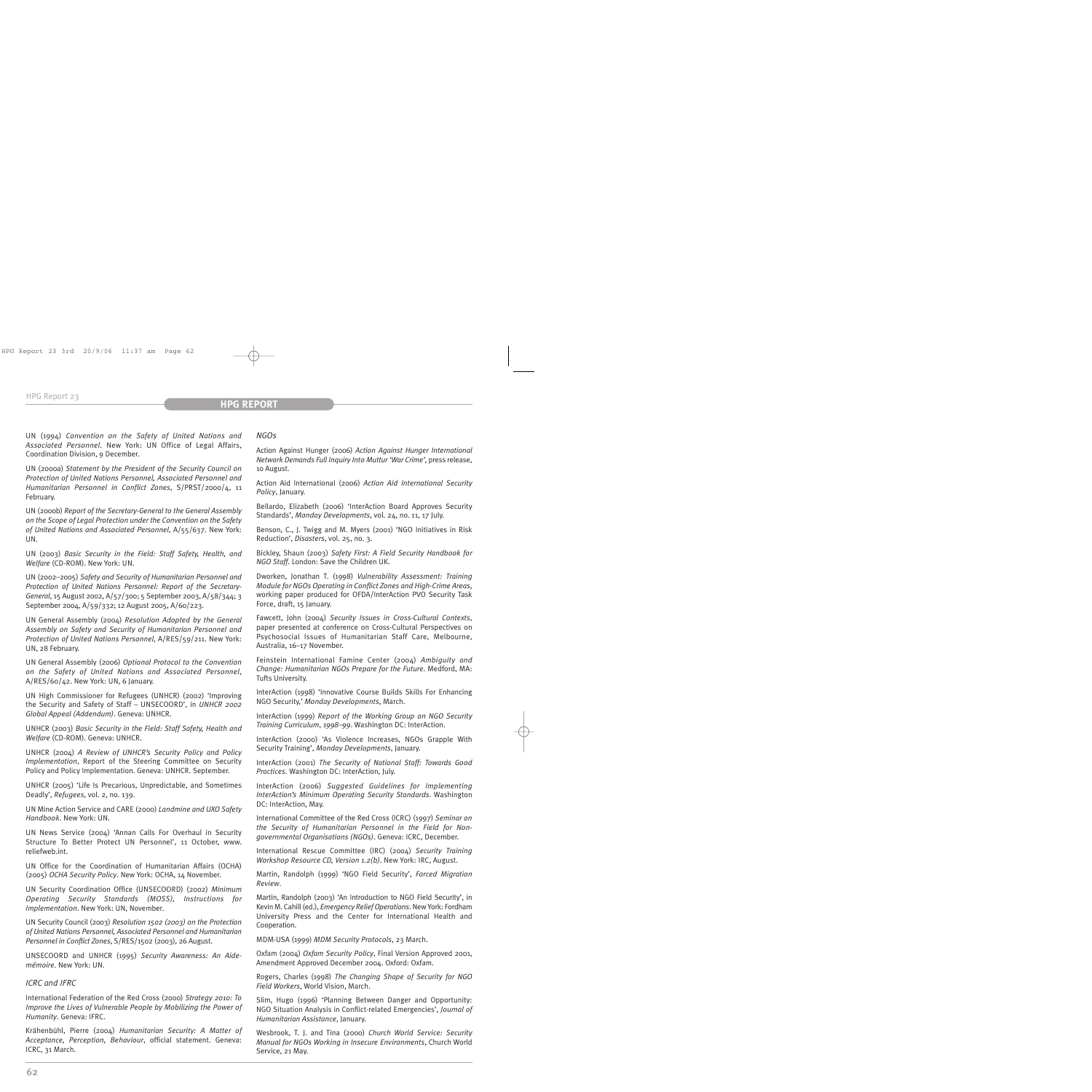UN (1994) *Convention on the Safety of United Nations and Associated Personnel*. New York: UN Office of Legal Affairs, Coordination Division, 9 December.

UN (2000a) *Statement by the President of the Security Council on Protection of United Nations Personnel, Associated Personnel and Humanitarian Personnel in Conflict Zones*, S/PRST/2000/4, 11 February.

UN (2000b) *Report of the Secretary-General to the General Assembly on the Scope of Legal Protection under the Convention on the Safety of United Nations and Associated Personnel*, A/55/637. New York: UN.

UN (2003) *Basic Security in the Field: Staff Safety, Health, and Welfare* (CD-ROM). New York: UN.

UN (2002–2005) *Safety and Security of Humanitarian Personnel and Protection of United Nations Personnel: Report of the Secretary-General*, 15 August 2002, A/57/300; 5 September 2003, A/58/344; 3 September 2004, A/59/332; 12 August 2005, A/60/223.

UN General Assembly (2004) *Resolution Adopted by the General Assembly on Safety and Security of Humanitarian Personnel and Protection of United Nations Personnel*, A/RES/59/211. New York: UN, 28 February.

UN General Assembly (2006) *Optional Protocol to the Convention on the Safety of United Nations and Associated Personnel*, A/RES/60/42. New York: UN, 6 January.

UN High Commissioner for Refugees (UNHCR) (2002) 'Improving the Security and Safety of Staff – UNSECOORD', in *UNHCR 2002 Global Appeal (Addendum)*. Geneva: UNHCR.

UNHCR (2003) *Basic Security in the Field: Staff Safety, Health and Welfare* (CD-ROM). Geneva: UNHCR.

UNHCR (2004) *A Review of UNHCR's Security Policy and Policy Implementation*, Report of the Steering Committee on Security Policy and Policy Implementation. Geneva: UNHCR. September.

UNHCR (2005) 'Life Is Precarious, Unpredictable, and Sometimes Deadly', *Refugees*, vol. 2, no. 139.

UN Mine Action Service and CARE (2000) *Landmine and UXO Safety Handbook*. New York: UN.

UN News Service (2004) 'Annan Calls For Overhaul in Security Structure To Better Protect UN Personnel', 11 October, www.reliefweb.int.

UN Office for the Coordination of Humanitarian Affairs (OCHA) (2005) *OCHA Security Policy*. New York: OCHA, 14 November.

UN Security Coordination Office (UNSECOORD) (2002) *Minimum Operating Security Standards (MOSS), Instructions for Implementation*. New York: UN, November.

UN Security Council (2003) *Resolution 1502 (2003) on the Protection of United Nations Personnel, Associated Personnel and Humanitarian Personnel in Conflict Zones*, S/RES/1502 (2003), 26 August.

UNSECOORD and UNHCR (1995) *Security Awareness: An Aide-mémoire*. New York: UN.

*ICRC and IFRC*

International Federation of the Red Cross (2000) *Strategy 2010: To Improve the Lives of Vulnerable People by Mobilizing the Power of Humanity*. Geneva: IFRC.

Krähenbühl, Pierre (2004) *Humanitarian Security: A Matter of Acceptance, Perception, Behaviour*, official statement. Geneva: ICRC, 31 March.

*NGOs*

Action Against Hunger (2006) *Action Against Hunger International Network Demands Full Inquiry Into Muttur 'War Crime'*, press release, 10 August.

Action Aid International (2006) *Action Aid International Security Policy*, January.

Bellardo, Elizabeth (2006) 'InterAction Board Approves Security Standards', *Monday Developments*, vol. 24, no. 11, 17 July.

Benson, C., J. Twigg and M. Myers (2001) 'NGO Initiatives in Risk Reduction', *Disasters*, vol. 25, no. 3.

Bickley, Shaun (2003) *Safety First: A Field Security Handbook for NGO Staff*. London: Save the Children UK.

Dworken, Jonathan T. (1998) *Vulnerability Assessment: Training Module for NGOs Operating in Conflict Zones and High-Crime Areas*, working paper produced for OFDA/InterAction PVO Security Task Force, draft, 15 January.

Fawcett, John (2004) *Security Issues in Cross-Cultural Contexts*, paper presented at conference on Cross-Cultural Perspectives on Psychosocial Issues of Humanitarian Staff Care, Melbourne, Australia, 16–17 November.

Feinstein International Famine Center (2004) *Ambiguity and Change: Humanitarian NGOs Prepare for the Future*. Medford, MA: Tufts University.

InterAction (1998) 'Innovative Course Builds Skills For Enhancing NGO Security,' *Monday Developments*, March.

InterAction (1999) *Report of the Working Group on NGO Security Training Curriculum, 1998–99*. Washington DC: InterAction.

InterAction (2000) 'As Violence Increases, NGOs Grapple With Security Training', *Monday Developments*, January.

InterAction (2001) *The Security of National Staff: Towards Good Practices*. Washington DC: InterAction, July.

InterAction (2006) *Suggested Guidelines for Implementing InterAction's Minimum Operating Security Standards*. Washington DC: InterAction, May.

International Committee of the Red Cross (ICRC) (1997) *Seminar on the Security of Humanitarian Personnel in the Field for Non-governmental Organisations (NGOs)*. Geneva: ICRC, December.

International Rescue Committee (IRC) (2004) *Security Training Workshop Resource CD, Version 1.2(b)*. New York: IRC, August.

Martin, Randolph (1999) 'NGO Field Security', *Forced Migration Review*.

Martin, Randolph (2003) 'An Introduction to NGO Field Security', in Kevin M. Cahill (ed.), *Emergency Relief Operations*. New York: Fordham University Press and the Center for International Health and Cooperation.

MDM-USA (1999) *MDM Security Protocols*, 23 March.

Oxfam (2004) *Oxfam Security Policy*, Final Version Approved 2001, Amendment Approved December 2004. Oxford: Oxfam.

Rogers, Charles (1998) *The Changing Shape of Security for NGO Field Workers*, World Vision, March.

Slim, Hugo (1996) 'Planning Between Danger and Opportunity: NGO Situation Analysis in Conflict-related Emergencies', *Journal of Humanitarian Assistance*, January.

Wesbrook, T. J. and Tina (2000) *Church World Service: Security Manual for NGOs Working in Insecure Environments*, Church World Service, 21 May.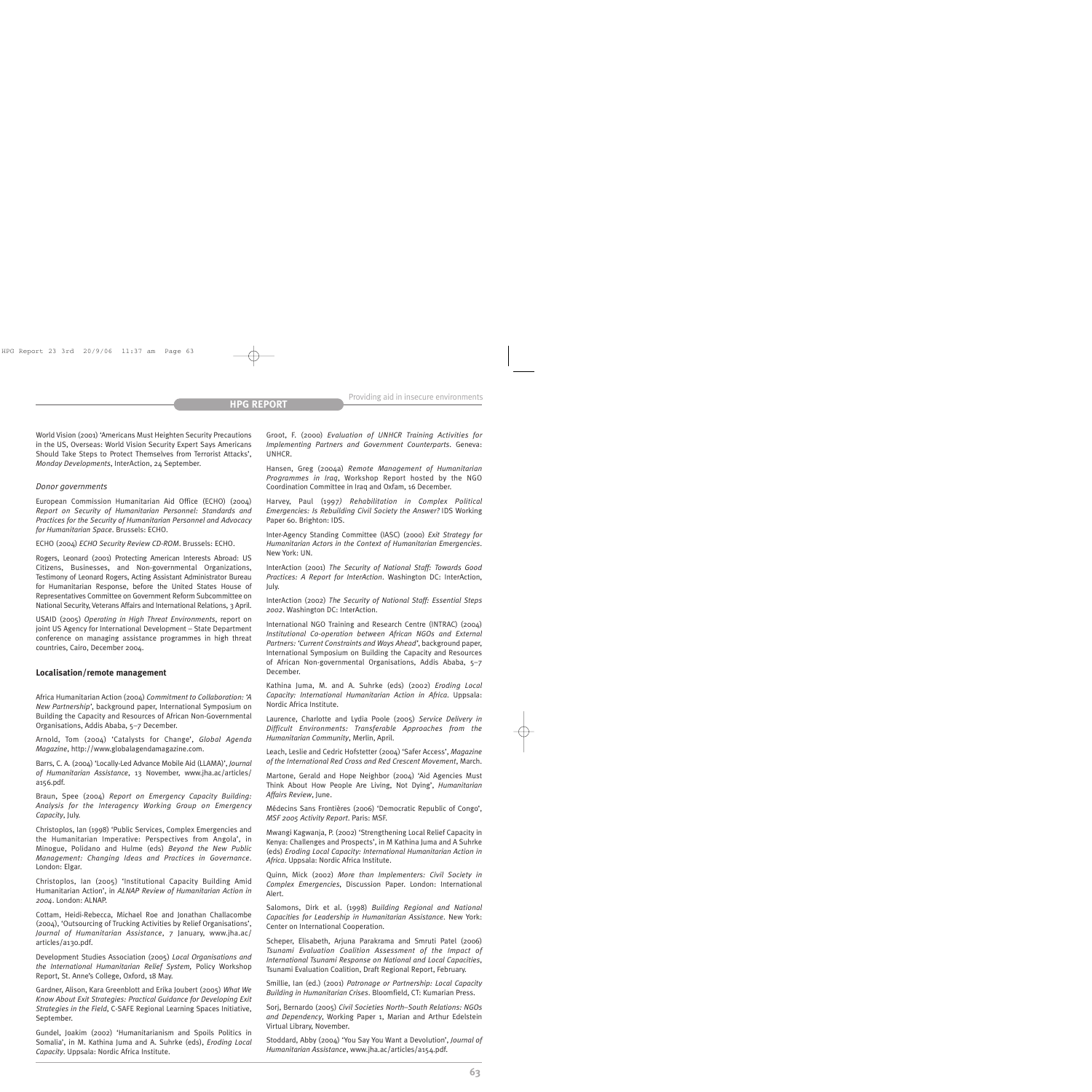World Vision (2001) 'Americans Must Heighten Security Precautions in the US, Overseas: World Vision Security Expert Says Americans Should Take Steps to Protect Themselves from Terrorist Attacks', *Monday Developments*, InterAction, 24 September.

### *Donor governments*

European Commission Humanitarian Aid Office (ECHO) (2004) *Report on Security of Humanitarian Personnel: Standards and Practices for the Security of Humanitarian Personnel and Advocacy for Humanitarian Space*. Brussels: ECHO.

ECHO (2004) *ECHO Security Review CD-ROM*. Brussels: ECHO.

Rogers, Leonard (2001) Protecting American Interests Abroad: US Citizens, Businesses, and Non-governmental Organizations, Testimony of Leonard Rogers, Acting Assistant Administrator Bureau for Humanitarian Response, before the United States House of Representatives Committee on Government Reform Subcommittee on National Security, Veterans Affairs and International Relations, 3 April.

USAID (2005) *Operating in High Threat Environments*, report on joint US Agency for International Development – State Department conference on managing assistance programmes in high threat countries, Cairo, December 2004.

## **Localisation/remote management**

Africa Humanitarian Action (2004) *Commitment to Collaboration: 'A New Partnership'*, background paper, International Symposium on Building the Capacity and Resources of African Non-Governmental Organisations, Addis Ababa, 5–7 December.

Arnold, Tom (2004) 'Catalysts for Change', *Global Agenda Magazine*, http://www.globalagendamagazine.com.

Barrs, C. A. (2004) 'Locally-Led Advance Mobile Aid (LLAMA)', *Journal of Humanitarian Assistance*, 13 November, www.jha.ac/articles/a156.pdf.

Braun, Spee (2004) *Report on Emergency Capacity Building: Analysis for the Interagency Working Group on Emergency Capacity*, July.

Christoplos, Ian (1998) 'Public Services, Complex Emergencies and the Humanitarian Imperative: Perspectives from Angola', in Minogue, Polidano and Hulme (eds) *Beyond the New Public Management: Changing Ideas and Practices in Governance*. London: Elgar.

Christoplos, Ian (2005) 'Institutional Capacity Building Amid Humanitarian Action', in *ALNAP Review of Humanitarian Action in 2004*. London: ALNAP.

Cottam, Heidi-Rebecca, Michael Roe and Jonathan Challacombe (2004), 'Outsourcing of Trucking Activities by Relief Organisations', *Journal of Humanitarian Assistance*, 7 January, www.jha.ac/articles/a130.pdf.

Development Studies Association (2005) *Local Organisations and the International Humanitarian Relief System*, Policy Workshop Report, St. Anne's College, Oxford, 18 May.

Gardner, Alison, Kara Greenblott and Erika Joubert (2005) *What We Know About Exit Strategies: Practical Guidance for Developing Exit Strategies in the Field*, C-SAFE Regional Learning Spaces Initiative, September.

Gundel, Joakim (2002) 'Humanitarianism and Spoils Politics in Somalia', in M. Kathina Juma and A. Suhrke (eds), *Eroding Local Capacity*. Uppsala: Nordic Africa Institute.

Groot, F. (2000) *Evaluation of UNHCR Training Activities for Implementing Partners and Government Counterparts*. Geneva: UNHCR.

Hansen, Greg (2004a) *Remote Management of Humanitarian Programmes in Iraq*, Workshop Report hosted by the NGO Coordination Committee in Iraq and Oxfam, 16 December.

Harvey, Paul (1997) *Rehabilitation in Complex Political Emergencies: Is Rebuilding Civil Society the Answer?* IDS Working Paper 60. Brighton: IDS.

Inter-Agency Standing Committee (IASC) (2000) *Exit Strategy for Humanitarian Actors in the Context of Humanitarian Emergencies*. New York: UN.

InterAction (2001) *The Security of National Staff: Towards Good Practices: A Report for InterAction*. Washington DC: InterAction, July.

InterAction (2002) *The Security of National Staff: Essential Steps 2002*. Washington DC: InterAction.

International NGO Training and Research Centre (INTRAC) (2004) *Institutional Co-operation between African NGOs and External Partners: 'Current Constraints and Ways Ahead'*, background paper, International Symposium on Building the Capacity and Resources of African Non-governmental Organisations, Addis Ababa, 5–7 December.

Kathina Juma, M. and A. Suhrke (eds) (2002) *Eroding Local Capacity: International Humanitarian Action in Africa*. Uppsala: Nordic Africa Institute.

Laurence, Charlotte and Lydia Poole (2005) *Service Delivery in Difficult Environments: Transferable Approaches from the Humanitarian Community*, Merlin, April.

Leach, Leslie and Cedric Hofstetter (2004) 'Safer Access', *Magazine of the International Red Cross and Red Crescent Movement*, March.

Martone, Gerald and Hope Neighbor (2004) 'Aid Agencies Must Think About How People Are Living, Not Dying', *Humanitarian Affairs Review*, June.

Médecins Sans Frontières (2006) 'Democratic Republic of Congo', *MSF 2005 Activity Report*. Paris: MSF.

Mwangi Kagwanja, P. (2002) 'Strengthening Local Relief Capacity in Kenya: Challenges and Prospects', in M Kathina Juma and A Suhrke (eds) *Eroding Local Capacity: International Humanitarian Action in Africa*. Uppsala: Nordic Africa Institute.

Quinn, Mick (2002) *More than Implementers: Civil Society in Complex Emergencies*, Discussion Paper. London: International Alert.

Salomons, Dirk et al. (1998) *Building Regional and National Capacities for Leadership in Humanitarian Assistance*. New York: Center on International Cooperation.

Scheper, Elisabeth, Arjuna Parakrama and Smruti Patel (2006) *Tsunami Evaluation Coalition Assessment of the Impact of International Tsunami Response on National and Local Capacities*, Tsunami Evaluation Coalition, Draft Regional Report, February.

Smillie, Ian (ed.) (2001) *Patronage or Partnership: Local Capacity Building in Humanitarian Crises*. Bloomfield, CT: Kumarian Press.

Sorj, Bernardo (2005) *Civil Societies North–South Relations: NGOs and Dependency*, Working Paper 1, Marian and Arthur Edelstein Virtual Library, November.

Stoddard, Abby (2004) 'You Say You Want a Devolution', *Journal of Humanitarian Assistance*, www.jha.ac/articles/a154.pdf.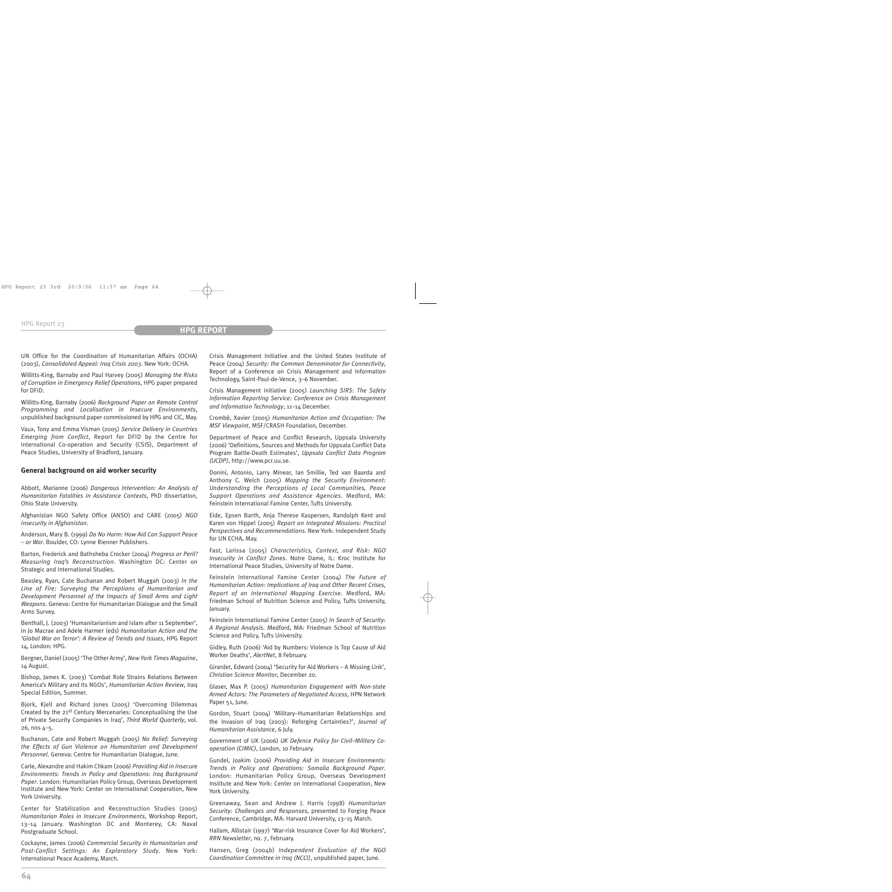UN Office for the Coordination of Humanitarian Affairs (OCHA) (2003), *Consolidated Appeal: Iraq Crisis 2003*. New York: OCHA.

Willitts-King, Barnaby and Paul Harvey (2005) *Managing the Risks of Corruption in Emergency Relief Operations*, HPG paper prepared for DFID.

Willitts-King, Barnaby (2006) *Background Paper on Remote Control Programming and Localisation in Insecure Environments*, unpublished background paper commissioned by HPG and CIC, May.

Vaux, Tony and Emma Visman (2005) *Service Delivery in Countries Emerging from Conflict*, Report for DFID by the Centre for International Co-operation and Security (CSIS), Department of Peace Studies, University of Bradford, January.

### General background on aid worker security

Abbott, Marianne (2006) *Dangerous Intervention: An Analysis of Humanitarian Fatalities in Assistance Contexts*, PhD dissertation, Ohio State University.

Afghanistan NGO Safety Office (ANSO) and CARE (2005) *NGO Insecurity in Afghanistan*.

Anderson, Mary B. (1999) *Do No Harm: How Aid Can Support Peace – or War*. Boulder, CO: Lynne Rienner Publishers.

Barton, Frederick and Bathsheba Crocker (2004) *Progress or Peril? Measuring Iraq's Reconstruction*. Washington DC: Center on Strategic and International Studies.

Beasley, Ryan, Cate Buchanan and Robert Muggah (2003) *In the Line of Fire: Surveying the Perceptions of Humanitarian and Development Personnel of the Impacts of Small Arms and Light Weapons*. Geneva: Centre for Humanitarian Dialogue and the Small Arms Survey.

Benthall, J. (2003) 'Humanitarianism and Islam after 11 September', in Jo Macrae and Adele Harmer (eds) *Humanitarian Action and the 'Global War on Terror': A Review of Trends and Issues*, HPG Report 14, London: HPG.

Bergner, Daniel (2005) 'The Other Army', *New York Times Magazine*, 14 August.

Bishop, James K. (2003) 'Combat Role Strains Relations Between America's Military and Its NGOs', *Humanitarian Action Review*, Iraq Special Edition, Summer.

Bjork, Kjell and Richard Jones (2005) 'Overcoming Dilemmas Created by the 21st Century Mercenaries: Conceptualising the Use of Private Security Companies in Iraq', *Third World Quarterly*, vol. 26, nos 4–5.

Buchanan, Cate and Robert Muggah (2005) *No Relief: Surveying the Effects of Gun Violence on Humanitarian and Development Personnel*. Geneva: Centre for Humanitarian Dialogue, June.

Carle, Alexandre and Hakim Chkam (2006) *Providing Aid in Insecure Environments: Trends in Policy and Operations: Iraq Background Paper*. London: Humanitarian Policy Group, Overseas Development Institute and New York: Center on International Cooperation, New York University.

Center for Stabilization and Reconstruction Studies (2005) *Humanitarian Roles in Insecure Environments*, Workshop Report, 13–14 January. Washington DC and Monterey, CA: Naval Postgraduate School.

Cockayne, James (2006) *Commercial Security in Humanitarian and Post-Conflict Settings: An Exploratory Study*. New York: International Peace Academy, March.

Crisis Management Initiative and the United States Institute of Peace (2004) *Security: the Common Denominator for Connectivity*, Report of a Conference on Crisis Management and Information Technology, Saint-Paul-de-Vence, 3–6 November.

Crisis Management Initiative (2005) *Launching SIRS: The Safety Information Reporting Service: Conference on Crisis Management and Information Technology*, 11–14 December.

Crombé, Xavier (2005) *Humanitarian Action and Occupation: The MSF Viewpoint*, MSF/CRASH Foundation, December.

Department of Peace and Conflict Research, Uppsala University (2006) 'Definitions, Sources and Methods for Uppsala Conflict Data Program Battle-Death Estimates', *Uppsala Conflict Data Program (UCDP)*, http://www.pcr.uu.se.

Donini, Antonio, Larry Minear, Ian Smillie, Ted van Baarda and Anthony C. Welch (2005) *Mapping the Security Environment: Understanding the Perceptions of Local Communities, Peace Support Operations and Assistance Agencies*. Medford, MA: Feinstein International Famine Center, Tufts University.

Eide, Epsen Barth, Anja Therese Kaspersen, Randolph Kent and Karen von Hippel (2005) *Report on Integrated Missions: Practical Perspectives and Recommendations*. New York: Independent Study for UN ECHA, May.

Fast, Larissa (2005) *Characteristics, Context, and Risk: NGO Insecurity in Conflict Zones*. Notre Dame, IL: Kroc Institute for International Peace Studies, University of Notre Dame.

Feinstein International Famine Center (2004) *The Future of Humanitarian Action: Implications of Iraq and Other Recent Crises, Report of an International Mapping Exercise*. Medford, MA: Friedman School of Nutrition Science and Policy, Tufts University, January.

Feinstein International Famine Center (2005) *In Search of Security: A Regional Analysis*. Medford, MA: Friedman School of Nutrition Science and Policy, Tufts University.

Gidley, Ruth (2006) 'Aid by Numbers: Violence Is Top Cause of Aid Worker Deaths', *AlertNet*, 8 February.

Girardet, Edward (2004) 'Security for Aid Workers – A Missing Link', *Christian Science Monitor*, December 20.

Glaser, Max P. (2005) *Humanitarian Engagement with Non-state Armed Actors: The Parameters of Negotiated Access*, HPN Network Paper 51, June.

Gordon, Stuart (2004) 'Military–Humanitarian Relationships and the Invasion of Iraq (2003): Reforging Certainties?', *Journal of Humanitarian Assistance*, 6 July.

Government of UK (2006) *UK Defence Policy for Civil–Military Co-operation (CIMIC)*, London, 10 February.

Gundel, Joakim (2006) *Providing Aid in Insecure Environments: Trends in Policy and Operations: Somalia Background Paper*. London: Humanitarian Policy Group, Overseas Development Institute and New York: Center on International Cooperation, New York University.

Greenaway, Sean and Andrew J. Harris (1998) *Humanitarian Security: Challenges and Responses*, presented to Forging Peace Conference, Cambridge, MA: Harvard University, 13–15 March.

Hallam, Allistair (1997) 'War-risk Insurance Cover for Aid Workers', *RRN Newsletter*, no. 7, February.

Hansen, Greg (2004b) *Independent Evaluation of the NGO Coordination Committee in Iraq (NCCI)*, unpublished paper, June.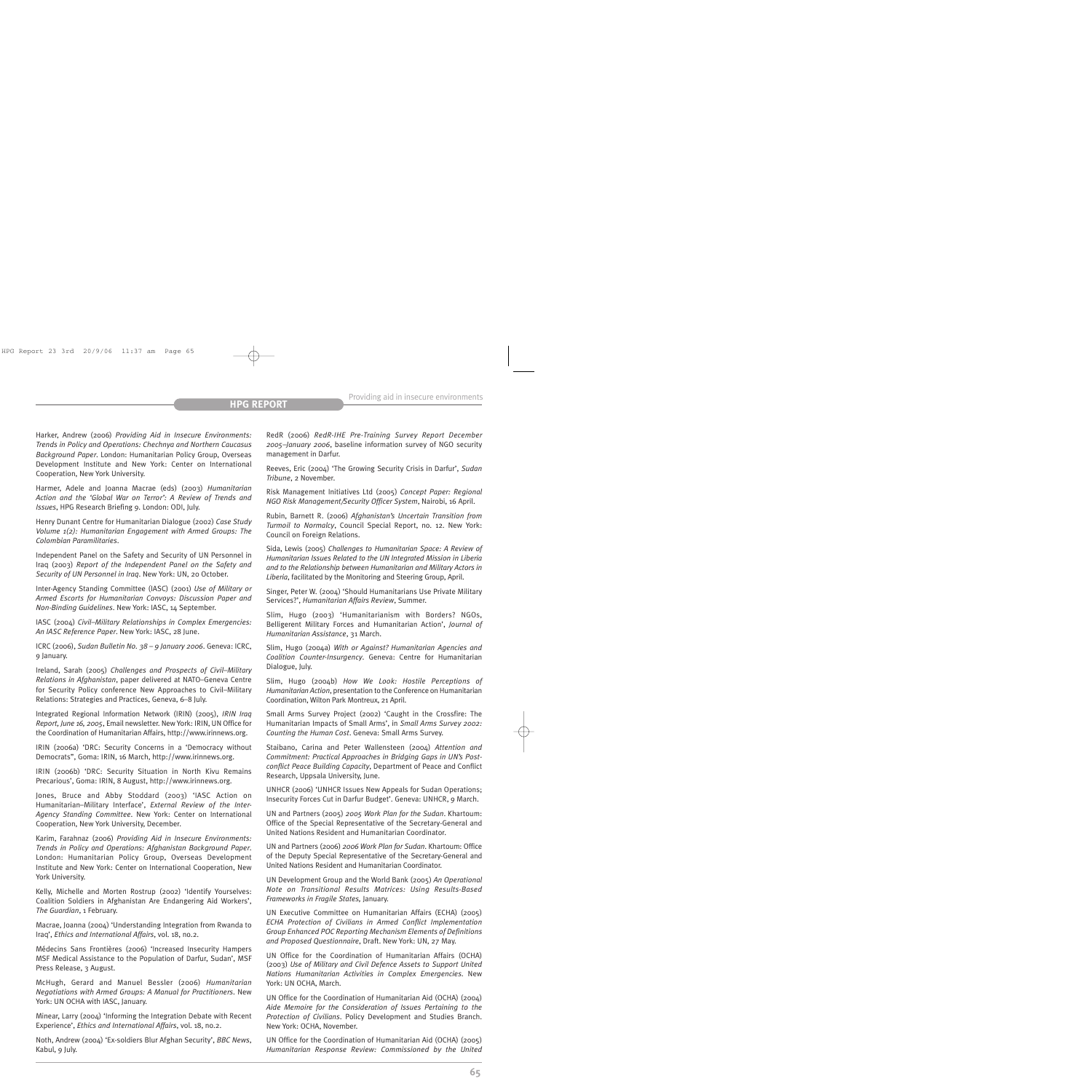Harker, Andrew (2006) *Providing Aid in Insecure Environments: Trends in Policy and Operations: Chechnya and Northern Caucasus Background Paper*. London: Humanitarian Policy Group, Overseas Development Institute and New York: Center on International Cooperation, New York University.

Harmer, Adele and Joanna Macrae (eds) (2003) *Humanitarian Action and the 'Global War on Terror': A Review of Trends and Issues*, HPG Research Briefing 9. London: ODI, July.

Henry Dunant Centre for Humanitarian Dialogue (2002) *Case Study Volume 1(2): Humanitarian Engagement with Armed Groups: The Colombian Paramilitaries*.

Independent Panel on the Safety and Security of UN Personnel in Iraq (2003) *Report of the Independent Panel on the Safety and Security of UN Personnel in Iraq*. New York: UN, 20 October.

Inter-Agency Standing Committee (IASC) (2001) *Use of Military or Armed Escorts for Humanitarian Convoys: Discussion Paper and Non-Binding Guidelines*. New York: IASC, 14 September.

IASC (2004) *Civil–Military Relationships in Complex Emergencies: An IASC Reference Paper*. New York: IASC, 28 June.

ICRC (2006), *Sudan Bulletin No. 38 – 9 January 2006*. Geneva: ICRC, 9 January.

Ireland, Sarah (2005) *Challenges and Prospects of Civil–Military Relations in Afghanistan*, paper delivered at NATO–Geneva Centre for Security Policy conference New Approaches to Civil–Military Relations: Strategies and Practices, Geneva, 6–8 July.

Integrated Regional Information Network (IRIN) (2005), *IRIN Iraq Report, June 16, 2005*, Email newsletter. New York: IRIN, UN Office for the Coordination of Humanitarian Affairs, http://www.irinnews.org.

IRIN (2006a) 'DRC: Security Concerns in a "Democracy without Democrats"', Goma: IRIN, 16 March, http://www.irinnews.org.

IRIN (2006b) 'DRC: Security Situation in North Kivu Remains Precarious', Goma: IRIN, 8 August, http://www.irinnews.org.

Jones, Bruce and Abby Stoddard (2003) 'IASC Action on Humanitarian–Military Interface', *External Review of the Inter-Agency Standing Committee*. New York: Center on International Cooperation, New York University, December.

Karim, Farahnaz (2006) *Providing Aid in Insecure Environments: Trends in Policy and Operations: Afghanistan Background Paper*. London: Humanitarian Policy Group, Overseas Development Institute and New York: Center on International Cooperation, New York University.

Kelly, Michelle and Morten Rostrup (2002) 'Identify Yourselves: Coalition Soldiers in Afghanistan Are Endangering Aid Workers', *The Guardian*, 1 February.

Macrae, Joanna (2004) 'Understanding Integration from Rwanda to Iraq', *Ethics and International Affairs*, vol. 18, no.2.

Médecins Sans Frontières (2006) 'Increased Insecurity Hampers MSF Medical Assistance to the Population of Darfur, Sudan', MSF Press Release, 3 August.

McHugh, Gerard and Manuel Bessler (2006) *Humanitarian Negotiations with Armed Groups: A Manual for Practitioners*. New York: UN OCHA with IASC, January.

Minear, Larry (2004) 'Informing the Integration Debate with Recent Experience', *Ethics and International Affairs*, vol. 18, no.2.

Noth, Andrew (2004) 'Ex-soldiers Blur Afghan Security', *BBC News*, Kabul, 9 July.

RedR (2006) *RedR-IHE Pre-Training Survey Report December 2005–January 2006*, baseline information survey of NGO security management in Darfur.

Reeves, Eric (2004) 'The Growing Security Crisis in Darfur', *Sudan Tribune*, 2 November.

Risk Management Initiatives Ltd (2005) *Concept Paper: Regional NGO Risk Management/Security Officer System*, Nairobi, 16 April.

Rubin, Barnett R. (2006) *Afghanistan's Uncertain Transition from Turmoil to Normalcy*, Council Special Report, no. 12. New York: Council on Foreign Relations.

Sida, Lewis (2005) *Challenges to Humanitarian Space: A Review of Humanitarian Issues Related to the UN Integrated Mission in Liberia and to the Relationship between Humanitarian and Military Actors in Liberia*, facilitated by the Monitoring and Steering Group, April.

Singer, Peter W. (2004) 'Should Humanitarians Use Private Military Services?', *Humanitarian Affairs Review*, Summer.

Slim, Hugo (2003) 'Humanitarianism with Borders? NGOs, Belligerent Military Forces and Humanitarian Action', *Journal of Humanitarian Assistance*, 31 March.

Slim, Hugo (2004a) *With or Against? Humanitarian Agencies and Coalition Counter-Insurgency*. Geneva: Centre for Humanitarian Dialogue, July.

Slim, Hugo (2004b) *How We Look: Hostile Perceptions of Humanitarian Action*, presentation to the Conference on Humanitarian Coordination, Wilton Park Montreux, 21 April.

Small Arms Survey Project (2002) 'Caught in the Crossfire: The Humanitarian Impacts of Small Arms', in *Small Arms Survey 2002: Counting the Human Cost*. Geneva: Small Arms Survey.

Staibano, Carina and Peter Wallensteen (2004) *Attention and Commitment: Practical Approaches in Bridging Gaps in UN's Post-conflict Peace Building Capacity*, Department of Peace and Conflict Research, Uppsala University, June.

UNHCR (2006) 'UNHCR Issues New Appeals for Sudan Operations; Insecurity Forces Cut in Darfur Budget'. Geneva: UNHCR, 9 March.

UN and Partners (2005) *2005 Work Plan for the Sudan*. Khartoum: Office of the Special Representative of the Secretary-General and United Nations Resident and Humanitarian Coordinator.

UN and Partners (2006) *2006 Work Plan for Sudan*. Khartoum: Office of the Deputy Special Representative of the Secretary-General and United Nations Resident and Humanitarian Coordinator.

UN Development Group and the World Bank (2005) *An Operational Note on Transitional Results Matrices: Using Results-Based Frameworks in Fragile States*, January.

UN Executive Committee on Humanitarian Affairs (ECHA) (2005) *ECHA Protection of Civilians in Armed Conflict Implementation Group Enhanced POC Reporting Mechanism Elements of Definitions and Proposed Questionnaire*, Draft. New York: UN, 27 May.

UN Office for the Coordination of Humanitarian Affairs (OCHA) (2003) *Use of Military and Civil Defence Assets to Support United Nations Humanitarian Activities in Complex Emergencies*. New York: UN OCHA, March.

UN Office for the Coordination of Humanitarian Aid (OCHA) (2004) *Aide Memoire for the Consideration of Issues Pertaining to the Protection of Civilians*. Policy Development and Studies Branch. New York: OCHA, November.

UN Office for the Coordination of Humanitarian Aid (OCHA) (2005) *Humanitarian Response Review: Commissioned by the United*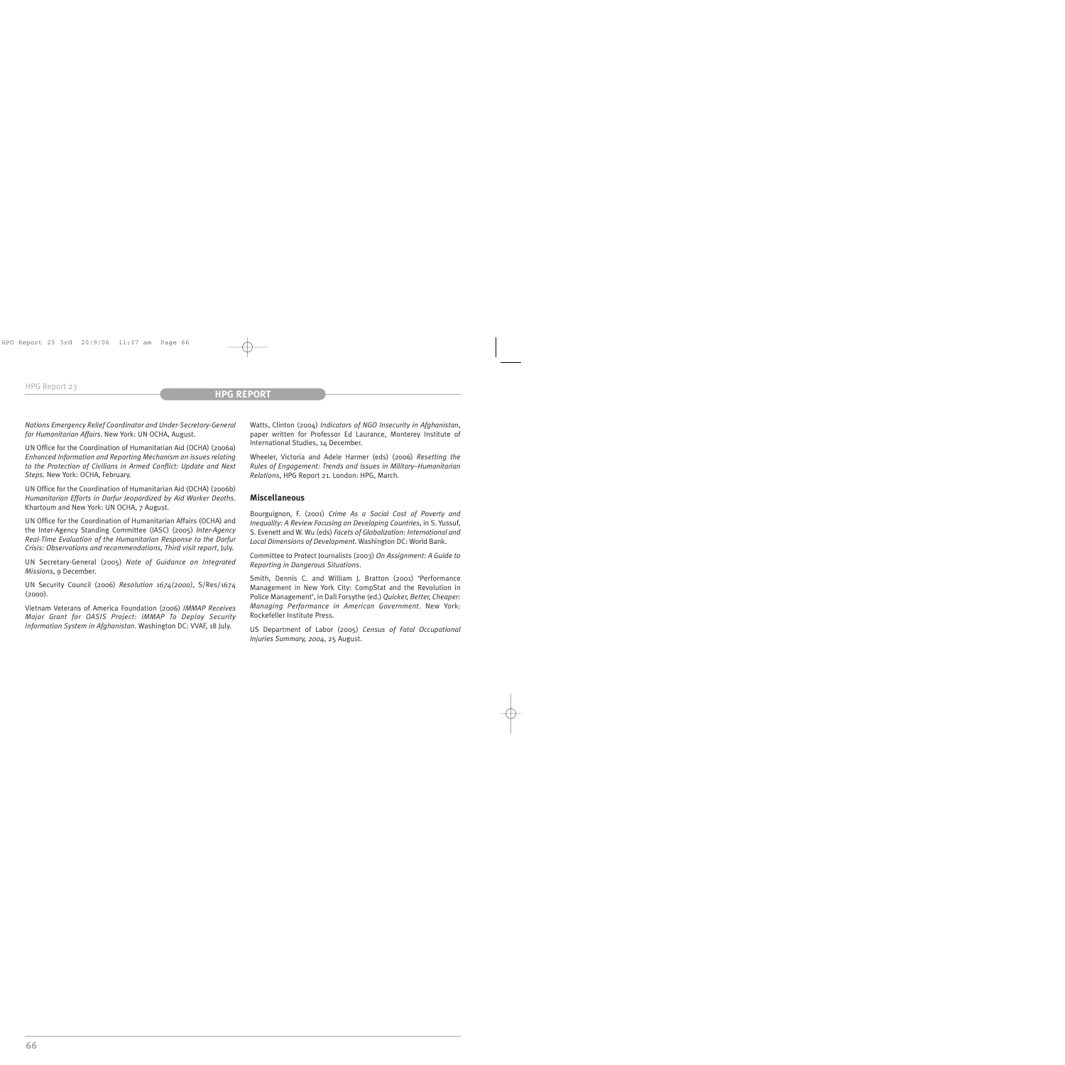*Nations Emergency Relief Coordinator and Under-Secretary-General for Humanitarian Affairs*. New York: UN OCHA, August.

UN Office for the Coordination of Humanitarian Aid (OCHA) (2006a) *Enhanced Information and Reporting Mechanism on issues relating to the Protection of Civilians in Armed Conflict: Update and Next Steps*. New York: OCHA, February.

UN Office for the Coordination of Humanitarian Aid (OCHA) (2006b) *Humanitarian Efforts in Darfur Jeopardized by Aid Worker Deaths*. Khartoum and New York: UN OCHA, 7 August.

UN Office for the Coordination of Humanitarian Affairs (OCHA) and the Inter-Agency Standing Committee (IASC) (2005) *Inter-Agency Real-Time Evaluation of the Humanitarian Response to the Darfur Crisis: Observations and recommendations, Third visit report*, July.

UN Secretary-General (2005) *Note of Guidance on Integrated Missions*, 9 December.

UN Security Council (2006) *Resolution 1674(2000)*, S/Res/1674 (2000).

Vietnam Veterans of America Foundation (2006) *IMMAP Receives Major Grant for OASIS Project: iMMAP To Deploy Security Information System in Afghanistan*. Washington DC: VVAF, 18 July.

Watts, Clinton (2004) *Indicators of NGO Insecurity in Afghanistan*, paper written for Professor Ed Laurance, Monterey Institute of International Studies, 14 December.

Wheeler, Victoria and Adele Harmer (eds) (2006) *Resetting the Rules of Engagement: Trends and Issues in Military–Humanitarian Relations*, HPG Report 21. London: HPG, March.

### Miscellaneous

Bourguignon, F. (2001) *Crime As a Social Cost of Poverty and Inequality: A Review Focusing on Developing Countries*, in S. Yussuf, S. Evenett and W. Wu (eds) *Facets of Globalization: International and Local Dimensions of Development*. Washington DC: World Bank.

Committee to Protect Journalists (2003) *On Assignment: A Guide to Reporting in Dangerous Situations*.

Smith, Dennis C. and William J. Bratton (2001) 'Performance Management in New York City: CompStat and the Revolution in Police Management', in Dall Forsythe (ed.) *Quicker, Better, Cheaper: Managing Performance in American Government*. New York: Rockefeller Institute Press.

US Department of Labor (2005) *Census of Fatal Occupational Injuries Summary, 2004*, 25 August.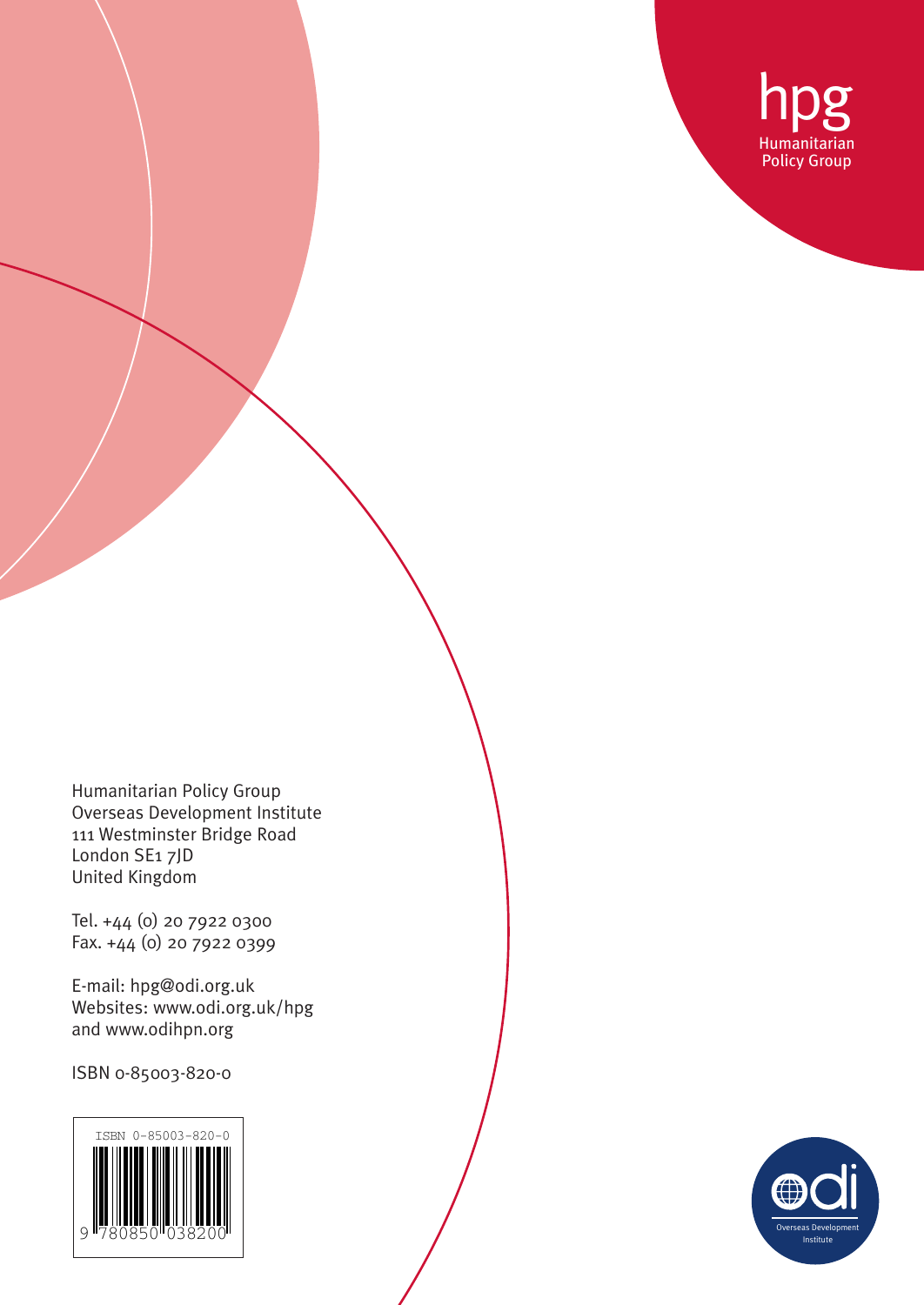hpg

Humanitarian Policy Group

Humanitarian Policy Group
Overseas Development Institute
111 Westminster Bridge Road
London SE1 7JD
United Kingdom

Tel. +44 (0) 20 7922 0300
Fax. +44 (0) 20 7922 0399

E-mail: hpg@odi.org.uk
Websites: www.odi.org.uk/hpg
and www.odihpn.org

ISBN 0-85003-820-0

ISBN 0-85003-820-0
9 780850 038200

odi
Overseas Development Institute